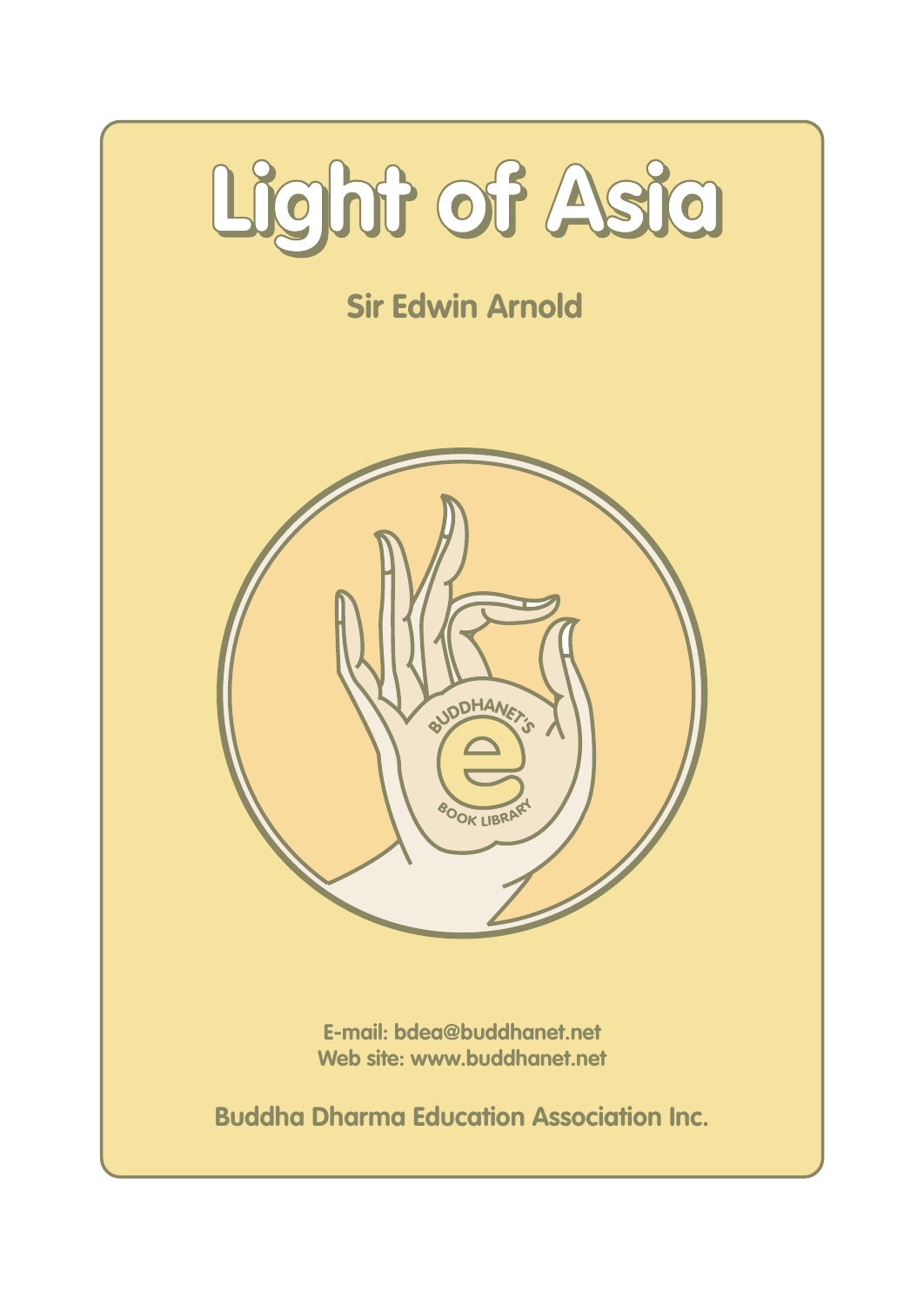# Light of Asia

## Sir Edwin Arnold

E-mail: bdea@buddhanet.net
Web site: www.buddhanet.net

**Buddha Dharma Education Association Inc.**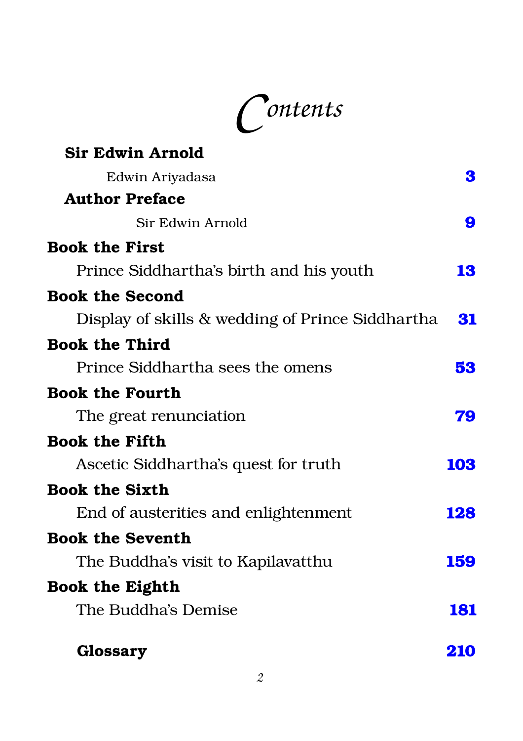# Contents

**Sir Edwin Arnold**

Edwin Ariyadasa **3**

**Author Preface**

Sir Edwin Arnold **9**

**Book the First**

Prince Siddhartha's birth and his youth **13**

**Book the Second**

Display of skills & wedding of Prince Siddhartha **31**

**Book the Third**

Prince Siddhartha sees the omens **53**

**Book the Fourth**

The great renunciation **79**

**Book the Fifth**

Ascetic Siddhartha's quest for truth **103**

**Book the Sixth**

End of austerities and enlightenment **128**

**Book the Seventh**

The Buddha's visit to Kapilavatthu **159**

**Book the Eighth**

The Buddha's Demise **181**

**Glossary** **210**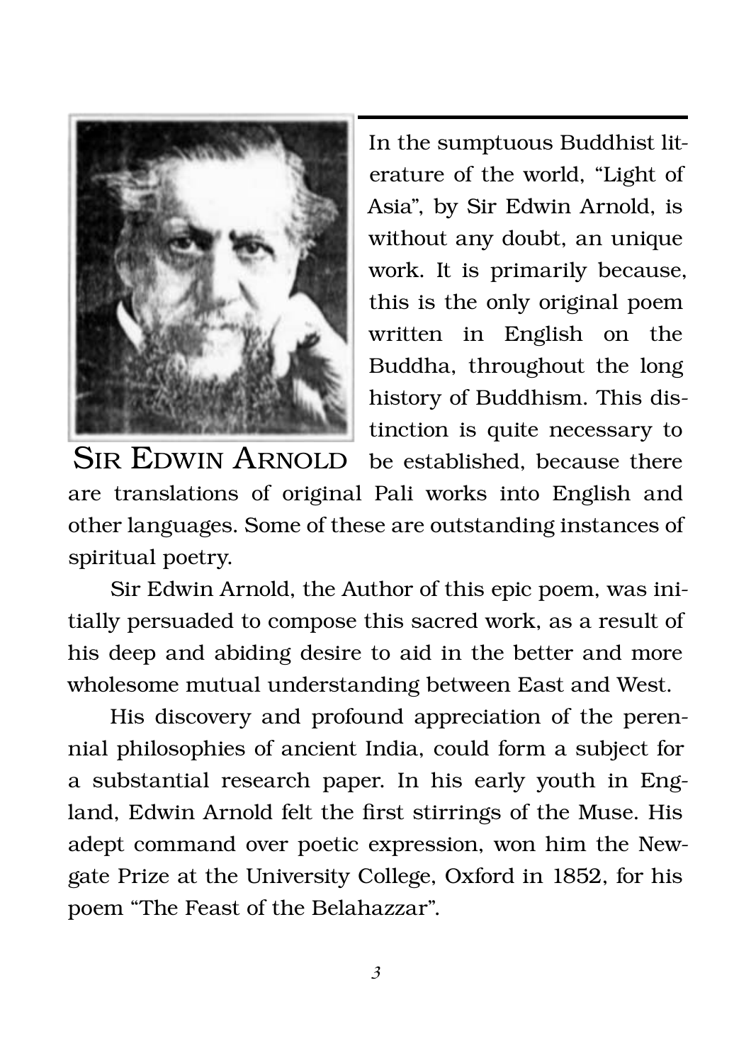SIR EDWIN ARNOLD

In the sumptuous Buddhist literature of the world, "Light of Asia", by Sir Edwin Arnold, is without any doubt, an unique work. It is primarily because, this is the only original poem written in English on the Buddha, throughout the long history of Buddhism. This distinction is quite necessary to be established, because there are translations of original Pali works into English and other languages. Some of these are outstanding instances of spiritual poetry.

Sir Edwin Arnold, the Author of this epic poem, was initially persuaded to compose this sacred work, as a result of his deep and abiding desire to aid in the better and more wholesome mutual understanding between East and West.

His discovery and profound appreciation of the perennial philosophies of ancient India, could form a subject for a substantial research paper. In his early youth in England, Edwin Arnold felt the first stirrings of the Muse. His adept command over poetic expression, won him the Newgate Prize at the University College, Oxford in 1852, for his poem "The Feast of the Belahazzar".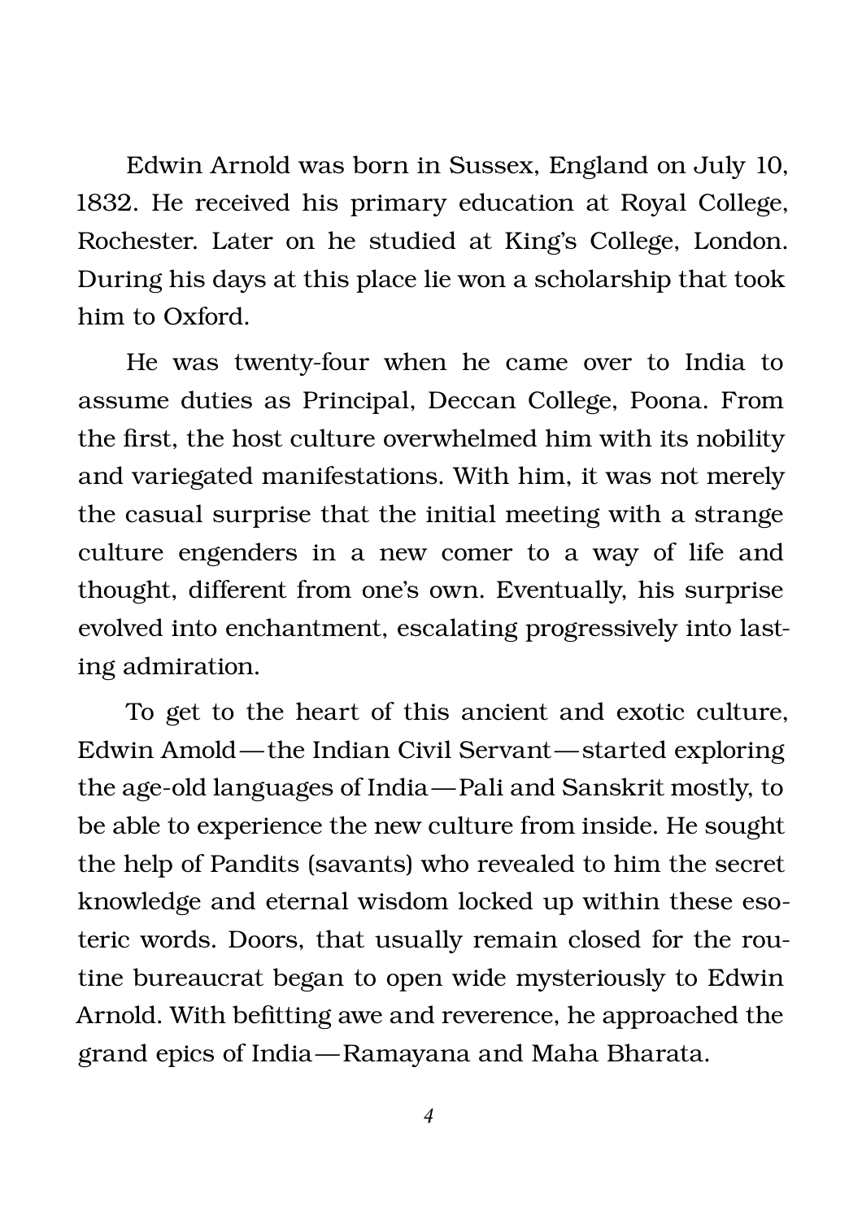Edwin Arnold was born in Sussex, England on July 10, 1832. He received his primary education at Royal College, Rochester. Later on he studied at King's College, London. During his days at this place lie won a scholarship that took him to Oxford.

He was twenty-four when he came over to India to assume duties as Principal, Deccan College, Poona. From the first, the host culture overwhelmed him with its nobility and variegated manifestations. With him, it was not merely the casual surprise that the initial meeting with a strange culture engenders in a new comer to a way of life and thought, different from one's own. Eventually, his surprise evolved into enchantment, escalating progressively into lasting admiration.

To get to the heart of this ancient and exotic culture, Edwin Amold—the Indian Civil Servant—started exploring the age-old languages of India—Pali and Sanskrit mostly, to be able to experience the new culture from inside. He sought the help of Pandits (savants) who revealed to him the secret knowledge and eternal wisdom locked up within these esoteric words. Doors, that usually remain closed for the routine bureaucrat began to open wide mysteriously to Edwin Arnold. With befitting awe and reverence, he approached the grand epics of India—Ramayana and Maha Bharata.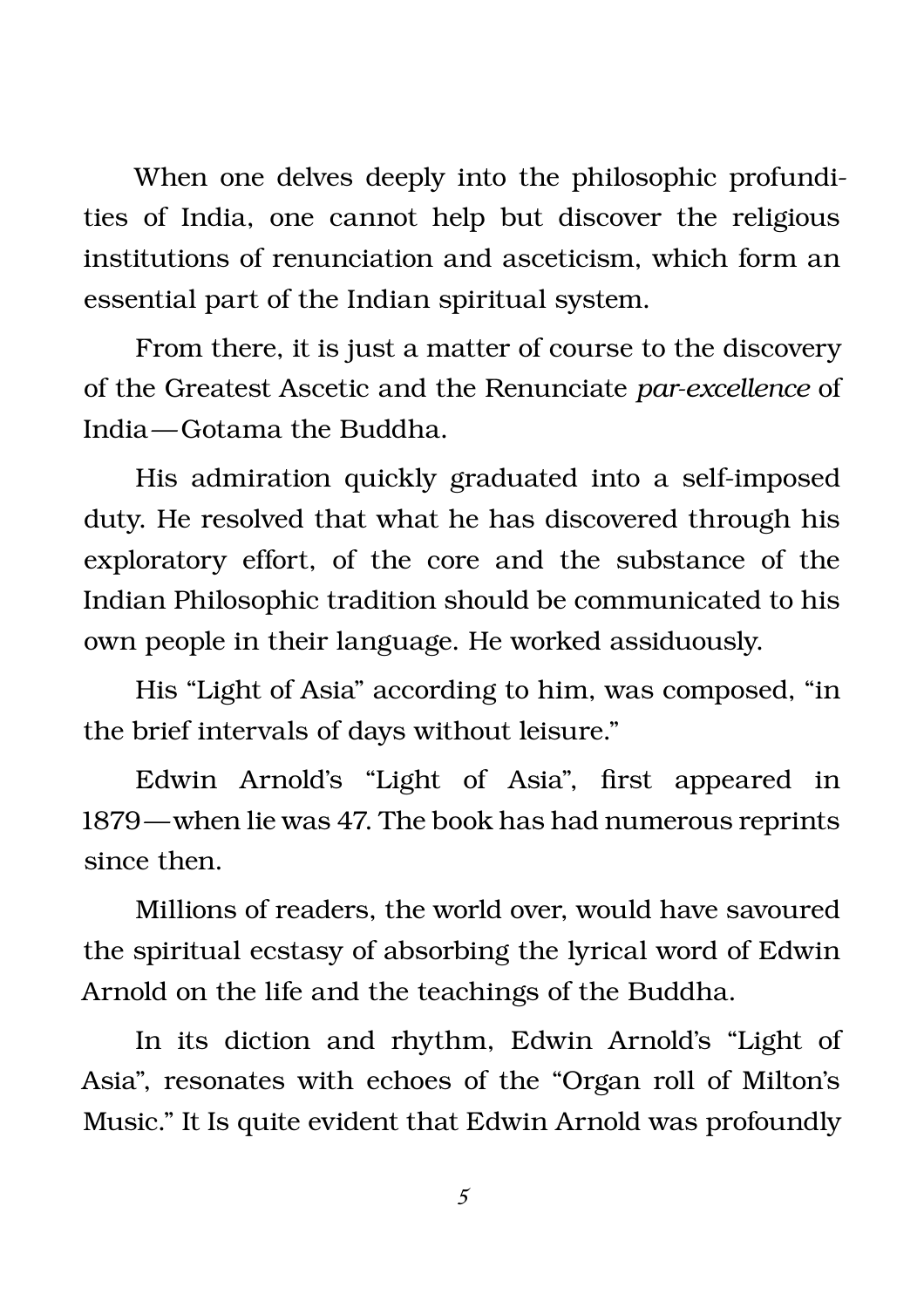When one delves deeply into the philosophic profundities of India, one cannot help but discover the religious institutions of renunciation and asceticism, which form an essential part of the Indian spiritual system.

From there, it is just a matter of course to the discovery of the Greatest Ascetic and the Renunciate *par-excellence* of India—Gotama the Buddha.

His admiration quickly graduated into a self-imposed duty. He resolved that what he has discovered through his exploratory effort, of the core and the substance of the Indian Philosophic tradition should be communicated to his own people in their language. He worked assiduously.

His "Light of Asia" according to him, was composed, "in the brief intervals of days without leisure."

Edwin Arnold's "Light of Asia", first appeared in 1879—when lie was 47. The book has had numerous reprints since then.

Millions of readers, the world over, would have savoured the spiritual ecstasy of absorbing the lyrical word of Edwin Arnold on the life and the teachings of the Buddha.

In its diction and rhythm, Edwin Arnold's "Light of Asia", resonates with echoes of the "Organ roll of Milton's Music." It Is quite evident that Edwin Arnold was profoundly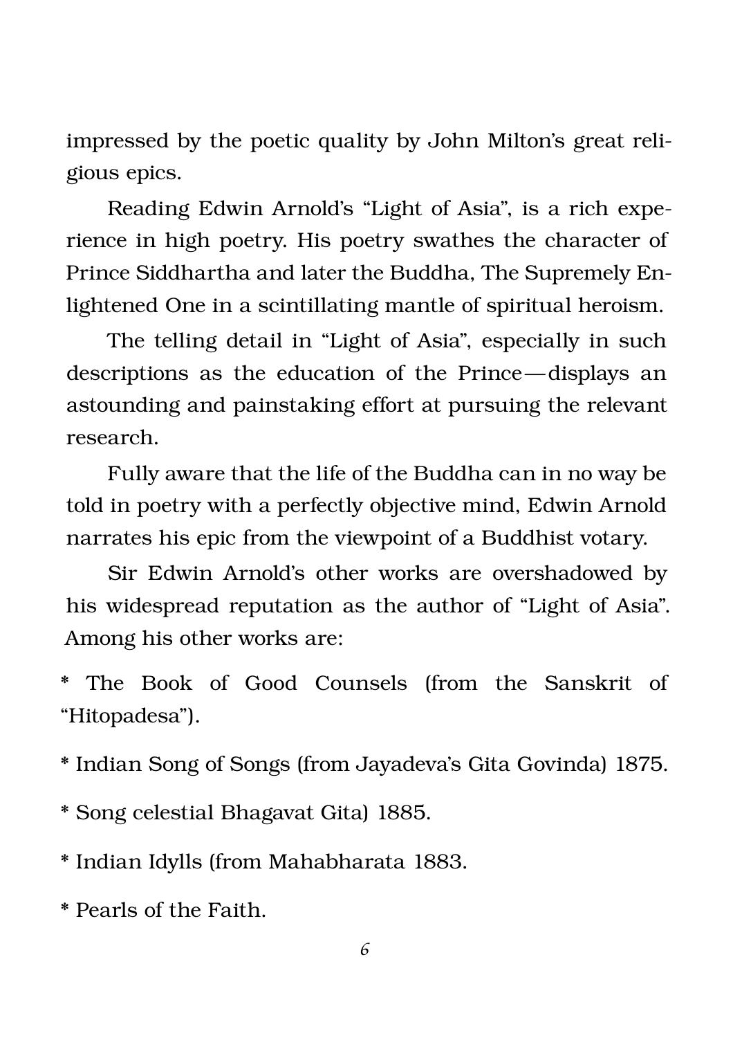impressed by the poetic quality by John Milton's great religious epics.

Reading Edwin Arnold's "Light of Asia", is a rich experience in high poetry. His poetry swathes the character of Prince Siddhartha and later the Buddha, The Supremely Enlightened One in a scintillating mantle of spiritual heroism.

The telling detail in "Light of Asia", especially in such descriptions as the education of the Prince—displays an astounding and painstaking effort at pursuing the relevant research.

Fully aware that the life of the Buddha can in no way be told in poetry with a perfectly objective mind, Edwin Arnold narrates his epic from the viewpoint of a Buddhist votary.

Sir Edwin Arnold's other works are overshadowed by his widespread reputation as the author of "Light of Asia". Among his other works are:

* The Book of Good Counsels (from the Sanskrit of "Hitopadesa").

* Indian Song of Songs (from Jayadeva's Gita Govinda) 1875.

* Song celestial Bhagavat Gita) 1885.

* Indian Idylls (from Mahabharata 1883.

* Pearls of the Faith.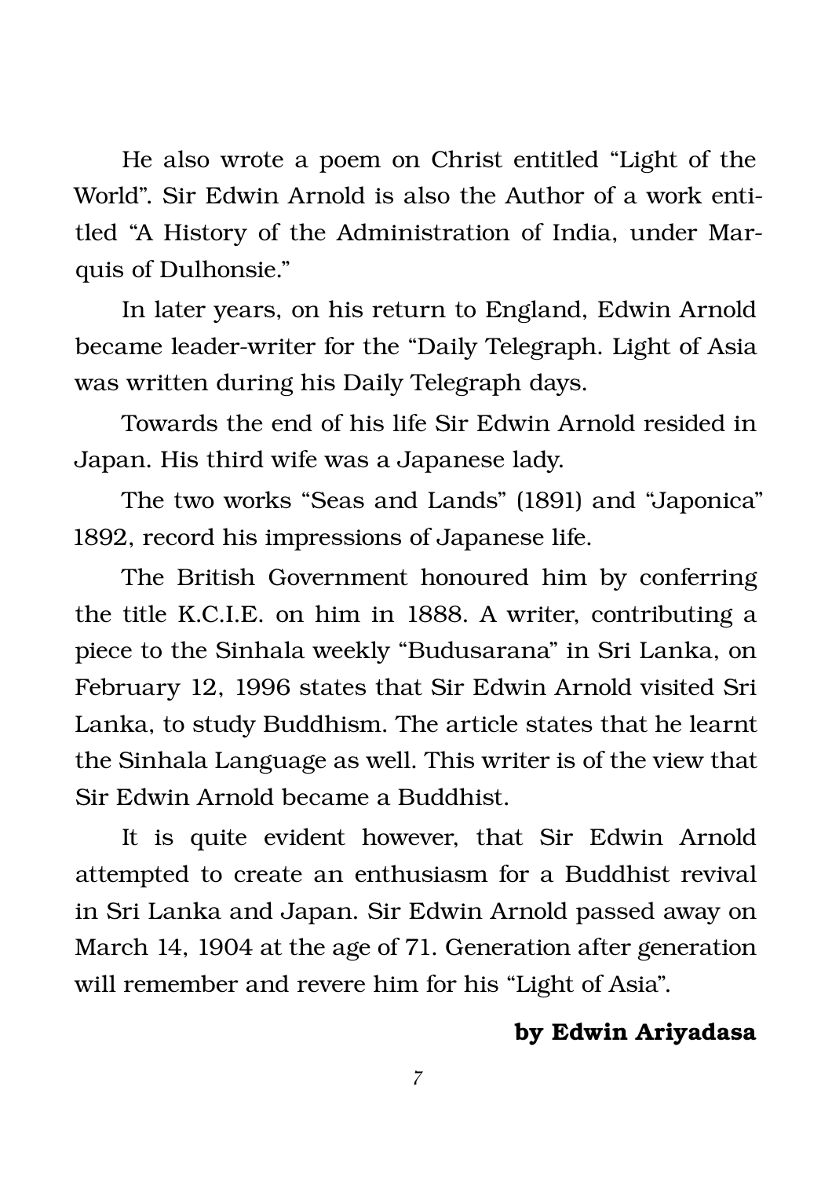He also wrote a poem on Christ entitled "Light of the World". Sir Edwin Arnold is also the Author of a work entitled "A History of the Administration of India, under Marquis of Dulhonsie."

In later years, on his return to England, Edwin Arnold became leader-writer for the "Daily Telegraph. Light of Asia was written during his Daily Telegraph days.

Towards the end of his life Sir Edwin Arnold resided in Japan. His third wife was a Japanese lady.

The two works "Seas and Lands" (1891) and "Japonica" 1892, record his impressions of Japanese life.

The British Government honoured him by conferring the title K.C.I.E. on him in 1888. A writer, contributing a piece to the Sinhala weekly "Budusarana" in Sri Lanka, on February 12, 1996 states that Sir Edwin Arnold visited Sri Lanka, to study Buddhism. The article states that he learnt the Sinhala Language as well. This writer is of the view that Sir Edwin Arnold became a Buddhist.

It is quite evident however, that Sir Edwin Arnold attempted to create an enthusiasm for a Buddhist revival in Sri Lanka and Japan. Sir Edwin Arnold passed away on March 14, 1904 at the age of 71. Generation after generation will remember and revere him for his "Light of Asia".

**by Edwin Ariyadasa**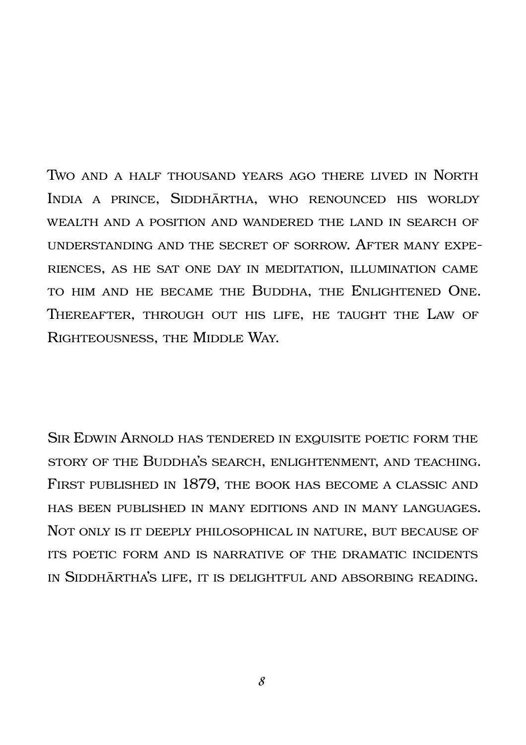Two and a half thousand years ago there lived in North India a prince, Siddhārtha, who renounced his worldy wealth and a position and wandered the land in search of understanding and the secret of sorrow. After many experiences, as he sat one day in meditation, illumination came to him and he became the Buddha, the Enlightened One. Thereafter, through out his life, he taught the Law of Righteousness, the Middle Way.

Sir Edwin Arnold has tendered in exquisite poetic form the story of the Buddha's search, enlightenment, and teaching. First published in 1879, the book has become a classic and has been published in many editions and in many languages. Not only is it deeply philosophical in nature, but because of its poetic form and is narrative of the dramatic incidents in Siddhārtha's life, it is delightful and absorbing reading.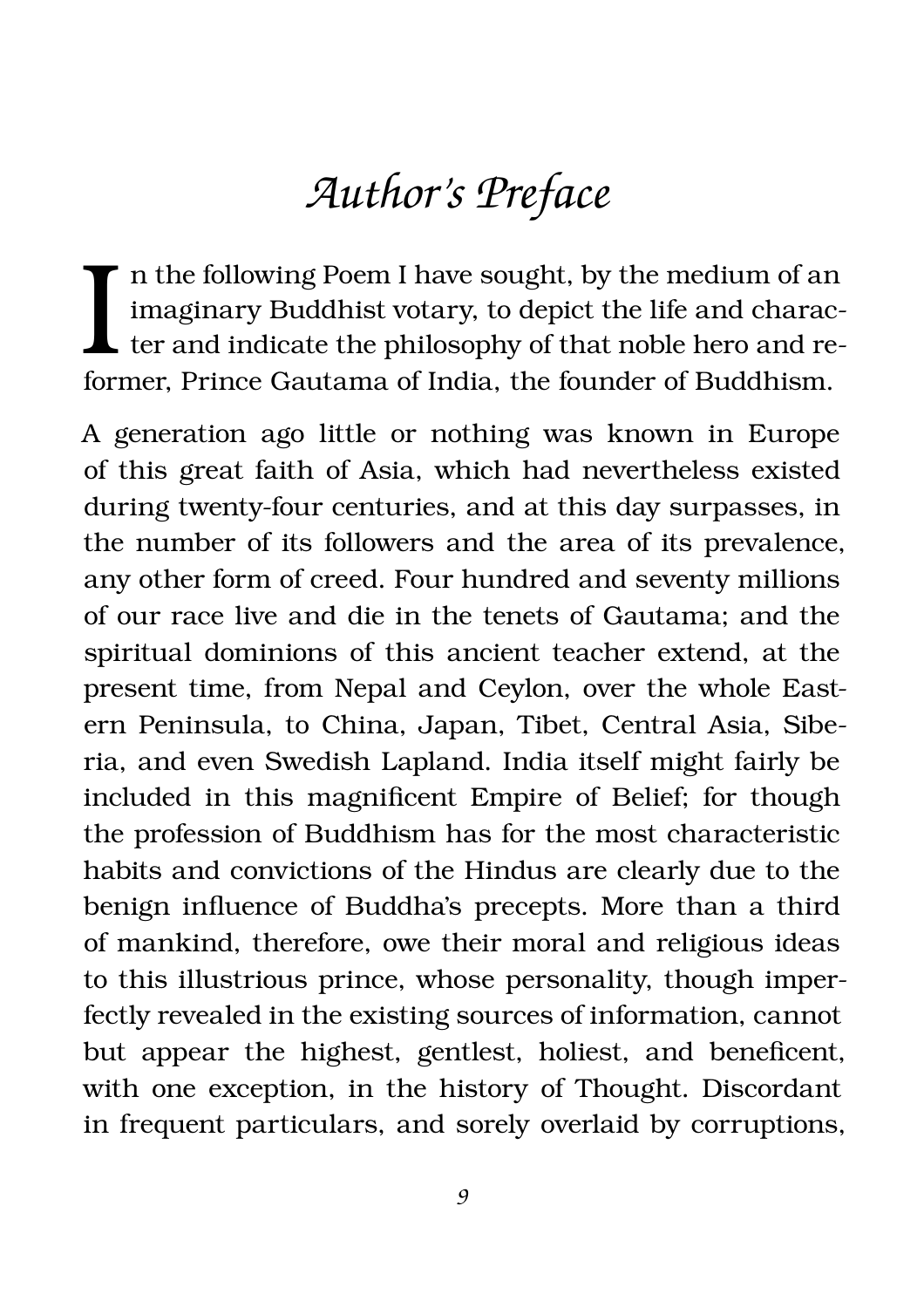# Author's Preface

In the following Poem I have sought, by the medium of an imaginary Buddhist votary, to depict the life and character and indicate the philosophy of that noble hero and reformer, Prince Gautama of India, the founder of Buddhism.

A generation ago little or nothing was known in Europe of this great faith of Asia, which had nevertheless existed during twenty-four centuries, and at this day surpasses, in the number of its followers and the area of its prevalence, any other form of creed. Four hundred and seventy millions of our race live and die in the tenets of Gautama; and the spiritual dominions of this ancient teacher extend, at the present time, from Nepal and Ceylon, over the whole Eastern Peninsula, to China, Japan, Tibet, Central Asia, Siberia, and even Swedish Lapland. India itself might fairly be included in this magnificent Empire of Belief; for though the profession of Buddhism has for the most characteristic habits and convictions of the Hindus are clearly due to the benign influence of Buddha's precepts. More than a third of mankind, therefore, owe their moral and religious ideas to this illustrious prince, whose personality, though imperfectly revealed in the existing sources of information, cannot but appear the highest, gentlest, holiest, and beneficent, with one exception, in the history of Thought. Discordant in frequent particulars, and sorely overlaid by corruptions,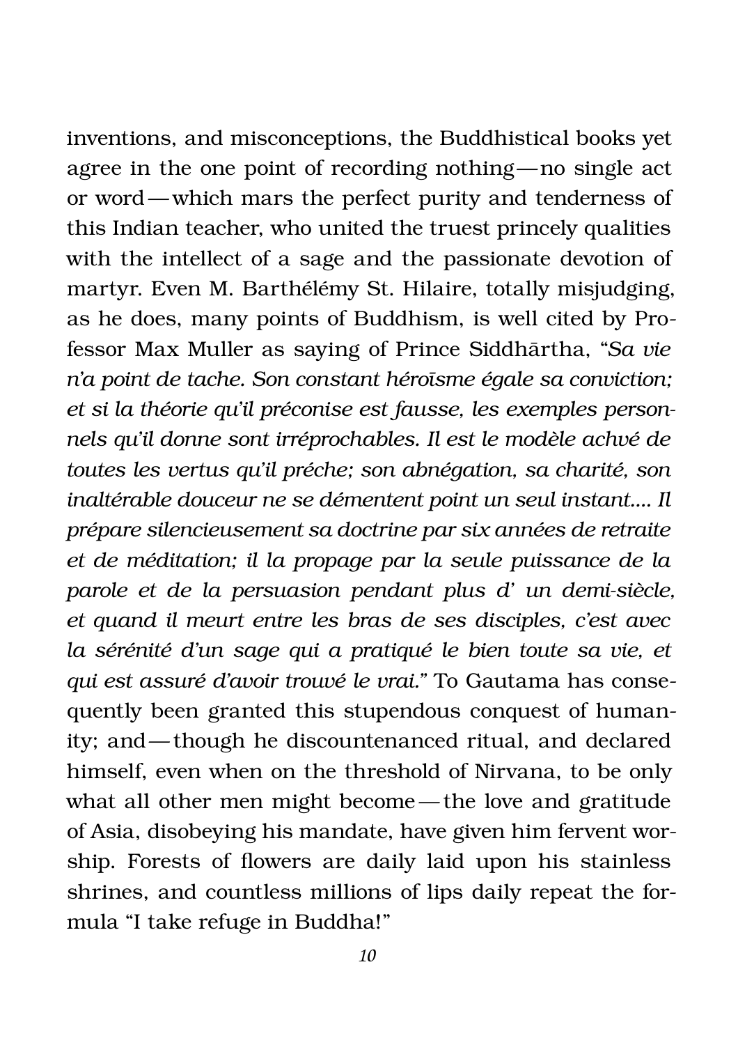inventions, and misconceptions, the Buddhistical books yet agree in the one point of recording nothing—no single act or word—which mars the perfect purity and tenderness of this Indian teacher, who united the truest princely qualities with the intellect of a sage and the passionate devotion of martyr. Even M. Barthélémy St. Hilaire, totally misjudging, as he does, many points of Buddhism, is well cited by Professor Max Muller as saying of Prince Siddhārtha, "*Sa vie n'a point de tache. Son constant héroīsme égale sa conviction; et si la théorie qu'il préconise est fausse, les exemples personnels qu'il donne sont irréprochables. Il est le modèle achvé de toutes les vertus qu'il préche; son abnégation, sa charité, son inaltérable douceur ne se démentent point un seul instant.... Il prépare silencieusement sa doctrine par six années de retraite et de méditation; il la propage par la seule puissance de la parole et de la persuasion pendant plus d' un demi-siècle, et quand il meurt entre les bras de ses disciples, c'est avec la sérénité d'un sage qui a pratiqué le bien toute sa vie, et qui est assuré d'avoir trouvé le vrai.*" To Gautama has consequently been granted this stupendous conquest of humanity; and—though he discountenanced ritual, and declared himself, even when on the threshold of Nirvana, to be only what all other men might become—the love and gratitude of Asia, disobeying his mandate, have given him fervent worship. Forests of flowers are daily laid upon his stainless shrines, and countless millions of lips daily repeat the formula "I take refuge in Buddha!"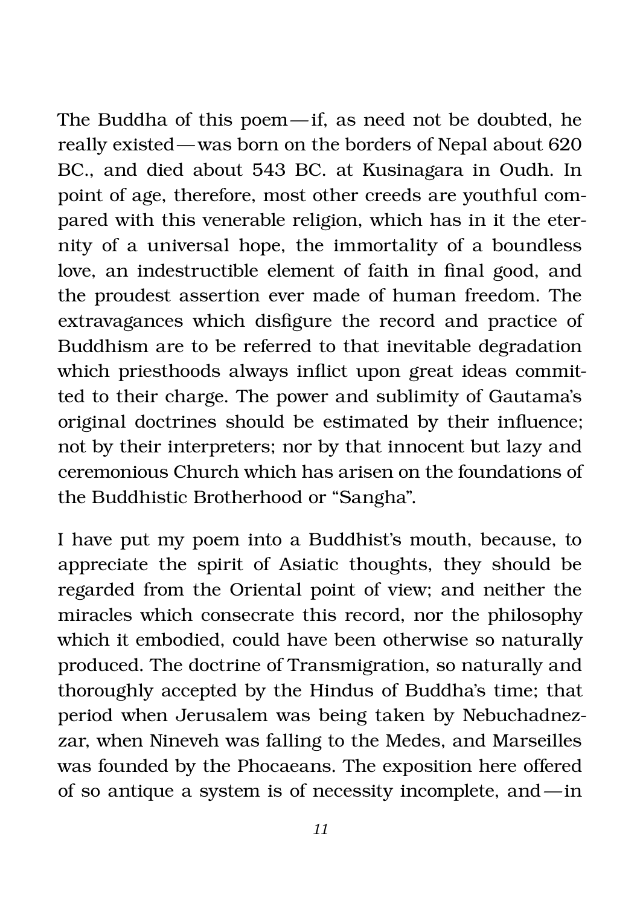The Buddha of this poem—if, as need not be doubted, he really existed—was born on the borders of Nepal about 620 BC., and died about 543 BC. at Kusinagara in Oudh. In point of age, therefore, most other creeds are youthful compared with this venerable religion, which has in it the eternity of a universal hope, the immortality of a boundless love, an indestructible element of faith in final good, and the proudest assertion ever made of human freedom. The extravagances which disfigure the record and practice of Buddhism are to be referred to that inevitable degradation which priesthoods always inflict upon great ideas committed to their charge. The power and sublimity of Gautama's original doctrines should be estimated by their influence; not by their interpreters; nor by that innocent but lazy and ceremonious Church which has arisen on the foundations of the Buddhistic Brotherhood or "Sangha".

I have put my poem into a Buddhist's mouth, because, to appreciate the spirit of Asiatic thoughts, they should be regarded from the Oriental point of view; and neither the miracles which consecrate this record, nor the philosophy which it embodied, could have been otherwise so naturally produced. The doctrine of Transmigration, so naturally and thoroughly accepted by the Hindus of Buddha's time; that period when Jerusalem was being taken by Nebuchadnezzar, when Nineveh was falling to the Medes, and Marseilles was founded by the Phocaeans. The exposition here offered of so antique a system is of necessity incomplete, and—in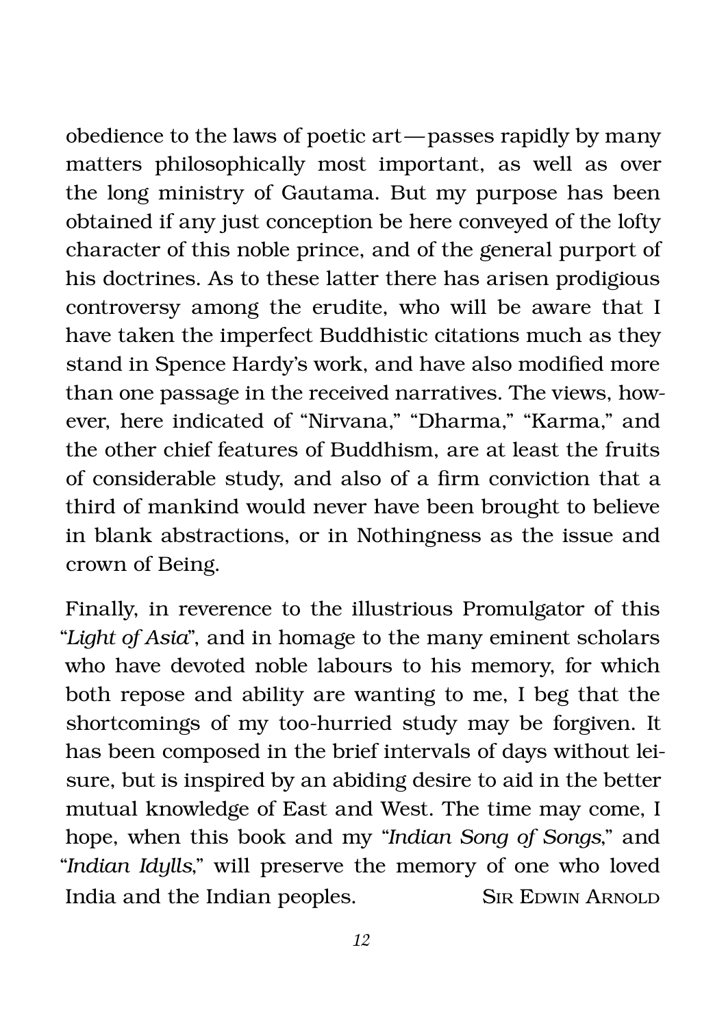obedience to the laws of poetic art—passes rapidly by many matters philosophically most important, as well as over the long ministry of Gautama. But my purpose has been obtained if any just conception be here conveyed of the lofty character of this noble prince, and of the general purport of his doctrines. As to these latter there has arisen prodigious controversy among the erudite, who will be aware that I have taken the imperfect Buddhistic citations much as they stand in Spence Hardy's work, and have also modified more than one passage in the received narratives. The views, however, here indicated of "Nirvana," "Dharma," "Karma," and the other chief features of Buddhism, are at least the fruits of considerable study, and also of a firm conviction that a third of mankind would never have been brought to believe in blank abstractions, or in Nothingness as the issue and crown of Being.

Finally, in reverence to the illustrious Promulgator of this "*Light of Asia*", and in homage to the many eminent scholars who have devoted noble labours to his memory, for which both repose and ability are wanting to me, I beg that the shortcomings of my too-hurried study may be forgiven. It has been composed in the brief intervals of days without leisure, but is inspired by an abiding desire to aid in the better mutual knowledge of East and West. The time may come, I hope, when this book and my "*Indian Song of Songs*," and "*Indian Idylls*," will preserve the memory of one who loved India and the Indian peoples. SIR EDWIN ARNOLD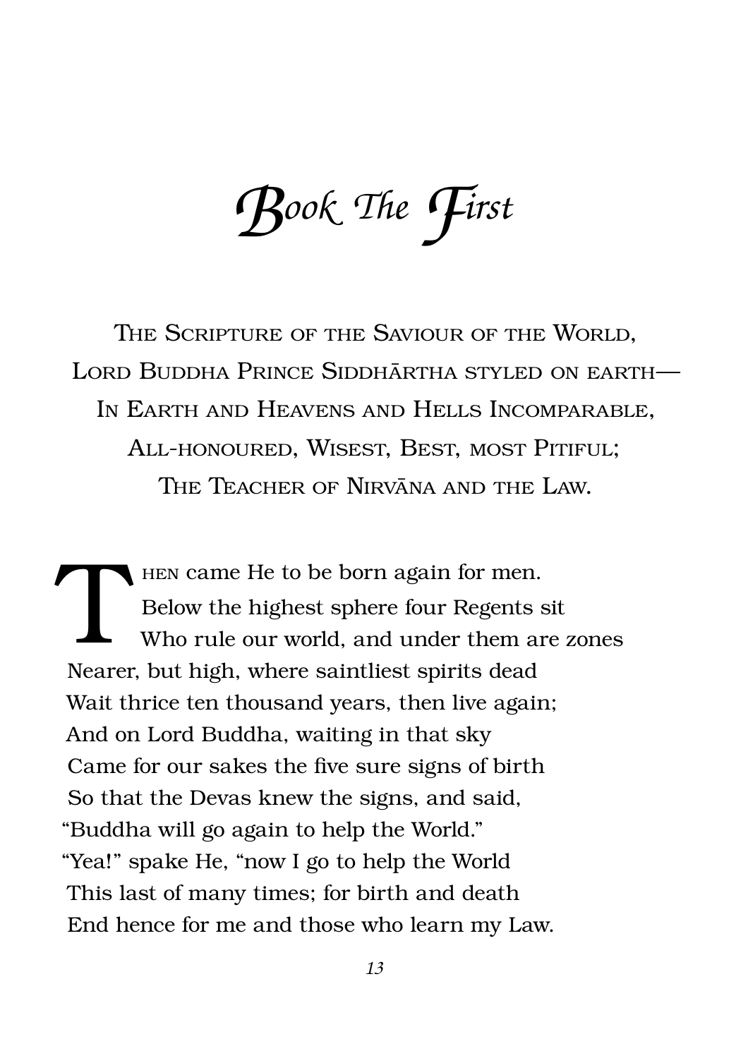# Book The First

THE SCRIPTURE OF THE SAVIOUR OF THE WORLD,  
LORD BUDDHA PRINCE SIDDHĀRTHA STYLED ON EARTH—  
IN EARTH AND HEAVENS AND HELLS INCOMPARABLE,  
ALL-HONOURED, WISEST, BEST, MOST PITIFUL;  
THE TEACHER OF NIRVĀNA AND THE LAW.

THEN came He to be born again for men.  
Below the highest sphere four Regents sit  
Who rule our world, and under them are zones  
Nearer, but high, where saintliest spirits dead  
Wait thrice ten thousand years, then live again;  
And on Lord Buddha, waiting in that sky  
Came for our sakes the five sure signs of birth  
So that the Devas knew the signs, and said,  
"Buddha will go again to help the World."  
"Yea!" spake He, "now I go to help the World  
This last of many times; for birth and death  
End hence for me and those who learn my Law.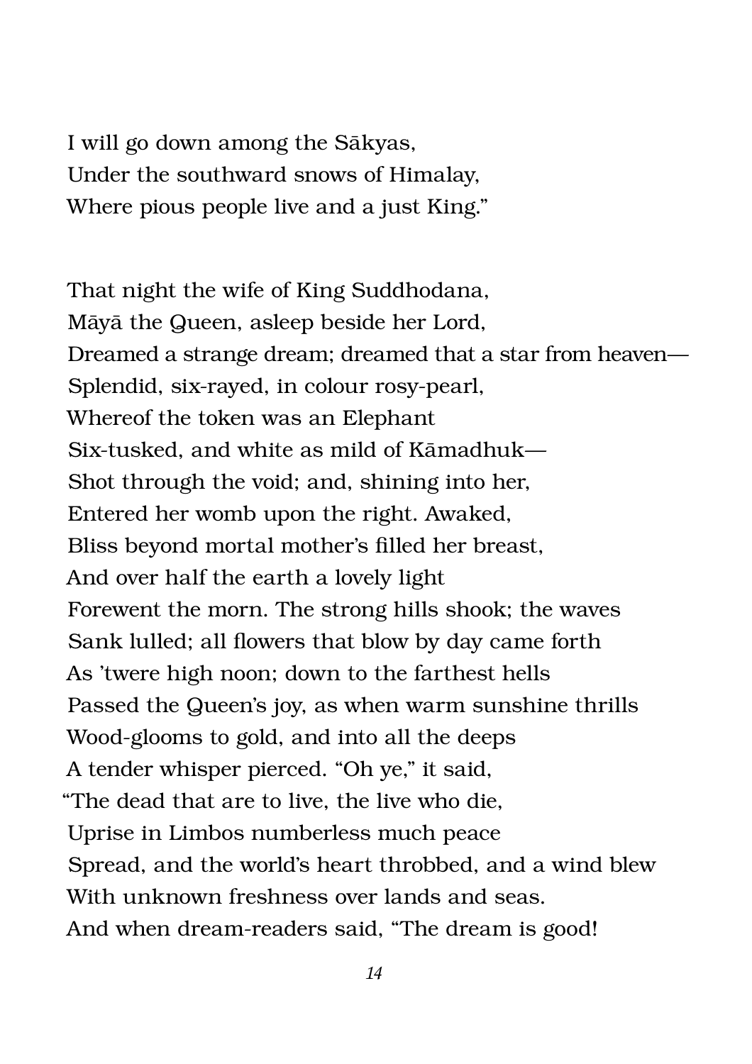I will go down among the Sākyas,  
Under the southward snows of Himalay,  
Where pious people live and a just King."

That night the wife of King Suddhodana,  
Māyā the Queen, asleep beside her Lord,  
Dreamed a strange dream; dreamed that a star from heaven—  
Splendid, six-rayed, in colour rosy-pearl,  
Whereof the token was an Elephant  
Six-tusked, and white as mild of Kāmadhuk—  
Shot through the void; and, shining into her,  
Entered her womb upon the right. Awaked,  
Bliss beyond mortal mother's filled her breast,  
And over half the earth a lovely light  
Forewent the morn. The strong hills shook; the waves  
Sank lulled; all flowers that blow by day came forth  
As 'twere high noon; down to the farthest hells  
Passed the Queen's joy, as when warm sunshine thrills  
Wood-glooms to gold, and into all the deeps  
A tender whisper pierced. "Oh ye," it said,  
"The dead that are to live, the live who die,  
Uprise in Limbos numberless much peace  
Spread, and the world's heart throbbed, and a wind blew  
With unknown freshness over lands and seas.  
And when dream-readers said, "The dream is good!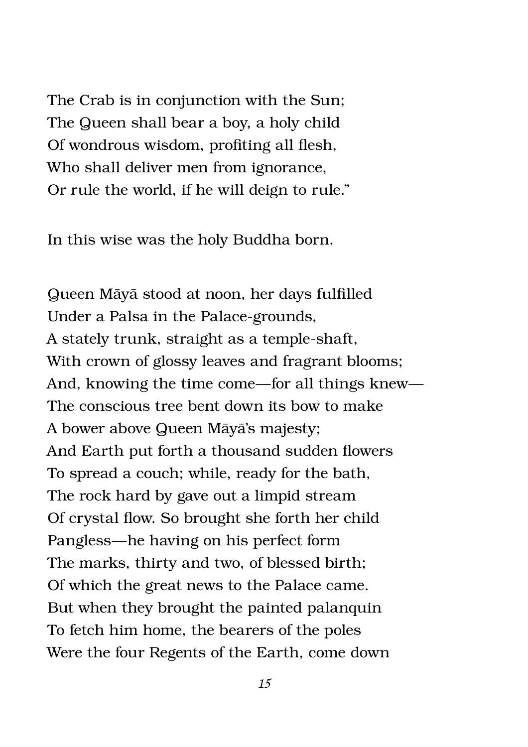The Crab is in conjunction with the Sun;
The Queen shall bear a boy, a holy child
Of wondrous wisdom, profiting all flesh,
Who shall deliver men from ignorance,
Or rule the world, if he will deign to rule."

In this wise was the holy Buddha born.

Queen Māyā stood at noon, her days fulfilled
Under a Palsa in the Palace-grounds,
A stately trunk, straight as a temple-shaft,
With crown of glossy leaves and fragrant blooms;
And, knowing the time come—for all things knew—
The conscious tree bent down its bow to make
A bower above Queen Māyā's majesty;
And Earth put forth a thousand sudden flowers
To spread a couch; while, ready for the bath,
The rock hard by gave out a limpid stream
Of crystal flow. So brought she forth her child
Pangless—he having on his perfect form
The marks, thirty and two, of blessed birth;
Of which the great news to the Palace came.
But when they brought the painted palanquin
To fetch him home, the bearers of the poles
Were the four Regents of the Earth, come down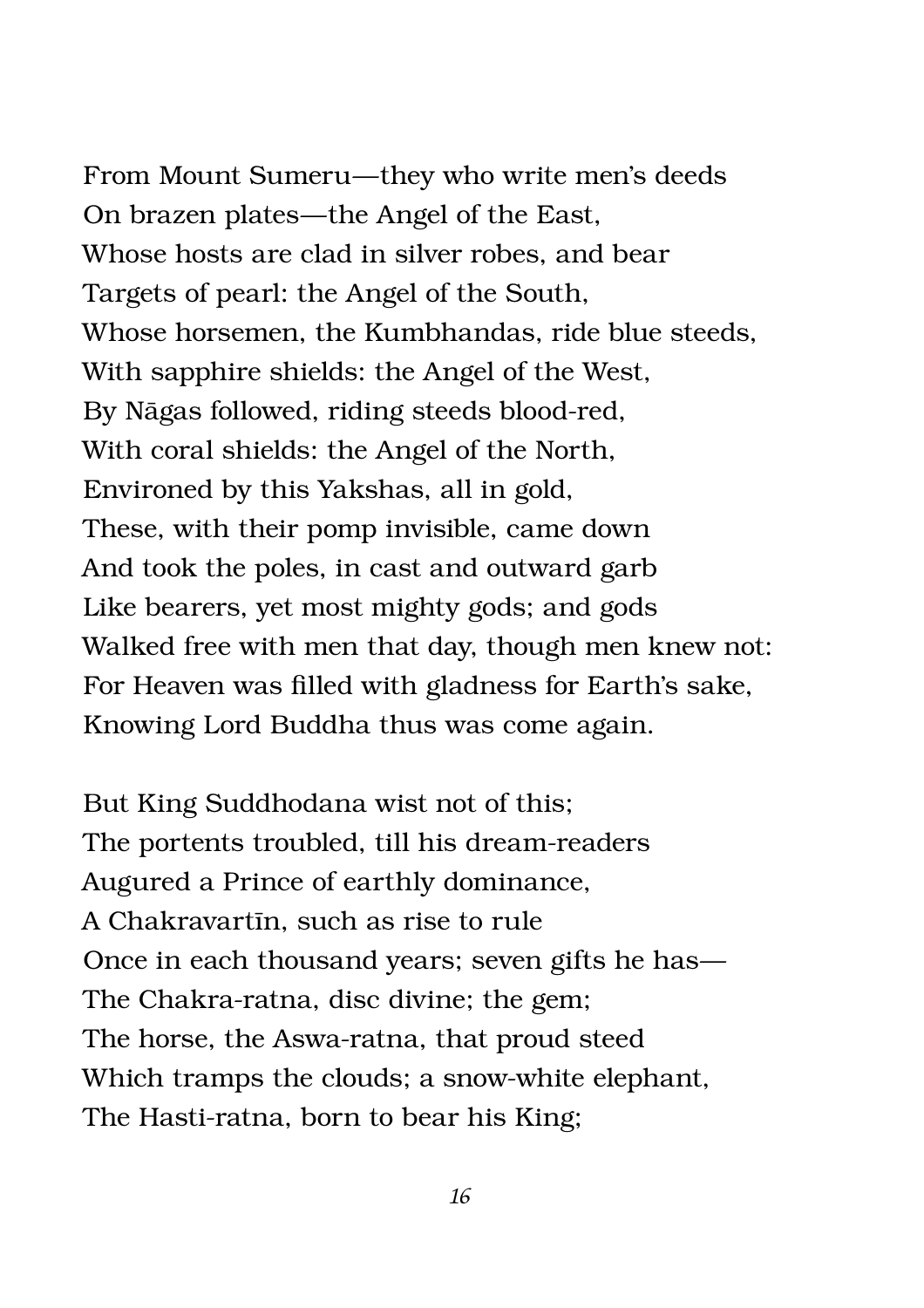From Mount Sumeru—they who write men's deeds
On brazen plates—the Angel of the East,
Whose hosts are clad in silver robes, and bear
Targets of pearl: the Angel of the South,
Whose horsemen, the Kumbhandas, ride blue steeds,
With sapphire shields: the Angel of the West,
By Nāgas followed, riding steeds blood-red,
With coral shields: the Angel of the North,
Environed by this Yakshas, all in gold,
These, with their pomp invisible, came down
And took the poles, in cast and outward garb
Like bearers, yet most mighty gods; and gods
Walked free with men that day, though men knew not:
For Heaven was filled with gladness for Earth's sake,
Knowing Lord Buddha thus was come again.

But King Suddhodana wist not of this;
The portents troubled, till his dream-readers
Augured a Prince of earthly dominance,
A Chakravartīn, such as rise to rule
Once in each thousand years; seven gifts he has—
The Chakra-ratna, disc divine; the gem;
The horse, the Aswa-ratna, that proud steed
Which tramps the clouds; a snow-white elephant,
The Hasti-ratna, born to bear his King;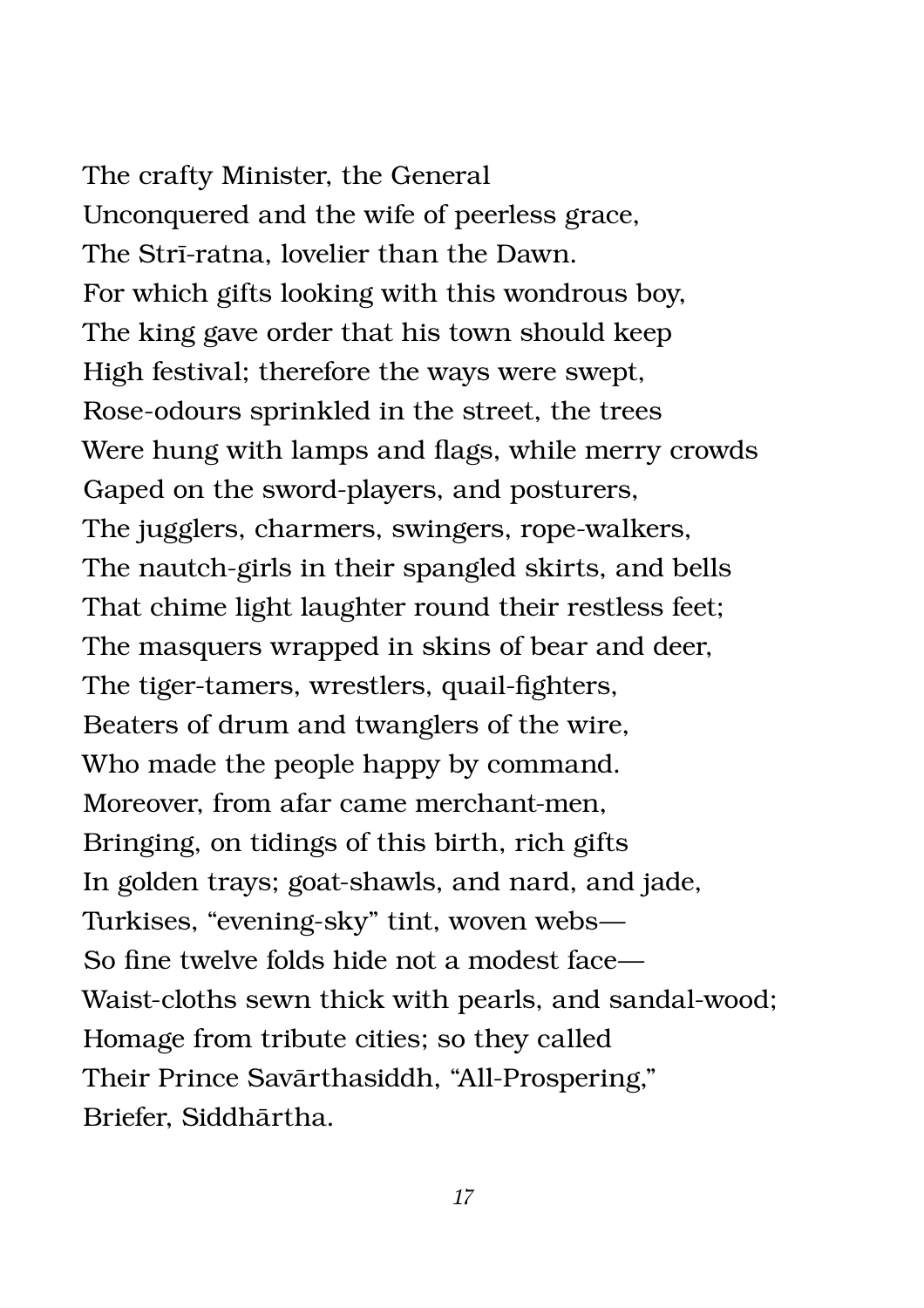The crafty Minister, the General
Unconquered and the wife of peerless grace,
The Strī-ratna, lovelier than the Dawn.
For which gifts looking with this wondrous boy,
The king gave order that his town should keep
High festival; therefore the ways were swept,
Rose-odours sprinkled in the street, the trees
Were hung with lamps and flags, while merry crowds
Gaped on the sword-players, and posturers,
The jugglers, charmers, swingers, rope-walkers,
The nautch-girls in their spangled skirts, and bells
That chime light laughter round their restless feet;
The masquers wrapped in skins of bear and deer,
The tiger-tamers, wrestlers, quail-fighters,
Beaters of drum and twanglers of the wire,
Who made the people happy by command.
Moreover, from afar came merchant-men,
Bringing, on tidings of this birth, rich gifts
In golden trays; goat-shawls, and nard, and jade,
Turkises, "evening-sky" tint, woven webs—
So fine twelve folds hide not a modest face—
Waist-cloths sewn thick with pearls, and sandal-wood;
Homage from tribute cities; so they called
Their Prince Savārthasiddh, "All-Prospering,"
Briefer, Siddhārtha.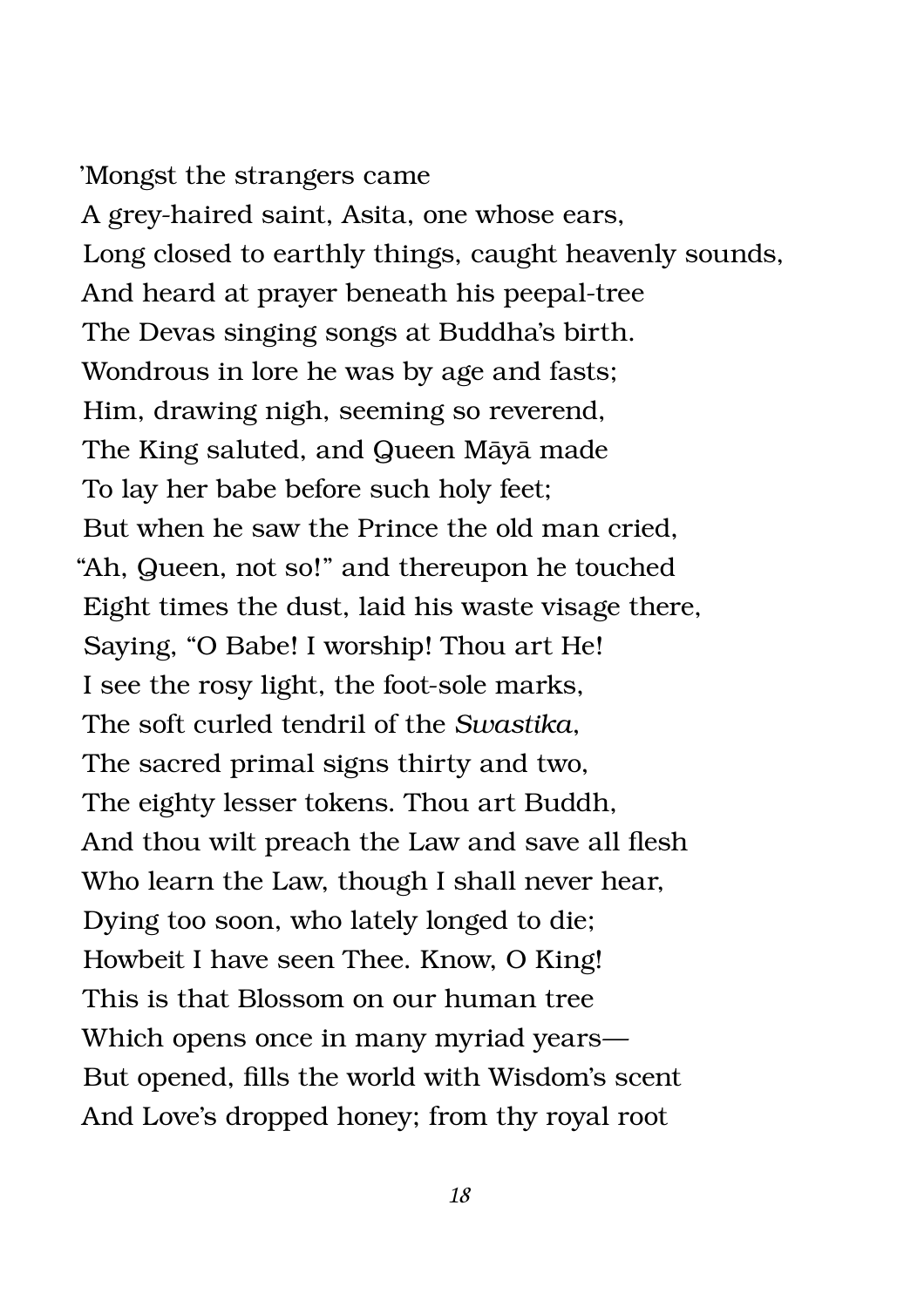'Mongst the strangers came
A grey-haired saint, Asita, one whose ears,
Long closed to earthly things, caught heavenly sounds,
And heard at prayer beneath his peepal-tree
The Devas singing songs at Buddha's birth.
Wondrous in lore he was by age and fasts;
Him, drawing nigh, seeming so reverend,
The King saluted, and Queen Māyā made
To lay her babe before such holy feet;
But when he saw the Prince the old man cried,
"Ah, Queen, not so!" and thereupon he touched
Eight times the dust, laid his waste visage there,
Saying, "O Babe! I worship! Thou art He!
I see the rosy light, the foot-sole marks,
The soft curled tendril of the *Swastika*,
The sacred primal signs thirty and two,
The eighty lesser tokens. Thou art Buddh,
And thou wilt preach the Law and save all flesh
Who learn the Law, though I shall never hear,
Dying too soon, who lately longed to die;
Howbeit I have seen Thee. Know, O King!
This is that Blossom on our human tree
Which opens once in many myriad years—
But opened, fills the world with Wisdom's scent
And Love's dropped honey; from thy royal root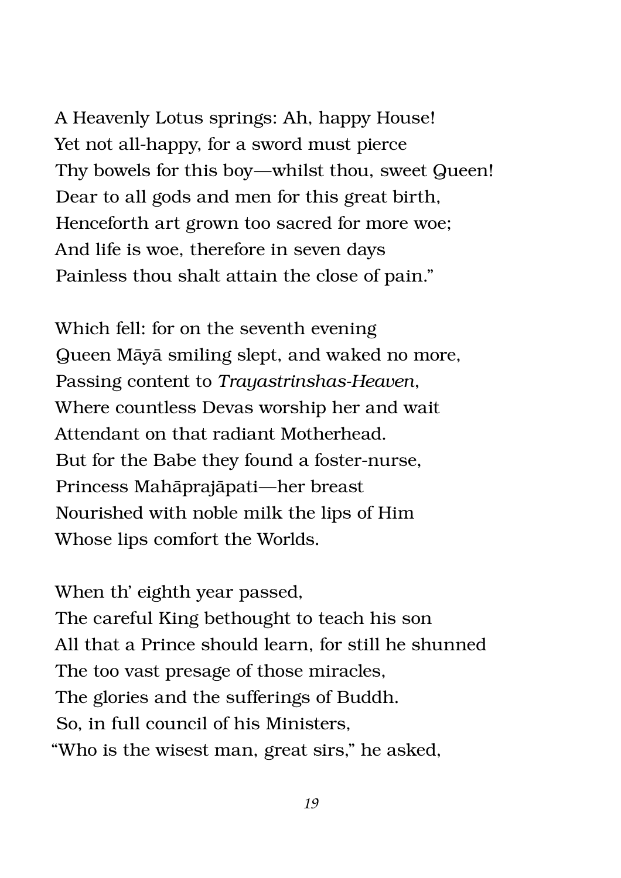A Heavenly Lotus springs: Ah, happy House!
Yet not all-happy, for a sword must pierce
Thy bowels for this boy—whilst thou, sweet Queen!
Dear to all gods and men for this great birth,
Henceforth art grown too sacred for more woe;
And life is woe, therefore in seven days
Painless thou shalt attain the close of pain."

Which fell: for on the seventh evening
Queen Māyā smiling slept, and waked no more,
Passing content to *Trayastrinshas-Heaven*,
Where countless Devas worship her and wait
Attendant on that radiant Motherhead.
But for the Babe they found a foster-nurse,
Princess Mahāprajāpati—her breast
Nourished with noble milk the lips of Him
Whose lips comfort the Worlds.

When th' eighth year passed,
The careful King bethought to teach his son
All that a Prince should learn, for still he shunned
The too vast presage of those miracles,
The glories and the sufferings of Buddh.
So, in full council of his Ministers,
"Who is the wisest man, great sirs," he asked,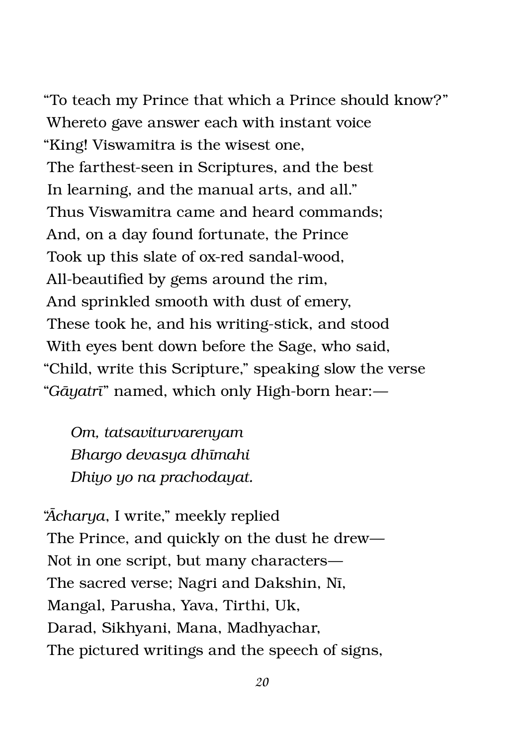"To teach my Prince that which a Prince should know?"
Whereto gave answer each with instant voice
"King! Viswamitra is the wisest one,
The farthest-seen in Scriptures, and the best
In learning, and the manual arts, and all."
Thus Viswamitra came and heard commands;
And, on a day found fortunate, the Prince
Took up this slate of ox-red sandal-wood,
All-beautified by gems around the rim,
And sprinkled smooth with dust of emery,
These took he, and his writing-stick, and stood
With eyes bent down before the Sage, who said,
"Child, write this Scripture," speaking slow the verse
"*Gāyatrī*" named, which only High-born hear:—

> *Om, tatsaviturvarenyam*
> *Bhargo devasya dhīmahi*
> *Dhiyo yo na prachodayat.*

"*Ācharya*, I write," meekly replied
The Prince, and quickly on the dust he drew—
Not in one script, but many characters—
The sacred verse; Nagri and Dakshin, Nī,
Mangal, Parusha, Yava, Tirthi, Uk,
Darad, Sikhyani, Mana, Madhyachar,
The pictured writings and the speech of signs,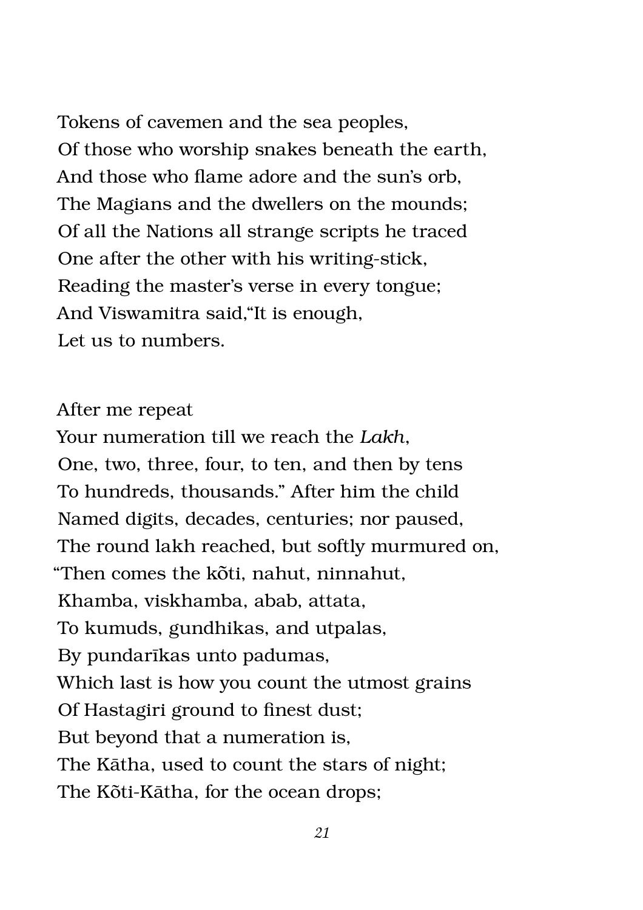Tokens of cavemen and the sea peoples,
Of those who worship snakes beneath the earth,
And those who flame adore and the sun's orb,
The Magians and the dwellers on the mounds;
Of all the Nations all strange scripts he traced
One after the other with his writing-stick,
Reading the master's verse in every tongue;
And Viswamitra said,"It is enough,
Let us to numbers.

After me repeat
Your numeration till we reach the *Lakh*,
One, two, three, four, to ten, and then by tens
To hundreds, thousands." After him the child
Named digits, decades, centuries; nor paused,
The round lakh reached, but softly murmured on,
"Then comes the kõti, nahut, ninnahut,
Khamba, viskhamba, abab, attata,
To kumuds, gundhikas, and utpalas,
By pundarīkas unto padumas,
Which last is how you count the utmost grains
Of Hastagiri ground to finest dust;
But beyond that a numeration is,
The Kātha, used to count the stars of night;
The Kõti-Kātha, for the ocean drops;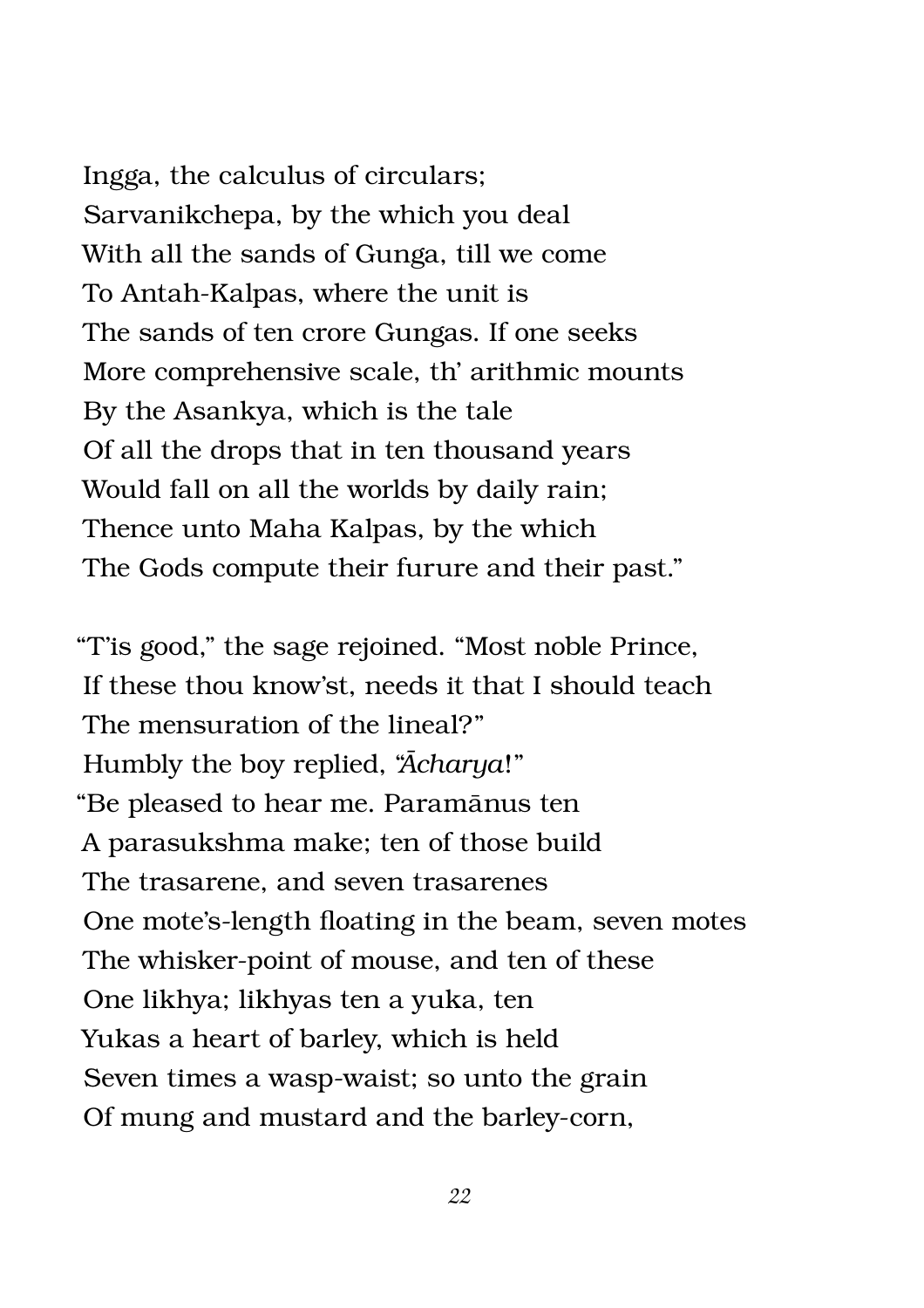Ingga, the calculus of circulars;  
Sarvanikchepa, by the which you deal  
With all the sands of Gunga, till we come  
To Antah-Kalpas, where the unit is  
The sands of ten crore Gungas. If one seeks  
More comprehensive scale, th' arithmic mounts  
By the Asankya, which is the tale  
Of all the drops that in ten thousand years  
Would fall on all the worlds by daily rain;  
Thence unto Maha Kalpas, by the which  
The Gods compute their furure and their past."

"T'is good," the sage rejoined. "Most noble Prince,  
If these thou know'st, needs it that I should teach  
The mensuration of the lineal?"  
Humbly the boy replied, "*Ācharya*!"  
"Be pleased to hear me. Paramānus ten  
A parasukshma make; ten of those build  
The trasarene, and seven trasarenes  
One mote's-length floating in the beam, seven motes  
The whisker-point of mouse, and ten of these  
One likhya; likhyas ten a yuka, ten  
Yukas a heart of barley, which is held  
Seven times a wasp-waist; so unto the grain  
Of mung and mustard and the barley-corn,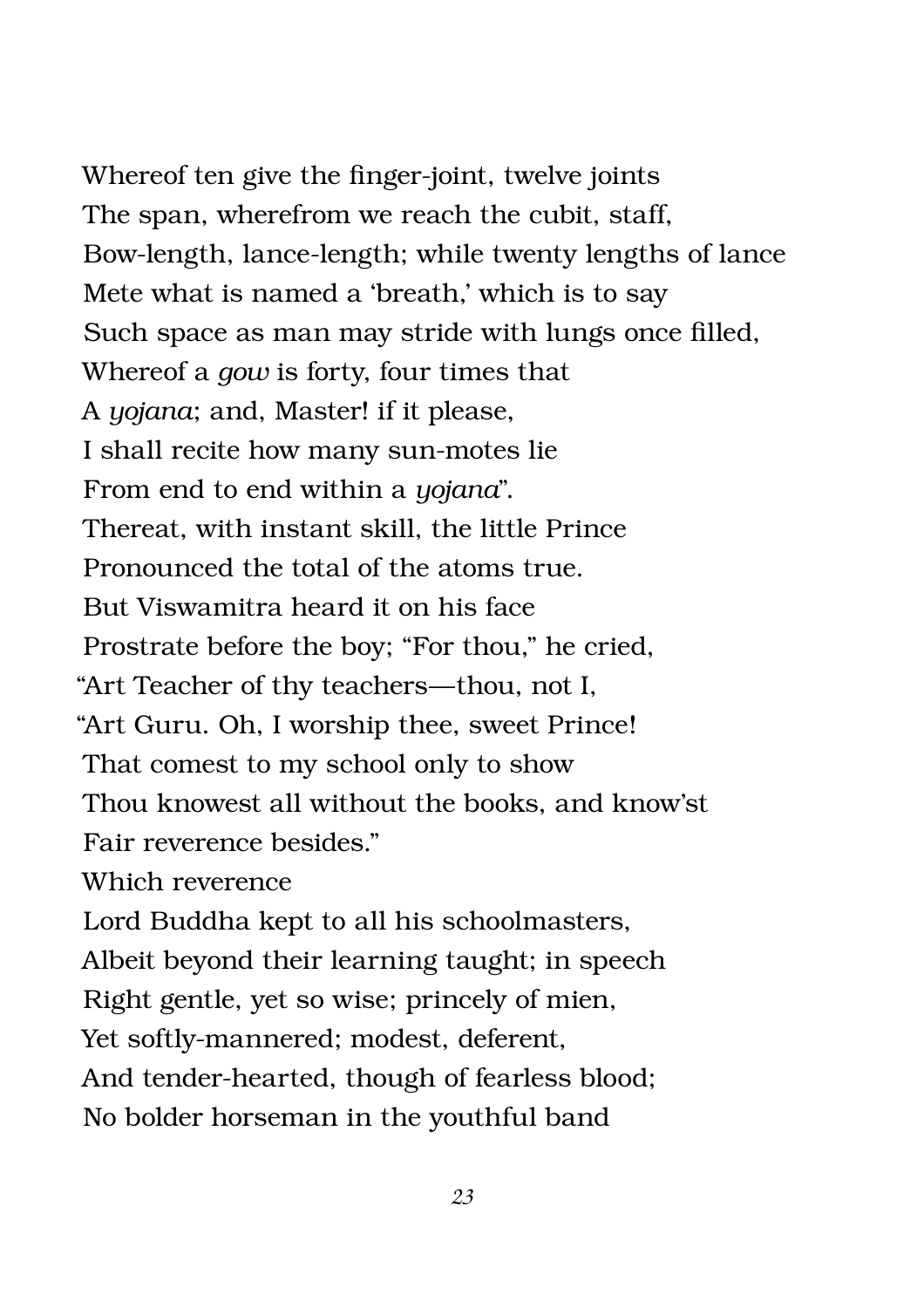Whereof ten give the finger-joint, twelve joints
The span, wherefrom we reach the cubit, staff,
Bow-length, lance-length; while twenty lengths of lance
Mete what is named a 'breath,' which is to say
Such space as man may stride with lungs once filled,
Whereof a *gow* is forty, four times that
A *yojana*; and, Master! if it please,
I shall recite how many sun-motes lie
From end to end within a *yojana*".
Thereat, with instant skill, the little Prince
Pronounced the total of the atoms true.
But Viswamitra heard it on his face
Prostrate before the boy; "For thou," he cried,
"Art Teacher of thy teachers—thou, not I,
"Art Guru. Oh, I worship thee, sweet Prince!
That comest to my school only to show
Thou knowest all without the books, and know'st
Fair reverence besides."
Which reverence
Lord Buddha kept to all his schoolmasters,
Albeit beyond their learning taught; in speech
Right gentle, yet so wise; princely of mien,
Yet softly-mannered; modest, deferent,
And tender-hearted, though of fearless blood;
No bolder horseman in the youthful band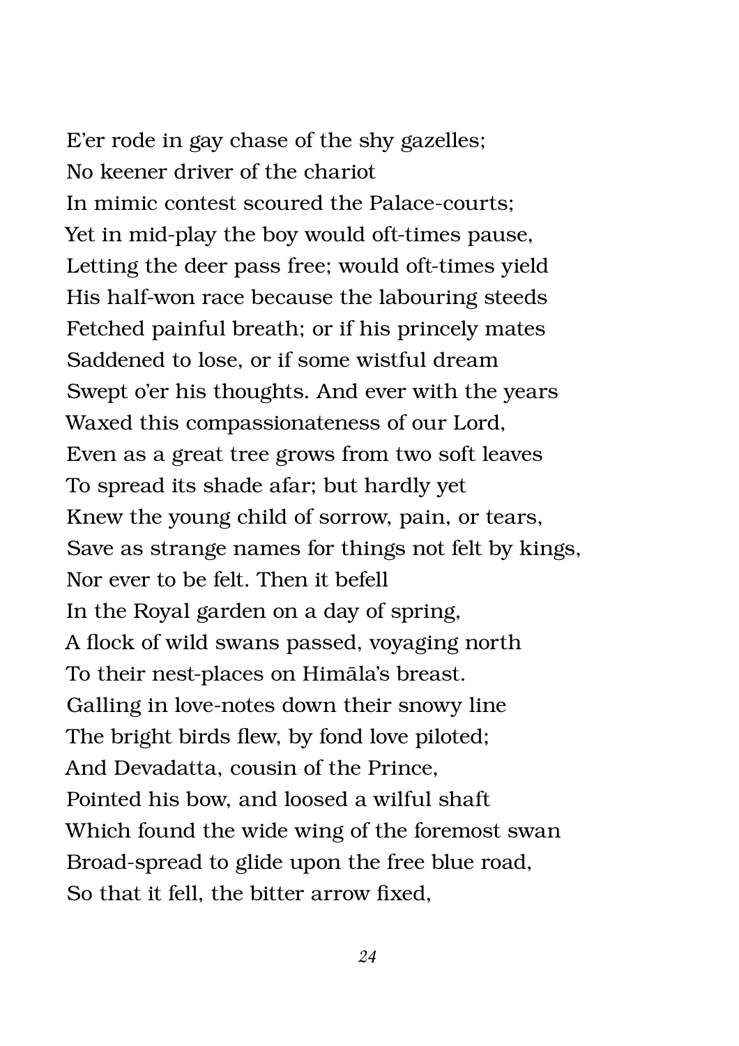E'er rode in gay chase of the shy gazelles;
No keener driver of the chariot
In mimic contest scoured the Palace-courts;
Yet in mid-play the boy would oft-times pause,
Letting the deer pass free; would oft-times yield
His half-won race because the labouring steeds
Fetched painful breath; or if his princely mates
Saddened to lose, or if some wistful dream
Swept o'er his thoughts. And ever with the years
Waxed this compassionateness of our Lord,
Even as a great tree grows from two soft leaves
To spread its shade afar; but hardly yet
Knew the young child of sorrow, pain, or tears,
Save as strange names for things not felt by kings,
Nor ever to be felt. Then it befell
In the Royal garden on a day of spring,
A flock of wild swans passed, voyaging north
To their nest-places on Himāla's breast.
Galling in love-notes down their snowy line
The bright birds flew, by fond love piloted;
And Devadatta, cousin of the Prince,
Pointed his bow, and loosed a wilful shaft
Which found the wide wing of the foremost swan
Broad-spread to glide upon the free blue road,
So that it fell, the bitter arrow fixed,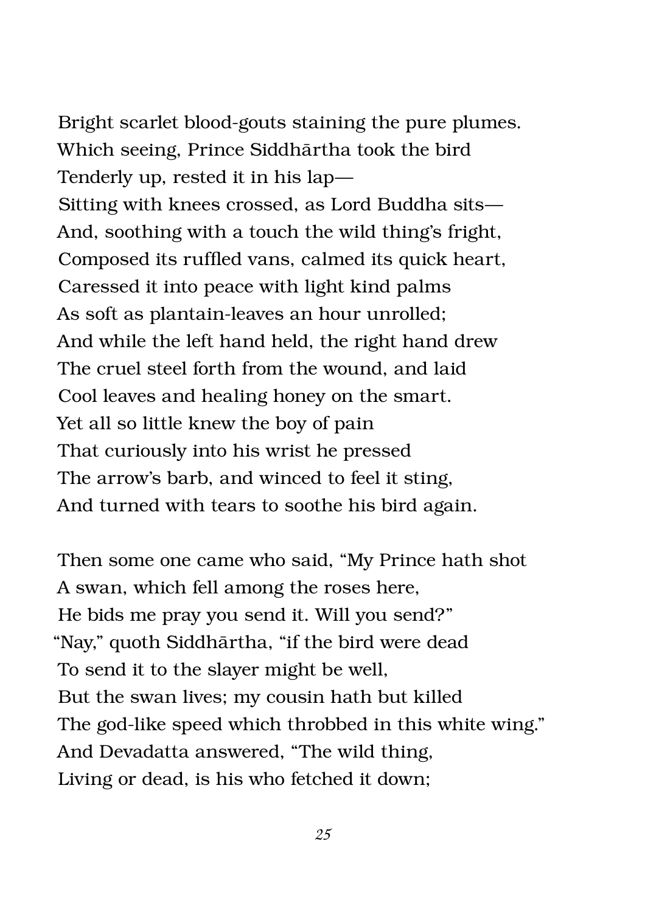Bright scarlet blood-gouts staining the pure plumes.  
Which seeing, Prince Siddhārtha took the bird  
Tenderly up, rested it in his lap—  
Sitting with knees crossed, as Lord Buddha sits—  
And, soothing with a touch the wild thing's fright,  
Composed its ruffled vans, calmed its quick heart,  
Caressed it into peace with light kind palms  
As soft as plantain-leaves an hour unrolled;  
And while the left hand held, the right hand drew  
The cruel steel forth from the wound, and laid  
Cool leaves and healing honey on the smart.  
Yet all so little knew the boy of pain  
That curiously into his wrist he pressed  
The arrow's barb, and winced to feel it sting,  
And turned with tears to soothe his bird again.

Then some one came who said, "My Prince hath shot  
A swan, which fell among the roses here,  
He bids me pray you send it. Will you send?"  
"Nay," quoth Siddhārtha, "if the bird were dead  
To send it to the slayer might be well,  
But the swan lives; my cousin hath but killed  
The god-like speed which throbbed in this white wing."  
And Devadatta answered, "The wild thing,  
Living or dead, is his who fetched it down;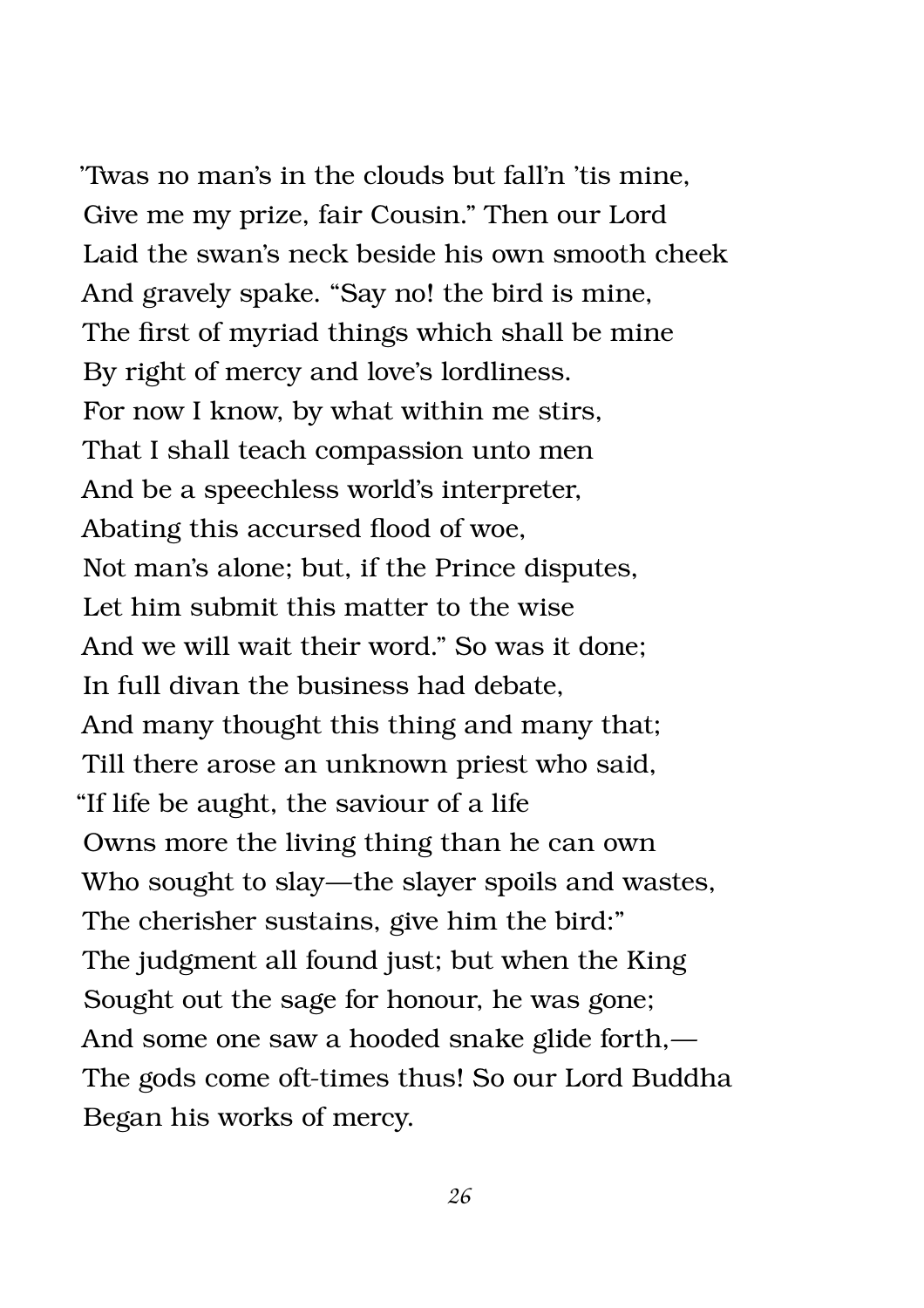'Twas no man's in the clouds but fall'n 'tis mine,  
Give me my prize, fair Cousin." Then our Lord  
Laid the swan's neck beside his own smooth cheek  
And gravely spake. "Say no! the bird is mine,  
The first of myriad things which shall be mine  
By right of mercy and love's lordliness.  
For now I know, by what within me stirs,  
That I shall teach compassion unto men  
And be a speechless world's interpreter,  
Abating this accursed flood of woe,  
Not man's alone; but, if the Prince disputes,  
Let him submit this matter to the wise  
And we will wait their word." So was it done;  
In full divan the business had debate,  
And many thought this thing and many that;  
Till there arose an unknown priest who said,  
"If life be aught, the saviour of a life  
Owns more the living thing than he can own  
Who sought to slay—the slayer spoils and wastes,  
The cherisher sustains, give him the bird:"  
The judgment all found just; but when the King  
Sought out the sage for honour, he was gone;  
And some one saw a hooded snake glide forth,—  
The gods come oft-times thus! So our Lord Buddha  
Began his works of mercy.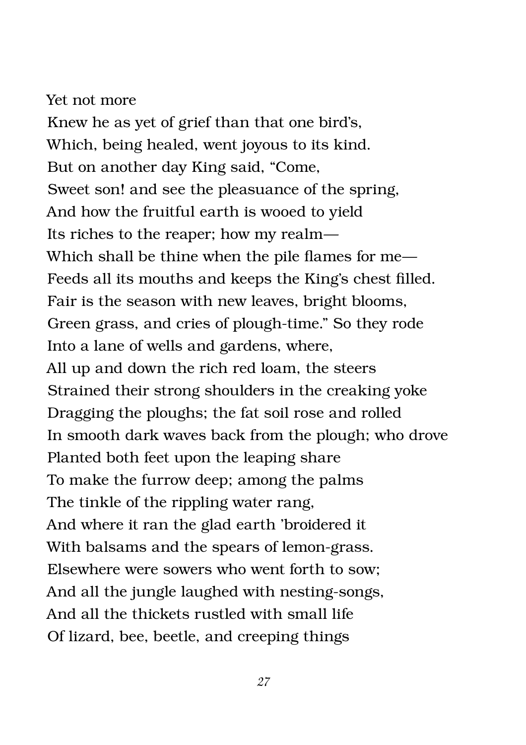Yet not more
Knew he as yet of grief than that one bird's,
Which, being healed, went joyous to its kind.
But on another day King said, "Come,
Sweet son! and see the pleasuance of the spring,
And how the fruitful earth is wooed to yield
Its riches to the reaper; how my realm—
Which shall be thine when the pile flames for me—
Feeds all its mouths and keeps the King's chest filled.
Fair is the season with new leaves, bright blooms,
Green grass, and cries of plough-time." So they rode
Into a lane of wells and gardens, where,
All up and down the rich red loam, the steers
Strained their strong shoulders in the creaking yoke
Dragging the ploughs; the fat soil rose and rolled
In smooth dark waves back from the plough; who drove
Planted both feet upon the leaping share
To make the furrow deep; among the palms
The tinkle of the rippling water rang,
And where it ran the glad earth 'broidered it
With balsams and the spears of lemon-grass.
Elsewhere were sowers who went forth to sow;
And all the jungle laughed with nesting-songs,
And all the thickets rustled with small life
Of lizard, bee, beetle, and creeping things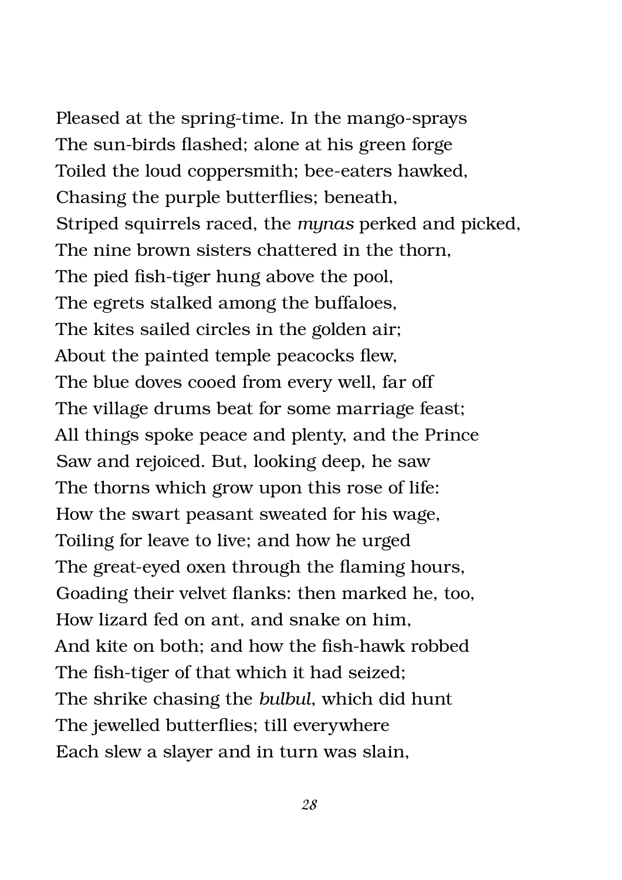Pleased at the spring-time. In the mango-sprays  
The sun-birds flashed; alone at his green forge  
Toiled the loud coppersmith; bee-eaters hawked,  
Chasing the purple butterflies; beneath,  
Striped squirrels raced, the *mynas* perked and picked,  
The nine brown sisters chattered in the thorn,  
The pied fish-tiger hung above the pool,  
The egrets stalked among the buffaloes,  
The kites sailed circles in the golden air;  
About the painted temple peacocks flew,  
The blue doves cooed from every well, far off  
The village drums beat for some marriage feast;  
All things spoke peace and plenty, and the Prince  
Saw and rejoiced. But, looking deep, he saw  
The thorns which grow upon this rose of life:  
How the swart peasant sweated for his wage,  
Toiling for leave to live; and how he urged  
The great-eyed oxen through the flaming hours,  
Goading their velvet flanks: then marked he, too,  
How lizard fed on ant, and snake on him,  
And kite on both; and how the fish-hawk robbed  
The fish-tiger of that which it had seized;  
The shrike chasing the *bulbul*, which did hunt  
The jewelled butterflies; till everywhere  
Each slew a slayer and in turn was slain,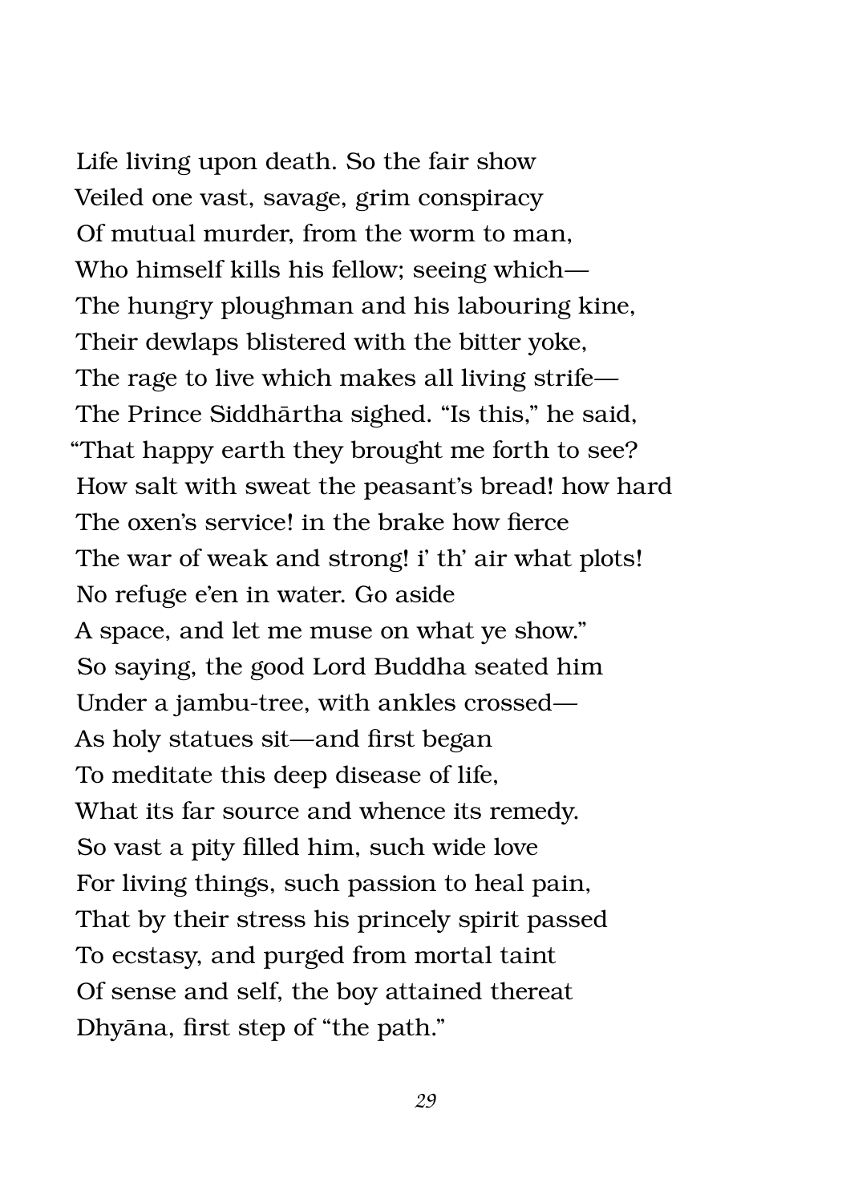Life living upon death. So the fair show
Veiled one vast, savage, grim conspiracy
Of mutual murder, from the worm to man,
Who himself kills his fellow; seeing which—
The hungry ploughman and his labouring kine,
Their dewlaps blistered with the bitter yoke,
The rage to live which makes all living strife—
The Prince Siddhārtha sighed. "Is this," he said,
"That happy earth they brought me forth to see?
How salt with sweat the peasant's bread! how hard
The oxen's service! in the brake how fierce
The war of weak and strong! i' th' air what plots!
No refuge e'en in water. Go aside
A space, and let me muse on what ye show."
So saying, the good Lord Buddha seated him
Under a jambu-tree, with ankles crossed—
As holy statues sit—and first began
To meditate this deep disease of life,
What its far source and whence its remedy.
So vast a pity filled him, such wide love
For living things, such passion to heal pain,
That by their stress his princely spirit passed
To ecstasy, and purged from mortal taint
Of sense and self, the boy attained thereat
Dhyāna, first step of "the path."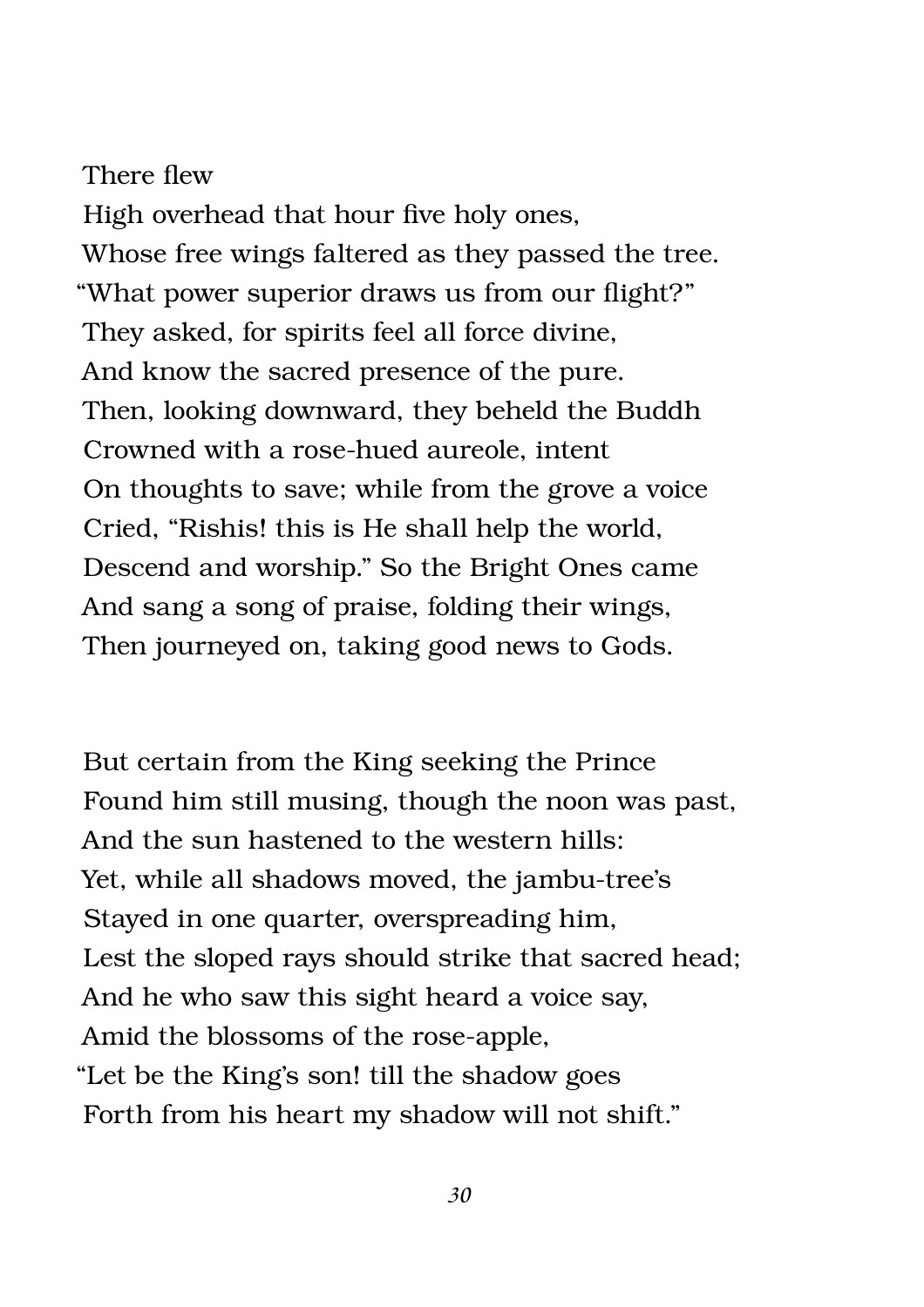There flew  
High overhead that hour five holy ones,  
Whose free wings faltered as they passed the tree.  
"What power superior draws us from our flight?"  
They asked, for spirits feel all force divine,  
And know the sacred presence of the pure.  
Then, looking downward, they beheld the Buddh  
Crowned with a rose-hued aureole, intent  
On thoughts to save; while from the grove a voice  
Cried, "Rishis! this is He shall help the world,  
Descend and worship." So the Bright Ones came  
And sang a song of praise, folding their wings,  
Then journeyed on, taking good news to Gods.

But certain from the King seeking the Prince  
Found him still musing, though the noon was past,  
And the sun hastened to the western hills:  
Yet, while all shadows moved, the jambu-tree's  
Stayed in one quarter, overspreading him,  
Lest the sloped rays should strike that sacred head;  
And he who saw this sight heard a voice say,  
Amid the blossoms of the rose-apple,  
"Let be the King's son! till the shadow goes  
Forth from his heart my shadow will not shift."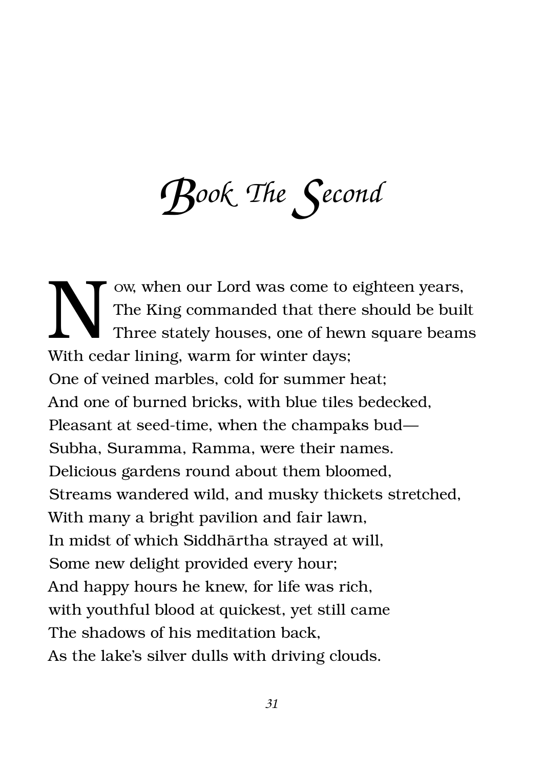# Book The Second

Now, when our Lord was come to eighteen years,
The King commanded that there should be built
Three stately houses, one of hewn square beams
With cedar lining, warm for winter days;
One of veined marbles, cold for summer heat;
And one of burned bricks, with blue tiles bedecked,
Pleasant at seed-time, when the champaks bud—
Subha, Suramma, Ramma, were their names.
Delicious gardens round about them bloomed,
Streams wandered wild, and musky thickets stretched,
With many a bright pavilion and fair lawn,
In midst of which Siddhārtha strayed at will,
Some new delight provided every hour;
And happy hours he knew, for life was rich,
with youthful blood at quickest, yet still came
The shadows of his meditation back,
As the lake's silver dulls with driving clouds.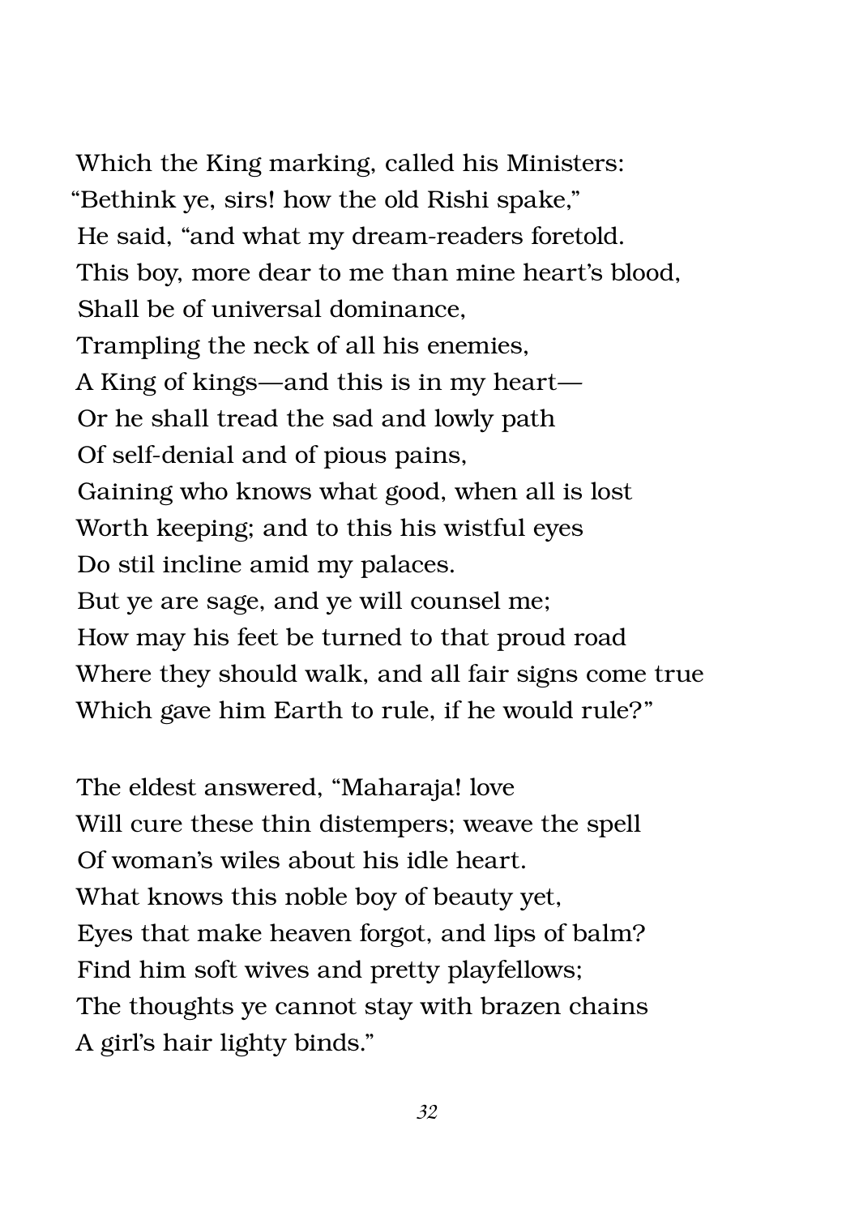Which the King marking, called his Ministers:
"Bethink ye, sirs! how the old Rishi spake,"
He said, "and what my dream-readers foretold.
This boy, more dear to me than mine heart's blood,
Shall be of universal dominance,
Trampling the neck of all his enemies,
A King of kings—and this is in my heart—
Or he shall tread the sad and lowly path
Of self-denial and of pious pains,
Gaining who knows what good, when all is lost
Worth keeping; and to this his wistful eyes
Do stil incline amid my palaces.
But ye are sage, and ye will counsel me;
How may his feet be turned to that proud road
Where they should walk, and all fair signs come true
Which gave him Earth to rule, if he would rule?"

The eldest answered, "Maharaja! love
Will cure these thin distempers; weave the spell
Of woman's wiles about his idle heart.
What knows this noble boy of beauty yet,
Eyes that make heaven forgot, and lips of balm?
Find him soft wives and pretty playfellows;
The thoughts ye cannot stay with brazen chains
A girl's hair lighty binds."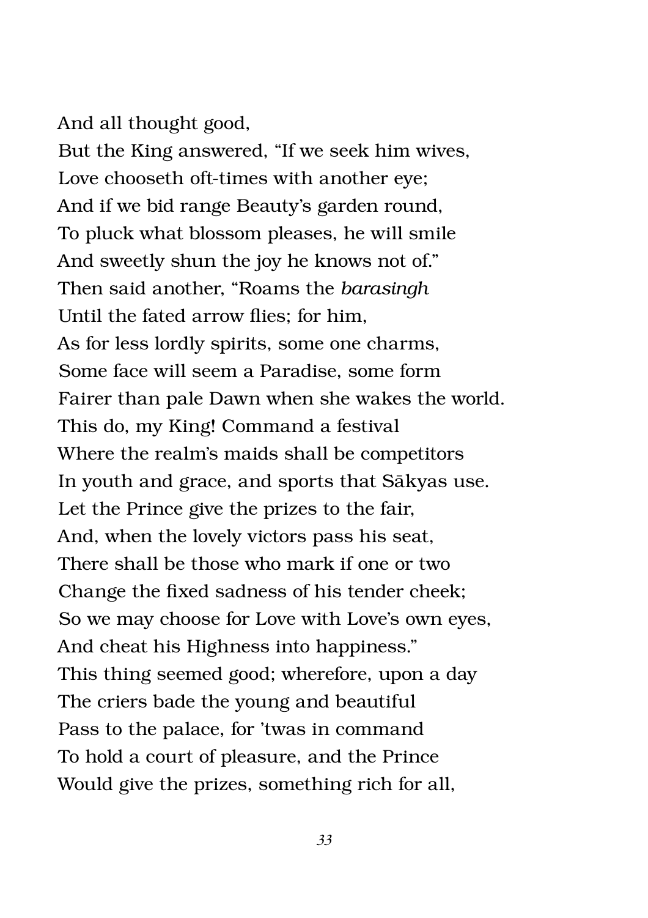And all thought good,  
But the King answered, "If we seek him wives,  
Love chooseth oft-times with another eye;  
And if we bid range Beauty's garden round,  
To pluck what blossom pleases, he will smile  
And sweetly shun the joy he knows not of."  
Then said another, "Roams the *barasingh*  
Until the fated arrow flies; for him,  
As for less lordly spirits, some one charms,  
Some face will seem a Paradise, some form  
Fairer than pale Dawn when she wakes the world.  
This do, my King! Command a festival  
Where the realm's maids shall be competitors  
In youth and grace, and sports that Sākyas use.  
Let the Prince give the prizes to the fair,  
And, when the lovely victors pass his seat,  
There shall be those who mark if one or two  
Change the fixed sadness of his tender cheek;  
So we may choose for Love with Love's own eyes,  
And cheat his Highness into happiness."  
This thing seemed good; wherefore, upon a day  
The criers bade the young and beautiful  
Pass to the palace, for 'twas in command  
To hold a court of pleasure, and the Prince  
Would give the prizes, something rich for all,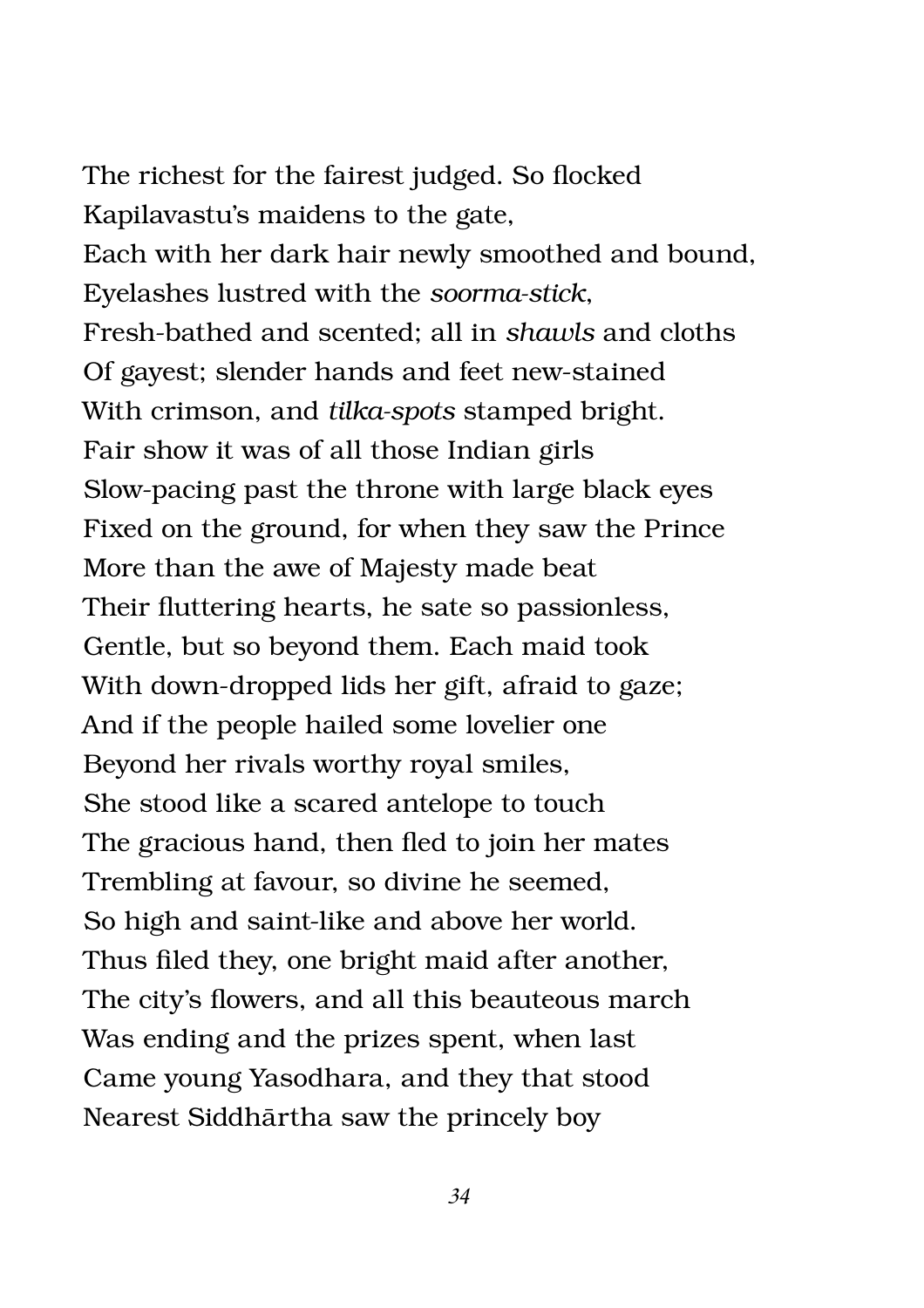The richest for the fairest judged. So flocked  
Kapilavastu's maidens to the gate,  
Each with her dark hair newly smoothed and bound,  
Eyelashes lustred with the *soorma-stick*,  
Fresh-bathed and scented; all in *shawls* and cloths  
Of gayest; slender hands and feet new-stained  
With crimson, and *tilka-spots* stamped bright.  
Fair show it was of all those Indian girls  
Slow-pacing past the throne with large black eyes  
Fixed on the ground, for when they saw the Prince  
More than the awe of Majesty made beat  
Their fluttering hearts, he sate so passionless,  
Gentle, but so beyond them. Each maid took  
With down-dropped lids her gift, afraid to gaze;  
And if the people hailed some lovelier one  
Beyond her rivals worthy royal smiles,  
She stood like a scared antelope to touch  
The gracious hand, then fled to join her mates  
Trembling at favour, so divine he seemed,  
So high and saint-like and above her world.  
Thus filed they, one bright maid after another,  
The city's flowers, and all this beauteous march  
Was ending and the prizes spent, when last  
Came young Yasodhara, and they that stood  
Nearest Siddhārtha saw the princely boy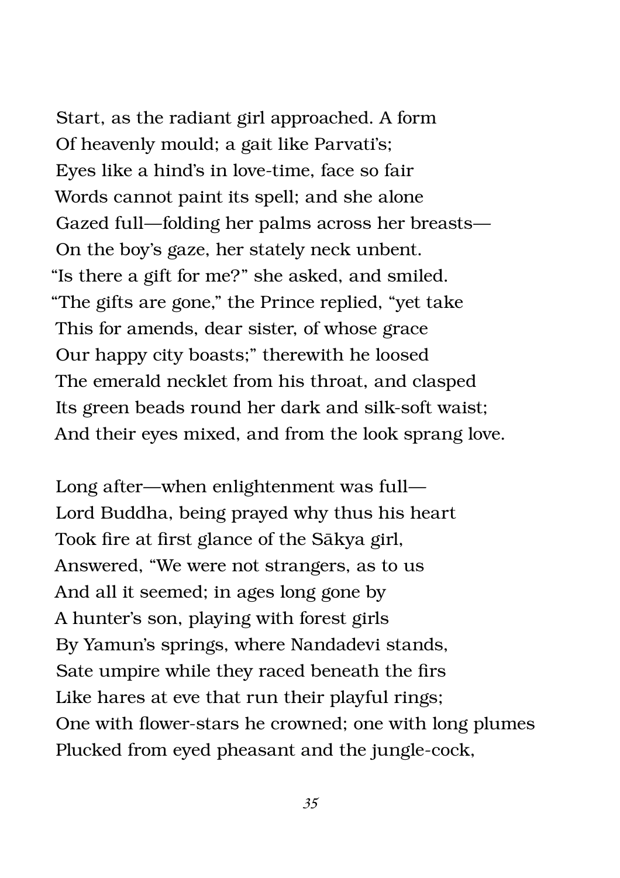Start, as the radiant girl approached. A form  
Of heavenly mould; a gait like Parvati's;  
Eyes like a hind's in love-time, face so fair  
Words cannot paint its spell; and she alone  
Gazed full—folding her palms across her breasts—  
On the boy's gaze, her stately neck unbent.  
"Is there a gift for me?" she asked, and smiled.  
"The gifts are gone," the Prince replied, "yet take  
This for amends, dear sister, of whose grace  
Our happy city boasts;" therewith he loosed  
The emerald necklet from his throat, and clasped  
Its green beads round her dark and silk-soft waist;  
And their eyes mixed, and from the look sprang love.

Long after—when enlightenment was full—  
Lord Buddha, being prayed why thus his heart  
Took fire at first glance of the Sākya girl,  
Answered, "We were not strangers, as to us  
And all it seemed; in ages long gone by  
A hunter's son, playing with forest girls  
By Yamun's springs, where Nandadevi stands,  
Sate umpire while they raced beneath the firs  
Like hares at eve that run their playful rings;  
One with flower-stars he crowned; one with long plumes  
Plucked from eyed pheasant and the jungle-cock,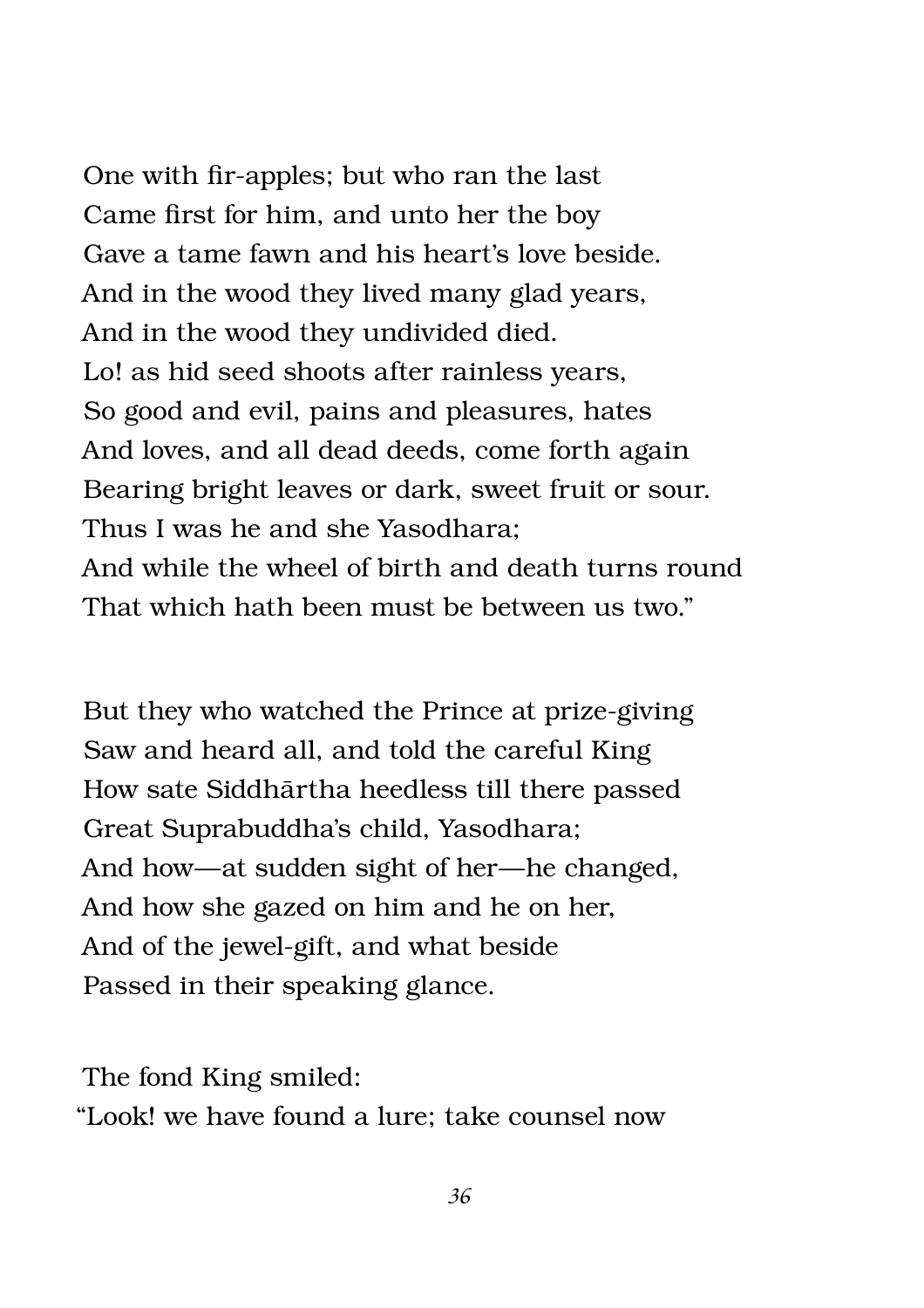One with fir-apples; but who ran the last  
Came first for him, and unto her the boy  
Gave a tame fawn and his heart's love beside.  
And in the wood they lived many glad years,  
And in the wood they undivided died.  
Lo! as hid seed shoots after rainless years,  
So good and evil, pains and pleasures, hates  
And loves, and all dead deeds, come forth again  
Bearing bright leaves or dark, sweet fruit or sour.  
Thus I was he and she Yasodhara;  
And while the wheel of birth and death turns round  
That which hath been must be between us two."

But they who watched the Prince at prize-giving  
Saw and heard all, and told the careful King  
How sate Siddhārtha heedless till there passed  
Great Suprabuddha's child, Yasodhara;  
And how—at sudden sight of her—he changed,  
And how she gazed on him and he on her,  
And of the jewel-gift, and what beside  
Passed in their speaking glance.

The fond King smiled:  
"Look! we have found a lure; take counsel now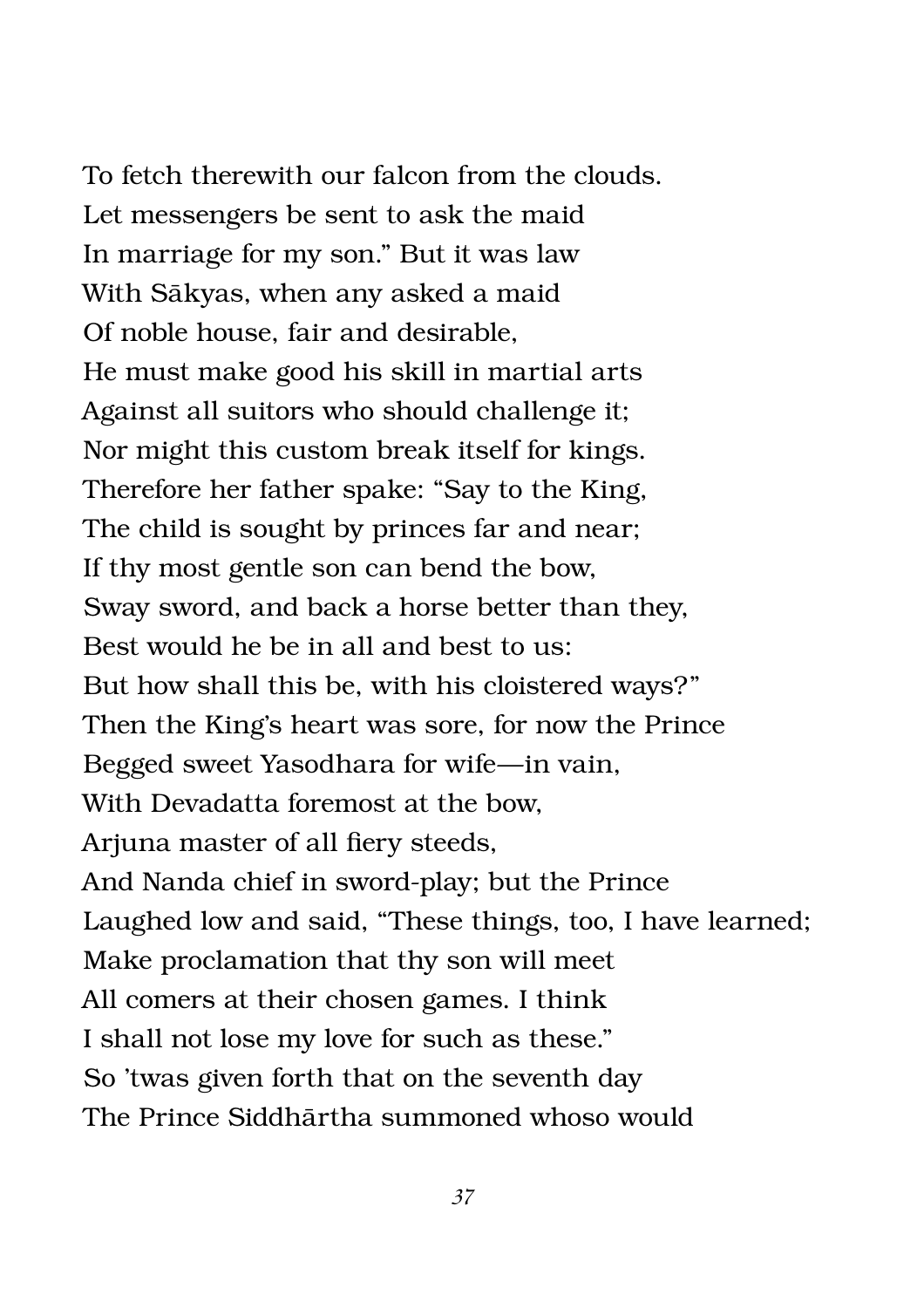To fetch therewith our falcon from the clouds.  
Let messengers be sent to ask the maid  
In marriage for my son.” But it was law  
With Sākyas, when any asked a maid  
Of noble house, fair and desirable,  
He must make good his skill in martial arts  
Against all suitors who should challenge it;  
Nor might this custom break itself for kings.  
Therefore her father spake: “Say to the King,  
The child is sought by princes far and near;  
If thy most gentle son can bend the bow,  
Sway sword, and back a horse better than they,  
Best would he be in all and best to us:  
But how shall this be, with his cloistered ways?”  
Then the King’s heart was sore, for now the Prince  
Begged sweet Yasodhara for wife—in vain,  
With Devadatta foremost at the bow,  
Arjuna master of all fiery steeds,  
And Nanda chief in sword-play; but the Prince  
Laughed low and said, “These things, too, I have learned;  
Make proclamation that thy son will meet  
All comers at their chosen games. I think  
I shall not lose my love for such as these.”  
So ’twas given forth that on the seventh day  
The Prince Siddhārtha summoned whoso would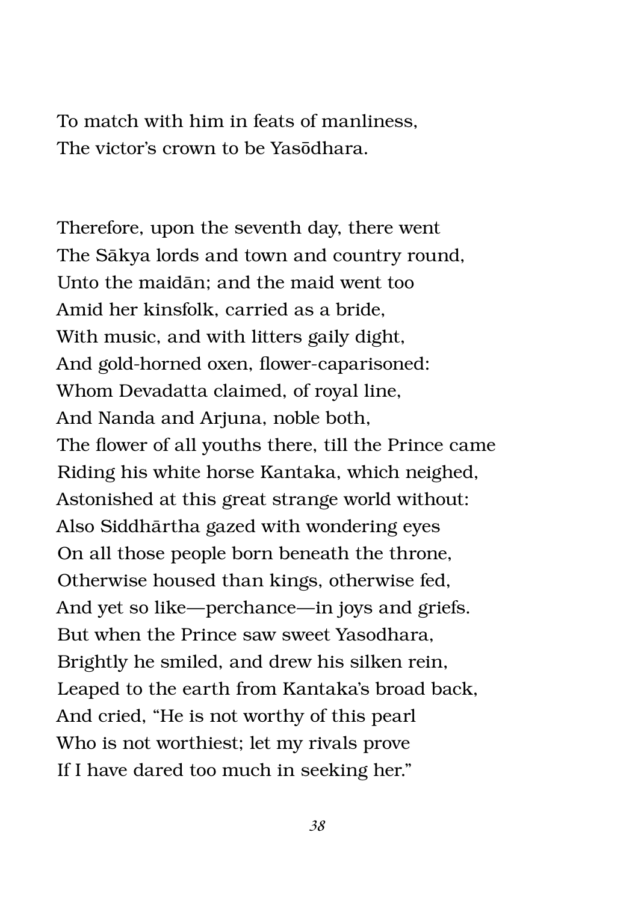To match with him in feats of manliness,
The victor's crown to be Yasōdhara.

Therefore, upon the seventh day, there went
The Sākya lords and town and country round,
Unto the maidān; and the maid went too
Amid her kinsfolk, carried as a bride,
With music, and with litters gaily dight,
And gold-horned oxen, flower-caparisoned:
Whom Devadatta claimed, of royal line,
And Nanda and Arjuna, noble both,
The flower of all youths there, till the Prince came
Riding his white horse Kantaka, which neighed,
Astonished at this great strange world without:
Also Siddhārtha gazed with wondering eyes
On all those people born beneath the throne,
Otherwise housed than kings, otherwise fed,
And yet so like—perchance—in joys and griefs.
But when the Prince saw sweet Yasodhara,
Brightly he smiled, and drew his silken rein,
Leaped to the earth from Kantaka's broad back,
And cried, "He is not worthy of this pearl
Who is not worthiest; let my rivals prove
If I have dared too much in seeking her."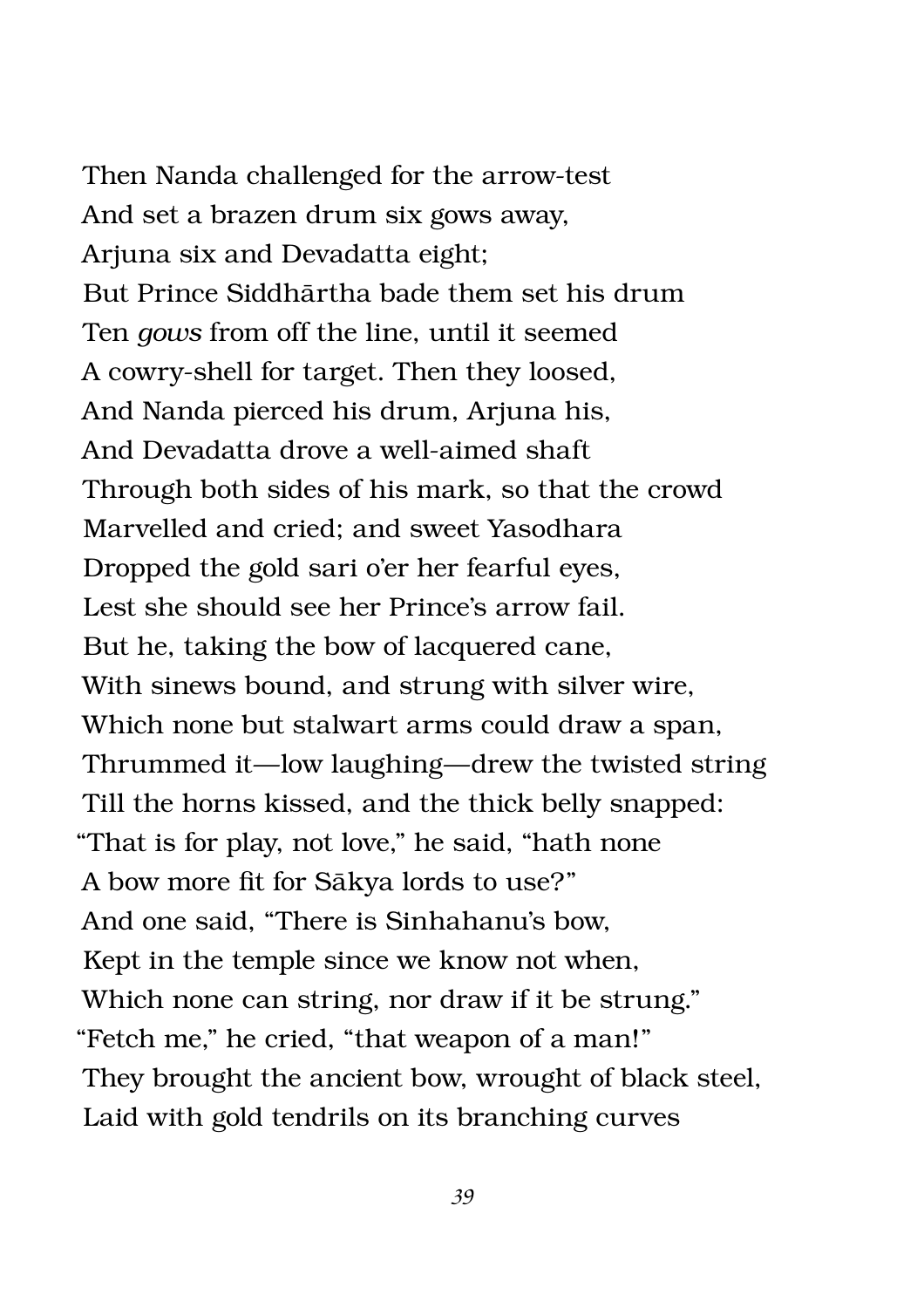Then Nanda challenged for the arrow-test  
And set a brazen drum six gows away,  
Arjuna six and Devadatta eight;  
But Prince Siddhārtha bade them set his drum  
Ten *gows* from off the line, until it seemed  
A cowry-shell for target. Then they loosed,  
And Nanda pierced his drum, Arjuna his,  
And Devadatta drove a well-aimed shaft  
Through both sides of his mark, so that the crowd  
Marvelled and cried; and sweet Yasodhara  
Dropped the gold sari o'er her fearful eyes,  
Lest she should see her Prince's arrow fail.  
But he, taking the bow of lacquered cane,  
With sinews bound, and strung with silver wire,  
Which none but stalwart arms could draw a span,  
Thrummed it—low laughing—drew the twisted string  
Till the horns kissed, and the thick belly snapped:  
"That is for play, not love," he said, "hath none  
A bow more fit for Sākya lords to use?"  
And one said, "There is Sinhahanu's bow,  
Kept in the temple since we know not when,  
Which none can string, nor draw if it be strung."  
"Fetch me," he cried, "that weapon of a man!"  
They brought the ancient bow, wrought of black steel,  
Laid with gold tendrils on its branching curves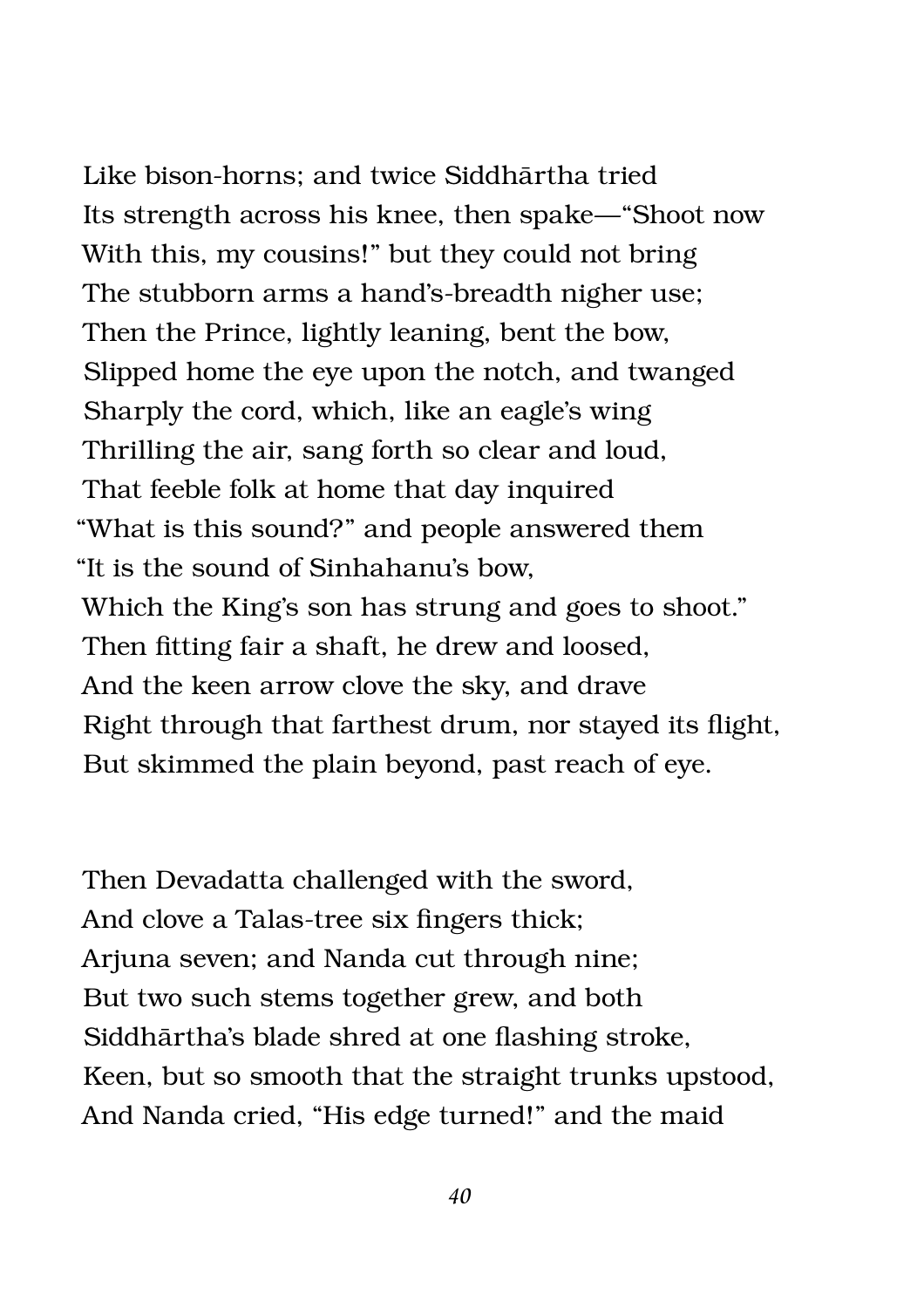Like bison-horns; and twice Siddhārtha tried
Its strength across his knee, then spake—"Shoot now
With this, my cousins!" but they could not bring
The stubborn arms a hand's-breadth nigher use;
Then the Prince, lightly leaning, bent the bow,
Slipped home the eye upon the notch, and twanged
Sharply the cord, which, like an eagle's wing
Thrilling the air, sang forth so clear and loud,
That feeble folk at home that day inquired
"What is this sound?" and people answered them
"It is the sound of Sinhahanu's bow,
Which the King's son has strung and goes to shoot."
Then fitting fair a shaft, he drew and loosed,
And the keen arrow clove the sky, and drave
Right through that farthest drum, nor stayed its flight,
But skimmed the plain beyond, past reach of eye.

Then Devadatta challenged with the sword,
And clove a Talas-tree six fingers thick;
Arjuna seven; and Nanda cut through nine;
But two such stems together grew, and both
Siddhārtha's blade shred at one flashing stroke,
Keen, but so smooth that the straight trunks upstood,
And Nanda cried, "His edge turned!" and the maid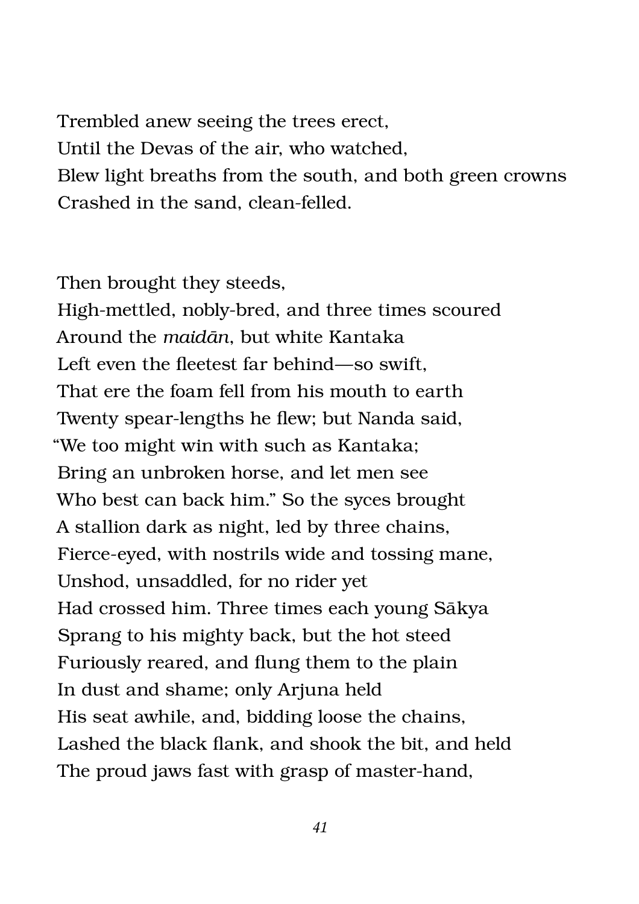Trembled anew seeing the trees erect,
Until the Devas of the air, who watched,
Blew light breaths from the south, and both green crowns
Crashed in the sand, clean-felled.

Then brought they steeds,
High-mettled, nobly-bred, and three times scoured
Around the *maidān*, but white Kantaka
Left even the fleetest far behind—so swift,
That ere the foam fell from his mouth to earth
Twenty spear-lengths he flew; but Nanda said,
"We too might win with such as Kantaka;
Bring an unbroken horse, and let men see
Who best can back him." So the syces brought
A stallion dark as night, led by three chains,
Fierce-eyed, with nostrils wide and tossing mane,
Unshod, unsaddled, for no rider yet
Had crossed him. Three times each young Sākya
Sprang to his mighty back, but the hot steed
Furiously reared, and flung them to the plain
In dust and shame; only Arjuna held
His seat awhile, and, bidding loose the chains,
Lashed the black flank, and shook the bit, and held
The proud jaws fast with grasp of master-hand,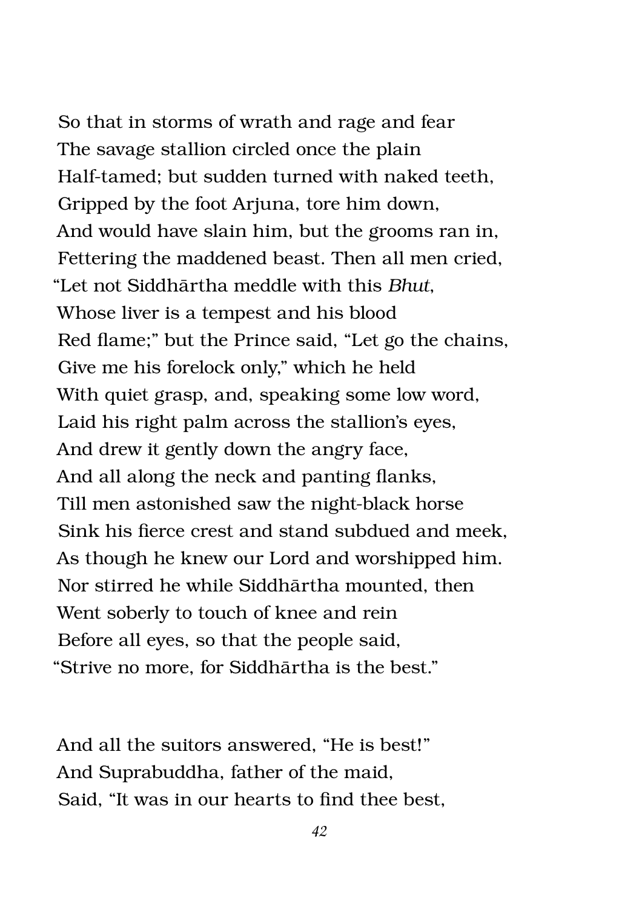So that in storms of wrath and rage and fear
The savage stallion circled once the plain
Half-tamed; but sudden turned with naked teeth,
Gripped by the foot Arjuna, tore him down,
And would have slain him, but the grooms ran in,
Fettering the maddened beast. Then all men cried,
"Let not Siddhārtha meddle with this *Bhut*,
Whose liver is a tempest and his blood
Red flame;" but the Prince said, "Let go the chains,
Give me his forelock only," which he held
With quiet grasp, and, speaking some low word,
Laid his right palm across the stallion's eyes,
And drew it gently down the angry face,
And all along the neck and panting flanks,
Till men astonished saw the night-black horse
Sink his fierce crest and stand subdued and meek,
As though he knew our Lord and worshipped him.
Nor stirred he while Siddhārtha mounted, then
Went soberly to touch of knee and rein
Before all eyes, so that the people said,
"Strive no more, for Siddhārtha is the best."

And all the suitors answered, "He is best!"
And Suprabuddha, father of the maid,
Said, "It was in our hearts to find thee best,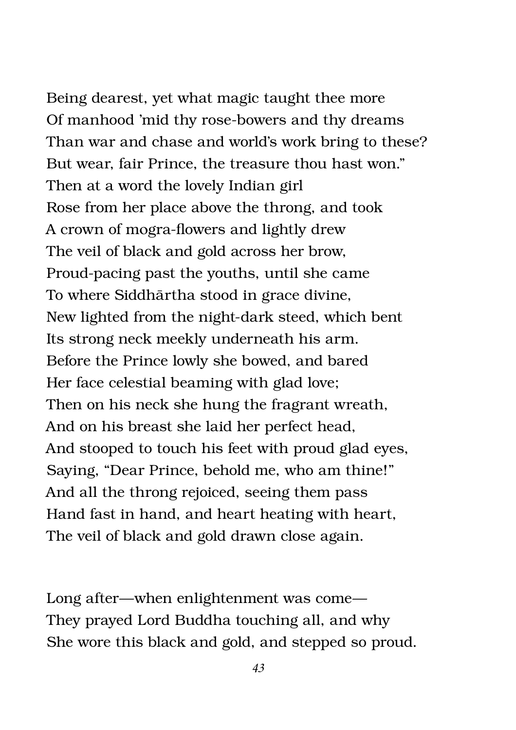Being dearest, yet what magic taught thee more
Of manhood 'mid thy rose-bowers and thy dreams
Than war and chase and world's work bring to these?
But wear, fair Prince, the treasure thou hast won."
Then at a word the lovely Indian girl
Rose from her place above the throng, and took
A crown of mogra-flowers and lightly drew
The veil of black and gold across her brow,
Proud-pacing past the youths, until she came
To where Siddhārtha stood in grace divine,
New lighted from the night-dark steed, which bent
Its strong neck meekly underneath his arm.
Before the Prince lowly she bowed, and bared
Her face celestial beaming with glad love;
Then on his neck she hung the fragrant wreath,
And on his breast she laid her perfect head,
And stooped to touch his feet with proud glad eyes,
Saying, "Dear Prince, behold me, who am thine!"
And all the throng rejoiced, seeing them pass
Hand fast in hand, and heart heating with heart,
The veil of black and gold drawn close again.

Long after—when enlightenment was come—
They prayed Lord Buddha touching all, and why
She wore this black and gold, and stepped so proud.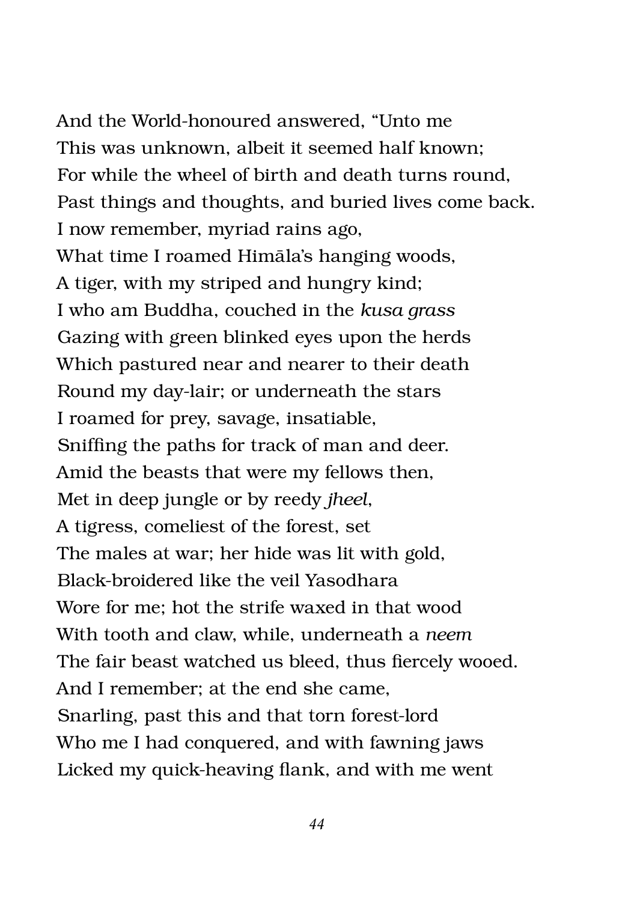And the World-honoured answered, "Unto me  
This was unknown, albeit it seemed half known;  
For while the wheel of birth and death turns round,  
Past things and thoughts, and buried lives come back.  
I now remember, myriad rains ago,  
What time I roamed Himāla's hanging woods,  
A tiger, with my striped and hungry kind;  
I who am Buddha, couched in the *kusa grass*  
Gazing with green blinked eyes upon the herds  
Which pastured near and nearer to their death  
Round my day-lair; or underneath the stars  
I roamed for prey, savage, insatiable,  
Sniffing the paths for track of man and deer.  
Amid the beasts that were my fellows then,  
Met in deep jungle or by reedy *jheel*,  
A tigress, comeliest of the forest, set  
The males at war; her hide was lit with gold,  
Black-broidered like the veil Yasodhara  
Wore for me; hot the strife waxed in that wood  
With tooth and claw, while, underneath a *neem*  
The fair beast watched us bleed, thus fiercely wooed.  
And I remember; at the end she came,  
Snarling, past this and that torn forest-lord  
Who me I had conquered, and with fawning jaws  
Licked my quick-heaving flank, and with me went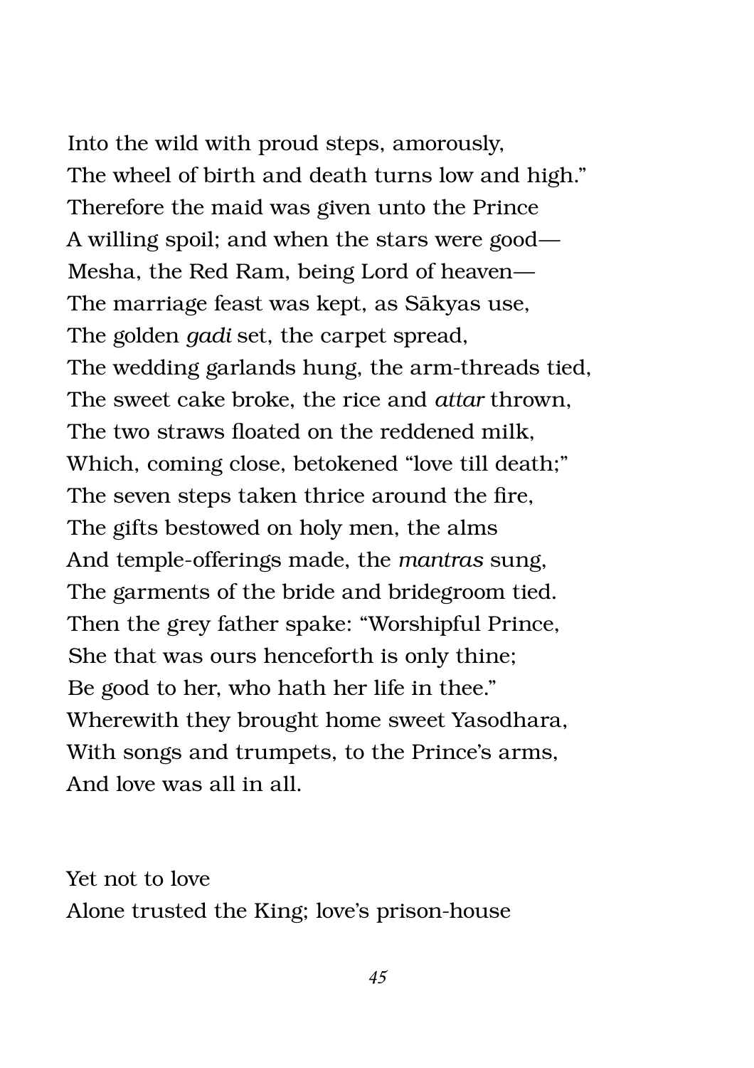Into the wild with proud steps, amorously,  
The wheel of birth and death turns low and high."  
Therefore the maid was given unto the Prince  
A willing spoil; and when the stars were good—  
Mesha, the Red Ram, being Lord of heaven—  
The marriage feast was kept, as Sākyas use,  
The golden *gadi* set, the carpet spread,  
The wedding garlands hung, the arm-threads tied,  
The sweet cake broke, the rice and *attar* thrown,  
The two straws floated on the reddened milk,  
Which, coming close, betokened "love till death;"  
The seven steps taken thrice around the fire,  
The gifts bestowed on holy men, the alms  
And temple-offerings made, the *mantras* sung,  
The garments of the bride and bridegroom tied.  
Then the grey father spake: "Worshipful Prince,  
She that was ours henceforth is only thine;  
Be good to her, who hath her life in thee."  
Wherewith they brought home sweet Yasodhara,  
With songs and trumpets, to the Prince's arms,  
And love was all in all.

Yet not to love  
Alone trusted the King; love's prison-house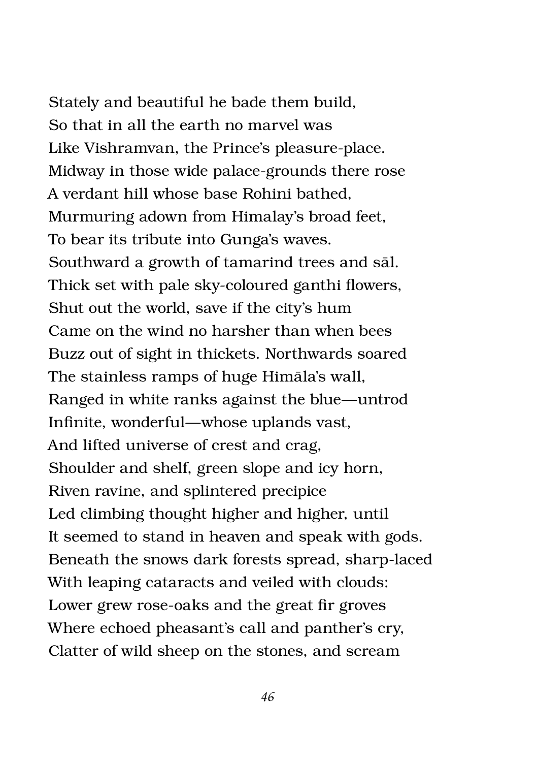Stately and beautiful he bade them build,  
So that in all the earth no marvel was  
Like Vishramvan, the Prince's pleasure-place.  
Midway in those wide palace-grounds there rose  
A verdant hill whose base Rohini bathed,  
Murmuring adown from Himalay's broad feet,  
To bear its tribute into Gunga's waves.  
Southward a growth of tamarind trees and sāl.  
Thick set with pale sky-coloured ganthi flowers,  
Shut out the world, save if the city's hum  
Came on the wind no harsher than when bees  
Buzz out of sight in thickets. Northwards soared  
The stainless ramps of huge Himāla's wall,  
Ranged in white ranks against the blue—untrod  
Infinite, wonderful—whose uplands vast,  
And lifted universe of crest and crag,  
Shoulder and shelf, green slope and icy horn,  
Riven ravine, and splintered precipice  
Led climbing thought higher and higher, until  
It seemed to stand in heaven and speak with gods.  
Beneath the snows dark forests spread, sharp-laced  
With leaping cataracts and veiled with clouds:  
Lower grew rose-oaks and the great fir groves  
Where echoed pheasant's call and panther's cry,  
Clatter of wild sheep on the stones, and scream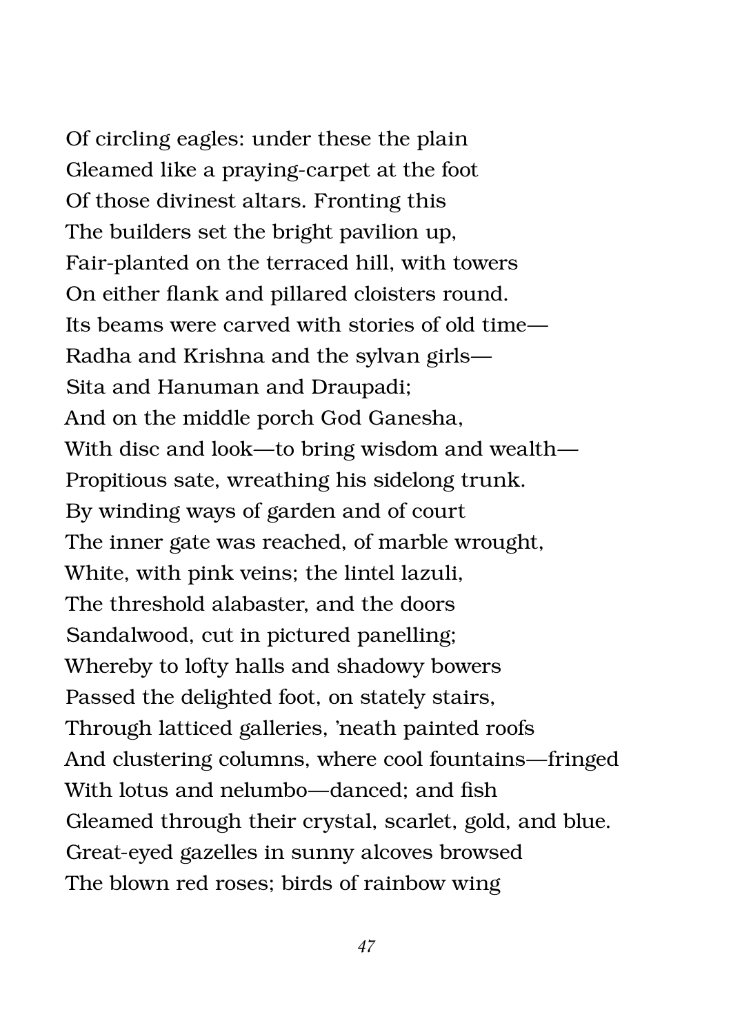Of circling eagles: under these the plain
Gleamed like a praying-carpet at the foot
Of those divinest altars. Fronting this
The builders set the bright pavilion up,
Fair-planted on the terraced hill, with towers
On either flank and pillared cloisters round.
Its beams were carved with stories of old time—
Radha and Krishna and the sylvan girls—
Sita and Hanuman and Draupadi;
And on the middle porch God Ganesha,
With disc and look—to bring wisdom and wealth—
Propitious sate, wreathing his sidelong trunk.
By winding ways of garden and of court
The inner gate was reached, of marble wrought,
White, with pink veins; the lintel lazuli,
The threshold alabaster, and the doors
Sandalwood, cut in pictured panelling;
Whereby to lofty halls and shadowy bowers
Passed the delighted foot, on stately stairs,
Through latticed galleries, 'neath painted roofs
And clustering columns, where cool fountains—fringed
With lotus and nelumbo—danced; and fish
Gleamed through their crystal, scarlet, gold, and blue.
Great-eyed gazelles in sunny alcoves browsed
The blown red roses; birds of rainbow wing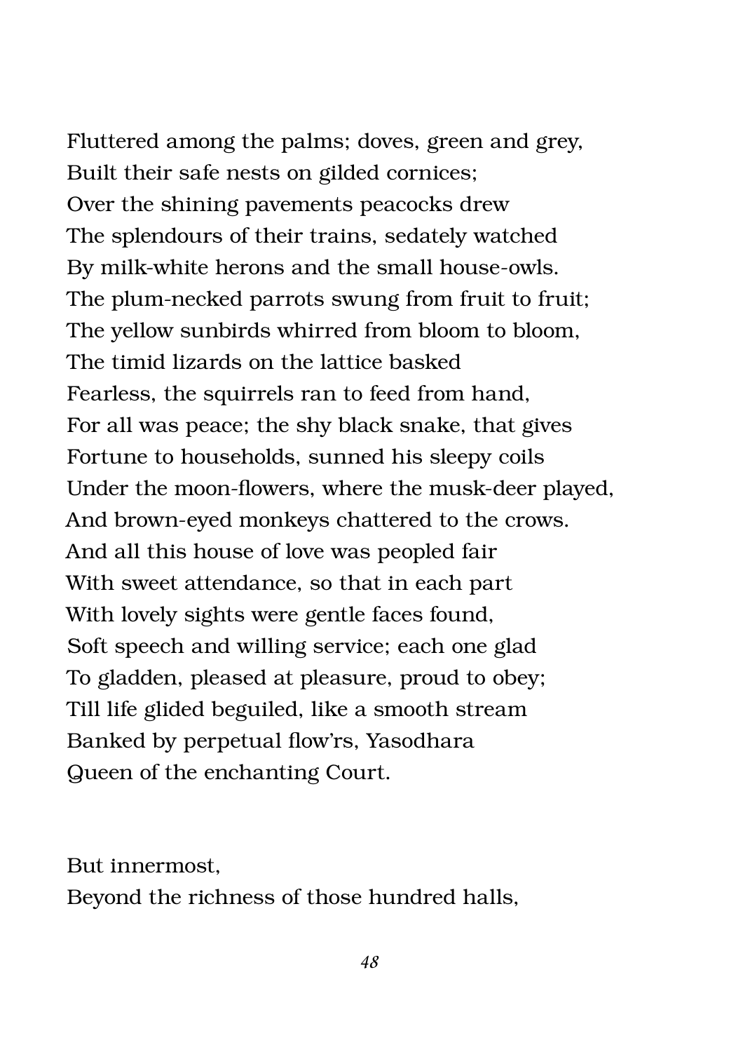Fluttered among the palms; doves, green and grey,
Built their safe nests on gilded cornices;
Over the shining pavements peacocks drew
The splendours of their trains, sedately watched
By milk-white herons and the small house-owls.
The plum-necked parrots swung from fruit to fruit;
The yellow sunbirds whirred from bloom to bloom,
The timid lizards on the lattice basked
Fearless, the squirrels ran to feed from hand,
For all was peace; the shy black snake, that gives
Fortune to households, sunned his sleepy coils
Under the moon-flowers, where the musk-deer played,
And brown-eyed monkeys chattered to the crows.
And all this house of love was peopled fair
With sweet attendance, so that in each part
With lovely sights were gentle faces found,
Soft speech and willing service; each one glad
To gladden, pleased at pleasure, proud to obey;
Till life glided beguiled, like a smooth stream
Banked by perpetual flow'rs, Yasodhara
Queen of the enchanting Court.

But innermost,
Beyond the richness of those hundred halls,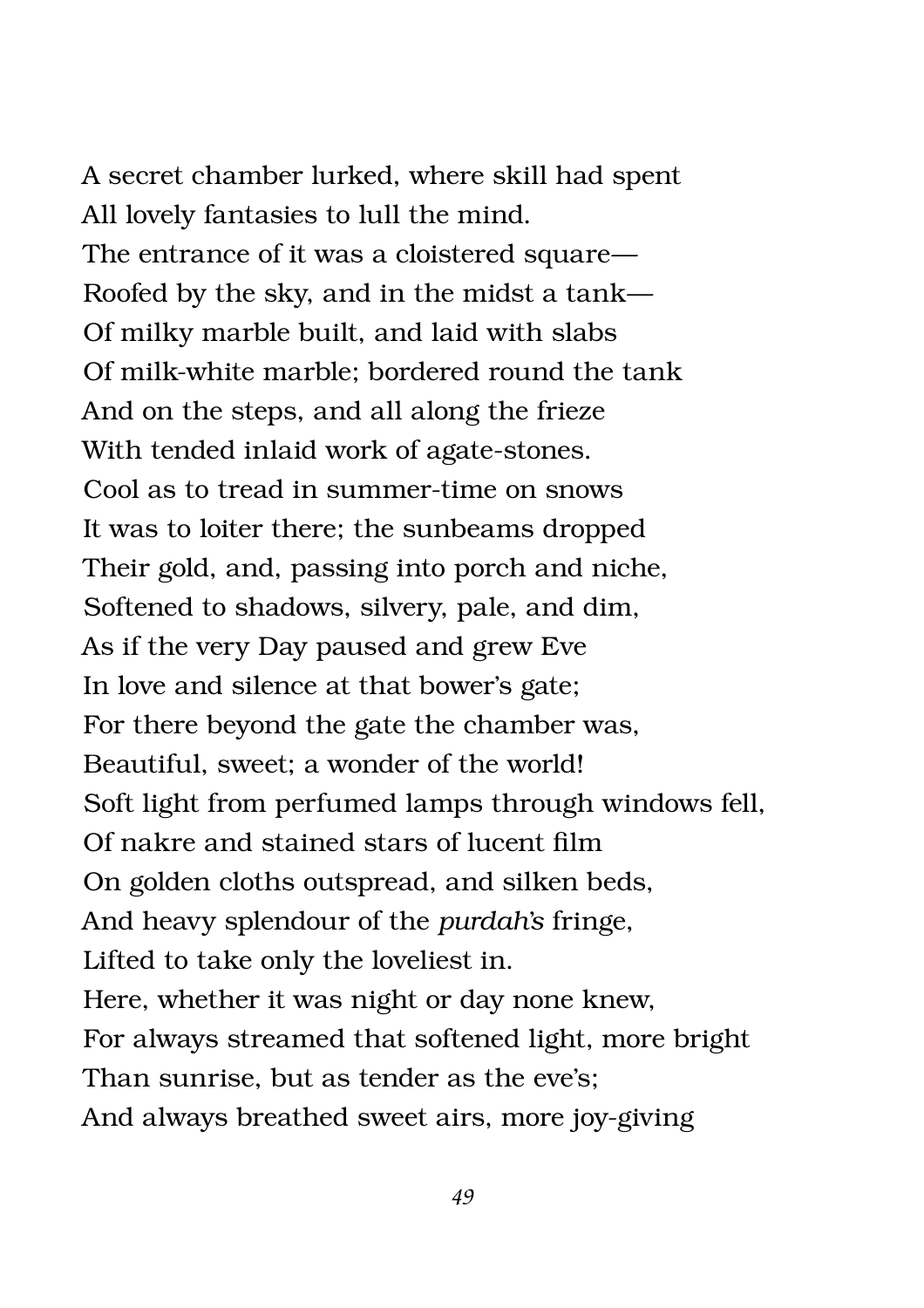A secret chamber lurked, where skill had spent
All lovely fantasies to lull the mind.
The entrance of it was a cloistered square—
Roofed by the sky, and in the midst a tank—
Of milky marble built, and laid with slabs
Of milk-white marble; bordered round the tank
And on the steps, and all along the frieze
With tended inlaid work of agate-stones.
Cool as to tread in summer-time on snows
It was to loiter there; the sunbeams dropped
Their gold, and, passing into porch and niche,
Softened to shadows, silvery, pale, and dim,
As if the very Day paused and grew Eve
In love and silence at that bower's gate;
For there beyond the gate the chamber was,
Beautiful, sweet; a wonder of the world!
Soft light from perfumed lamps through windows fell,
Of nakre and stained stars of lucent film
On golden cloths outspread, and silken beds,
And heavy splendour of the *purdah's* fringe,
Lifted to take only the loveliest in.
Here, whether it was night or day none knew,
For always streamed that softened light, more bright
Than sunrise, but as tender as the eve's;
And always breathed sweet airs, more joy-giving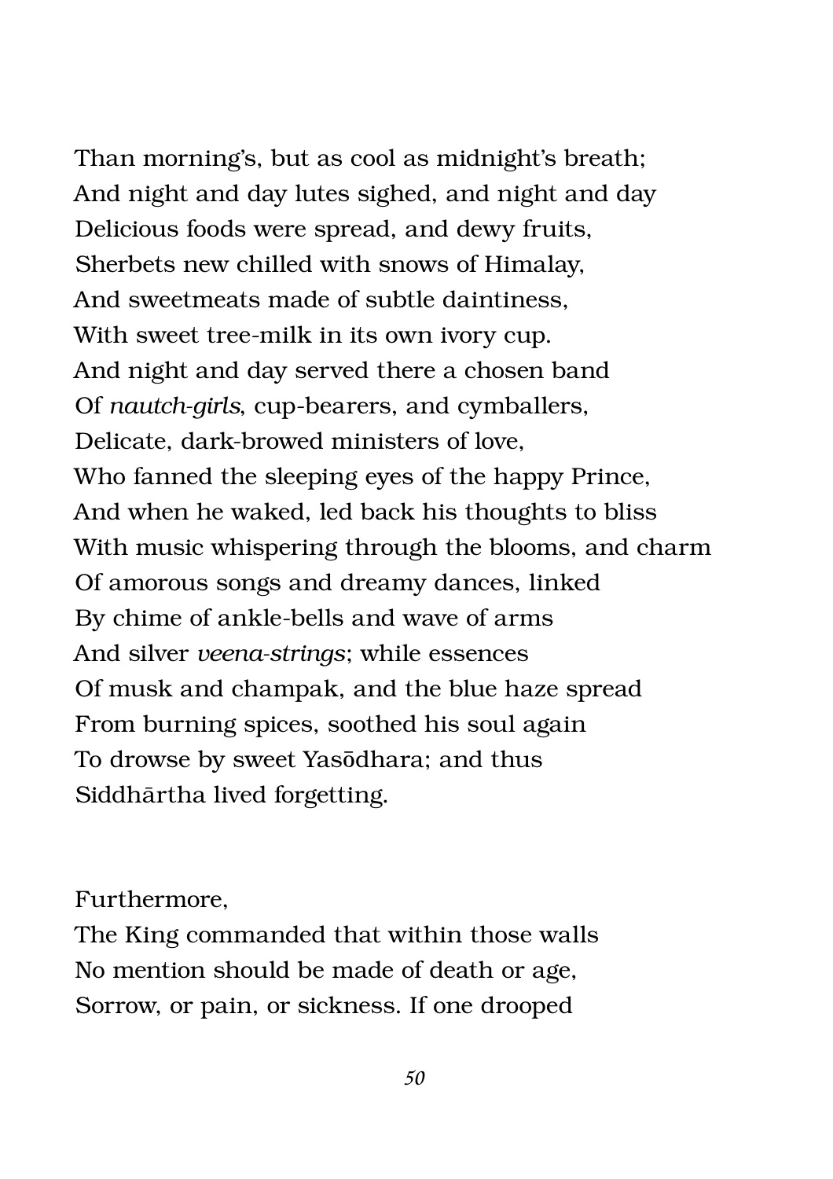Than morning's, but as cool as midnight's breath;  
And night and day lutes sighed, and night and day  
Delicious foods were spread, and dewy fruits,  
Sherbets new chilled with snows of Himalay,  
And sweetmeats made of subtle daintiness,  
With sweet tree-milk in its own ivory cup.  
And night and day served there a chosen band  
Of *nautch-girls*, cup-bearers, and cymballers,  
Delicate, dark-browed ministers of love,  
Who fanned the sleeping eyes of the happy Prince,  
And when he waked, led back his thoughts to bliss  
With music whispering through the blooms, and charm  
Of amorous songs and dreamy dances, linked  
By chime of ankle-bells and wave of arms  
And silver *veena-strings*; while essences  
Of musk and champak, and the blue haze spread  
From burning spices, soothed his soul again  
To drowse by sweet Yasōdhara; and thus  
Siddhārtha lived forgetting.

Furthermore,  
The King commanded that within those walls  
No mention should be made of death or age,  
Sorrow, or pain, or sickness. If one drooped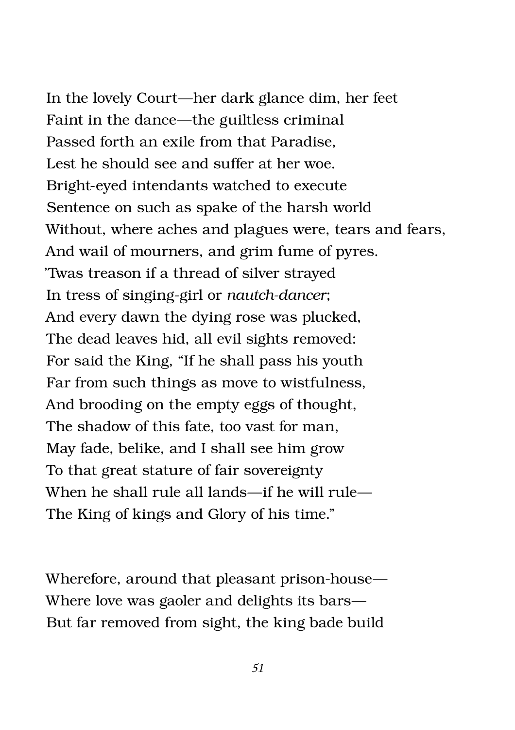In the lovely Court—her dark glance dim, her feet
Faint in the dance—the guiltless criminal
Passed forth an exile from that Paradise,
Lest he should see and suffer at her woe.
Bright-eyed intendants watched to execute
Sentence on such as spake of the harsh world
Without, where aches and plagues were, tears and fears,
And wail of mourners, and grim fume of pyres.
'Twas treason if a thread of silver strayed
In tress of singing-girl or *nautch-dancer*;
And every dawn the dying rose was plucked,
The dead leaves hid, all evil sights removed:
For said the King, "If he shall pass his youth
Far from such things as move to wistfulness,
And brooding on the empty eggs of thought,
The shadow of this fate, too vast for man,
May fade, belike, and I shall see him grow
To that great stature of fair sovereignty
When he shall rule all lands—if he will rule—
The King of kings and Glory of his time."

Wherefore, around that pleasant prison-house—
Where love was gaoler and delights its bars—
But far removed from sight, the king bade build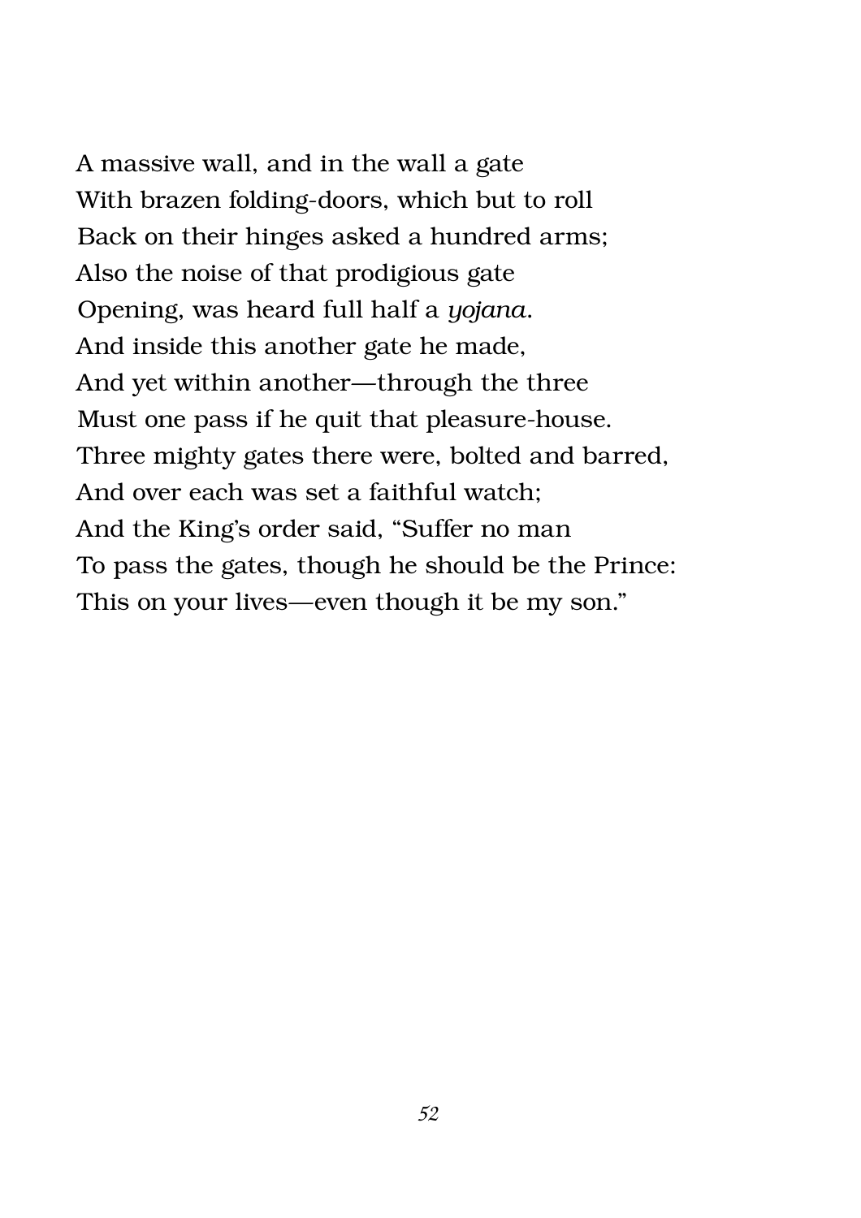A massive wall, and in the wall a gate  
With brazen folding-doors, which but to roll  
Back on their hinges asked a hundred arms;  
Also the noise of that prodigious gate  
Opening, was heard full half a *yojana*.  
And inside this another gate he made,  
And yet within another—through the three  
Must one pass if he quit that pleasure-house.  
Three mighty gates there were, bolted and barred,  
And over each was set a faithful watch;  
And the King's order said, "Suffer no man  
To pass the gates, though he should be the Prince:  
This on your lives—even though it be my son."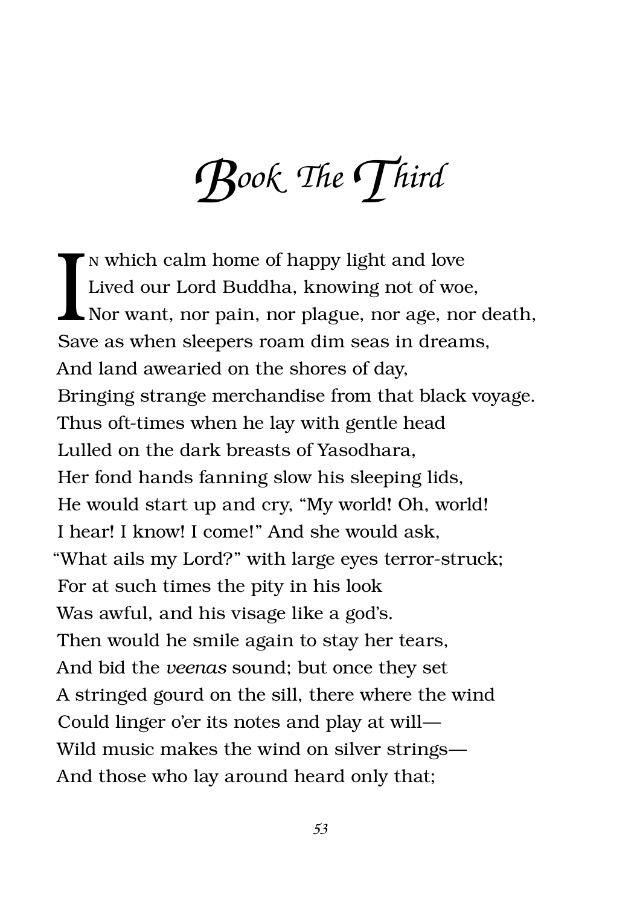# Book The Third

In which calm home of happy light and love  
Lived our Lord Buddha, knowing not of woe,  
Nor want, nor pain, nor plague, nor age, nor death,  
Save as when sleepers roam dim seas in dreams,  
And land awearied on the shores of day,  
Bringing strange merchandise from that black voyage.  
Thus oft-times when he lay with gentle head  
Lulled on the dark breasts of Yasodhara,  
Her fond hands fanning slow his sleeping lids,  
He would start up and cry, "My world! Oh, world!  
I hear! I know! I come!" And she would ask,  
"What ails my Lord?" with large eyes terror-struck;  
For at such times the pity in his look  
Was awful, and his visage like a god's.  
Then would he smile again to stay her tears,  
And bid the *veenas* sound; but once they set  
A stringed gourd on the sill, there where the wind  
Could linger o'er its notes and play at will—  
Wild music makes the wind on silver strings—  
And those who lay around heard only that;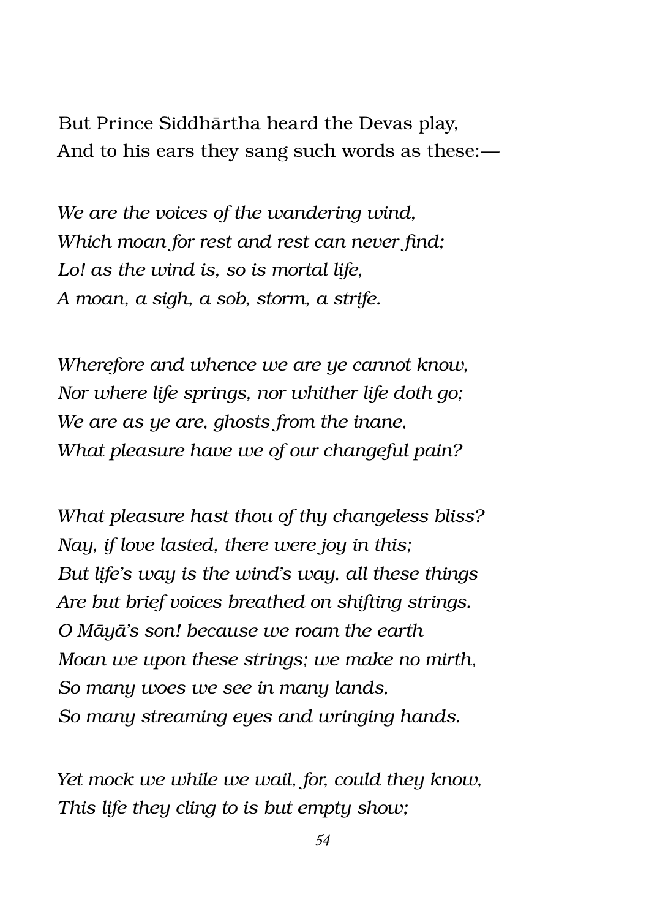But Prince Siddhārtha heard the Devas play,  
And to his ears they sang such words as these:—

*We are the voices of the wandering wind,*  
*Which moan for rest and rest can never find;*  
*Lo! as the wind is, so is mortal life,*  
*A moan, a sigh, a sob, storm, a strife.*

*Wherefore and whence we are ye cannot know,*  
*Nor where life springs, nor whither life doth go;*  
*We are as ye are, ghosts from the inane,*  
*What pleasure have we of our changeful pain?*

*What pleasure hast thou of thy changeless bliss?*  
*Nay, if love lasted, there were joy in this;*  
*But life's way is the wind's way, all these things*  
*Are but brief voices breathed on shifting strings.*  
*O Māyā's son! because we roam the earth*  
*Moan we upon these strings; we make no mirth,*  
*So many woes we see in many lands,*  
*So many streaming eyes and wringing hands.*

*Yet mock we while we wail, for, could they know,*  
*This life they cling to is but empty show;*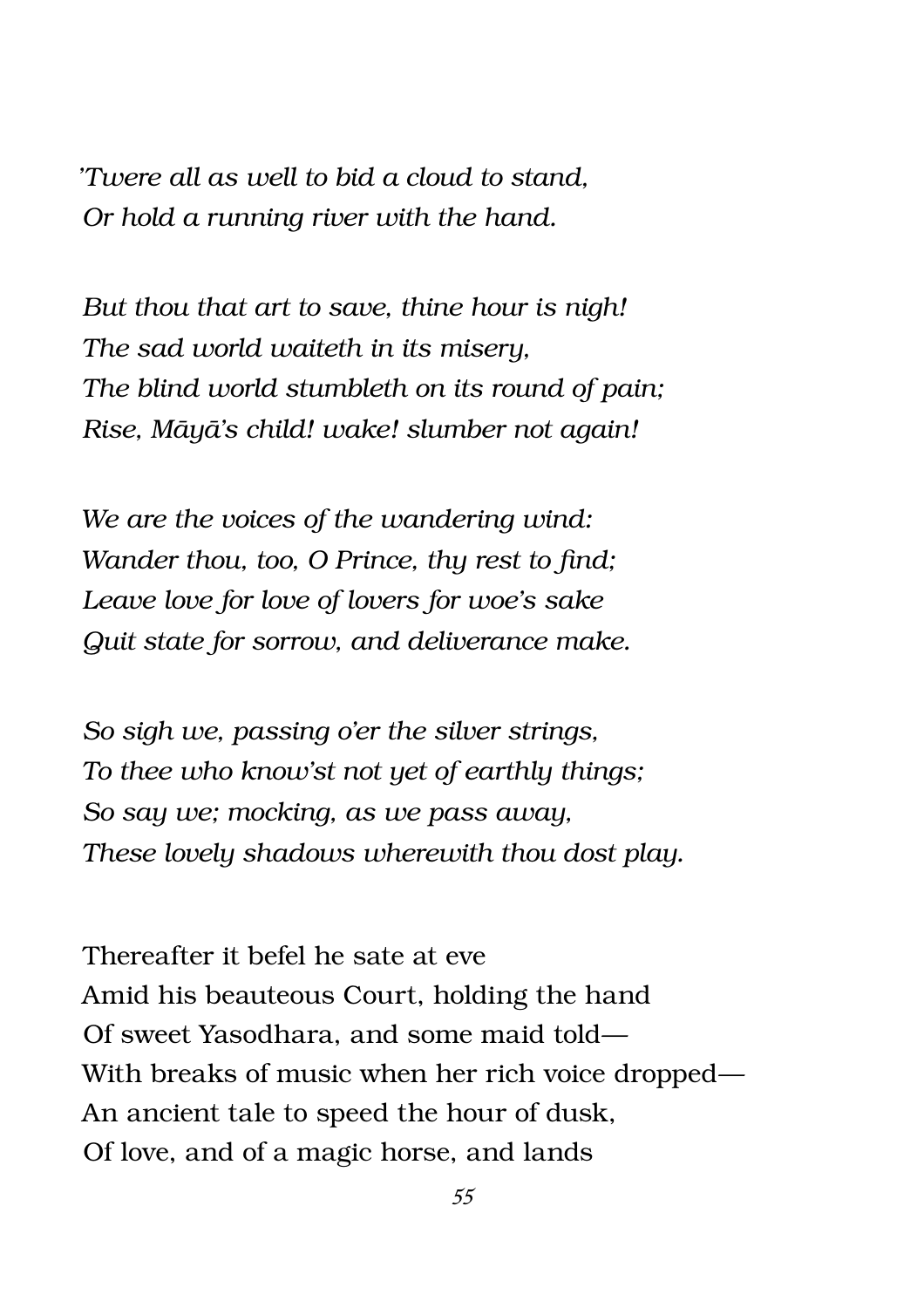*'Twere all as well to bid a cloud to stand,*
*Or hold a running river with the hand.*

*But thou that art to save, thine hour is nigh!*
*The sad world waiteth in its misery,*
*The blind world stumbleth on its round of pain;*
*Rise, Māyā's child! wake! slumber not again!*

*We are the voices of the wandering wind:*
*Wander thou, too, O Prince, thy rest to find;*
*Leave love for love of lovers for woe's sake*
*Quit state for sorrow, and deliverance make.*

*So sigh we, passing o'er the silver strings,*
*To thee who know'st not yet of earthly things;*
*So say we; mocking, as we pass away,*
*These lovely shadows wherewith thou dost play.*

Thereafter it befel he sate at eve
Amid his beauteous Court, holding the hand
Of sweet Yasodhara, and some maid told—
With breaks of music when her rich voice dropped—
An ancient tale to speed the hour of dusk,
Of love, and of a magic horse, and lands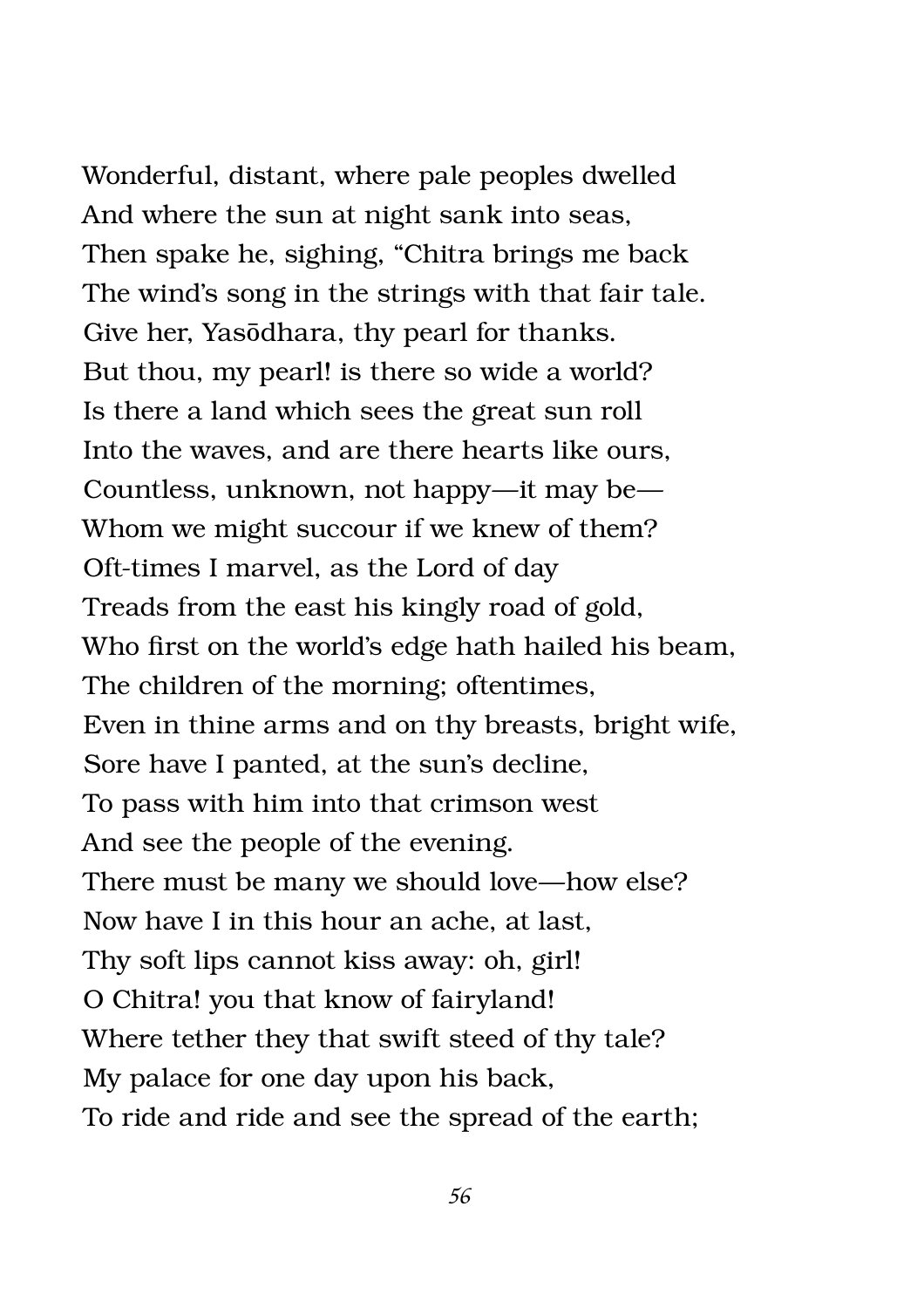Wonderful, distant, where pale peoples dwelled  
And where the sun at night sank into seas,  
Then spake he, sighing, "Chitra brings me back  
The wind's song in the strings with that fair tale.  
Give her, Yasōdhara, thy pearl for thanks.  
But thou, my pearl! is there so wide a world?  
Is there a land which sees the great sun roll  
Into the waves, and are there hearts like ours,  
Countless, unknown, not happy—it may be—  
Whom we might succour if we knew of them?  
Oft-times I marvel, as the Lord of day  
Treads from the east his kingly road of gold,  
Who first on the world's edge hath hailed his beam,  
The children of the morning; oftentimes,  
Even in thine arms and on thy breasts, bright wife,  
Sore have I panted, at the sun's decline,  
To pass with him into that crimson west  
And see the people of the evening.  
There must be many we should love—how else?  
Now have I in this hour an ache, at last,  
Thy soft lips cannot kiss away: oh, girl!  
O Chitra! you that know of fairyland!  
Where tether they that swift steed of thy tale?  
My palace for one day upon his back,  
To ride and ride and see the spread of the earth;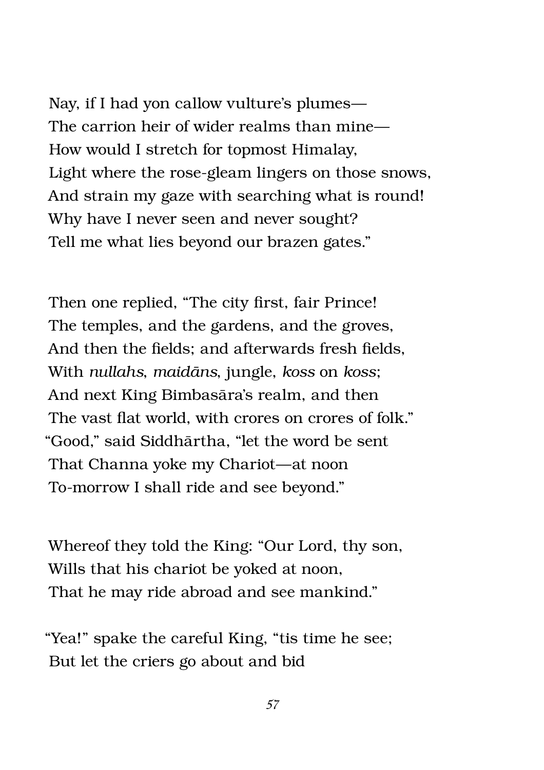Nay, if I had yon callow vulture's plumes—  
The carrion heir of wider realms than mine—  
How would I stretch for topmost Himalay,  
Light where the rose-gleam lingers on those snows,  
And strain my gaze with searching what is round!  
Why have I never seen and never sought?  
Tell me what lies beyond our brazen gates."

Then one replied, "The city first, fair Prince!  
The temples, and the gardens, and the groves,  
And then the fields; and afterwards fresh fields,  
With *nullahs*, *maidāns*, jungle, *koss* on *koss*;  
And next King Bimbasāra's realm, and then  
The vast flat world, with crores on crores of folk."  
"Good," said Siddhārtha, "let the word be sent  
That Channa yoke my Chariot—at noon  
To-morrow I shall ride and see beyond."

Whereof they told the King: "Our Lord, thy son,  
Wills that his chariot be yoked at noon,  
That he may ride abroad and see mankind."

"Yea!" spake the careful King, "tis time he see;  
But let the criers go about and bid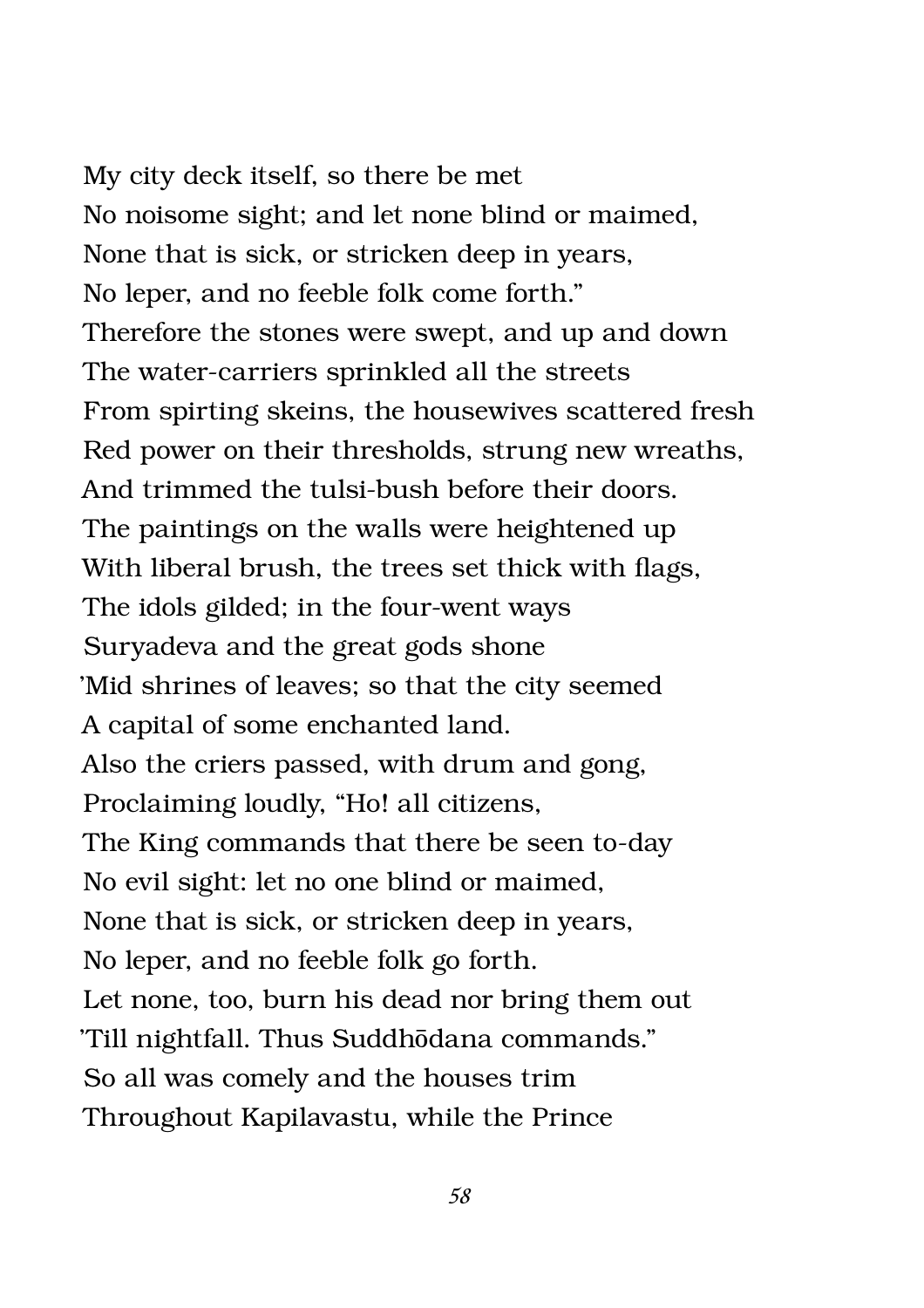My city deck itself, so there be met
No noisome sight; and let none blind or maimed,
None that is sick, or stricken deep in years,
No leper, and no feeble folk come forth."
Therefore the stones were swept, and up and down
The water-carriers sprinkled all the streets
From spirting skeins, the housewives scattered fresh
Red power on their thresholds, strung new wreaths,
And trimmed the tulsi-bush before their doors.
The paintings on the walls were heightened up
With liberal brush, the trees set thick with flags,
The idols gilded; in the four-went ways
Suryadeva and the great gods shone
'Mid shrines of leaves; so that the city seemed
A capital of some enchanted land.
Also the criers passed, with drum and gong,
Proclaiming loudly, "Ho! all citizens,
The King commands that there be seen to-day
No evil sight: let no one blind or maimed,
None that is sick, or stricken deep in years,
No leper, and no feeble folk go forth.
Let none, too, burn his dead nor bring them out
'Till nightfall. Thus Suddhōdana commands."
So all was comely and the houses trim
Throughout Kapilavastu, while the Prince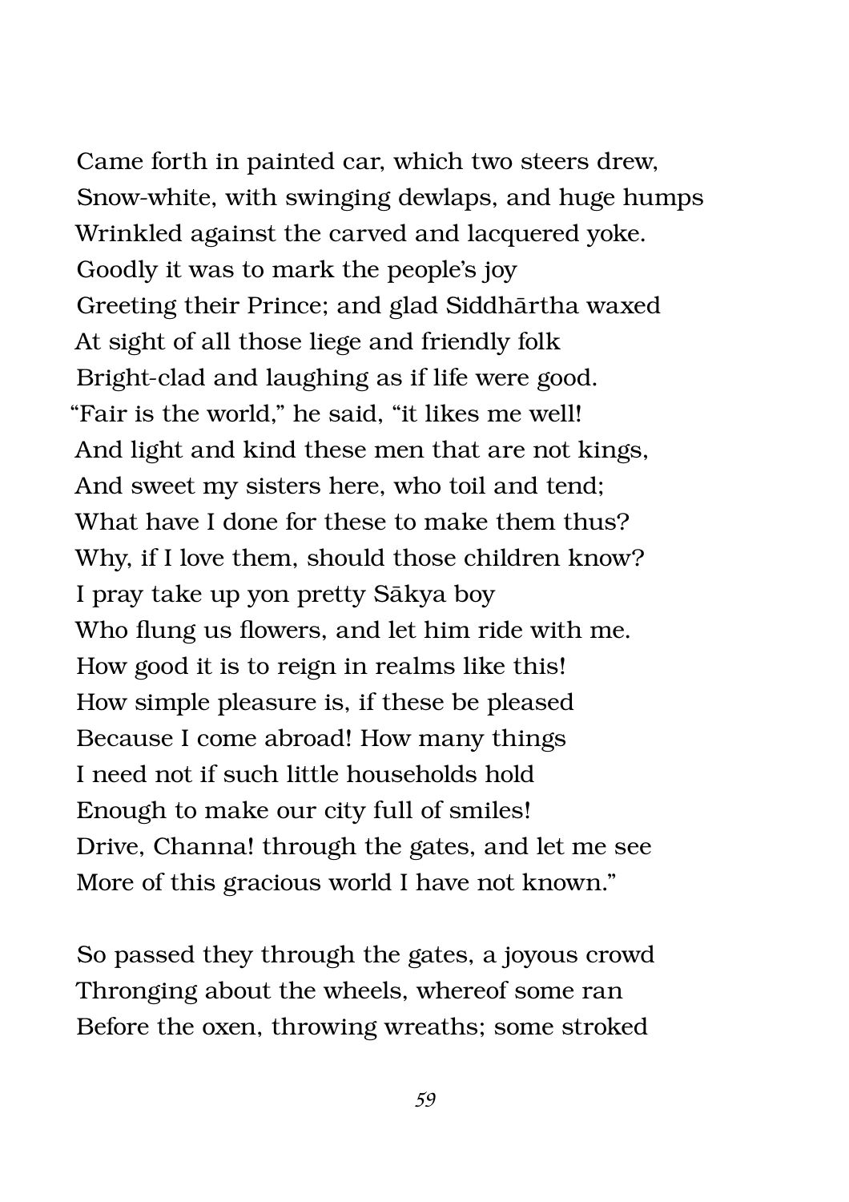Came forth in painted car, which two steers drew,
Snow-white, with swinging dewlaps, and huge humps
Wrinkled against the carved and lacquered yoke.
Goodly it was to mark the people's joy
Greeting their Prince; and glad Siddhārtha waxed
At sight of all those liege and friendly folk
Bright-clad and laughing as if life were good.
"Fair is the world," he said, "it likes me well!
And light and kind these men that are not kings,
And sweet my sisters here, who toil and tend;
What have I done for these to make them thus?
Why, if I love them, should those children know?
I pray take up yon pretty Sākya boy
Who flung us flowers, and let him ride with me.
How good it is to reign in realms like this!
How simple pleasure is, if these be pleased
Because I come abroad! How many things
I need not if such little households hold
Enough to make our city full of smiles!
Drive, Channa! through the gates, and let me see
More of this gracious world I have not known."

So passed they through the gates, a joyous crowd
Thronging about the wheels, whereof some ran
Before the oxen, throwing wreaths; some stroked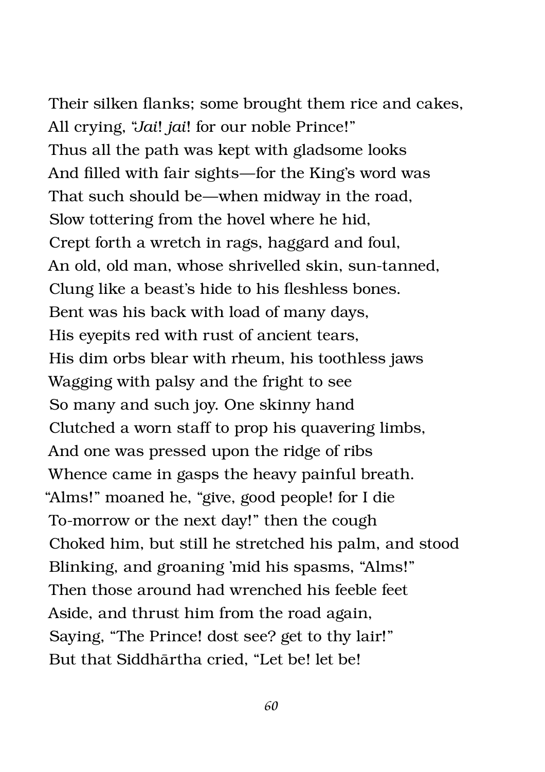Their silken flanks; some brought them rice and cakes,
All crying, "*Jai*! *jai*! for our noble Prince!"
Thus all the path was kept with gladsome looks
And filled with fair sights—for the King's word was
That such should be—when midway in the road,
Slow tottering from the hovel where he hid,
Crept forth a wretch in rags, haggard and foul,
An old, old man, whose shrivelled skin, sun-tanned,
Clung like a beast's hide to his fleshless bones.
Bent was his back with load of many days,
His eyepits red with rust of ancient tears,
His dim orbs blear with rheum, his toothless jaws
Wagging with palsy and the fright to see
So many and such joy. One skinny hand
Clutched a worn staff to prop his quavering limbs,
And one was pressed upon the ridge of ribs
Whence came in gasps the heavy painful breath.
"Alms!" moaned he, "give, good people! for I die
To-morrow or the next day!" then the cough
Choked him, but still he stretched his palm, and stood
Blinking, and groaning 'mid his spasms, "Alms!"
Then those around had wrenched his feeble feet
Aside, and thrust him from the road again,
Saying, "The Prince! dost see? get to thy lair!"
But that Siddhārtha cried, "Let be! let be!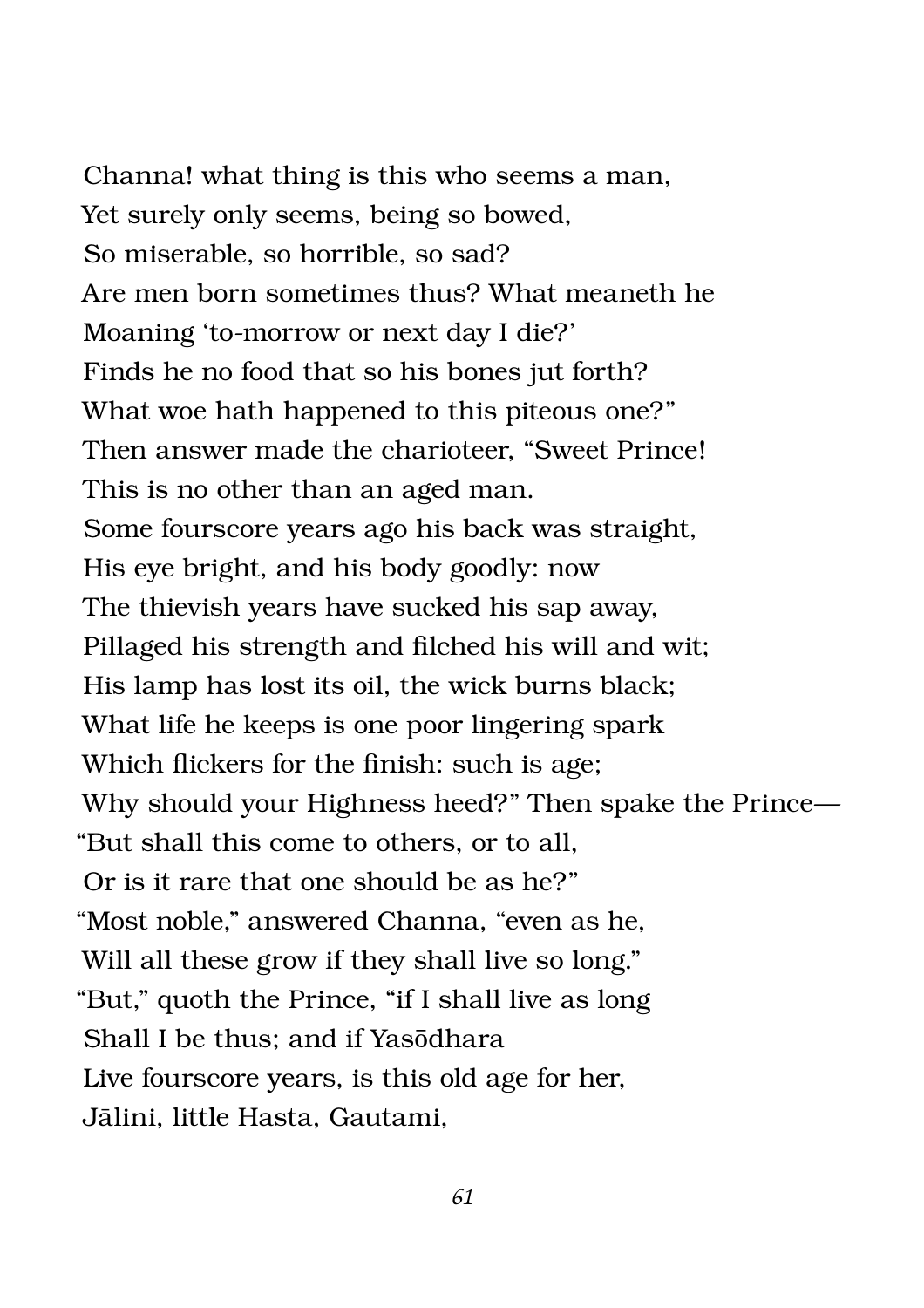Channa! what thing is this who seems a man,
Yet surely only seems, being so bowed,
So miserable, so horrible, so sad?
Are men born sometimes thus? What meaneth he
Moaning 'to-morrow or next day I die?'
Finds he no food that so his bones jut forth?
What woe hath happened to this piteous one?"
Then answer made the charioteer, "Sweet Prince!
This is no other than an aged man.
Some fourscore years ago his back was straight,
His eye bright, and his body goodly: now
The thievish years have sucked his sap away,
Pillaged his strength and filched his will and wit;
His lamp has lost its oil, the wick burns black;
What life he keeps is one poor lingering spark
Which flickers for the finish: such is age;
Why should your Highness heed?" Then spake the Prince—
"But shall this come to others, or to all,
Or is it rare that one should be as he?"
"Most noble," answered Channa, "even as he,
Will all these grow if they shall live so long."
"But," quoth the Prince, "if I shall live as long
Shall I be thus; and if Yasōdhara
Live fourscore years, is this old age for her,
Jālini, little Hasta, Gautami,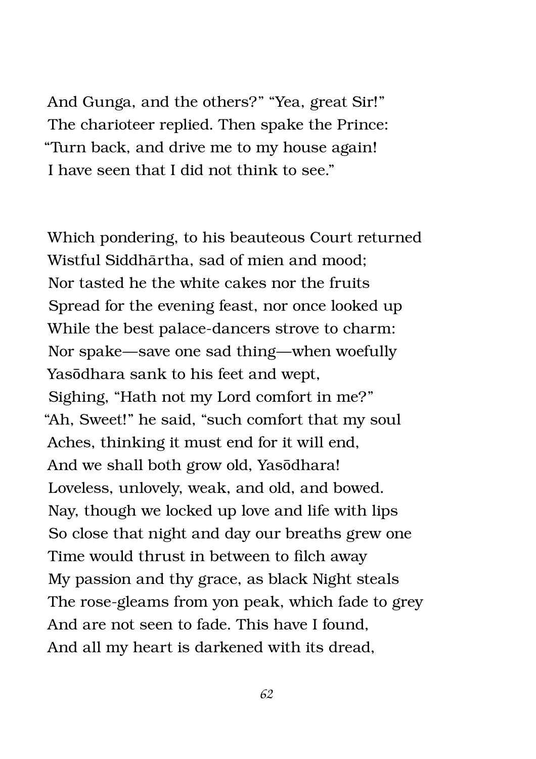And Gunga, and the others?" "Yea, great Sir!"
The charioteer replied. Then spake the Prince:
"Turn back, and drive me to my house again!
I have seen that I did not think to see."

Which pondering, to his beauteous Court returned
Wistful Siddhārtha, sad of mien and mood;
Nor tasted he the white cakes nor the fruits
Spread for the evening feast, nor once looked up
While the best palace-dancers strove to charm:
Nor spake—save one sad thing—when woefully
Yasōdhara sank to his feet and wept,
Sighing, "Hath not my Lord comfort in me?"
"Ah, Sweet!" he said, "such comfort that my soul
Aches, thinking it must end for it will end,
And we shall both grow old, Yasōdhara!
Loveless, unlovely, weak, and old, and bowed.
Nay, though we locked up love and life with lips
So close that night and day our breaths grew one
Time would thrust in between to filch away
My passion and thy grace, as black Night steals
The rose-gleams from yon peak, which fade to grey
And are not seen to fade. This have I found,
And all my heart is darkened with its dread,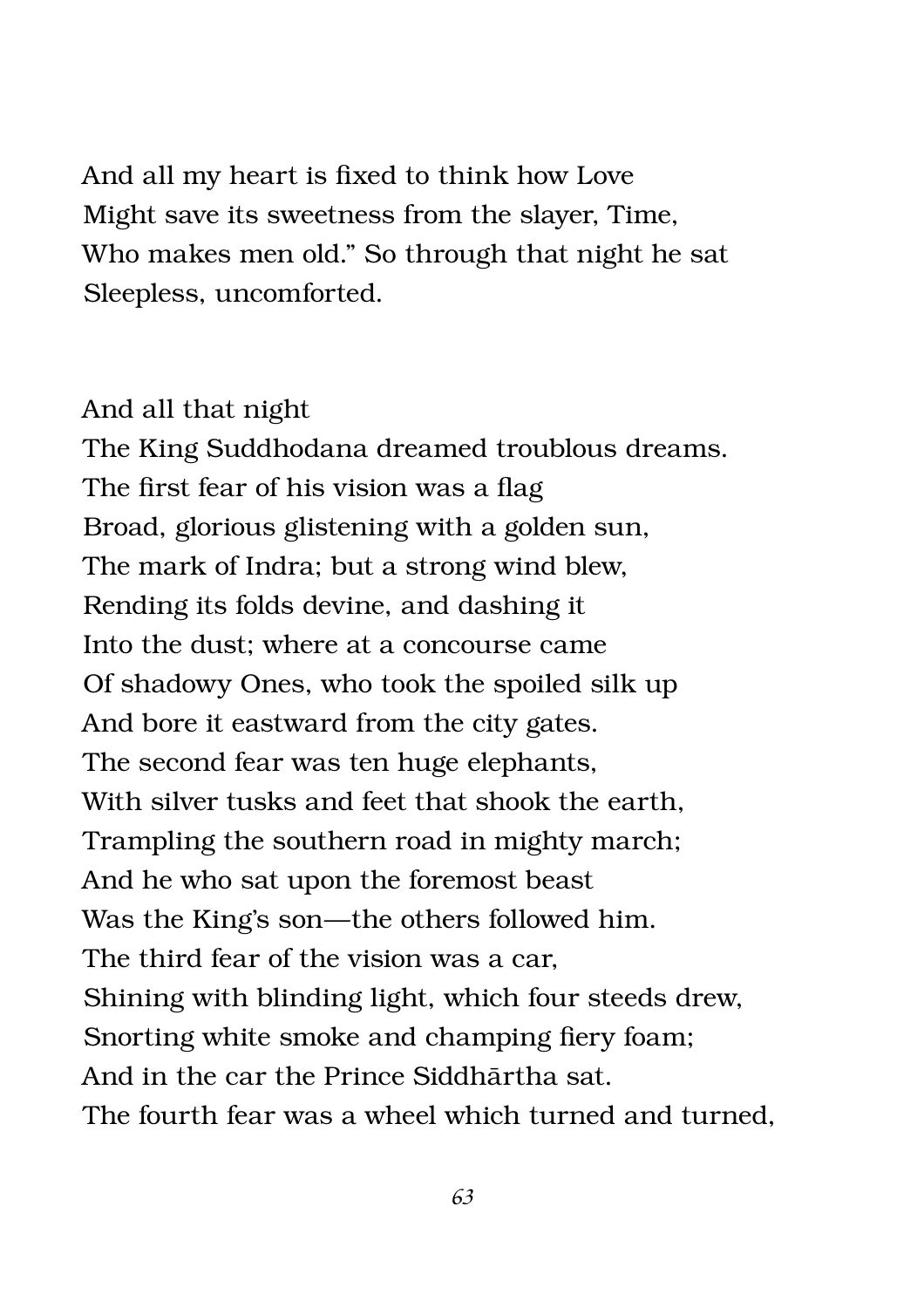And all my heart is fixed to think how Love
Might save its sweetness from the slayer, Time,
Who makes men old." So through that night he sat
Sleepless, uncomforted.

And all that night
The King Suddhodana dreamed troublous dreams.
The first fear of his vision was a flag
Broad, glorious glistening with a golden sun,
The mark of Indra; but a strong wind blew,
Rending its folds devine, and dashing it
Into the dust; where at a concourse came
Of shadowy Ones, who took the spoiled silk up
And bore it eastward from the city gates.
The second fear was ten huge elephants,
With silver tusks and feet that shook the earth,
Trampling the southern road in mighty march;
And he who sat upon the foremost beast
Was the King's son—the others followed him.
The third fear of the vision was a car,
Shining with blinding light, which four steeds drew,
Snorting white smoke and champing fiery foam;
And in the car the Prince Siddhārtha sat.
The fourth fear was a wheel which turned and turned,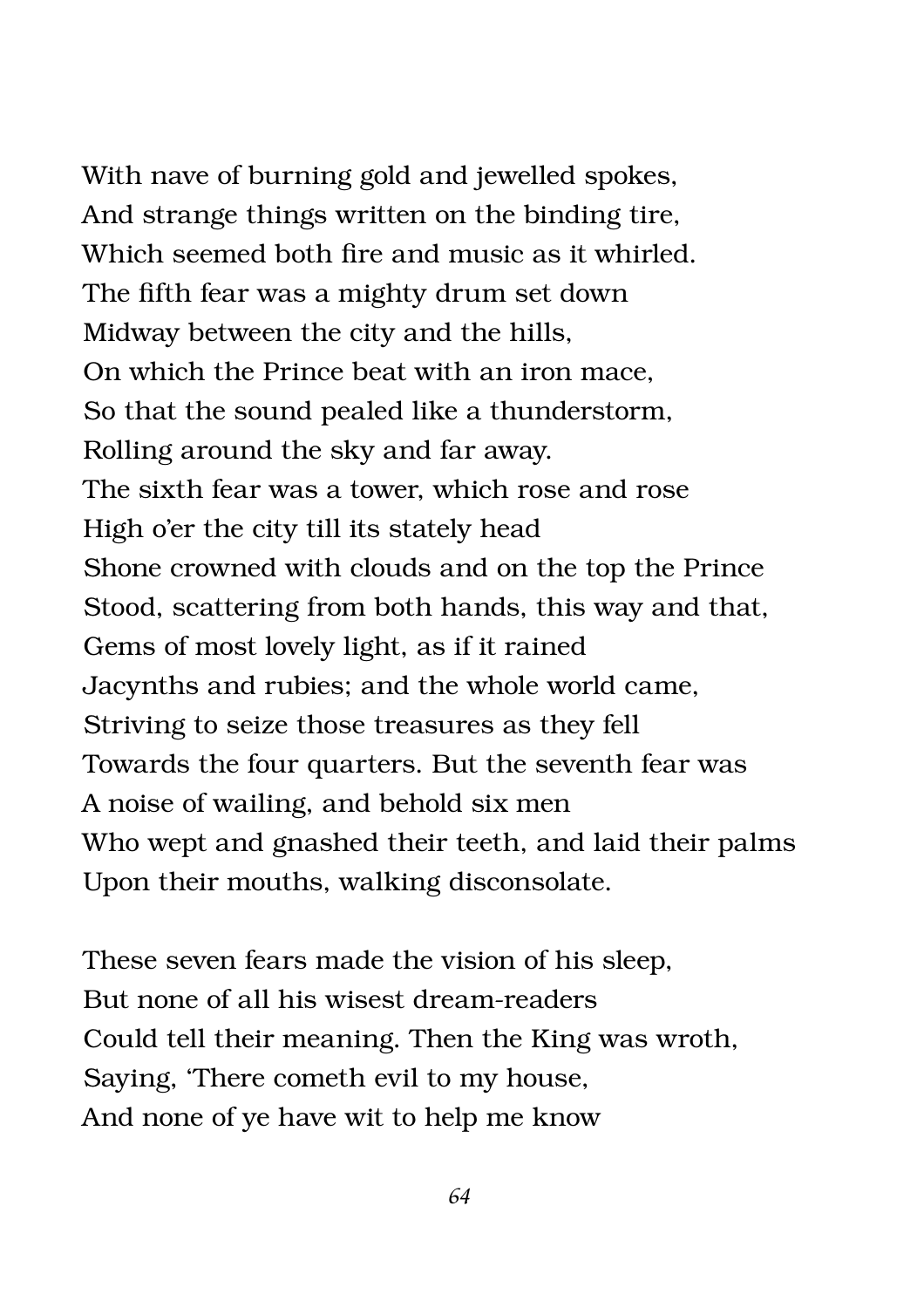With nave of burning gold and jewelled spokes,  
And strange things written on the binding tire,  
Which seemed both fire and music as it whirled.  
The fifth fear was a mighty drum set down  
Midway between the city and the hills,  
On which the Prince beat with an iron mace,  
So that the sound pealed like a thunderstorm,  
Rolling around the sky and far away.  
The sixth fear was a tower, which rose and rose  
High o'er the city till its stately head  
Shone crowned with clouds and on the top the Prince  
Stood, scattering from both hands, this way and that,  
Gems of most lovely light, as if it rained  
Jacynths and rubies; and the whole world came,  
Striving to seize those treasures as they fell  
Towards the four quarters. But the seventh fear was  
A noise of wailing, and behold six men  
Who wept and gnashed their teeth, and laid their palms  
Upon their mouths, walking disconsolate.

These seven fears made the vision of his sleep,  
But none of all his wisest dream-readers  
Could tell their meaning. Then the King was wroth,  
Saying, 'There cometh evil to my house,  
And none of ye have wit to help me know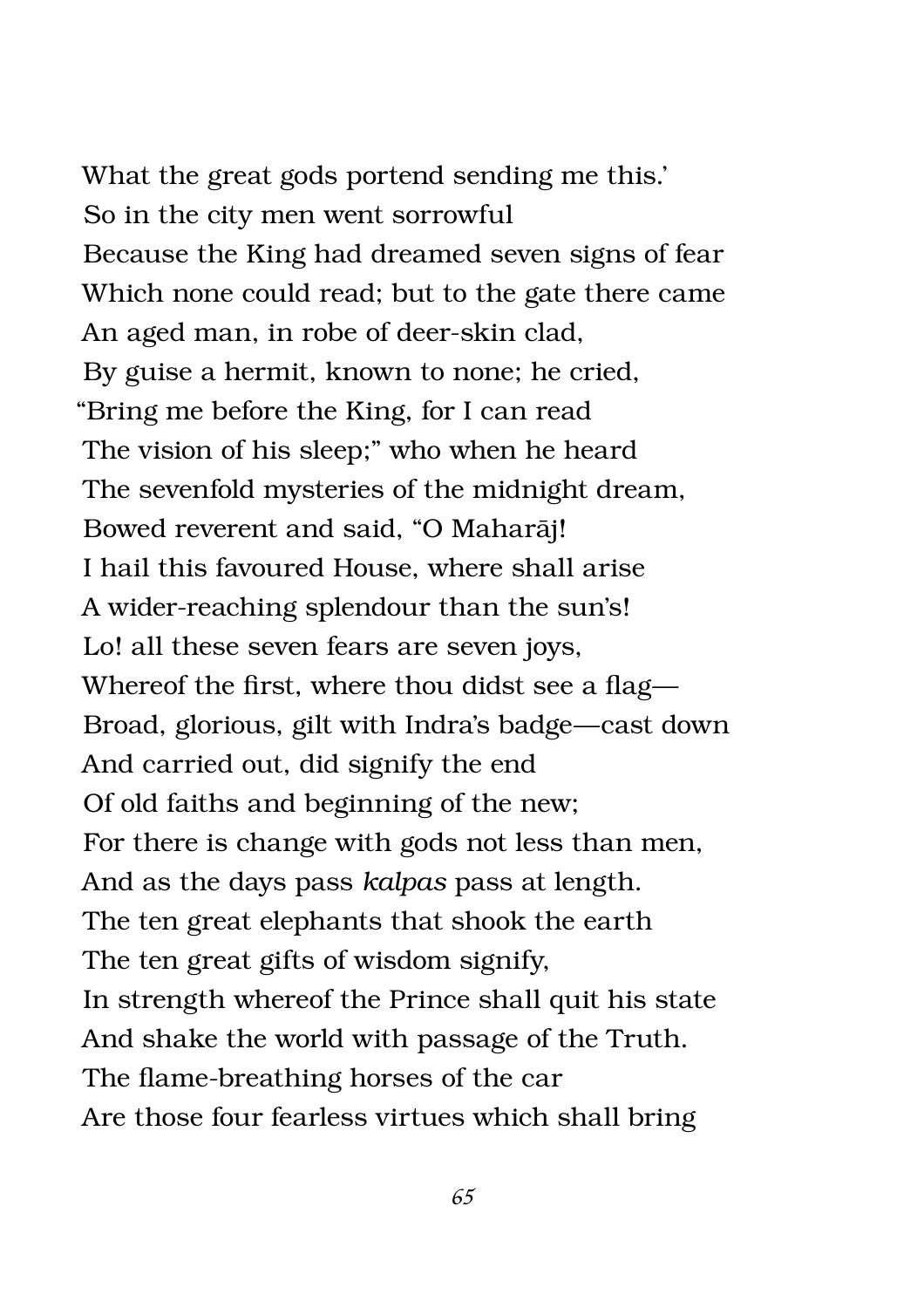What the great gods portend sending me this.'
So in the city men went sorrowful
Because the King had dreamed seven signs of fear
Which none could read; but to the gate there came
An aged man, in robe of deer-skin clad,
By guise a hermit, known to none; he cried,
"Bring me before the King, for I can read
The vision of his sleep;" who when he heard
The sevenfold mysteries of the midnight dream,
Bowed reverent and said, "O Mahārāj!
I hail this favoured House, where shall arise
A wider-reaching splendour than the sun's!
Lo! all these seven fears are seven joys,
Whereof the first, where thou didst see a flag—
Broad, glorious, gilt with Indra's badge—cast down
And carried out, did signify the end
Of old faiths and beginning of the new;
For there is change with gods not less than men,
And as the days pass *kalpas* pass at length.
The ten great elephants that shook the earth
The ten great gifts of wisdom signify,
In strength whereof the Prince shall quit his state
And shake the world with passage of the Truth.
The flame-breathing horses of the car
Are those four fearless virtues which shall bring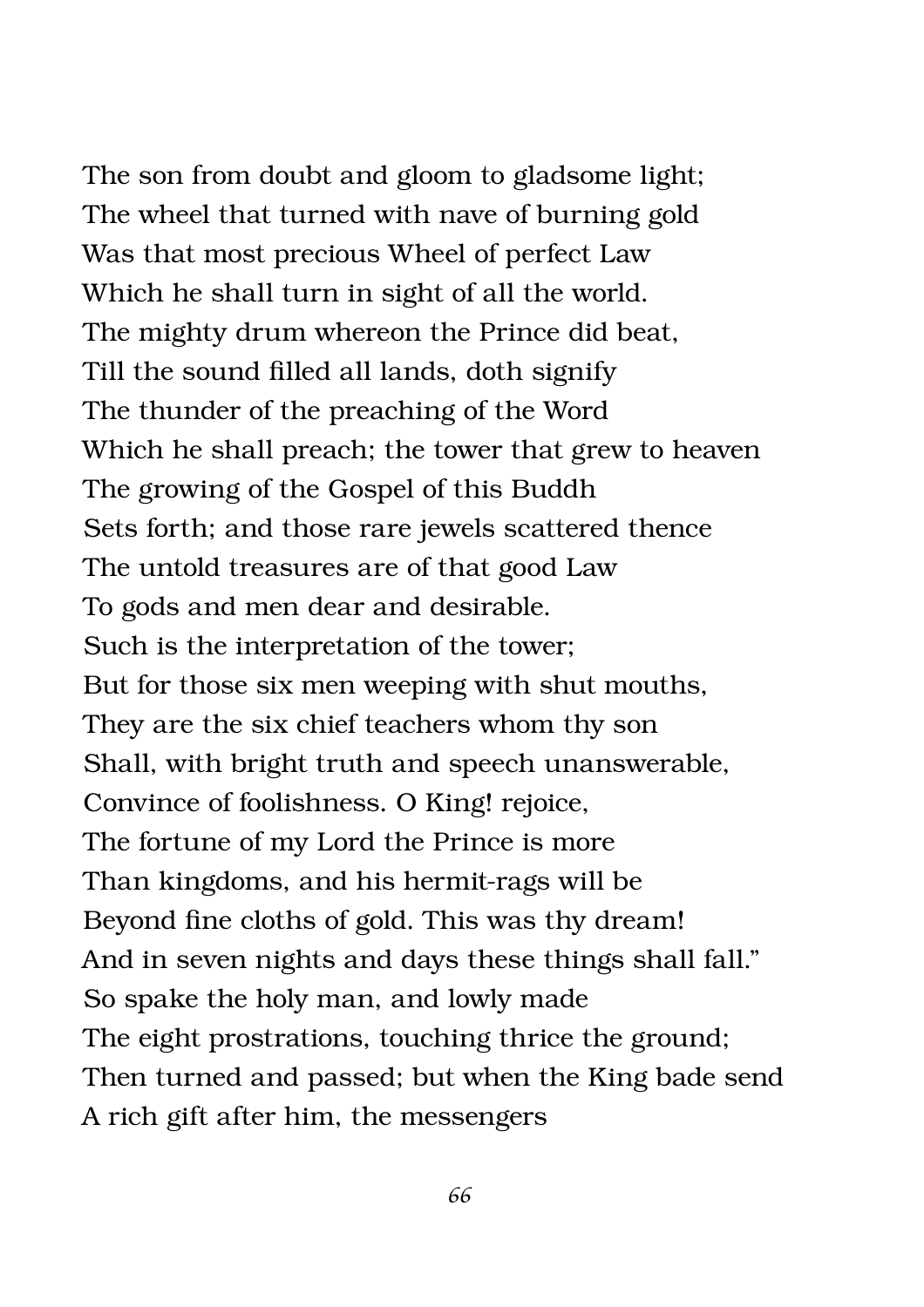The son from doubt and gloom to gladsome light;
The wheel that turned with nave of burning gold
Was that most precious Wheel of perfect Law
Which he shall turn in sight of all the world.
The mighty drum whereon the Prince did beat,
Till the sound filled all lands, doth signify
The thunder of the preaching of the Word
Which he shall preach; the tower that grew to heaven
The growing of the Gospel of this Buddh
Sets forth; and those rare jewels scattered thence
The untold treasures are of that good Law
To gods and men dear and desirable.
Such is the interpretation of the tower;
But for those six men weeping with shut mouths,
They are the six chief teachers whom thy son
Shall, with bright truth and speech unanswerable,
Convince of foolishness. O King! rejoice,
The fortune of my Lord the Prince is more
Than kingdoms, and his hermit-rags will be
Beyond fine cloths of gold. This was thy dream!
And in seven nights and days these things shall fall."
So spake the holy man, and lowly made
The eight prostrations, touching thrice the ground;
Then turned and passed; but when the King bade send
A rich gift after him, the messengers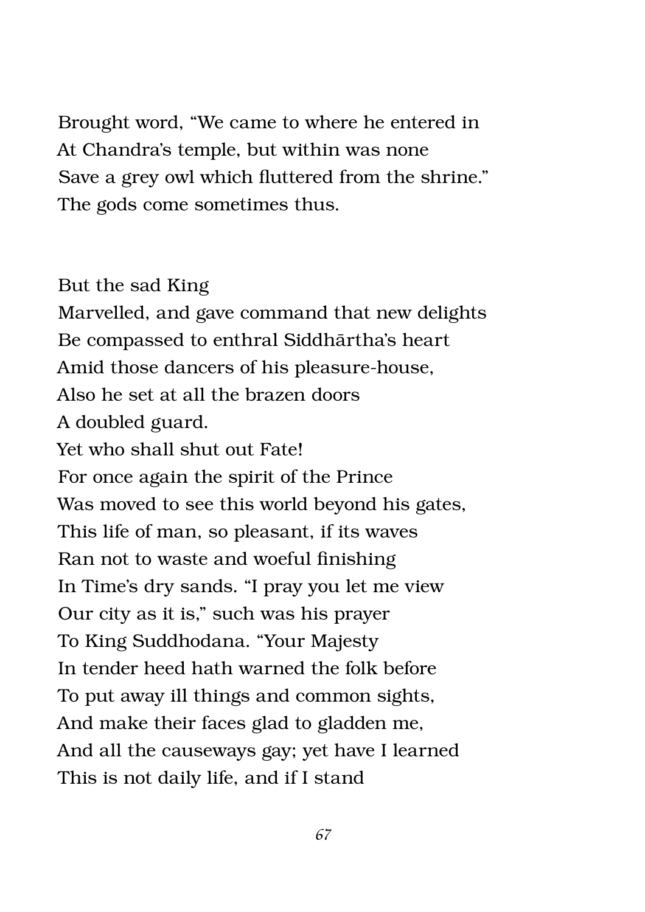Brought word, "We came to where he entered in
At Chandra's temple, but within was none
Save a grey owl which fluttered from the shrine."
The gods come sometimes thus.

But the sad King
Marvelled, and gave command that new delights
Be compassed to enthral Siddhārtha's heart
Amid those dancers of his pleasure-house,
Also he set at all the brazen doors
A doubled guard.
Yet who shall shut out Fate!
For once again the spirit of the Prince
Was moved to see this world beyond his gates,
This life of man, so pleasant, if its waves
Ran not to waste and woeful finishing
In Time's dry sands. "I pray you let me view
Our city as it is," such was his prayer
To King Suddhodana. "Your Majesty
In tender heed hath warned the folk before
To put away ill things and common sights,
And make their faces glad to gladden me,
And all the causeways gay; yet have I learned
This is not daily life, and if I stand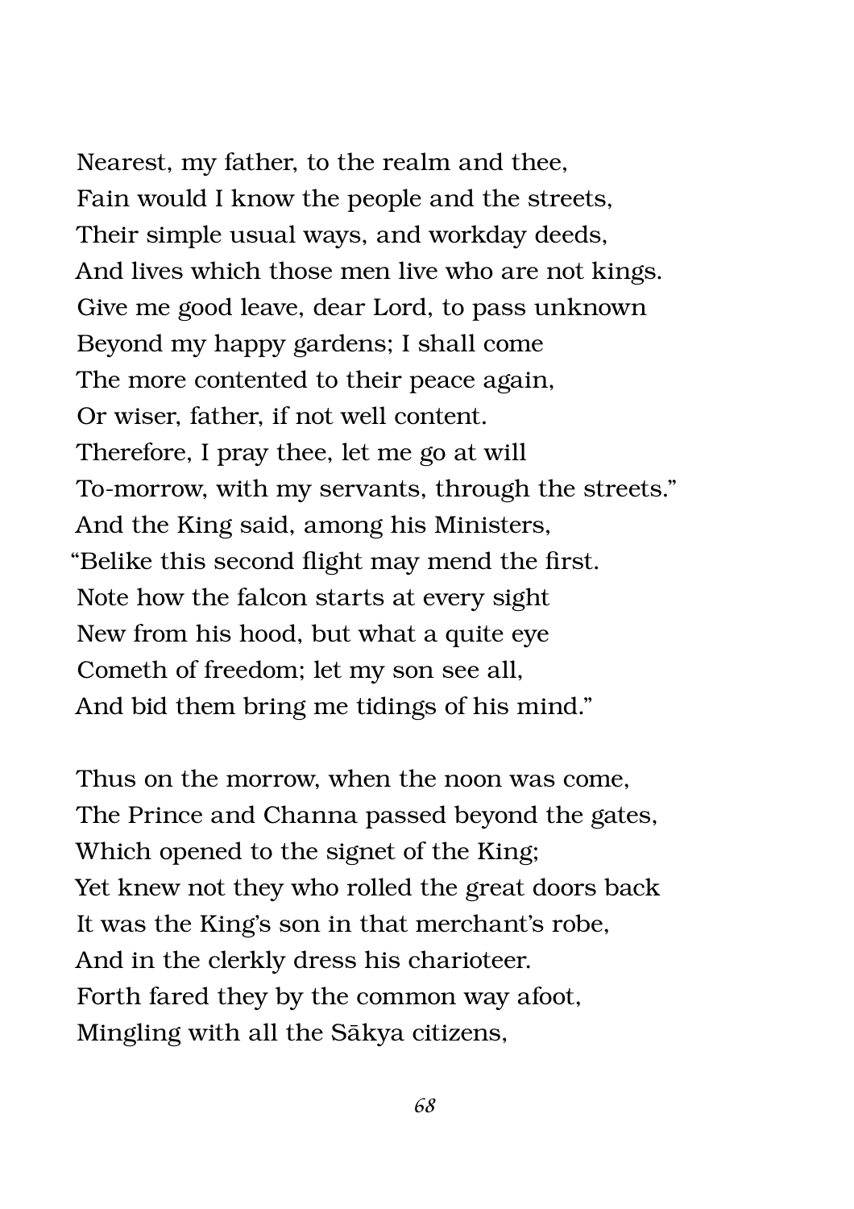Nearest, my father, to the realm and thee,
Fain would I know the people and the streets,
Their simple usual ways, and workday deeds,
And lives which those men live who are not kings.
Give me good leave, dear Lord, to pass unknown
Beyond my happy gardens; I shall come
The more contented to their peace again,
Or wiser, father, if not well content.
Therefore, I pray thee, let me go at will
To-morrow, with my servants, through the streets."
And the King said, among his Ministers,
"Belike this second flight may mend the first.
Note how the falcon starts at every sight
New from his hood, but what a quite eye
Cometh of freedom; let my son see all,
And bid them bring me tidings of his mind."

Thus on the morrow, when the noon was come,
The Prince and Channa passed beyond the gates,
Which opened to the signet of the King;
Yet knew not they who rolled the great doors back
It was the King's son in that merchant's robe,
And in the clerkly dress his charioteer.
Forth fared they by the common way afoot,
Mingling with all the Sākya citizens,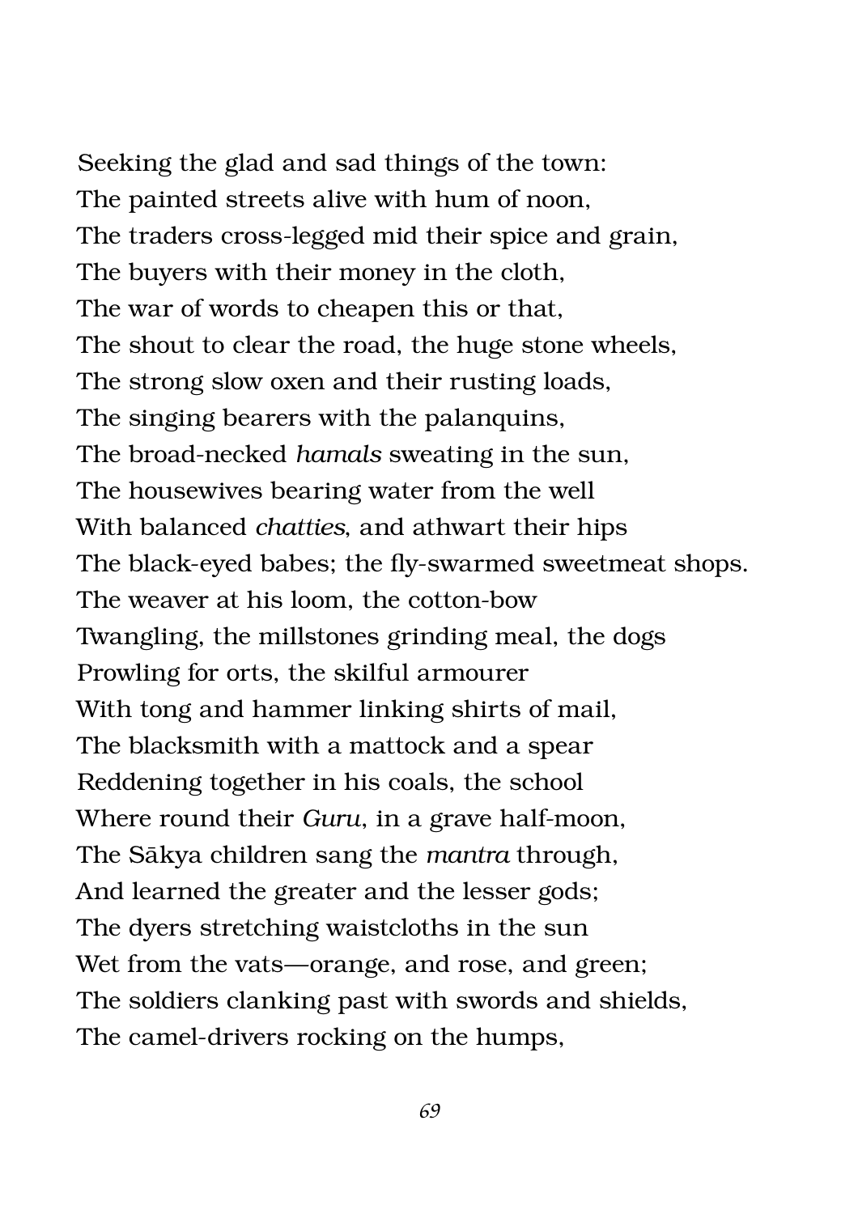Seeking the glad and sad things of the town:  
The painted streets alive with hum of noon,  
The traders cross-legged mid their spice and grain,  
The buyers with their money in the cloth,  
The war of words to cheapen this or that,  
The shout to clear the road, the huge stone wheels,  
The strong slow oxen and their rusting loads,  
The singing bearers with the palanquins,  
The broad-necked *hamals* sweating in the sun,  
The housewives bearing water from the well  
With balanced *chatties*, and athwart their hips  
The black-eyed babes; the fly-swarmed sweetmeat shops.  
The weaver at his loom, the cotton-bow  
Twangling, the millstones grinding meal, the dogs  
Prowling for orts, the skilful armourer  
With tong and hammer linking shirts of mail,  
The blacksmith with a mattock and a spear  
Reddening together in his coals, the school  
Where round their *Guru*, in a grave half-moon,  
The Sākya children sang the *mantra* through,  
And learned the greater and the lesser gods;  
The dyers stretching waistcloths in the sun  
Wet from the vats—orange, and rose, and green;  
The soldiers clanking past with swords and shields,  
The camel-drivers rocking on the humps,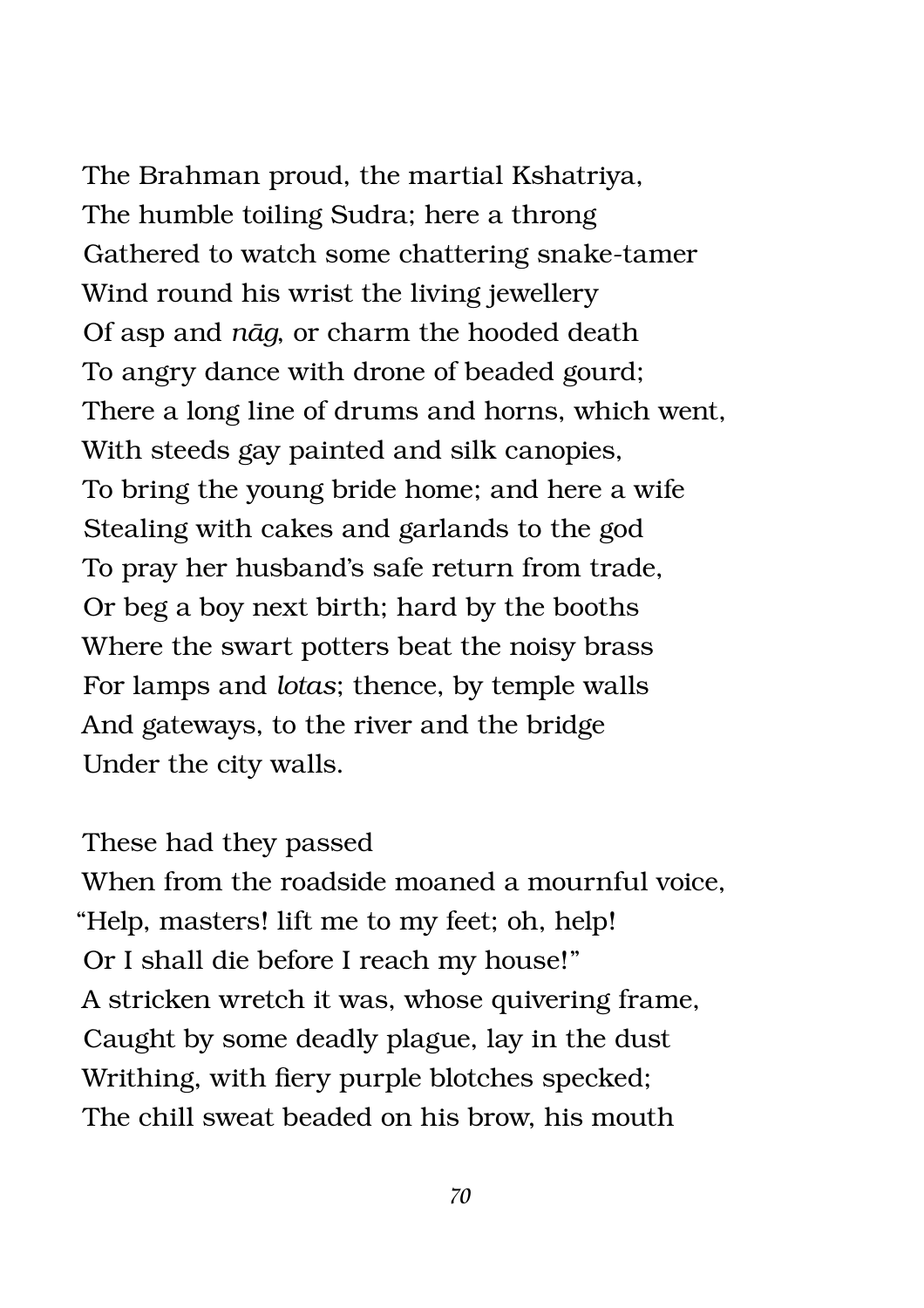The Brahman proud, the martial Kshatriya,  
The humble toiling Sudra; here a throng  
Gathered to watch some chattering snake-tamer  
Wind round his wrist the living jewellery  
Of asp and *nāg*, or charm the hooded death  
To angry dance with drone of beaded gourd;  
There a long line of drums and horns, which went,  
With steeds gay painted and silk canopies,  
To bring the young bride home; and here a wife  
Stealing with cakes and garlands to the god  
To pray her husband's safe return from trade,  
Or beg a boy next birth; hard by the booths  
Where the swart potters beat the noisy brass  
For lamps and *lotas*; thence, by temple walls  
And gateways, to the river and the bridge  
Under the city walls.

These had they passed  
When from the roadside moaned a mournful voice,  
"Help, masters! lift me to my feet; oh, help!  
Or I shall die before I reach my house!"  
A stricken wretch it was, whose quivering frame,  
Caught by some deadly plague, lay in the dust  
Writhing, with fiery purple blotches specked;  
The chill sweat beaded on his brow, his mouth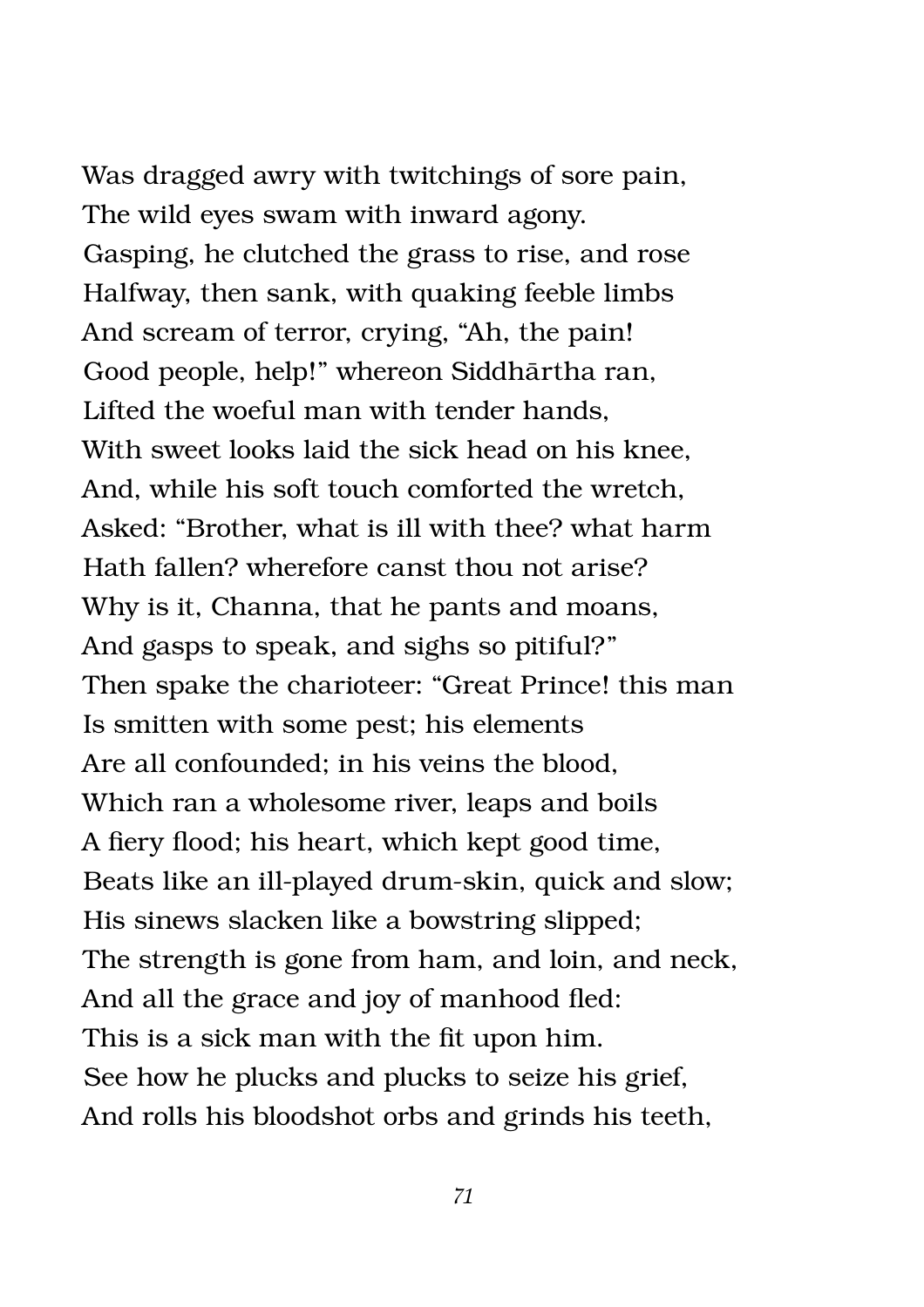Was dragged awry with twitchings of sore pain,  
The wild eyes swam with inward agony.  
Gasping, he clutched the grass to rise, and rose  
Halfway, then sank, with quaking feeble limbs  
And scream of terror, crying, “Ah, the pain!  
Good people, help!” whereon Siddhārtha ran,  
Lifted the woeful man with tender hands,  
With sweet looks laid the sick head on his knee,  
And, while his soft touch comforted the wretch,  
Asked: “Brother, what is ill with thee? what harm  
Hath fallen? wherefore canst thou not arise?  
Why is it, Channa, that he pants and moans,  
And gasps to speak, and sighs so pitiful?”  
Then spake the charioteer: “Great Prince! this man  
Is smitten with some pest; his elements  
Are all confounded; in his veins the blood,  
Which ran a wholesome river, leaps and boils  
A fiery flood; his heart, which kept good time,  
Beats like an ill-played drum-skin, quick and slow;  
His sinews slacken like a bowstring slipped;  
The strength is gone from ham, and loin, and neck,  
And all the grace and joy of manhood fled:  
This is a sick man with the fit upon him.  
See how he plucks and plucks to seize his grief,  
And rolls his bloodshot orbs and grinds his teeth,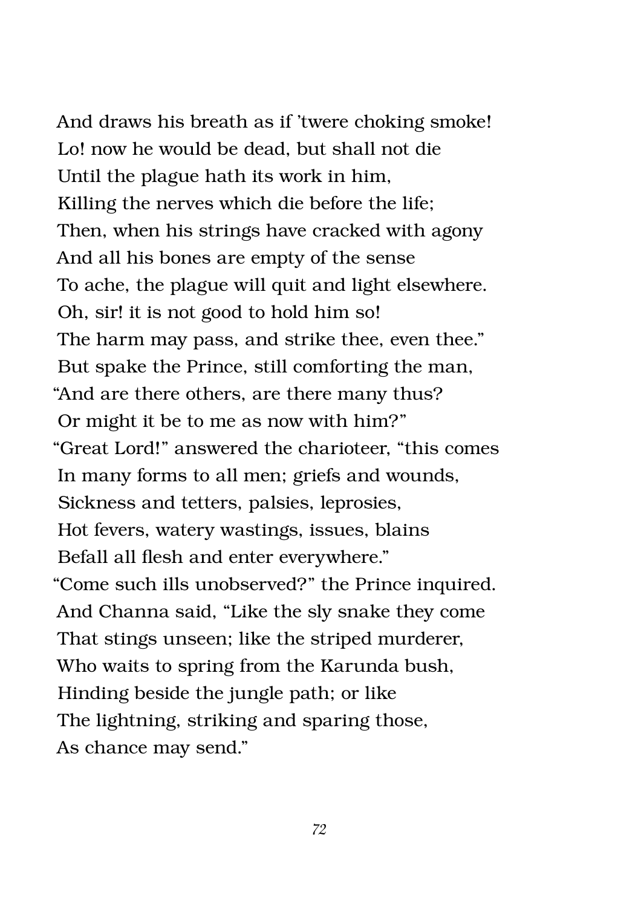And draws his breath as if 'twere choking smoke!
Lo! now he would be dead, but shall not die
Until the plague hath its work in him,
Killing the nerves which die before the life;
Then, when his strings have cracked with agony
And all his bones are empty of the sense
To ache, the plague will quit and light elsewhere.
Oh, sir! it is not good to hold him so!
The harm may pass, and strike thee, even thee."
But spake the Prince, still comforting the man,
"And are there others, are there many thus?
Or might it be to me as now with him?"
"Great Lord!" answered the charioteer, "this comes
In many forms to all men; griefs and wounds,
Sickness and tetters, palsies, leprosies,
Hot fevers, watery wastings, issues, blains
Befall all flesh and enter everywhere."
"Come such ills unobserved?" the Prince inquired.
And Channa said, "Like the sly snake they come
That stings unseen; like the striped murderer,
Who waits to spring from the Karunda bush,
Hinding beside the jungle path; or like
The lightning, striking and sparing those,
As chance may send."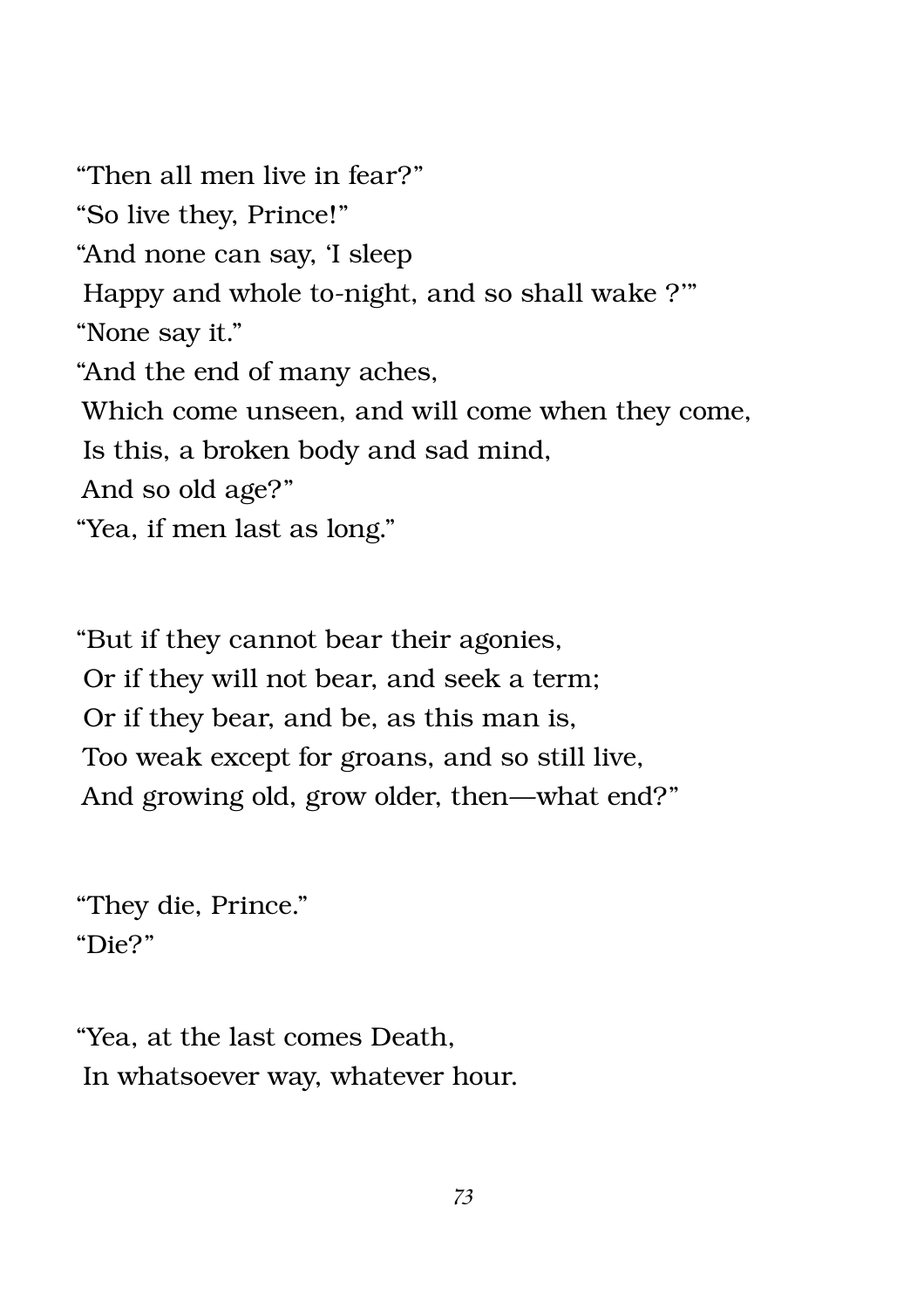"Then all men live in fear?"
"So live they, Prince!"
"And none can say, 'I sleep
 Happy and whole to-night, and so shall wake ?'"
"None say it."
"And the end of many aches,
 Which come unseen, and will come when they come,
 Is this, a broken body and sad mind,
 And so old age?"
"Yea, if men last as long."

"But if they cannot bear their agonies,
 Or if they will not bear, and seek a term;
 Or if they bear, and be, as this man is,
 Too weak except for groans, and so still live,
 And growing old, grow older, then—what end?"

"They die, Prince."
"Die?"

"Yea, at the last comes Death,
 In whatsoever way, whatever hour.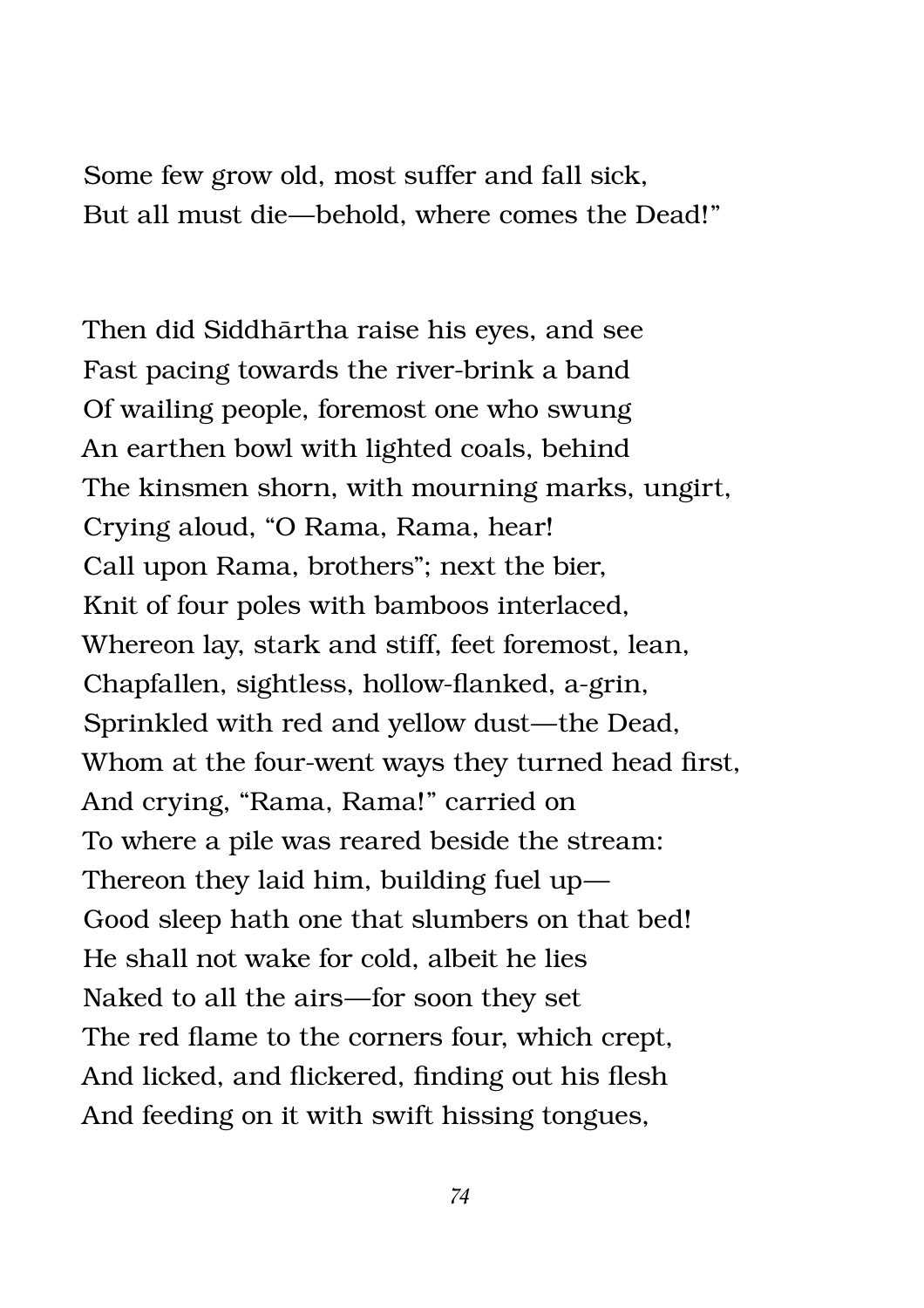Some few grow old, most suffer and fall sick,  
But all must die—behold, where comes the Dead!"

Then did Siddhārtha raise his eyes, and see  
Fast pacing towards the river-brink a band  
Of wailing people, foremost one who swung  
An earthen bowl with lighted coals, behind  
The kinsmen shorn, with mourning marks, ungirt,  
Crying aloud, "O Rama, Rama, hear!  
Call upon Rama, brothers"; next the bier,  
Knit of four poles with bamboos interlaced,  
Whereon lay, stark and stiff, feet foremost, lean,  
Chapfallen, sightless, hollow-flanked, a-grin,  
Sprinkled with red and yellow dust—the Dead,  
Whom at the four-went ways they turned head first,  
And crying, "Rama, Rama!" carried on  
To where a pile was reared beside the stream:  
Thereon they laid him, building fuel up—  
Good sleep hath one that slumbers on that bed!  
He shall not wake for cold, albeit he lies  
Naked to all the airs—for soon they set  
The red flame to the corners four, which crept,  
And licked, and flickered, finding out his flesh  
And feeding on it with swift hissing tongues,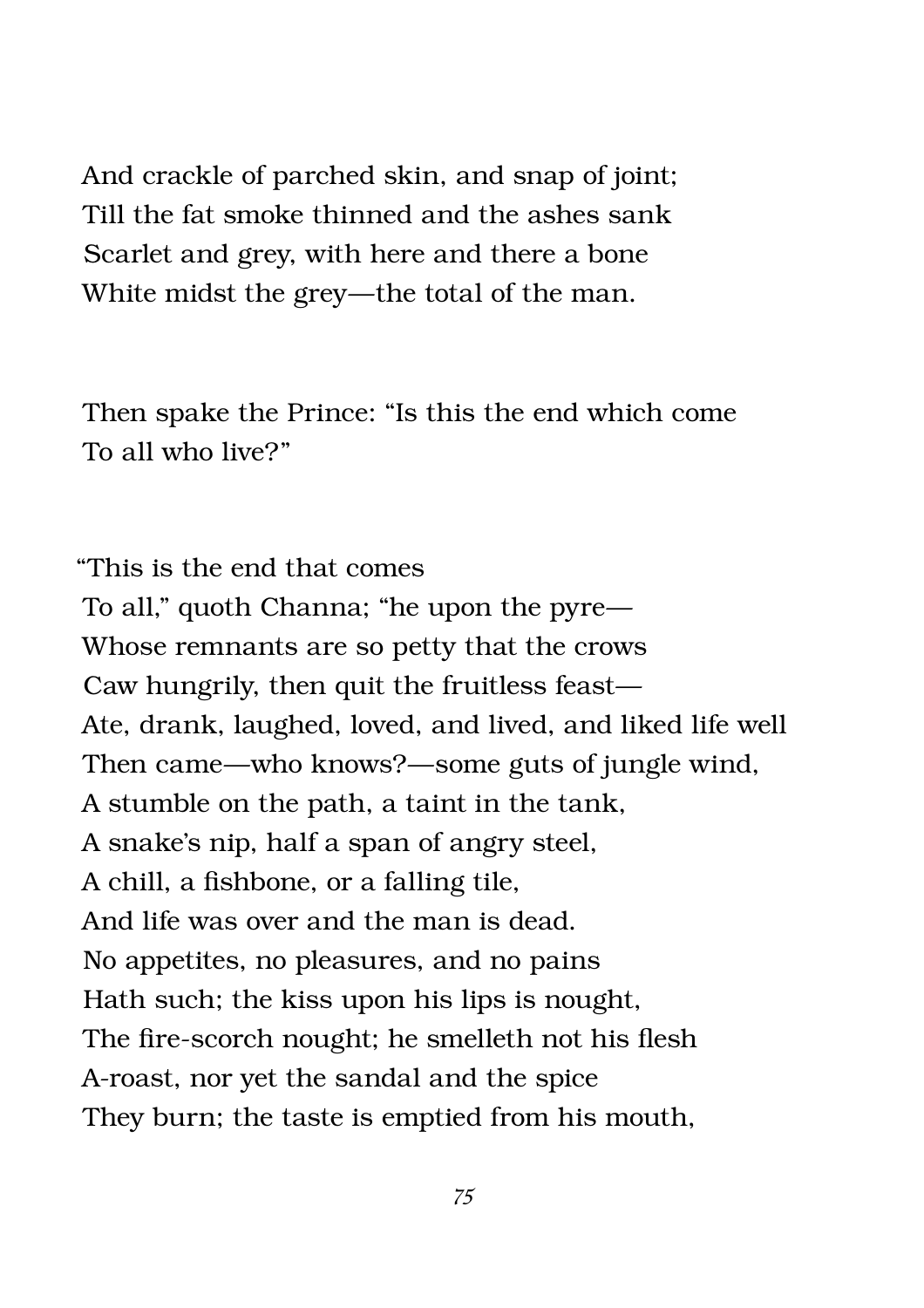And crackle of parched skin, and snap of joint;
Till the fat smoke thinned and the ashes sank
Scarlet and grey, with here and there a bone
White midst the grey—the total of the man.

Then spake the Prince: "Is this the end which come
To all who live?"

"This is the end that comes
To all," quoth Channa; "he upon the pyre—
Whose remnants are so petty that the crows
Caw hungrily, then quit the fruitless feast—
Ate, drank, laughed, loved, and lived, and liked life well
Then came—who knows?—some guts of jungle wind,
A stumble on the path, a taint in the tank,
A snake's nip, half a span of angry steel,
A chill, a fishbone, or a falling tile,
And life was over and the man is dead.
No appetites, no pleasures, and no pains
Hath such; the kiss upon his lips is nought,
The fire-scorch nought; he smelleth not his flesh
A-roast, nor yet the sandal and the spice
They burn; the taste is emptied from his mouth,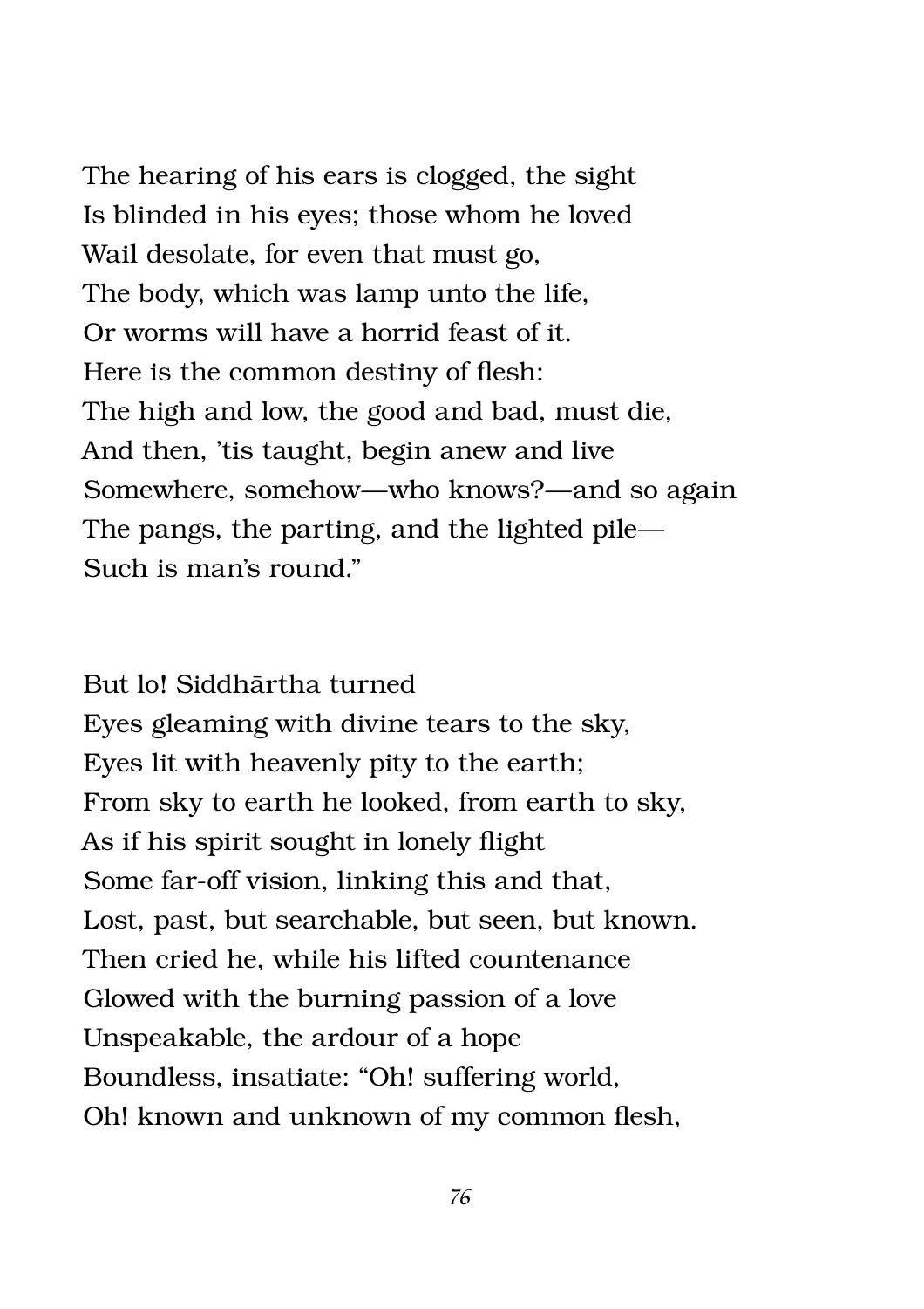The hearing of his ears is clogged, the sight
Is blinded in his eyes; those whom he loved
Wail desolate, for even that must go,
The body, which was lamp unto the life,
Or worms will have a horrid feast of it.
Here is the common destiny of flesh:
The high and low, the good and bad, must die,
And then, 'tis taught, begin anew and live
Somewhere, somehow—who knows?—and so again
The pangs, the parting, and the lighted pile—
Such is man's round."

But lo! Siddhārtha turned
Eyes gleaming with divine tears to the sky,
Eyes lit with heavenly pity to the earth;
From sky to earth he looked, from earth to sky,
As if his spirit sought in lonely flight
Some far-off vision, linking this and that,
Lost, past, but searchable, but seen, but known.
Then cried he, while his lifted countenance
Glowed with the burning passion of a love
Unspeakable, the ardour of a hope
Boundless, insatiate: "Oh! suffering world,
Oh! known and unknown of my common flesh,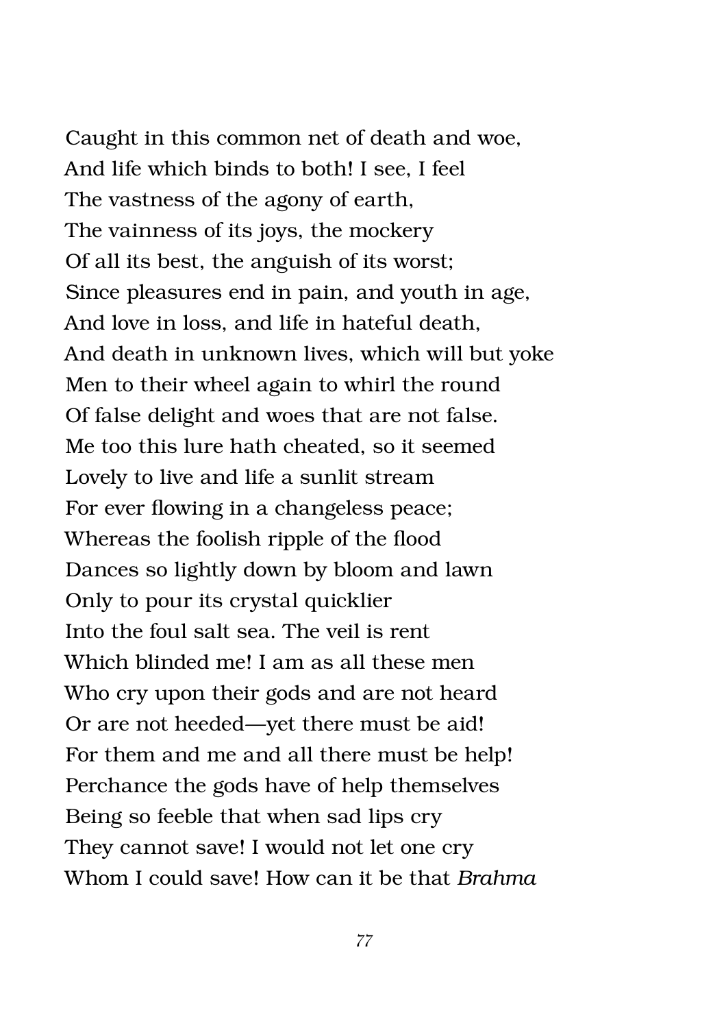Caught in this common net of death and woe,
And life which binds to both! I see, I feel
The vastness of the agony of earth,
The vainness of its joys, the mockery
Of all its best, the anguish of its worst;
Since pleasures end in pain, and youth in age,
And love in loss, and life in hateful death,
And death in unknown lives, which will but yoke
Men to their wheel again to whirl the round
Of false delight and woes that are not false.
Me too this lure hath cheated, so it seemed
Lovely to live and life a sunlit stream
For ever flowing in a changeless peace;
Whereas the foolish ripple of the flood
Dances so lightly down by bloom and lawn
Only to pour its crystal quicklier
Into the foul salt sea. The veil is rent
Which blinded me! I am as all these men
Who cry upon their gods and are not heard
Or are not heeded—yet there must be aid!
For them and me and all there must be help!
Perchance the gods have of help themselves
Being so feeble that when sad lips cry
They cannot save! I would not let one cry
Whom I could save! How can it be that *Brahma*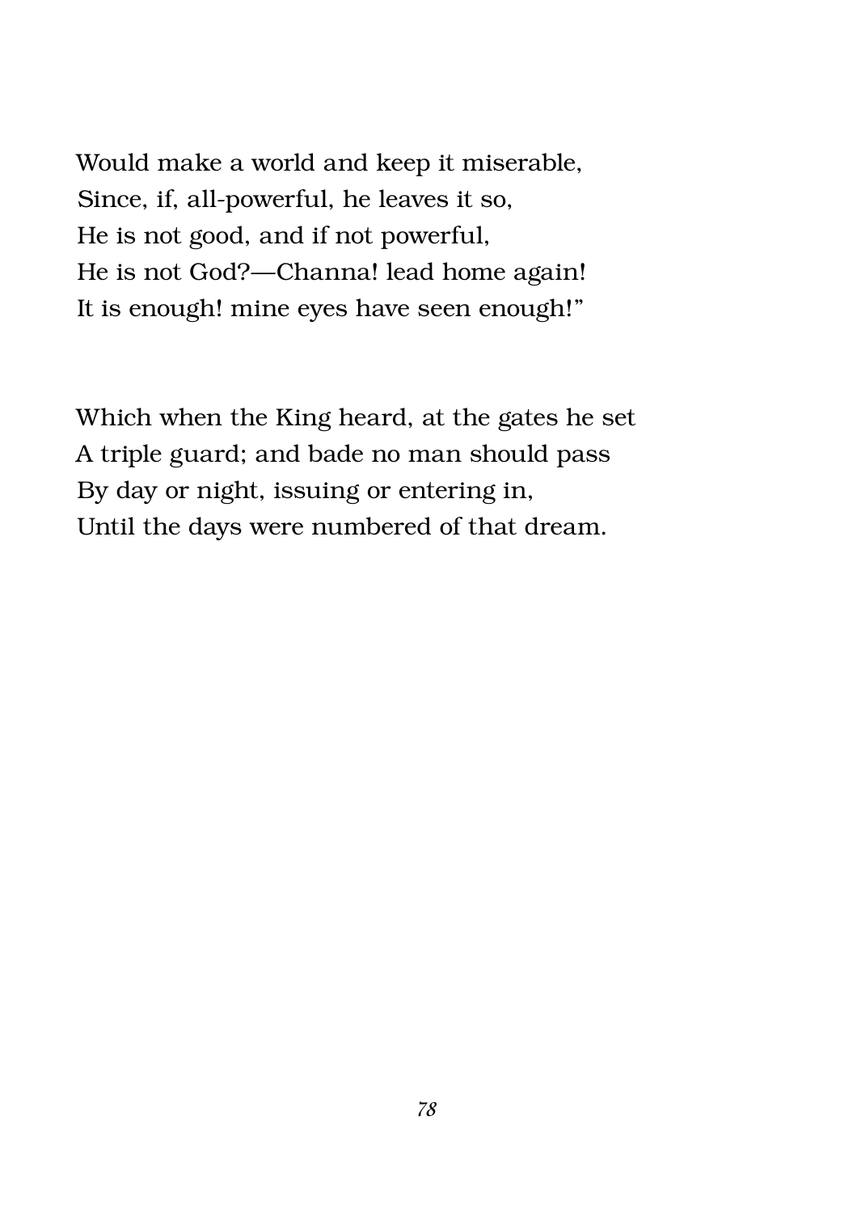Would make a world and keep it miserable,  
Since, if, all-powerful, he leaves it so,  
He is not good, and if not powerful,  
He is not God?—Channa! lead home again!  
It is enough! mine eyes have seen enough!"

Which when the King heard, at the gates he set  
A triple guard; and bade no man should pass  
By day or night, issuing or entering in,  
Until the days were numbered of that dream.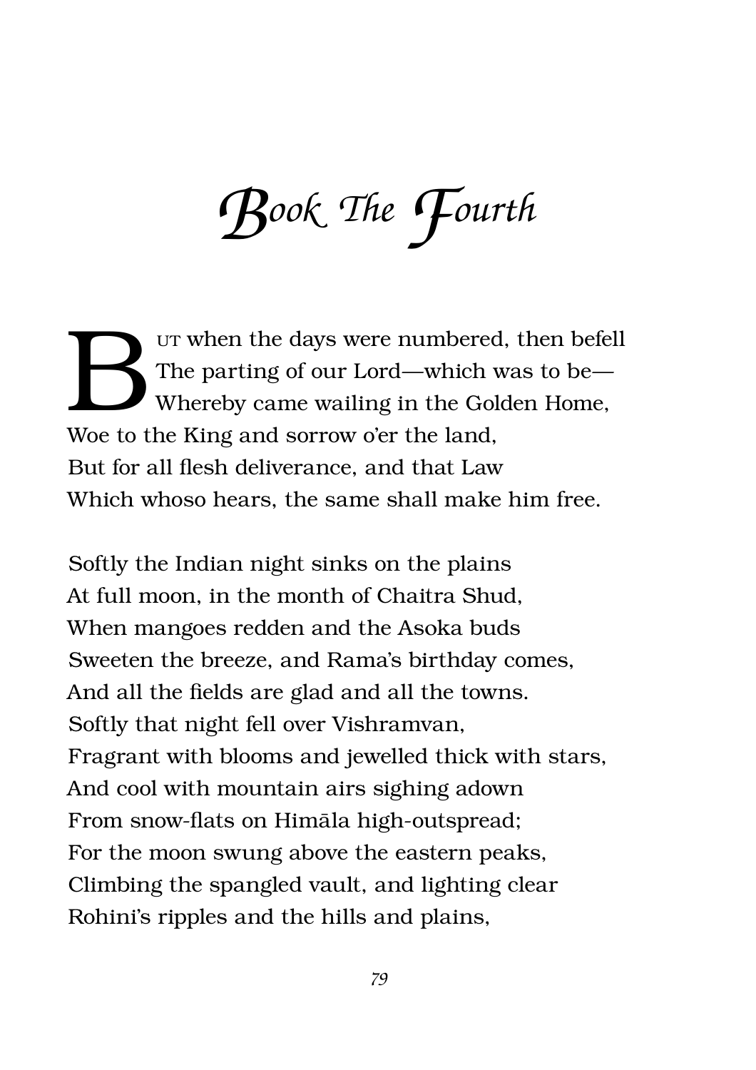# Book The Fourth

But when the days were numbered, then befell
The parting of our Lord—which was to be—
Whereby came wailing in the Golden Home,
Woe to the King and sorrow o'er the land,
But for all flesh deliverance, and that Law
Which whoso hears, the same shall make him free.

Softly the Indian night sinks on the plains
At full moon, in the month of Chaitra Shud,
When mangoes redden and the Asoka buds
Sweeten the breeze, and Rama's birthday comes,
And all the fields are glad and all the towns.
Softly that night fell over Vishramvan,
Fragrant with blooms and jewelled thick with stars,
And cool with mountain airs sighing adown
From snow-flats on Himāla high-outspread;
For the moon swung above the eastern peaks,
Climbing the spangled vault, and lighting clear
Rohini's ripples and the hills and plains,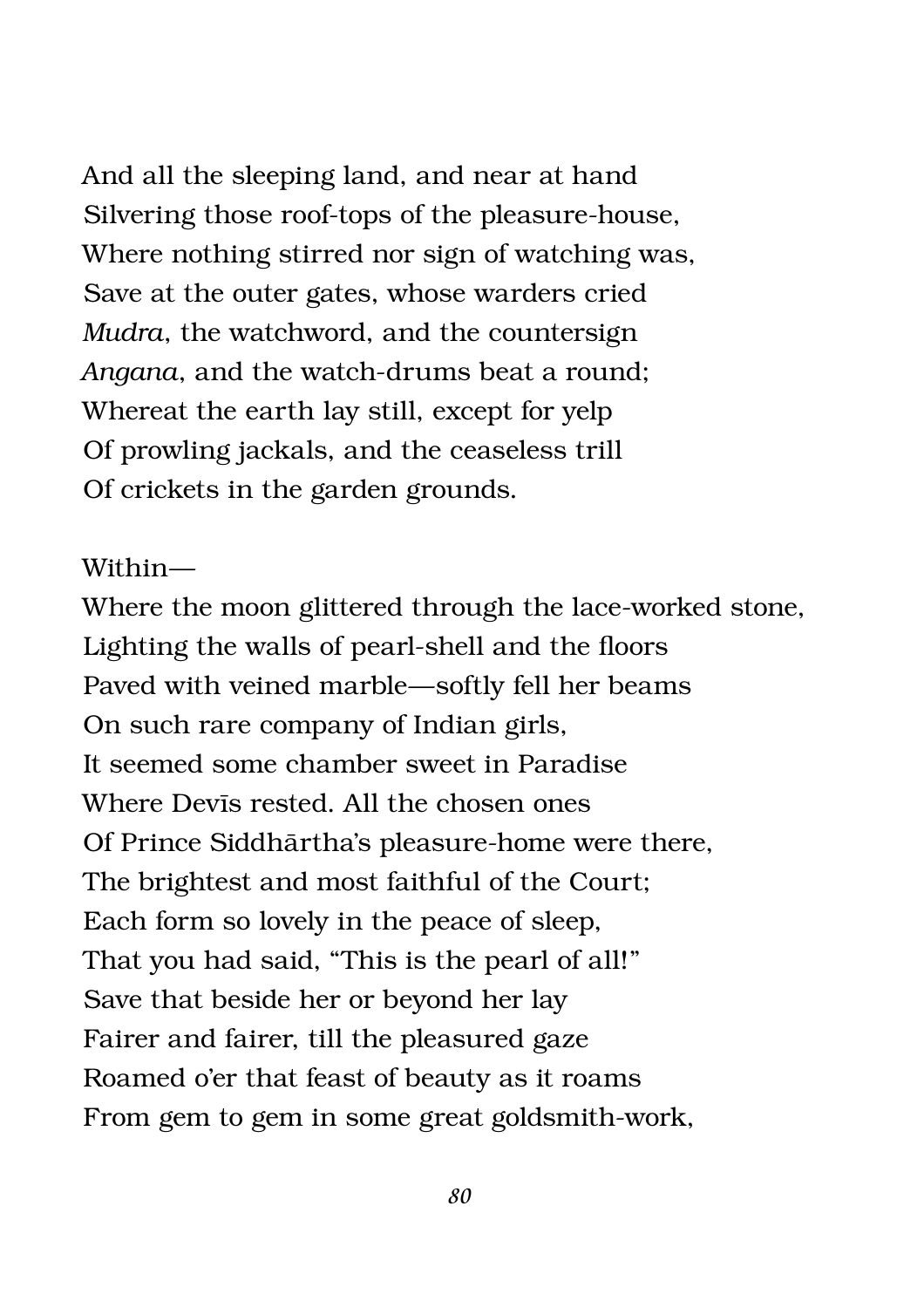And all the sleeping land, and near at hand  
Silvering those roof-tops of the pleasure-house,  
Where nothing stirred nor sign of watching was,  
Save at the outer gates, whose warders cried  
*Mudra*, the watchword, and the countersign  
*Angana*, and the watch-drums beat a round;  
Whereat the earth lay still, except for yelp  
Of prowling jackals, and the ceaseless trill  
Of crickets in the garden grounds.

Within—  
Where the moon glittered through the lace-worked stone,  
Lighting the walls of pearl-shell and the floors  
Paved with veined marble—softly fell her beams  
On such rare company of Indian girls,  
It seemed some chamber sweet in Paradise  
Where Devīs rested. All the chosen ones  
Of Prince Siddhārtha's pleasure-home were there,  
The brightest and most faithful of the Court;  
Each form so lovely in the peace of sleep,  
That you had said, "This is the pearl of all!"  
Save that beside her or beyond her lay  
Fairer and fairer, till the pleasured gaze  
Roamed o'er that feast of beauty as it roams  
From gem to gem in some great goldsmith-work,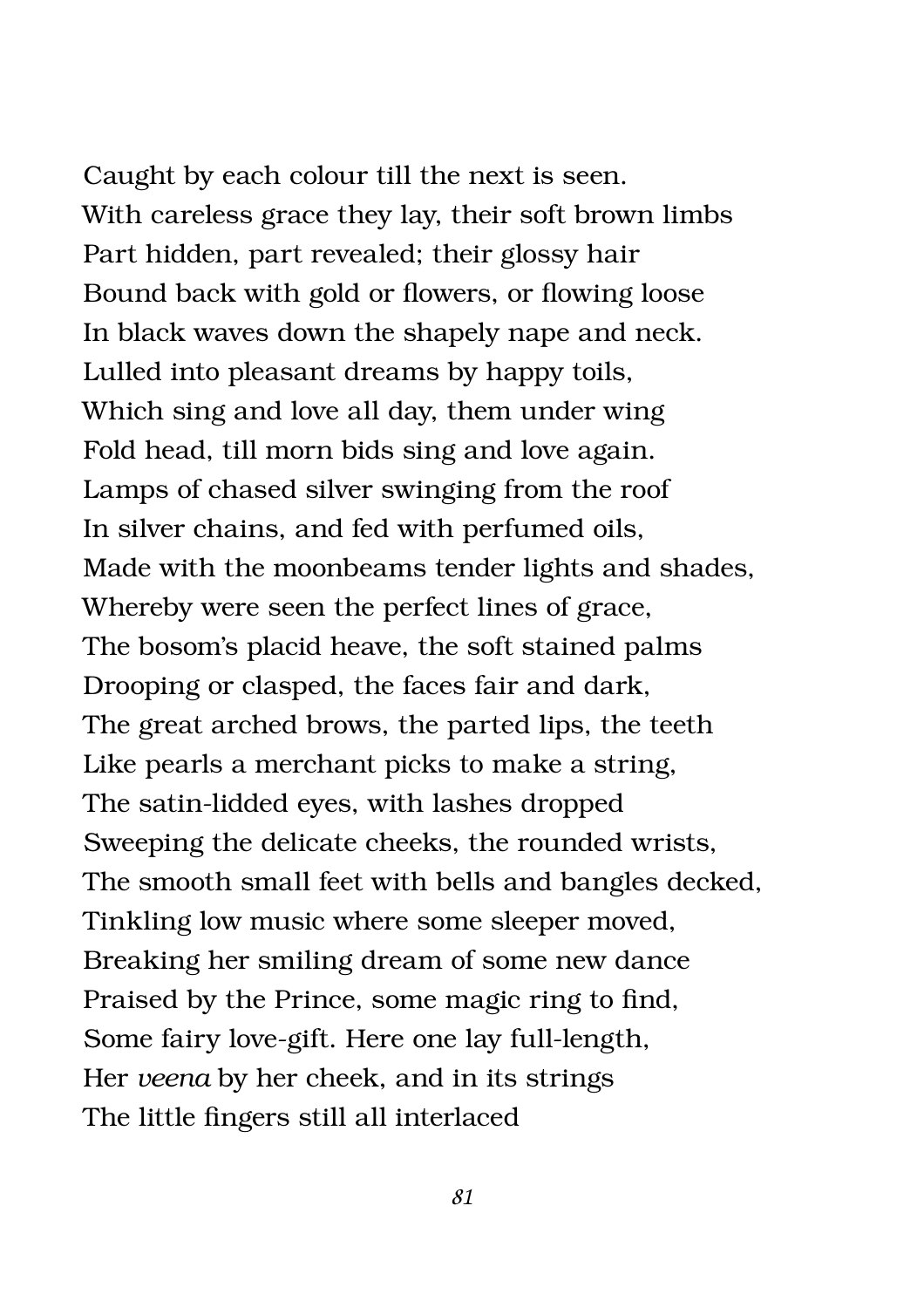Caught by each colour till the next is seen.  
With careless grace they lay, their soft brown limbs  
Part hidden, part revealed; their glossy hair  
Bound back with gold or flowers, or flowing loose  
In black waves down the shapely nape and neck.  
Lulled into pleasant dreams by happy toils,  
Which sing and love all day, them under wing  
Fold head, till morn bids sing and love again.  
Lamps of chased silver swinging from the roof  
In silver chains, and fed with perfumed oils,  
Made with the moonbeams tender lights and shades,  
Whereby were seen the perfect lines of grace,  
The bosom's placid heave, the soft stained palms  
Drooping or clasped, the faces fair and dark,  
The great arched brows, the parted lips, the teeth  
Like pearls a merchant picks to make a string,  
The satin-lidded eyes, with lashes dropped  
Sweeping the delicate cheeks, the rounded wrists,  
The smooth small feet with bells and bangles decked,  
Tinkling low music where some sleeper moved,  
Breaking her smiling dream of some new dance  
Praised by the Prince, some magic ring to find,  
Some fairy love-gift. Here one lay full-length,  
Her *veena* by her cheek, and in its strings  
The little fingers still all interlaced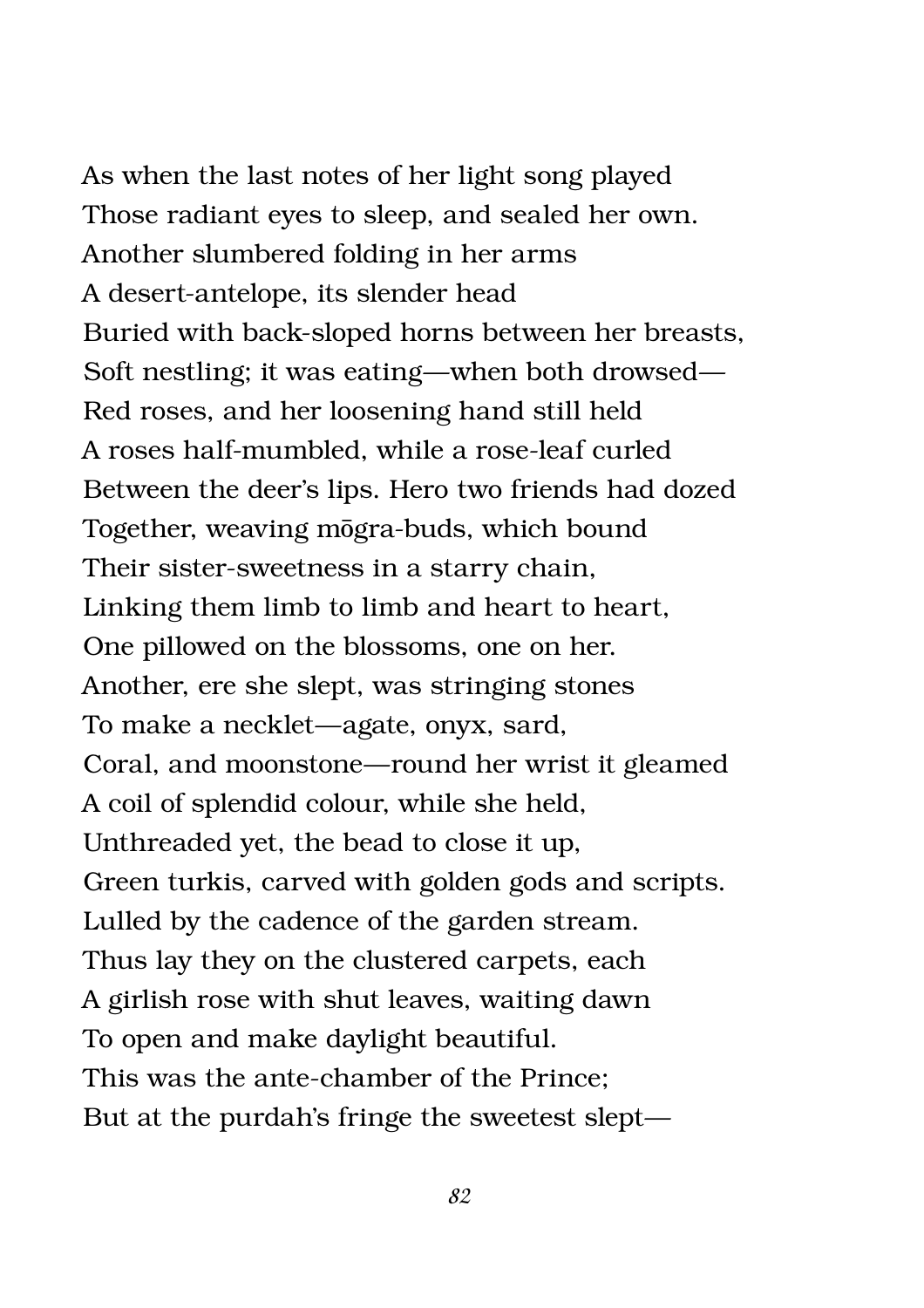As when the last notes of her light song played
Those radiant eyes to sleep, and sealed her own.
Another slumbered folding in her arms
A desert-antelope, its slender head
Buried with back-sloped horns between her breasts,
Soft nestling; it was eating—when both drowsed—
Red roses, and her loosening hand still held
A roses half-mumbled, while a rose-leaf curled
Between the deer's lips. Hero two friends had dozed
Together, weaving mōgra-buds, which bound
Their sister-sweetness in a starry chain,
Linking them limb to limb and heart to heart,
One pillowed on the blossoms, one on her.
Another, ere she slept, was stringing stones
To make a necklet—agate, onyx, sard,
Coral, and moonstone—round her wrist it gleamed
A coil of splendid colour, while she held,
Unthreaded yet, the bead to close it up,
Green turkis, carved with golden gods and scripts.
Lulled by the cadence of the garden stream.
Thus lay they on the clustered carpets, each
A girlish rose with shut leaves, waiting dawn
To open and make daylight beautiful.
This was the ante-chamber of the Prince;
But at the purdah's fringe the sweetest slept—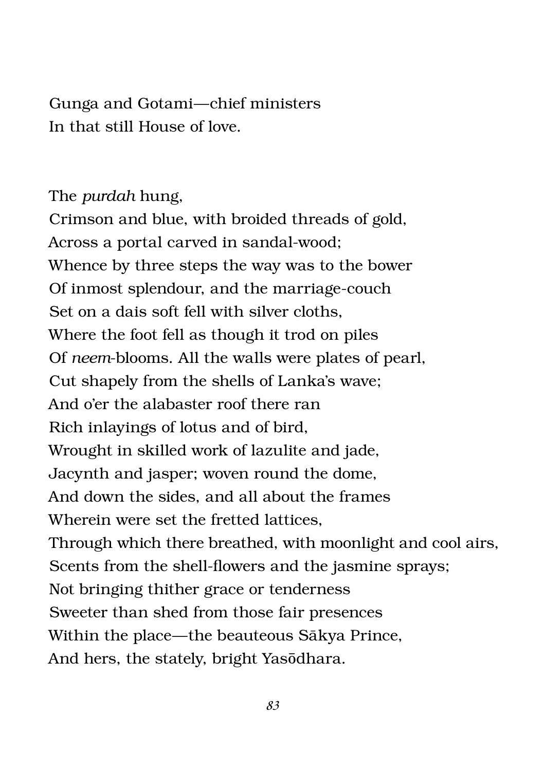Gunga and Gotami—chief ministers
In that still House of love.

The *purdah* hung,
Crimson and blue, with broided threads of gold,
Across a portal carved in sandal-wood;
Whence by three steps the way was to the bower
Of inmost splendour, and the marriage-couch
Set on a dais soft fell with silver cloths,
Where the foot fell as though it trod on piles
Of *neem*-blooms. All the walls were plates of pearl,
Cut shapely from the shells of Lanka's wave;
And o'er the alabaster roof there ran
Rich inlayings of lotus and of bird,
Wrought in skilled work of lazulite and jade,
Jacynth and jasper; woven round the dome,
And down the sides, and all about the frames
Wherein were set the fretted lattices,
Through which there breathed, with moonlight and cool airs,
Scents from the shell-flowers and the jasmine sprays;
Not bringing thither grace or tenderness
Sweeter than shed from those fair presences
Within the place—the beauteous Sākya Prince,
And hers, the stately, bright Yasōdhara.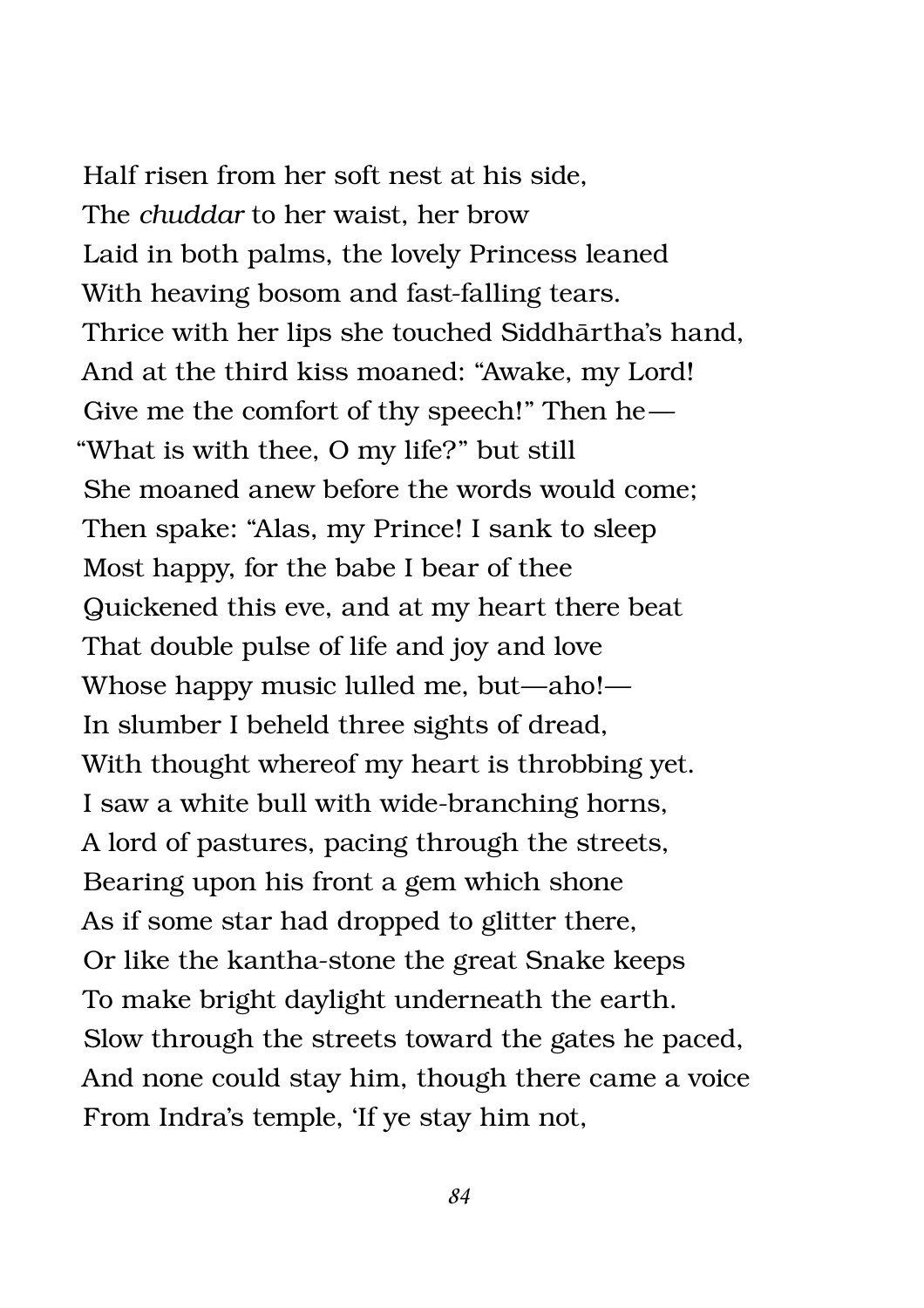Half risen from her soft nest at his side,  
The *chuddar* to her waist, her brow  
Laid in both palms, the lovely Princess leaned  
With heaving bosom and fast-falling tears.  
Thrice with her lips she touched Siddhārtha's hand,  
And at the third kiss moaned: "Awake, my Lord!  
Give me the comfort of thy speech!" Then he—  
"What is with thee, O my life?" but still  
She moaned anew before the words would come;  
Then spake: "Alas, my Prince! I sank to sleep  
Most happy, for the babe I bear of thee  
Quickened this eve, and at my heart there beat  
That double pulse of life and joy and love  
Whose happy music lulled me, but—aho!—  
In slumber I beheld three sights of dread,  
With thought whereof my heart is throbbing yet.  
I saw a white bull with wide-branching horns,  
A lord of pastures, pacing through the streets,  
Bearing upon his front a gem which shone  
As if some star had dropped to glitter there,  
Or like the kantha-stone the great Snake keeps  
To make bright daylight underneath the earth.  
Slow through the streets toward the gates he paced,  
And none could stay him, though there came a voice  
From Indra's temple, 'If ye stay him not,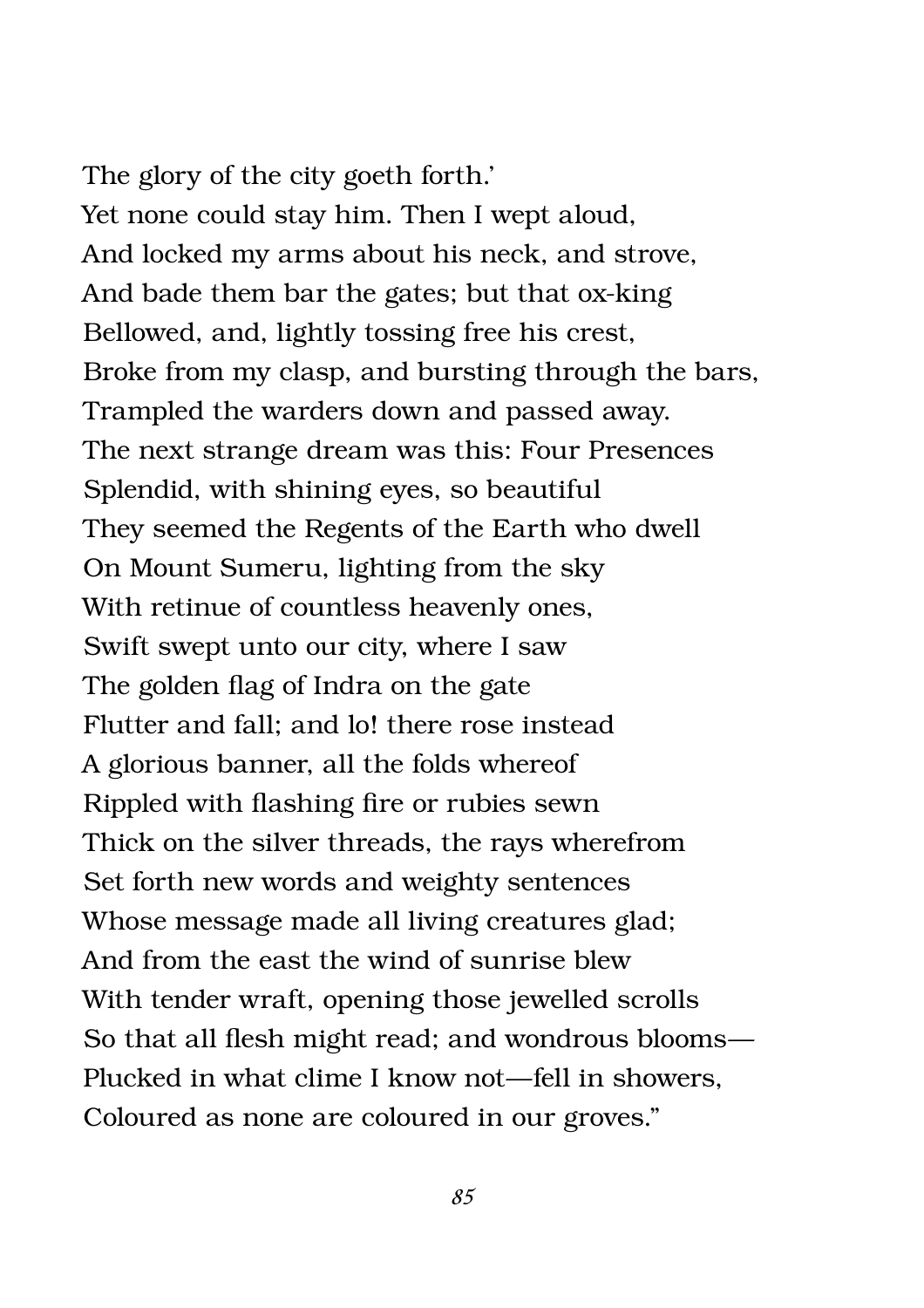The glory of the city goeth forth.'  
Yet none could stay him. Then I wept aloud,  
And locked my arms about his neck, and strove,  
And bade them bar the gates; but that ox-king  
Bellowed, and, lightly tossing free his crest,  
Broke from my clasp, and bursting through the bars,  
Trampled the warders down and passed away.  
The next strange dream was this: Four Presences  
Splendid, with shining eyes, so beautiful  
They seemed the Regents of the Earth who dwell  
On Mount Sumeru, lighting from the sky  
With retinue of countless heavenly ones,  
Swift swept unto our city, where I saw  
The golden flag of Indra on the gate  
Flutter and fall; and lo! there rose instead  
A glorious banner, all the folds whereof  
Rippled with flashing fire or rubies sewn  
Thick on the silver threads, the rays wherefrom  
Set forth new words and weighty sentences  
Whose message made all living creatures glad;  
And from the east the wind of sunrise blew  
With tender wraft, opening those jewelled scrolls  
So that all flesh might read; and wondrous blooms—  
Plucked in what clime I know not—fell in showers,  
Coloured as none are coloured in our groves."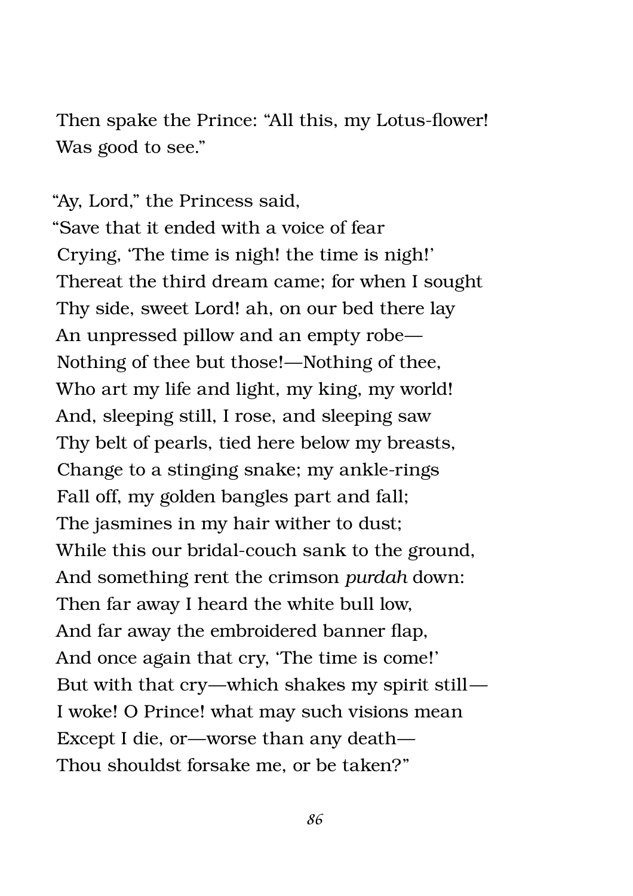Then spake the Prince: "All this, my Lotus-flower!  
Was good to see."

"Ay, Lord," the Princess said,  
"Save that it ended with a voice of fear  
Crying, 'The time is nigh! the time is nigh!'  
Thereat the third dream came; for when I sought  
Thy side, sweet Lord! ah, on our bed there lay  
An unpressed pillow and an empty robe—  
Nothing of thee but those!—Nothing of thee,  
Who art my life and light, my king, my world!  
And, sleeping still, I rose, and sleeping saw  
Thy belt of pearls, tied here below my breasts,  
Change to a stinging snake; my ankle-rings  
Fall off, my golden bangles part and fall;  
The jasmines in my hair wither to dust;  
While this our bridal-couch sank to the ground,  
And something rent the crimson *purdah* down:  
Then far away I heard the white bull low,  
And far away the embroidered banner flap,  
And once again that cry, 'The time is come!'  
But with that cry—which shakes my spirit still—  
I woke! O Prince! what may such visions mean  
Except I die, or—worse than any death—  
Thou shouldst forsake me, or be taken?"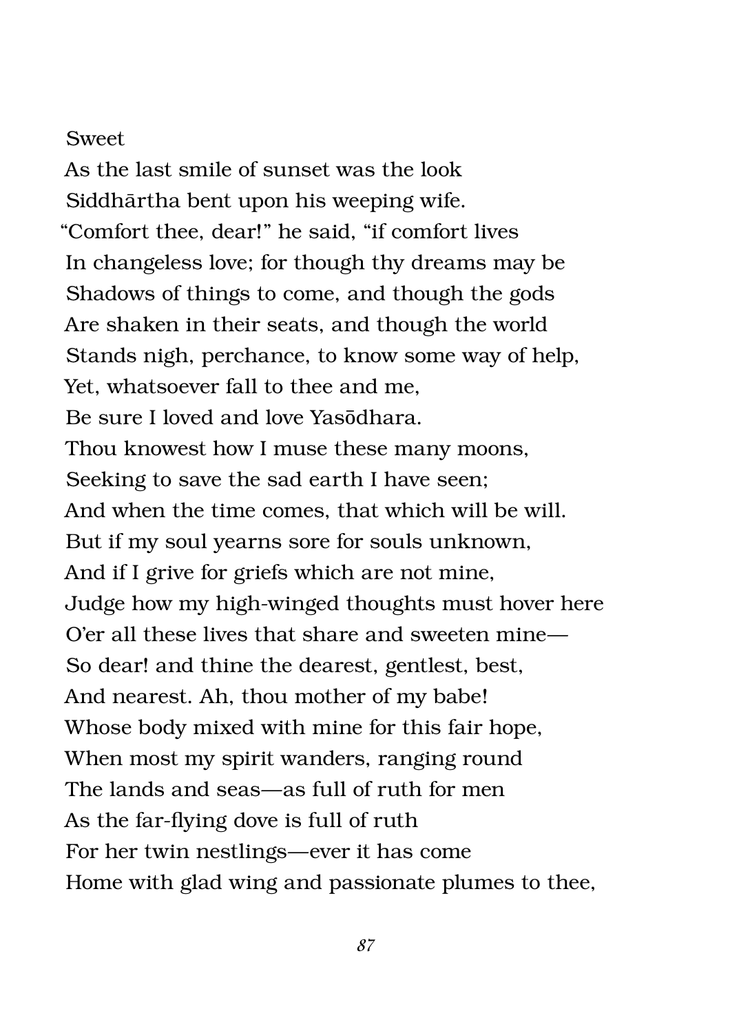Sweet
As the last smile of sunset was the look
Siddhārtha bent upon his weeping wife.
"Comfort thee, dear!" he said, "if comfort lives
In changeless love; for though thy dreams may be
Shadows of things to come, and though the gods
Are shaken in their seats, and though the world
Stands nigh, perchance, to know some way of help,
Yet, whatsoever fall to thee and me,
Be sure I loved and love Yasōdhara.
Thou knowest how I muse these many moons,
Seeking to save the sad earth I have seen;
And when the time comes, that which will be will.
But if my soul yearns sore for souls unknown,
And if I grive for griefs which are not mine,
Judge how my high-winged thoughts must hover here
O'er all these lives that share and sweeten mine—
So dear! and thine the dearest, gentlest, best,
And nearest. Ah, thou mother of my babe!
Whose body mixed with mine for this fair hope,
When most my spirit wanders, ranging round
The lands and seas—as full of ruth for men
As the far-flying dove is full of ruth
For her twin nestlings—ever it has come
Home with glad wing and passionate plumes to thee,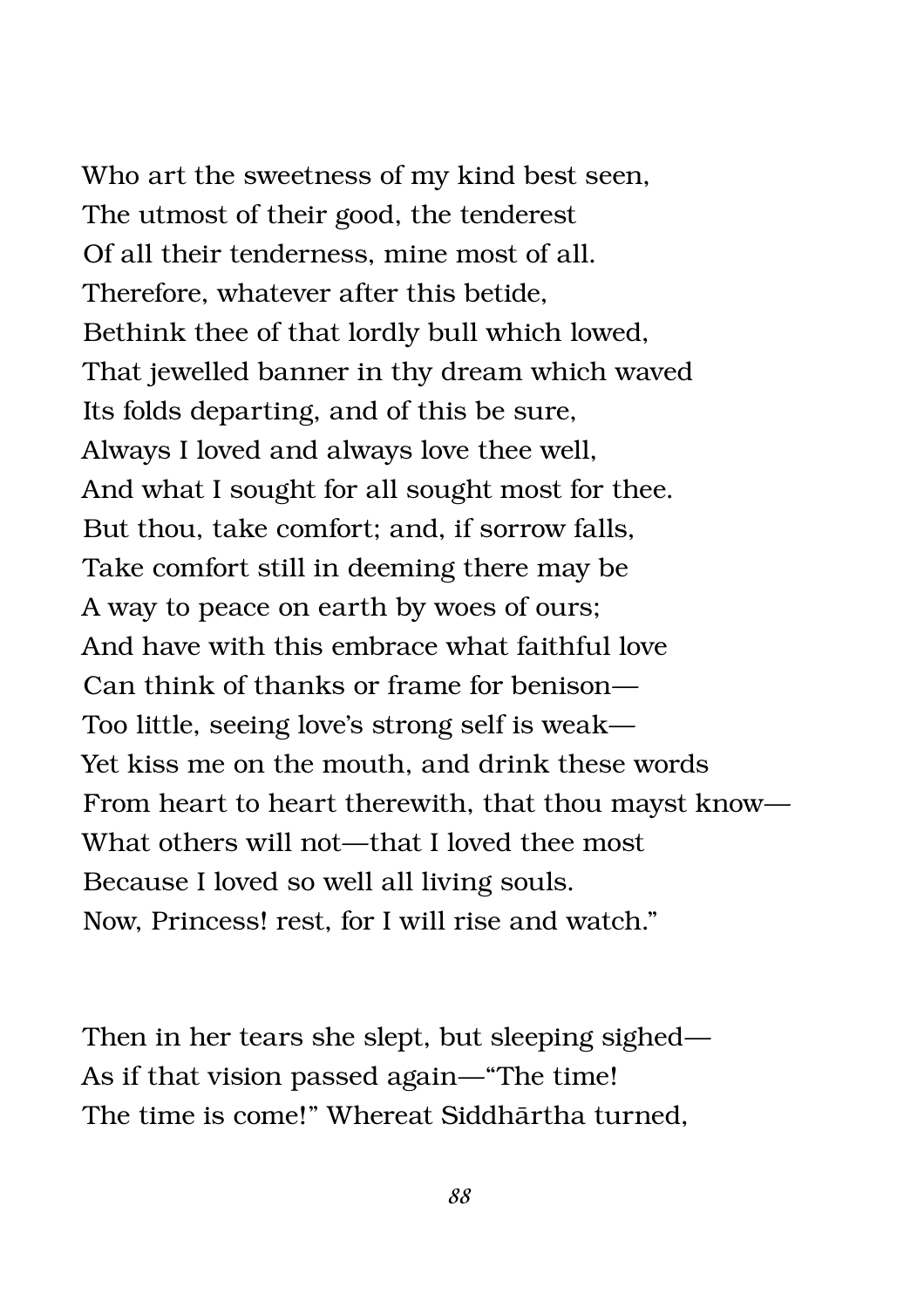Who art the sweetness of my kind best seen,  
The utmost of their good, the tenderest  
Of all their tenderness, mine most of all.  
Therefore, whatever after this betide,  
Bethink thee of that lordly bull which lowed,  
That jewelled banner in thy dream which waved  
Its folds departing, and of this be sure,  
Always I loved and always love thee well,  
And what I sought for all sought most for thee.  
But thou, take comfort; and, if sorrow falls,  
Take comfort still in deeming there may be  
A way to peace on earth by woes of ours;  
And have with this embrace what faithful love  
Can think of thanks or frame for benison—  
Too little, seeing love's strong self is weak—  
Yet kiss me on the mouth, and drink these words  
From heart to heart therewith, that thou mayst know—  
What others will not—that I loved thee most  
Because I loved so well all living souls.  
Now, Princess! rest, for I will rise and watch."

Then in her tears she slept, but sleeping sighed—  
As if that vision passed again—"The time!  
The time is come!" Whereat Siddhārtha turned,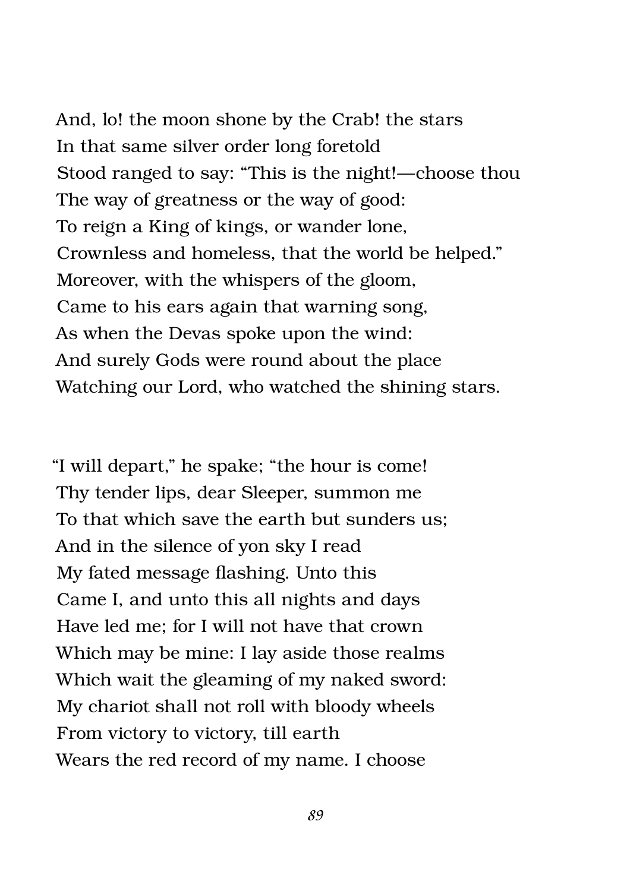And, lo! the moon shone by the Crab! the stars  
In that same silver order long foretold  
Stood ranged to say: "This is the night!—choose thou  
The way of greatness or the way of good:  
To reign a King of kings, or wander lone,  
Crownless and homeless, that the world be helped."  
Moreover, with the whispers of the gloom,  
Came to his ears again that warning song,  
As when the Devas spoke upon the wind:  
And surely Gods were round about the place  
Watching our Lord, who watched the shining stars.

"I will depart," he spake; "the hour is come!  
Thy tender lips, dear Sleeper, summon me  
To that which save the earth but sunders us;  
And in the silence of yon sky I read  
My fated message flashing. Unto this  
Came I, and unto this all nights and days  
Have led me; for I will not have that crown  
Which may be mine: I lay aside those realms  
Which wait the gleaming of my naked sword:  
My chariot shall not roll with bloody wheels  
From victory to victory, till earth  
Wears the red record of my name. I choose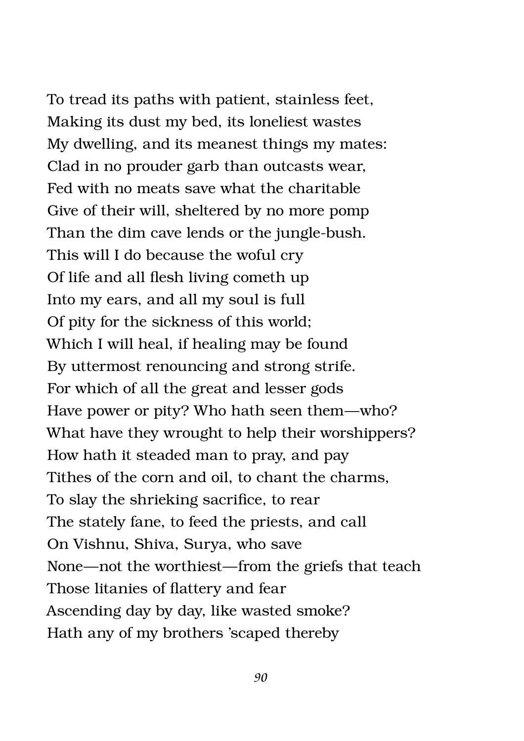To tread its paths with patient, stainless feet,  
Making its dust my bed, its loneliest wastes  
My dwelling, and its meanest things my mates:  
Clad in no prouder garb than outcasts wear,  
Fed with no meats save what the charitable  
Give of their will, sheltered by no more pomp  
Than the dim cave lends or the jungle-bush.  
This will I do because the woful cry  
Of life and all flesh living cometh up  
Into my ears, and all my soul is full  
Of pity for the sickness of this world;  
Which I will heal, if healing may be found  
By uttermost renouncing and strong strife.  
For which of all the great and lesser gods  
Have power or pity? Who hath seen them—who?  
What have they wrought to help their worshippers?  
How hath it steaded man to pray, and pay  
Tithes of the corn and oil, to chant the charms,  
To slay the shrieking sacrifice, to rear  
The stately fane, to feed the priests, and call  
On Vishnu, Shiva, Surya, who save  
None—not the worthiest—from the griefs that teach  
Those litanies of flattery and fear  
Ascending day by day, like wasted smoke?  
Hath any of my brothers 'scaped thereby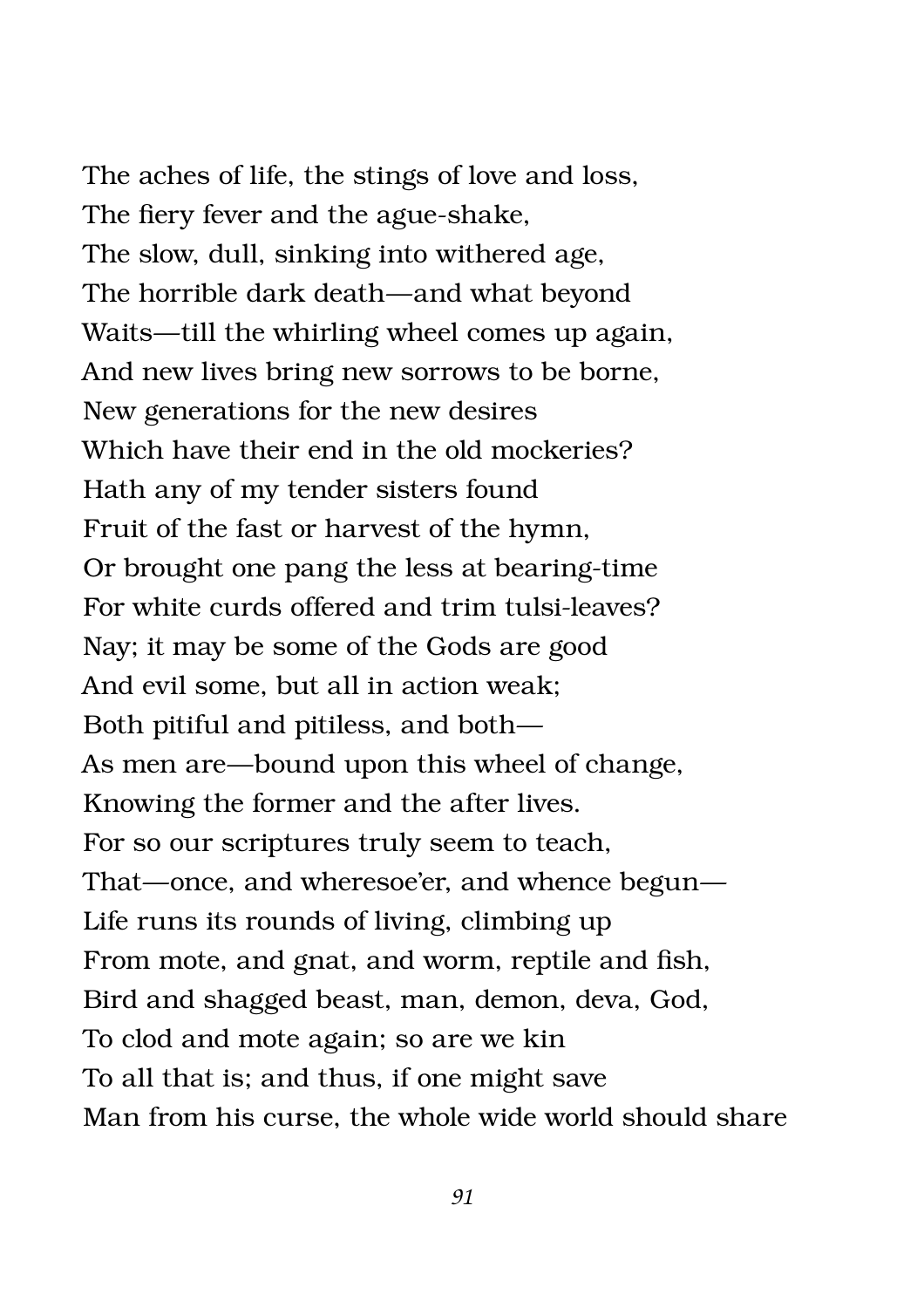The aches of life, the stings of love and loss,  
The fiery fever and the ague-shake,  
The slow, dull, sinking into withered age,  
The horrible dark death—and what beyond  
Waits—till the whirling wheel comes up again,  
And new lives bring new sorrows to be borne,  
New generations for the new desires  
Which have their end in the old mockeries?  
Hath any of my tender sisters found  
Fruit of the fast or harvest of the hymn,  
Or brought one pang the less at bearing-time  
For white curds offered and trim tulsi-leaves?  
Nay; it may be some of the Gods are good  
And evil some, but all in action weak;  
Both pitiful and pitiless, and both—  
As men are—bound upon this wheel of change,  
Knowing the former and the after lives.  
For so our scriptures truly seem to teach,  
That—once, and wheresoe'er, and whence begun—  
Life runs its rounds of living, climbing up  
From mote, and gnat, and worm, reptile and fish,  
Bird and shagged beast, man, demon, deva, God,  
To clod and mote again; so are we kin  
To all that is; and thus, if one might save  
Man from his curse, the whole wide world should share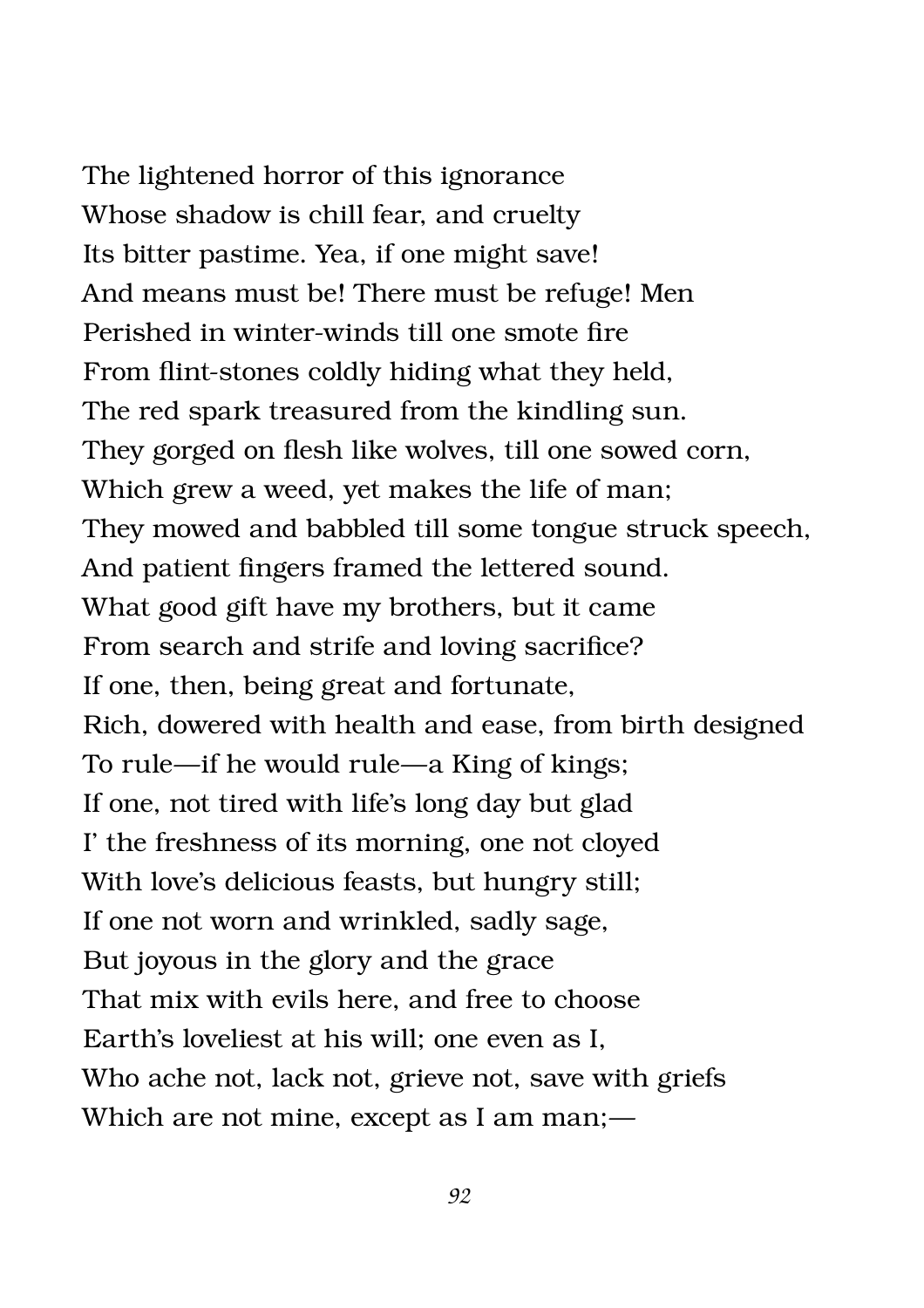The lightened horror of this ignorance  
Whose shadow is chill fear, and cruelty  
Its bitter pastime. Yea, if one might save!  
And means must be! There must be refuge! Men  
Perished in winter-winds till one smote fire  
From flint-stones coldly hiding what they held,  
The red spark treasured from the kindling sun.  
They gorged on flesh like wolves, till one sowed corn,  
Which grew a weed, yet makes the life of man;  
They mowed and babbled till some tongue struck speech,  
And patient fingers framed the lettered sound.  
What good gift have my brothers, but it came  
From search and strife and loving sacrifice?  
If one, then, being great and fortunate,  
Rich, dowered with health and ease, from birth designed  
To rule—if he would rule—a King of kings;  
If one, not tired with life's long day but glad  
I' the freshness of its morning, one not cloyed  
With love's delicious feasts, but hungry still;  
If one not worn and wrinkled, sadly sage,  
But joyous in the glory and the grace  
That mix with evils here, and free to choose  
Earth's loveliest at his will; one even as I,  
Who ache not, lack not, grieve not, save with griefs  
Which are not mine, except as I am man;—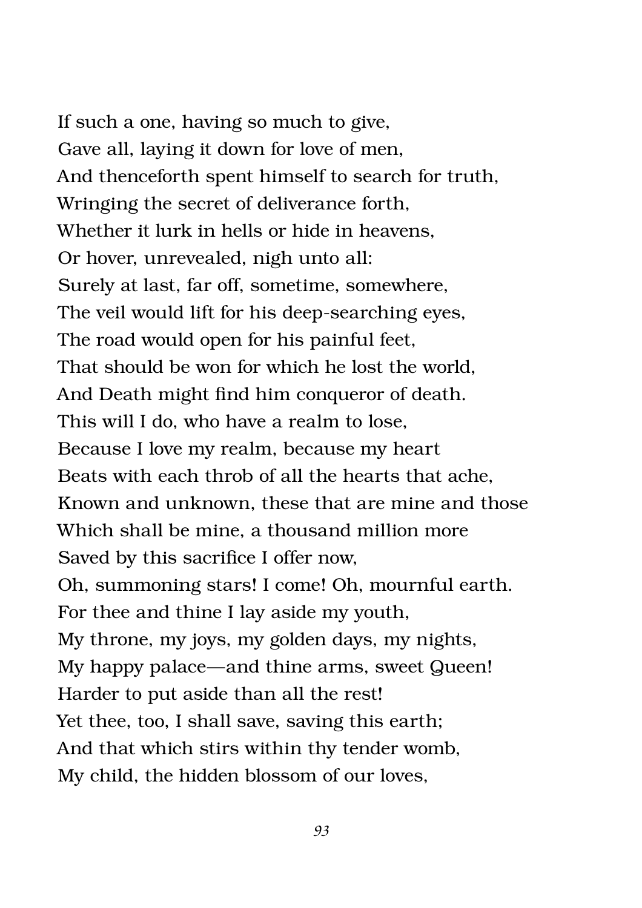If such a one, having so much to give,
Gave all, laying it down for love of men,
And thenceforth spent himself to search for truth,
Wringing the secret of deliverance forth,
Whether it lurk in hells or hide in heavens,
Or hover, unrevealed, nigh unto all:
Surely at last, far off, sometime, somewhere,
The veil would lift for his deep-searching eyes,
The road would open for his painful feet,
That should be won for which he lost the world,
And Death might find him conqueror of death.
This will I do, who have a realm to lose,
Because I love my realm, because my heart
Beats with each throb of all the hearts that ache,
Known and unknown, these that are mine and those
Which shall be mine, a thousand million more
Saved by this sacrifice I offer now,
Oh, summoning stars! I come! Oh, mournful earth.
For thee and thine I lay aside my youth,
My throne, my joys, my golden days, my nights,
My happy palace—and thine arms, sweet Queen!
Harder to put aside than all the rest!
Yet thee, too, I shall save, saving this earth;
And that which stirs within thy tender womb,
My child, the hidden blossom of our loves,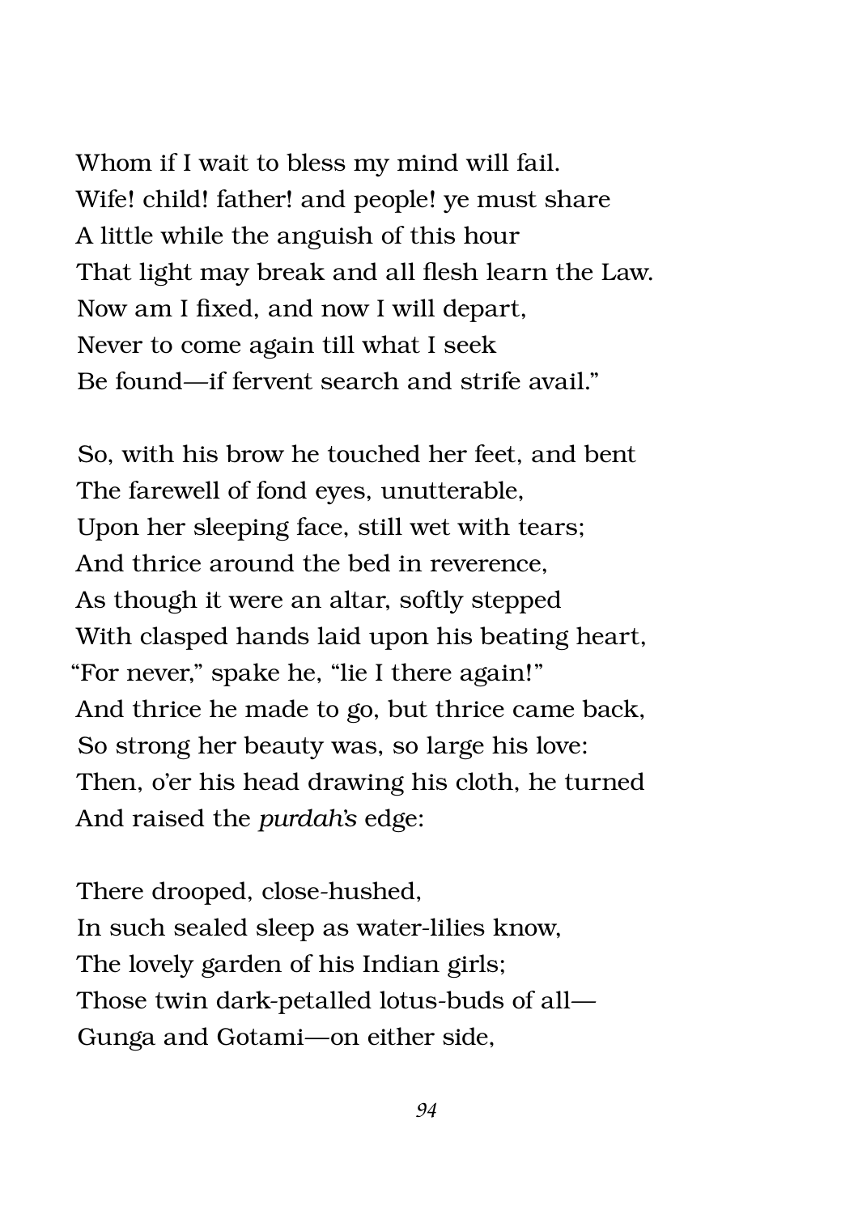Whom if I wait to bless my mind will fail.
Wife! child! father! and people! ye must share
A little while the anguish of this hour
That light may break and all flesh learn the Law.
Now am I fixed, and now I will depart,
Never to come again till what I seek
Be found—if fervent search and strife avail."

So, with his brow he touched her feet, and bent
The farewell of fond eyes, unutterable,
Upon her sleeping face, still wet with tears;
And thrice around the bed in reverence,
As though it were an altar, softly stepped
With clasped hands laid upon his beating heart,
"For never," spake he, "lie I there again!"
And thrice he made to go, but thrice came back,
So strong her beauty was, so large his love:
Then, o'er his head drawing his cloth, he turned
And raised the *purdah's* edge:

There drooped, close-hushed,
In such sealed sleep as water-lilies know,
The lovely garden of his Indian girls;
Those twin dark-petalled lotus-buds of all—
Gunga and Gotami—on either side,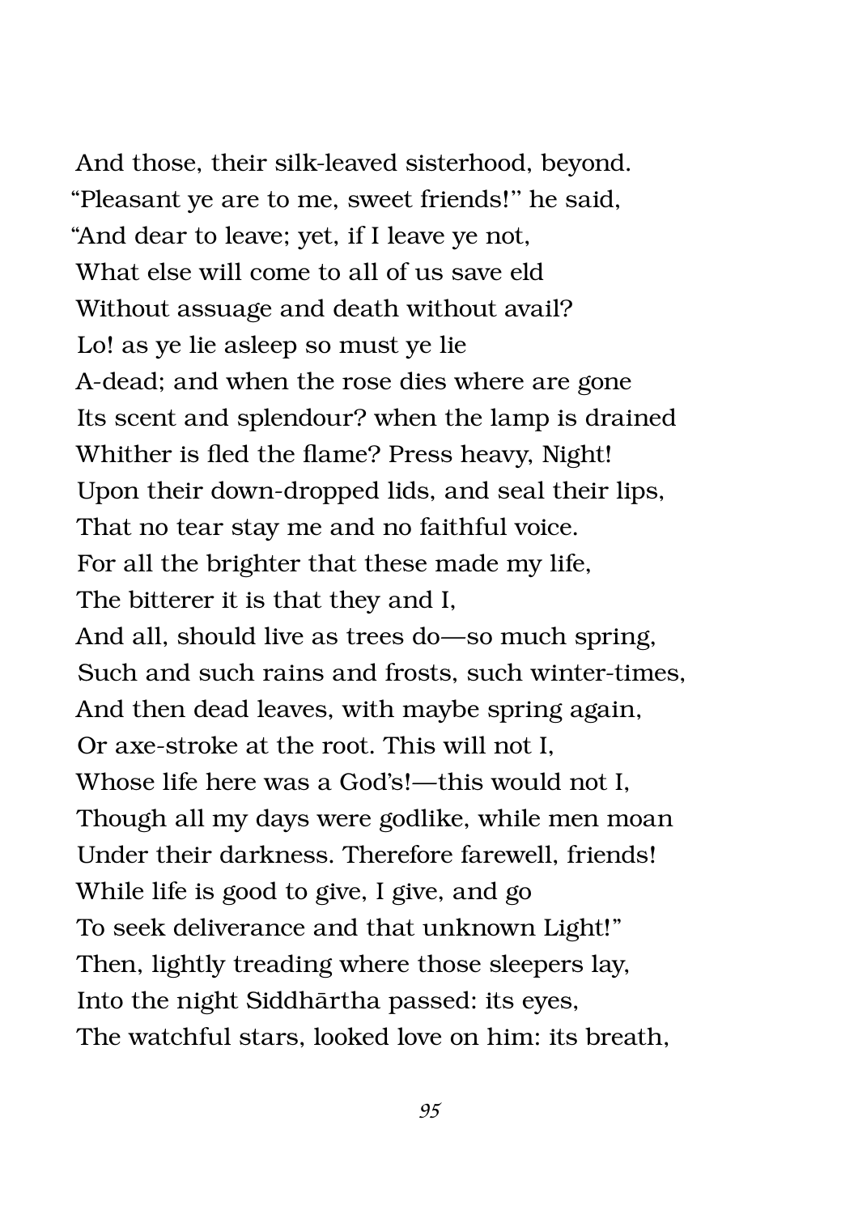And those, their silk-leaved sisterhood, beyond.
"Pleasant ye are to me, sweet friends!" he said,
"And dear to leave; yet, if I leave ye not,
What else will come to all of us save eld
Without assuage and death without avail?
Lo! as ye lie asleep so must ye lie
A-dead; and when the rose dies where are gone
Its scent and splendour? when the lamp is drained
Whither is fled the flame? Press heavy, Night!
Upon their down-dropped lids, and seal their lips,
That no tear stay me and no faithful voice.
For all the brighter that these made my life,
The bitterer it is that they and I,
And all, should live as trees do—so much spring,
Such and such rains and frosts, such winter-times,
And then dead leaves, with maybe spring again,
Or axe-stroke at the root. This will not I,
Whose life here was a God's!—this would not I,
Though all my days were godlike, while men moan
Under their darkness. Therefore farewell, friends!
While life is good to give, I give, and go
To seek deliverance and that unknown Light!"
Then, lightly treading where those sleepers lay,
Into the night Siddhārtha passed: its eyes,
The watchful stars, looked love on him: its breath,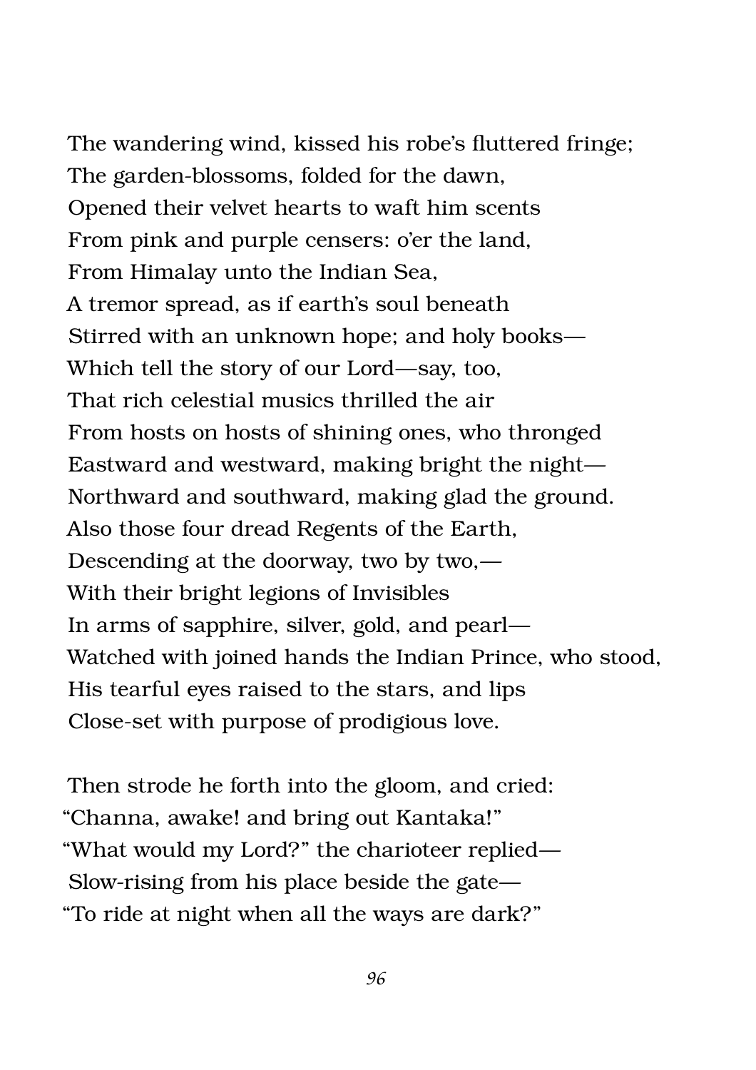The wandering wind, kissed his robe's fluttered fringe;
The garden-blossoms, folded for the dawn,
Opened their velvet hearts to waft him scents
From pink and purple censers: o'er the land,
From Himalay unto the Indian Sea,
A tremor spread, as if earth's soul beneath
Stirred with an unknown hope; and holy books—
Which tell the story of our Lord—say, too,
That rich celestial musics thrilled the air
From hosts on hosts of shining ones, who thronged
Eastward and westward, making bright the night—
Northward and southward, making glad the ground.
Also those four dread Regents of the Earth,
Descending at the doorway, two by two,—
With their bright legions of Invisibles
In arms of sapphire, silver, gold, and pearl—
Watched with joined hands the Indian Prince, who stood,
His tearful eyes raised to the stars, and lips
Close-set with purpose of prodigious love.

Then strode he forth into the gloom, and cried:
"Channa, awake! and bring out Kantaka!"
"What would my Lord?" the charioteer replied—
Slow-rising from his place beside the gate—
"To ride at night when all the ways are dark?"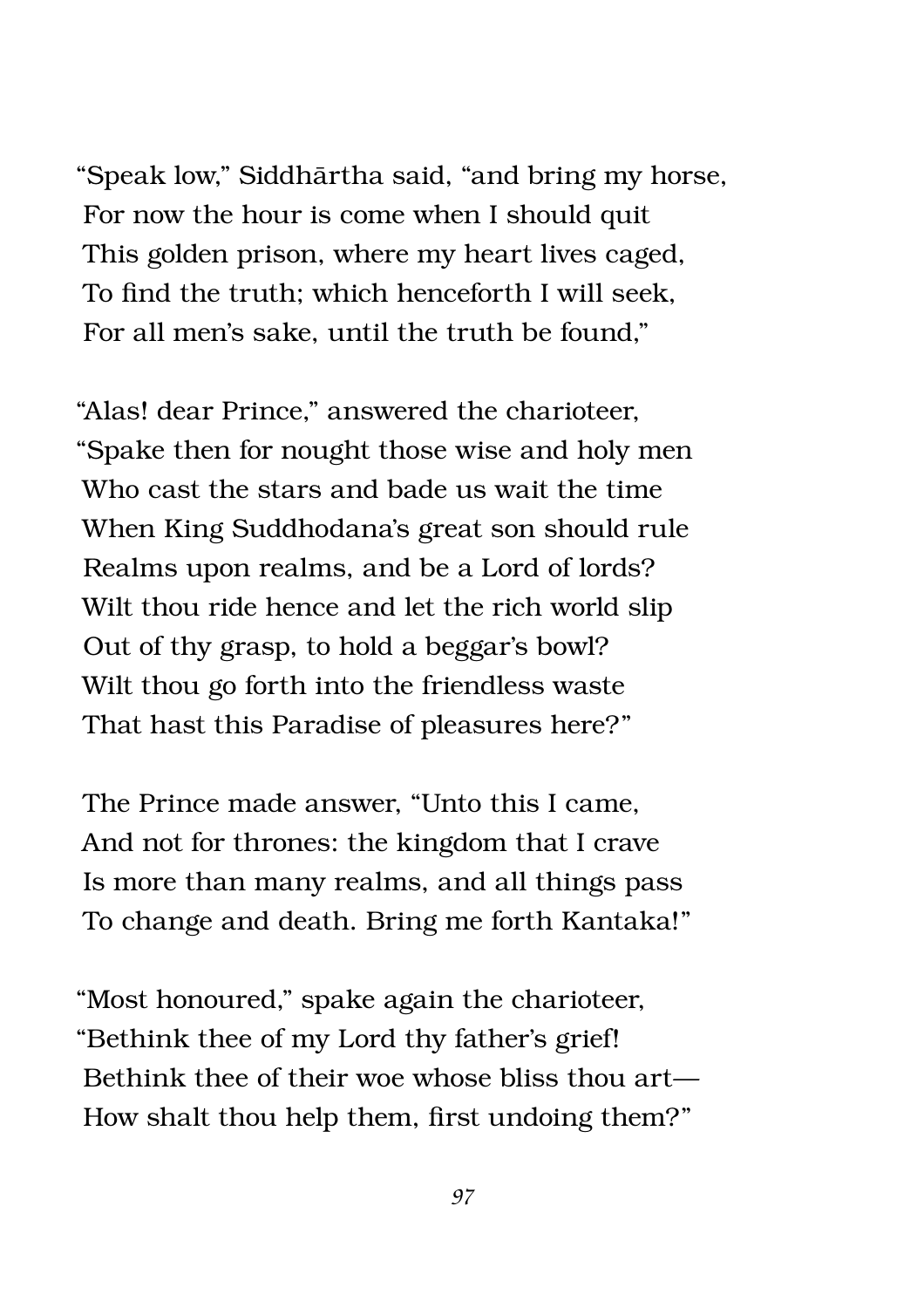"Speak low," Siddhārtha said, "and bring my horse,
For now the hour is come when I should quit
This golden prison, where my heart lives caged,
To find the truth; which henceforth I will seek,
For all men's sake, until the truth be found,"

"Alas! dear Prince," answered the charioteer,
"Spake then for nought those wise and holy men
Who cast the stars and bade us wait the time
When King Suddhodana's great son should rule
Realms upon realms, and be a Lord of lords?
Wilt thou ride hence and let the rich world slip
Out of thy grasp, to hold a beggar's bowl?
Wilt thou go forth into the friendless waste
That hast this Paradise of pleasures here?"

The Prince made answer, "Unto this I came,
And not for thrones: the kingdom that I crave
Is more than many realms, and all things pass
To change and death. Bring me forth Kantaka!"

"Most honoured," spake again the charioteer,
"Bethink thee of my Lord thy father's grief!
Bethink thee of their woe whose bliss thou art—
How shalt thou help them, first undoing them?"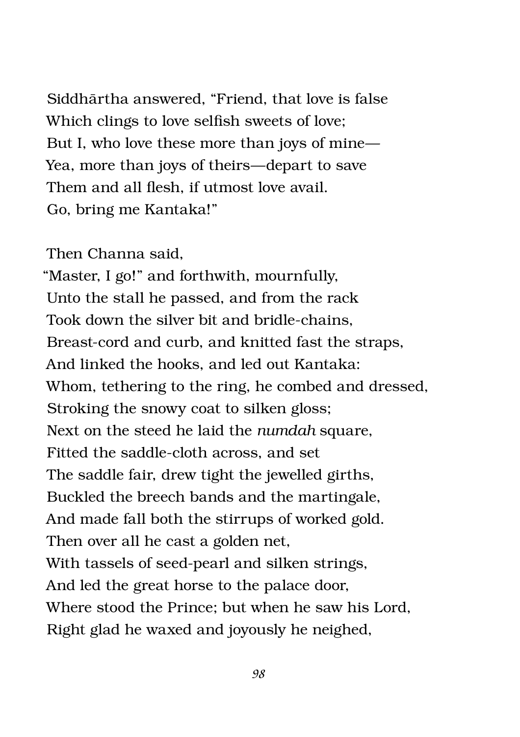Siddhārtha answered, "Friend, that love is false  
Which clings to love selfish sweets of love;  
But I, who love these more than joys of mine—  
Yea, more than joys of theirs—depart to save  
Them and all flesh, if utmost love avail.  
Go, bring me Kantaka!"

Then Channa said,  
"Master, I go!" and forthwith, mournfully,  
Unto the stall he passed, and from the rack  
Took down the silver bit and bridle-chains,  
Breast-cord and curb, and knitted fast the straps,  
And linked the hooks, and led out Kantaka:  
Whom, tethering to the ring, he combed and dressed,  
Stroking the snowy coat to silken gloss;  
Next on the steed he laid the *numdah* square,  
Fitted the saddle-cloth across, and set  
The saddle fair, drew tight the jewelled girths,  
Buckled the breech bands and the martingale,  
And made fall both the stirrups of worked gold.  
Then over all he cast a golden net,  
With tassels of seed-pearl and silken strings,  
And led the great horse to the palace door,  
Where stood the Prince; but when he saw his Lord,  
Right glad he waxed and joyously he neighed,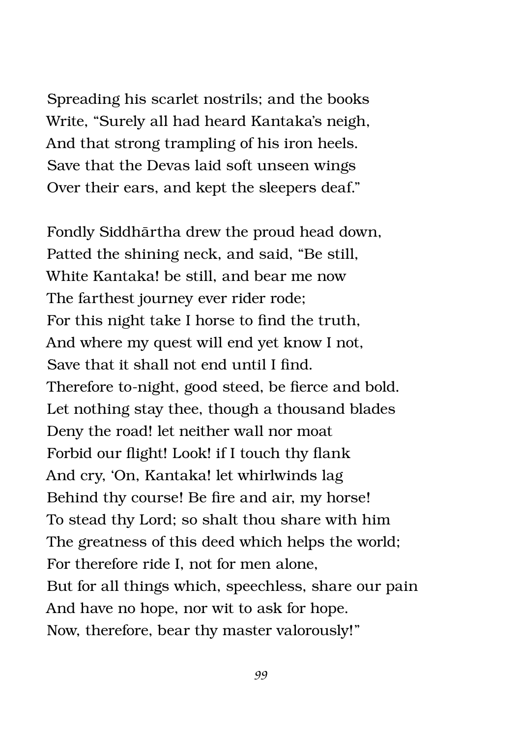Spreading his scarlet nostrils; and the books
Write, "Surely all had heard Kantaka's neigh,
And that strong trampling of his iron heels.
Save that the Devas laid soft unseen wings
Over their ears, and kept the sleepers deaf."

Fondly Siddhārtha drew the proud head down,
Patted the shining neck, and said, "Be still,
White Kantaka! be still, and bear me now
The farthest journey ever rider rode;
For this night take I horse to find the truth,
And where my quest will end yet know I not,
Save that it shall not end until I find.
Therefore to-night, good steed, be fierce and bold.
Let nothing stay thee, though a thousand blades
Deny the road! let neither wall nor moat
Forbid our flight! Look! if I touch thy flank
And cry, 'On, Kantaka! let whirlwinds lag
Behind thy course! Be fire and air, my horse!
To stead thy Lord; so shalt thou share with him
The greatness of this deed which helps the world;
For therefore ride I, not for men alone,
But for all things which, speechless, share our pain
And have no hope, nor wit to ask for hope.
Now, therefore, bear thy master valorously!"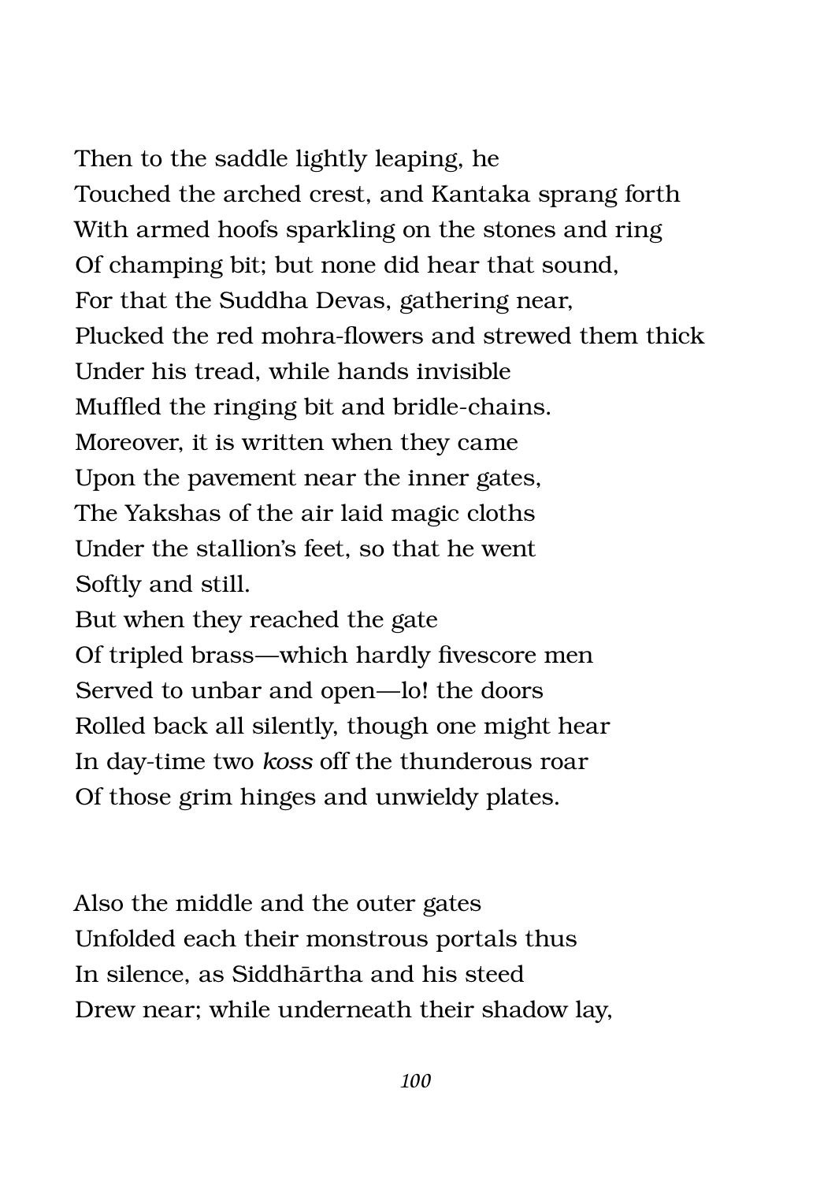Then to the saddle lightly leaping, he
Touched the arched crest, and Kantaka sprang forth
With armed hoofs sparkling on the stones and ring
Of champing bit; but none did hear that sound,
For that the Suddha Devas, gathering near,
Plucked the red mohra-flowers and strewed them thick
Under his tread, while hands invisible
Muffled the ringing bit and bridle-chains.
Moreover, it is written when they came
Upon the pavement near the inner gates,
The Yakshas of the air laid magic cloths
Under the stallion's feet, so that he went
Softly and still.
But when they reached the gate
Of tripled brass—which hardly fivescore men
Served to unbar and open—lo! the doors
Rolled back all silently, though one might hear
In day-time two *koss* off the thunderous roar
Of those grim hinges and unwieldy plates.

Also the middle and the outer gates
Unfolded each their monstrous portals thus
In silence, as Siddhārtha and his steed
Drew near; while underneath their shadow lay,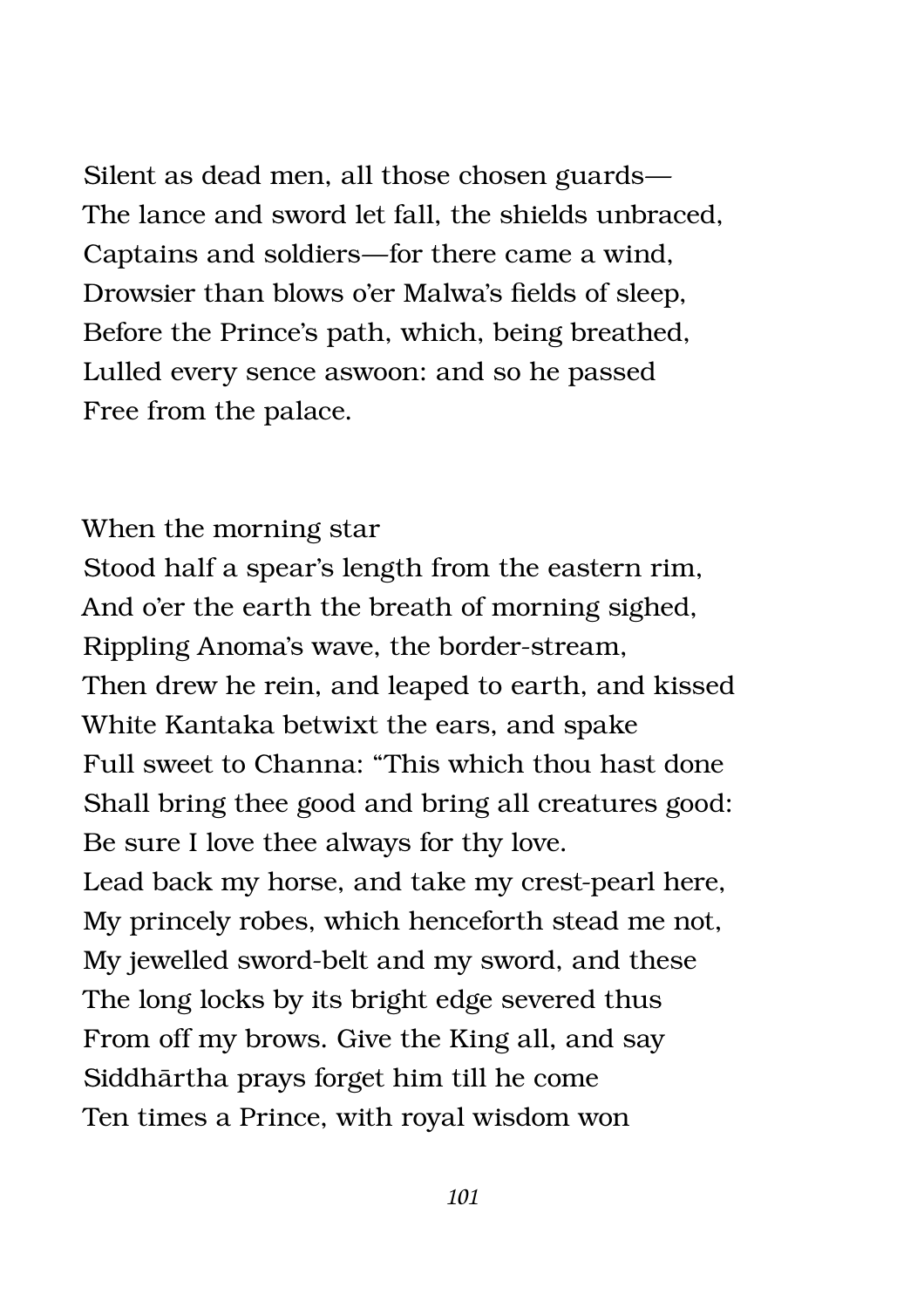Silent as dead men, all those chosen guards—
The lance and sword let fall, the shields unbraced,
Captains and soldiers—for there came a wind,
Drowsier than blows o'er Malwa's fields of sleep,
Before the Prince's path, which, being breathed,
Lulled every sence aswoon: and so he passed
Free from the palace.

When the morning star
Stood half a spear's length from the eastern rim,
And o'er the earth the breath of morning sighed,
Rippling Anoma's wave, the border-stream,
Then drew he rein, and leaped to earth, and kissed
White Kantaka betwixt the ears, and spake
Full sweet to Channa: "This which thou hast done
Shall bring thee good and bring all creatures good:
Be sure I love thee always for thy love.
Lead back my horse, and take my crest-pearl here,
My princely robes, which henceforth stead me not,
My jewelled sword-belt and my sword, and these
The long locks by its bright edge severed thus
From off my brows. Give the King all, and say
Siddhārtha prays forget him till he come
Ten times a Prince, with royal wisdom won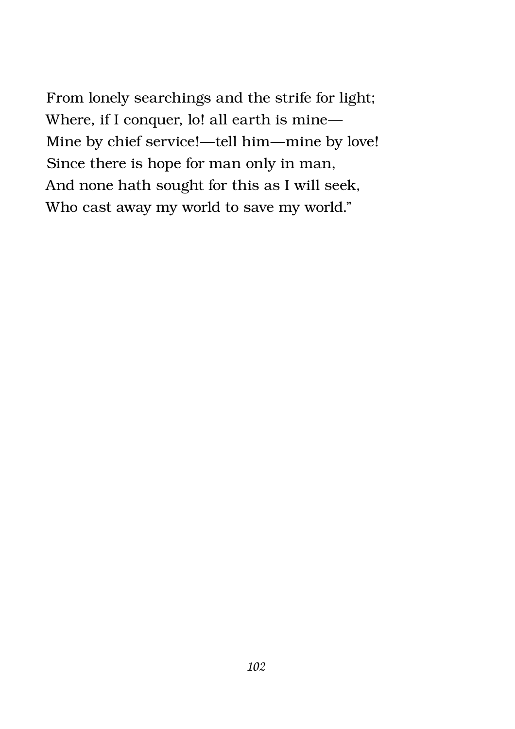From lonely searchings and the strife for light;  
Where, if I conquer, lo! all earth is mine—  
Mine by chief service!—tell him—mine by love!  
Since there is hope for man only in man,  
And none hath sought for this as I will seek,  
Who cast away my world to save my world.”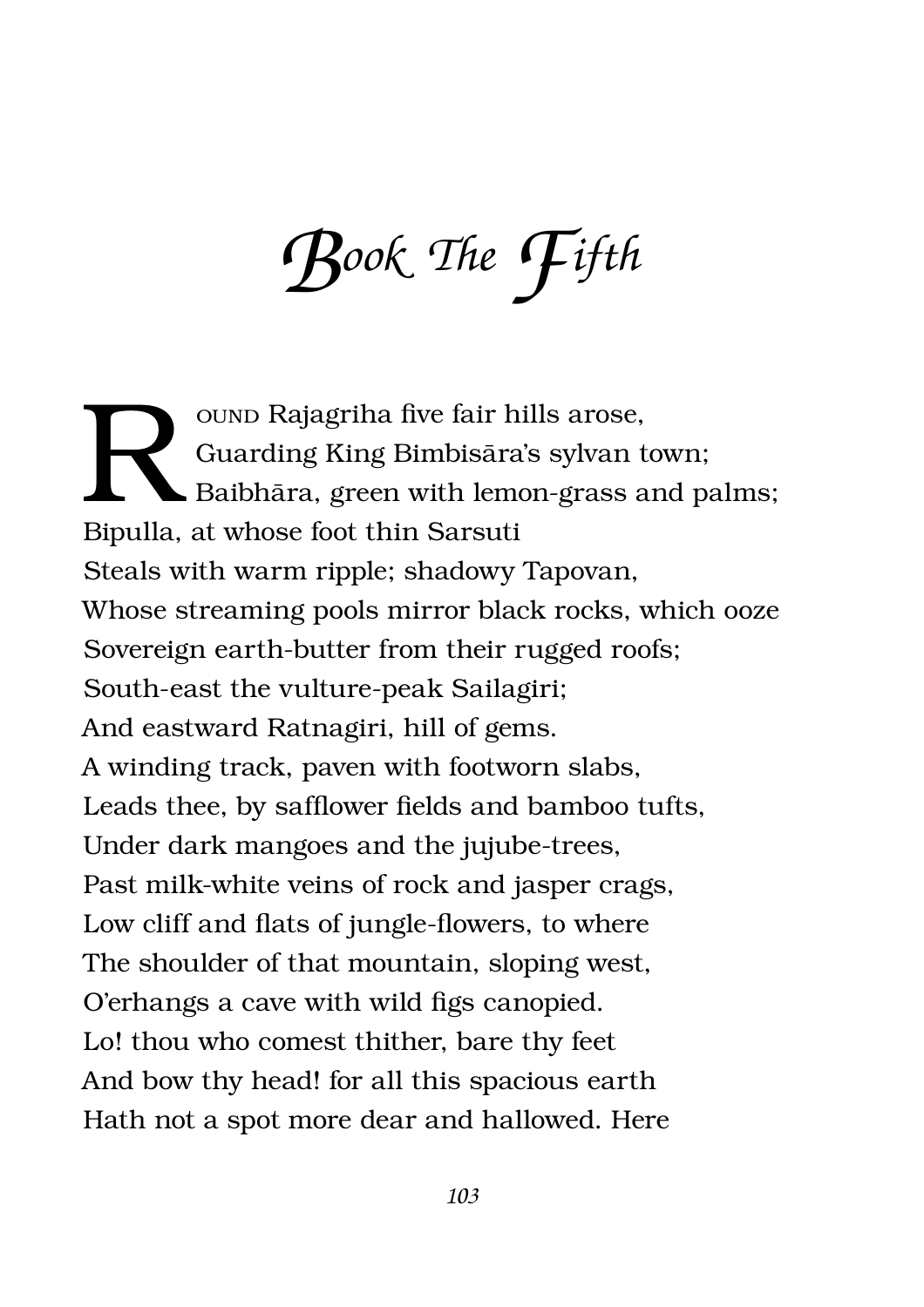# Book The Fifth

Round Rajagriha five fair hills arose,
Guarding King Bimbisāra's sylvan town;
Baibhāra, green with lemon-grass and palms;
Bipulla, at whose foot thin Sarsuti
Steals with warm ripple; shadowy Tapovan,
Whose streaming pools mirror black rocks, which ooze
Sovereign earth-butter from their rugged roofs;
South-east the vulture-peak Sailagiri;
And eastward Ratnagiri, hill of gems.
A winding track, paven with footworn slabs,
Leads thee, by safflower fields and bamboo tufts,
Under dark mangoes and the jujube-trees,
Past milk-white veins of rock and jasper crags,
Low cliff and flats of jungle-flowers, to where
The shoulder of that mountain, sloping west,
O'erhangs a cave with wild figs canopied.
Lo! thou who comest thither, bare thy feet
And bow thy head! for all this spacious earth
Hath not a spot more dear and hallowed. Here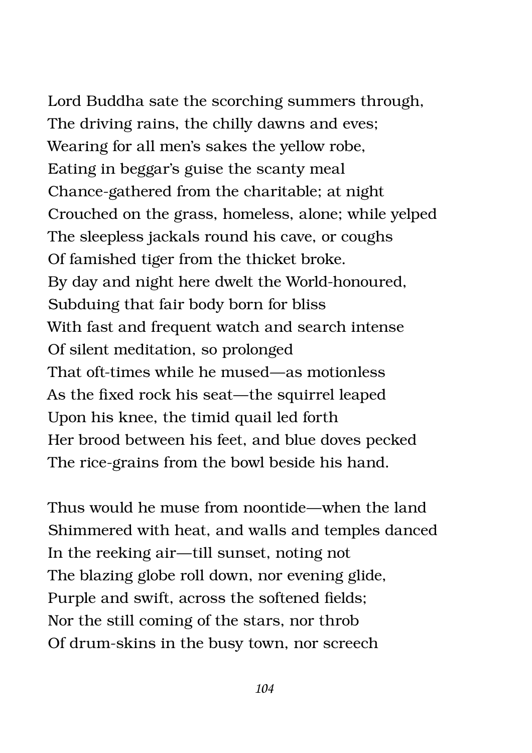Lord Buddha sate the scorching summers through,  
The driving rains, the chilly dawns and eves;  
Wearing for all men's sakes the yellow robe,  
Eating in beggar's guise the scanty meal  
Chance-gathered from the charitable; at night  
Crouched on the grass, homeless, alone; while yelped  
The sleepless jackals round his cave, or coughs  
Of famished tiger from the thicket broke.  
By day and night here dwelt the World-honoured,  
Subduing that fair body born for bliss  
With fast and frequent watch and search intense  
Of silent meditation, so prolonged  
That oft-times while he mused—as motionless  
As the fixed rock his seat—the squirrel leaped  
Upon his knee, the timid quail led forth  
Her brood between his feet, and blue doves pecked  
The rice-grains from the bowl beside his hand.

Thus would he muse from noontide—when the land  
Shimmered with heat, and walls and temples danced  
In the reeking air—till sunset, noting not  
The blazing globe roll down, nor evening glide,  
Purple and swift, across the softened fields;  
Nor the still coming of the stars, nor throb  
Of drum-skins in the busy town, nor screech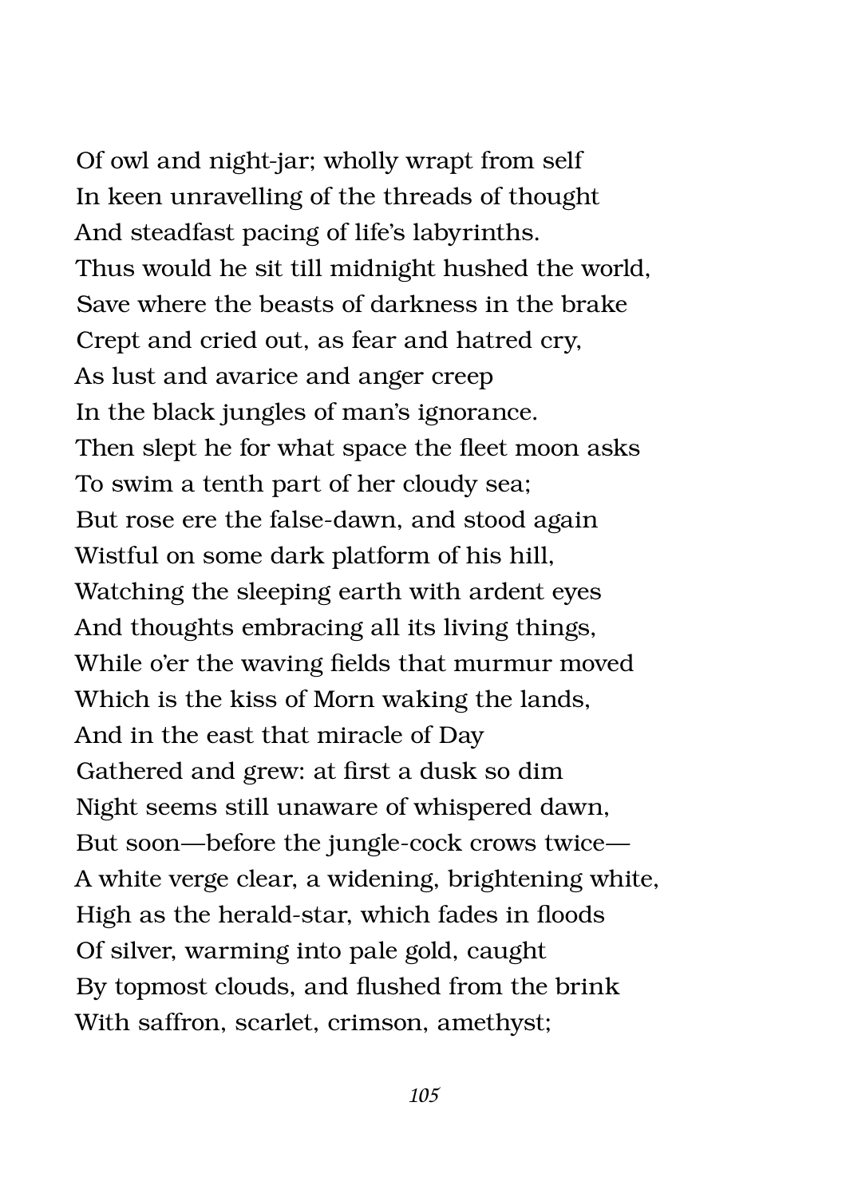Of owl and night-jar; wholly wrapt from self
In keen unravelling of the threads of thought
And steadfast pacing of life's labyrinths.
Thus would he sit till midnight hushed the world,
Save where the beasts of darkness in the brake
Crept and cried out, as fear and hatred cry,
As lust and avarice and anger creep
In the black jungles of man's ignorance.
Then slept he for what space the fleet moon asks
To swim a tenth part of her cloudy sea;
But rose ere the false-dawn, and stood again
Wistful on some dark platform of his hill,
Watching the sleeping earth with ardent eyes
And thoughts embracing all its living things,
While o'er the waving fields that murmur moved
Which is the kiss of Morn waking the lands,
And in the east that miracle of Day
Gathered and grew: at first a dusk so dim
Night seems still unaware of whispered dawn,
But soon—before the jungle-cock crows twice—
A white verge clear, a widening, brightening white,
High as the herald-star, which fades in floods
Of silver, warming into pale gold, caught
By topmost clouds, and flushed from the brink
With saffron, scarlet, crimson, amethyst;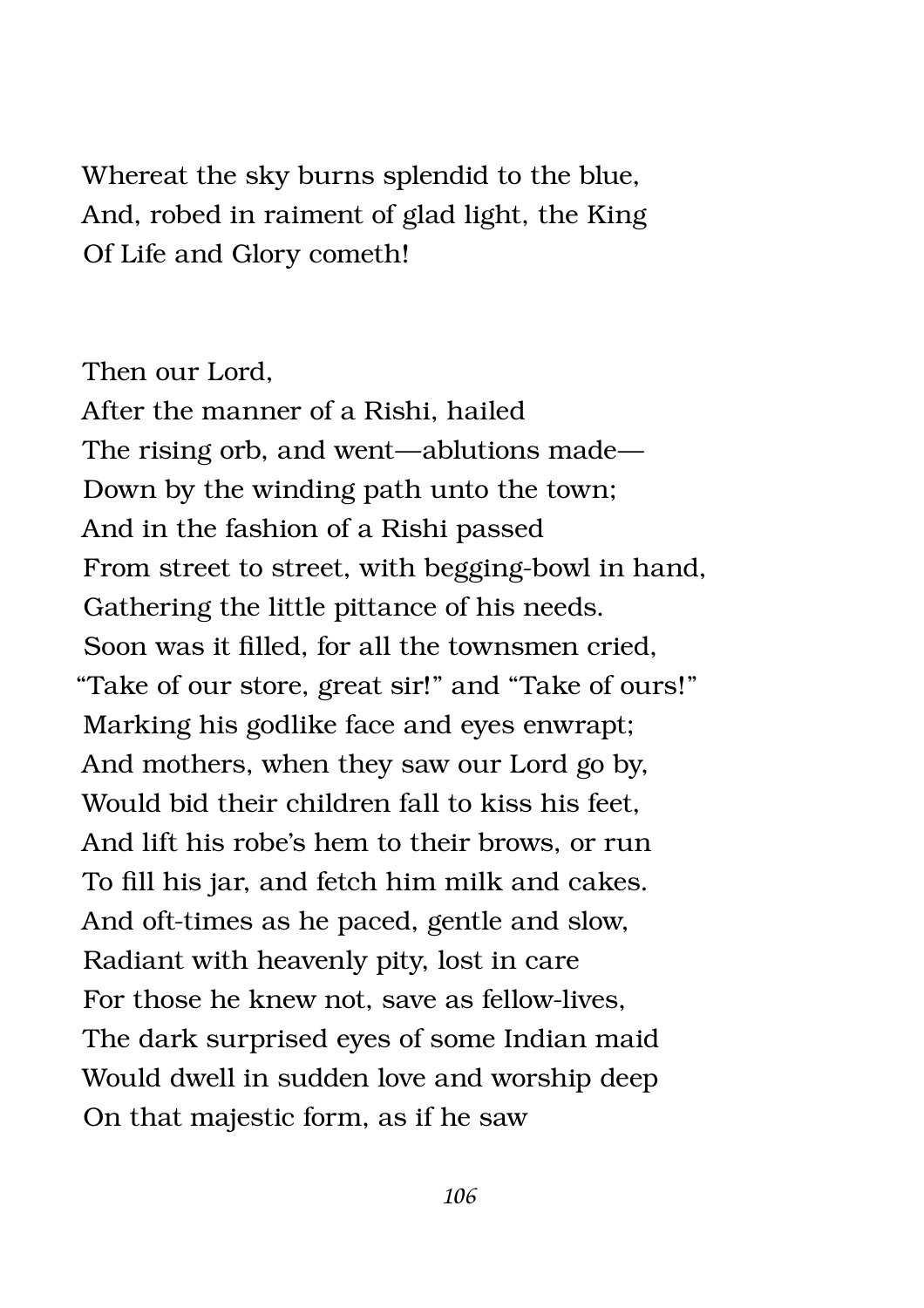Whereat the sky burns splendid to the blue,  
And, robed in raiment of glad light, the King  
Of Life and Glory cometh!

Then our Lord,  
After the manner of a Rishi, hailed  
The rising orb, and went—ablutions made—  
Down by the winding path unto the town;  
And in the fashion of a Rishi passed  
From street to street, with begging-bowl in hand,  
Gathering the little pittance of his needs.  
Soon was it filled, for all the townsmen cried,  
"Take of our store, great sir!" and "Take of ours!"  
Marking his godlike face and eyes enwrapt;  
And mothers, when they saw our Lord go by,  
Would bid their children fall to kiss his feet,  
And lift his robe's hem to their brows, or run  
To fill his jar, and fetch him milk and cakes.  
And oft-times as he paced, gentle and slow,  
Radiant with heavenly pity, lost in care  
For those he knew not, save as fellow-lives,  
The dark surprised eyes of some Indian maid  
Would dwell in sudden love and worship deep  
On that majestic form, as if he saw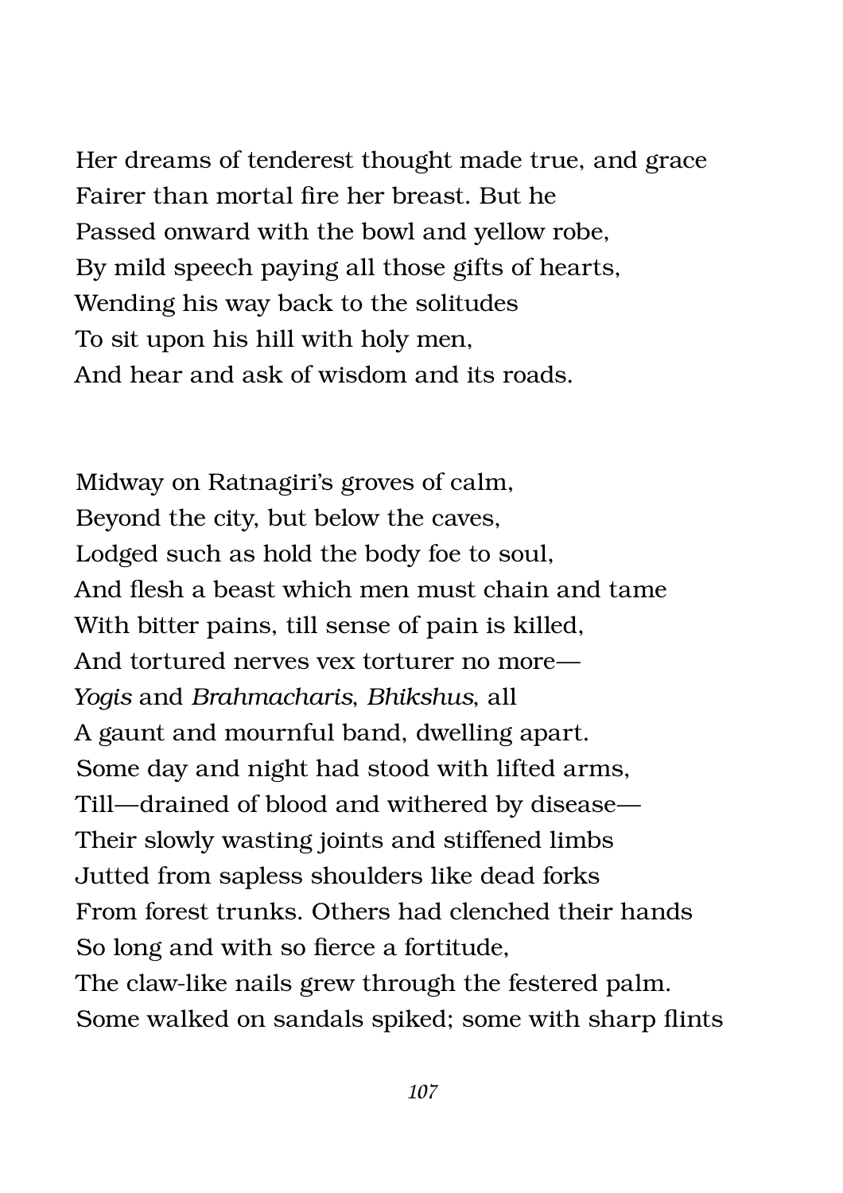Her dreams of tenderest thought made true, and grace
Fairer than mortal fire her breast. But he
Passed onward with the bowl and yellow robe,
By mild speech paying all those gifts of hearts,
Wending his way back to the solitudes
To sit upon his hill with holy men,
And hear and ask of wisdom and its roads.

Midway on Ratnagiri's groves of calm,
Beyond the city, but below the caves,
Lodged such as hold the body foe to soul,
And flesh a beast which men must chain and tame
With bitter pains, till sense of pain is killed,
And tortured nerves vex torturer no more—
*Yogis* and *Brahmacharis*, *Bhikshus*, all
A gaunt and mournful band, dwelling apart.
Some day and night had stood with lifted arms,
Till—drained of blood and withered by disease—
Their slowly wasting joints and stiffened limbs
Jutted from sapless shoulders like dead forks
From forest trunks. Others had clenched their hands
So long and with so fierce a fortitude,
The claw-like nails grew through the festered palm.
Some walked on sandals spiked; some with sharp flints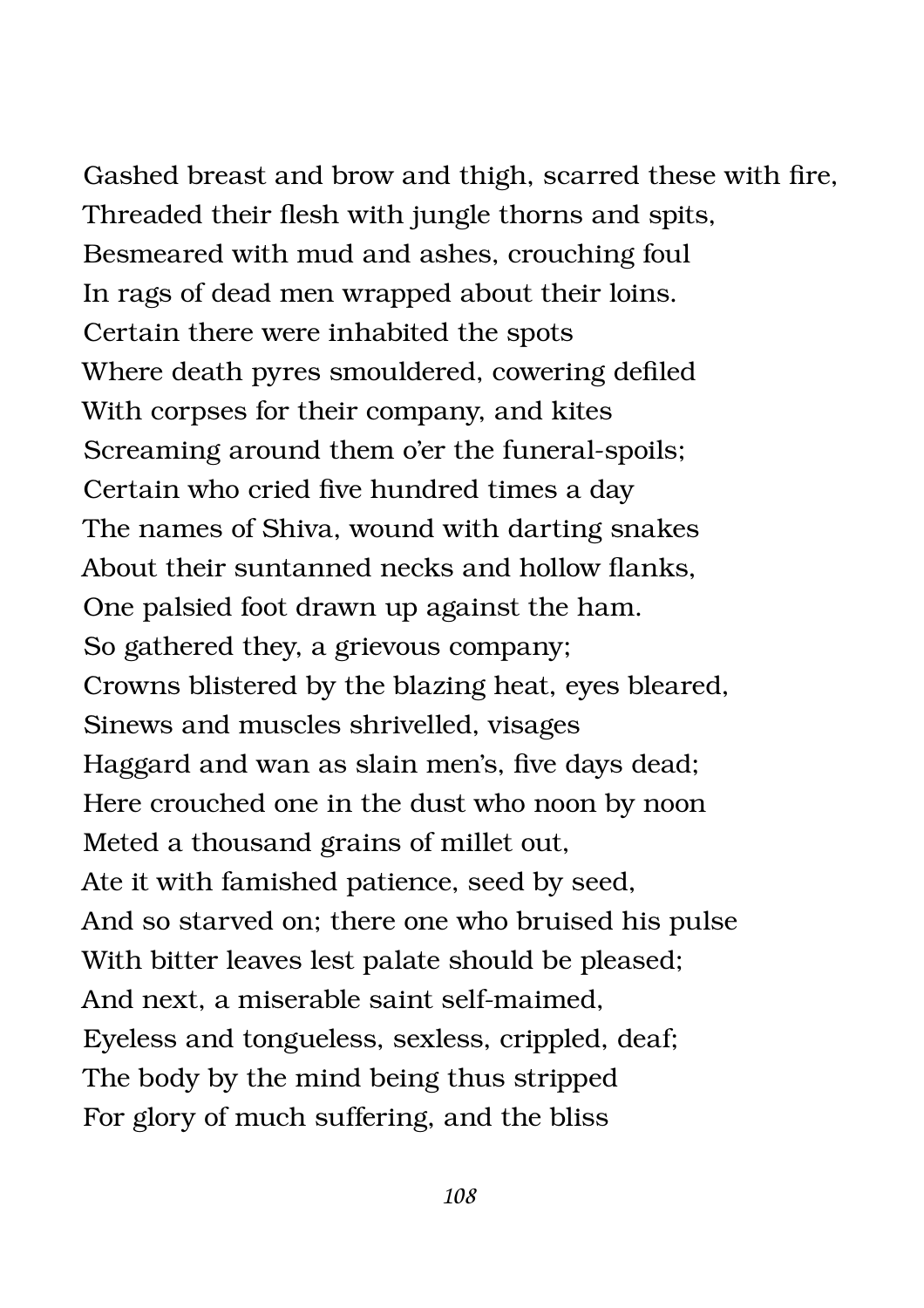Gashed breast and brow and thigh, scarred these with fire,
Threaded their flesh with jungle thorns and spits,
Besmeared with mud and ashes, crouching foul
In rags of dead men wrapped about their loins.
Certain there were inhabited the spots
Where death pyres smouldered, cowering defiled
With corpses for their company, and kites
Screaming around them o'er the funeral-spoils;
Certain who cried five hundred times a day
The names of Shiva, wound with darting snakes
About their suntanned necks and hollow flanks,
One palsied foot drawn up against the ham.
So gathered they, a grievous company;
Crowns blistered by the blazing heat, eyes bleared,
Sinews and muscles shrivelled, visages
Haggard and wan as slain men's, five days dead;
Here crouched one in the dust who noon by noon
Meted a thousand grains of millet out,
Ate it with famished patience, seed by seed,
And so starved on; there one who bruised his pulse
With bitter leaves lest palate should be pleased;
And next, a miserable saint self-maimed,
Eyeless and tongueless, sexless, crippled, deaf;
The body by the mind being thus stripped
For glory of much suffering, and the bliss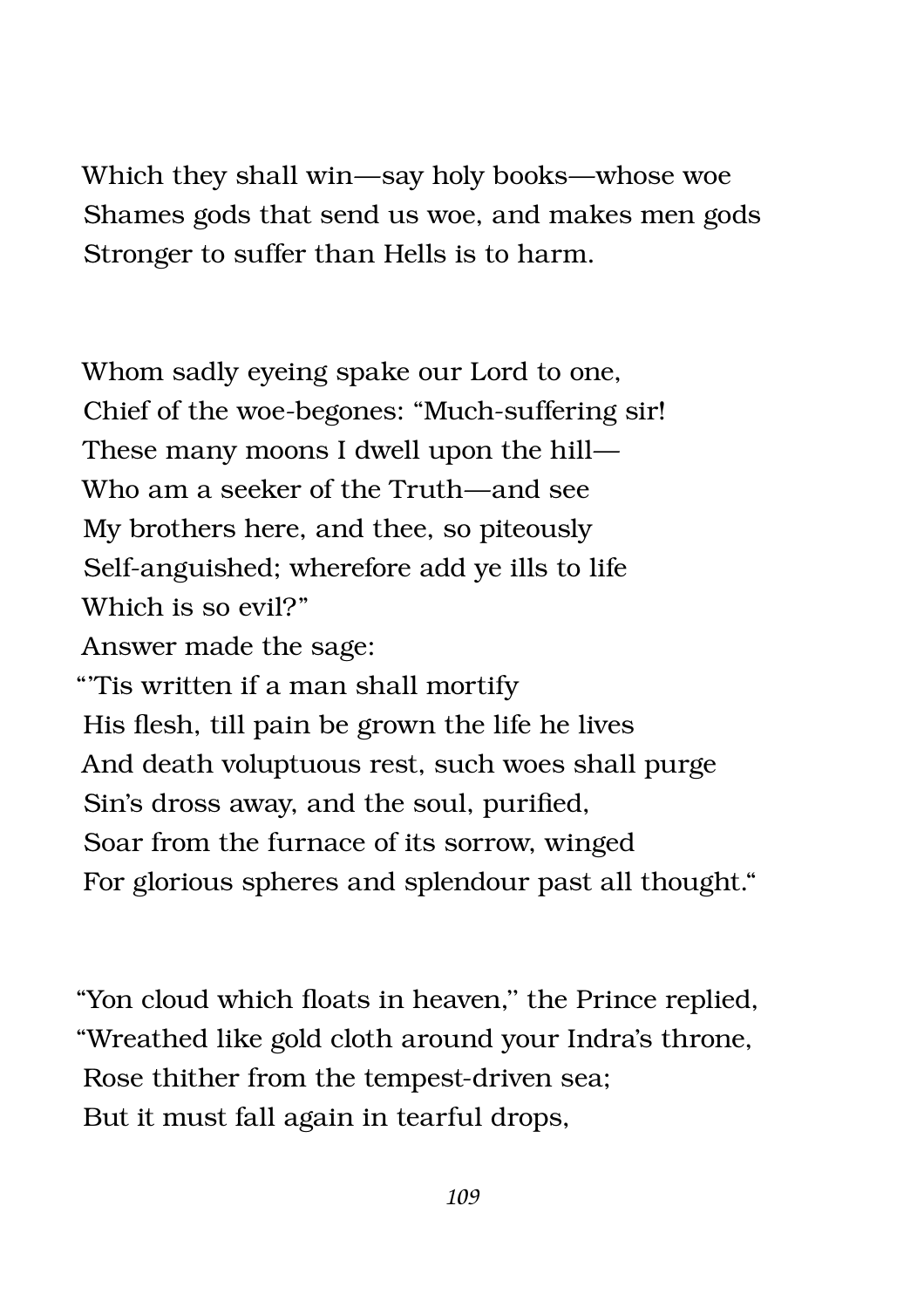Which they shall win—say holy books—whose woe
Shames gods that send us woe, and makes men gods
Stronger to suffer than Hells is to harm.

Whom sadly eyeing spake our Lord to one,
Chief of the woe-begones: "Much-suffering sir!
These many moons I dwell upon the hill—
Who am a seeker of the Truth—and see
My brothers here, and thee, so piteously
Self-anguished; wherefore add ye ills to life
Which is so evil?"
Answer made the sage:
"'Tis written if a man shall mortify
His flesh, till pain be grown the life he lives
And death voluptuous rest, such woes shall purge
Sin's dross away, and the soul, purified,
Soar from the furnace of its sorrow, winged
For glorious spheres and splendour past all thought."

"Yon cloud which floats in heaven," the Prince replied,
"Wreathed like gold cloth around your Indra's throne,
Rose thither from the tempest-driven sea;
But it must fall again in tearful drops,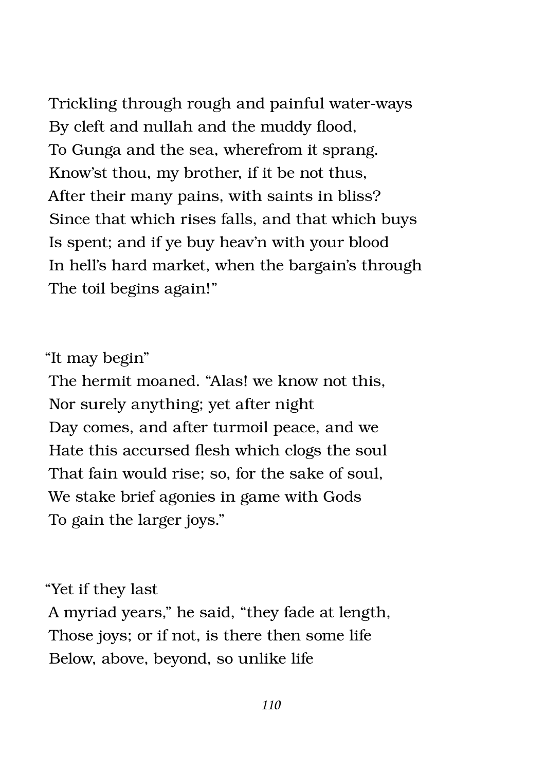Trickling through rough and painful water-ways  
By cleft and nullah and the muddy flood,  
To Gunga and the sea, wherefrom it sprang.  
Know'st thou, my brother, if it be not thus,  
After their many pains, with saints in bliss?  
Since that which rises falls, and that which buys  
Is spent; and if ye buy heav'n with your blood  
In hell's hard market, when the bargain's through  
The toil begins again!"

"It may begin"  
The hermit moaned. "Alas! we know not this,  
Nor surely anything; yet after night  
Day comes, and after turmoil peace, and we  
Hate this accursed flesh which clogs the soul  
That fain would rise; so, for the sake of soul,  
We stake brief agonies in game with Gods  
To gain the larger joys."

"Yet if they last  
A myriad years," he said, "they fade at length,  
Those joys; or if not, is there then some life  
Below, above, beyond, so unlike life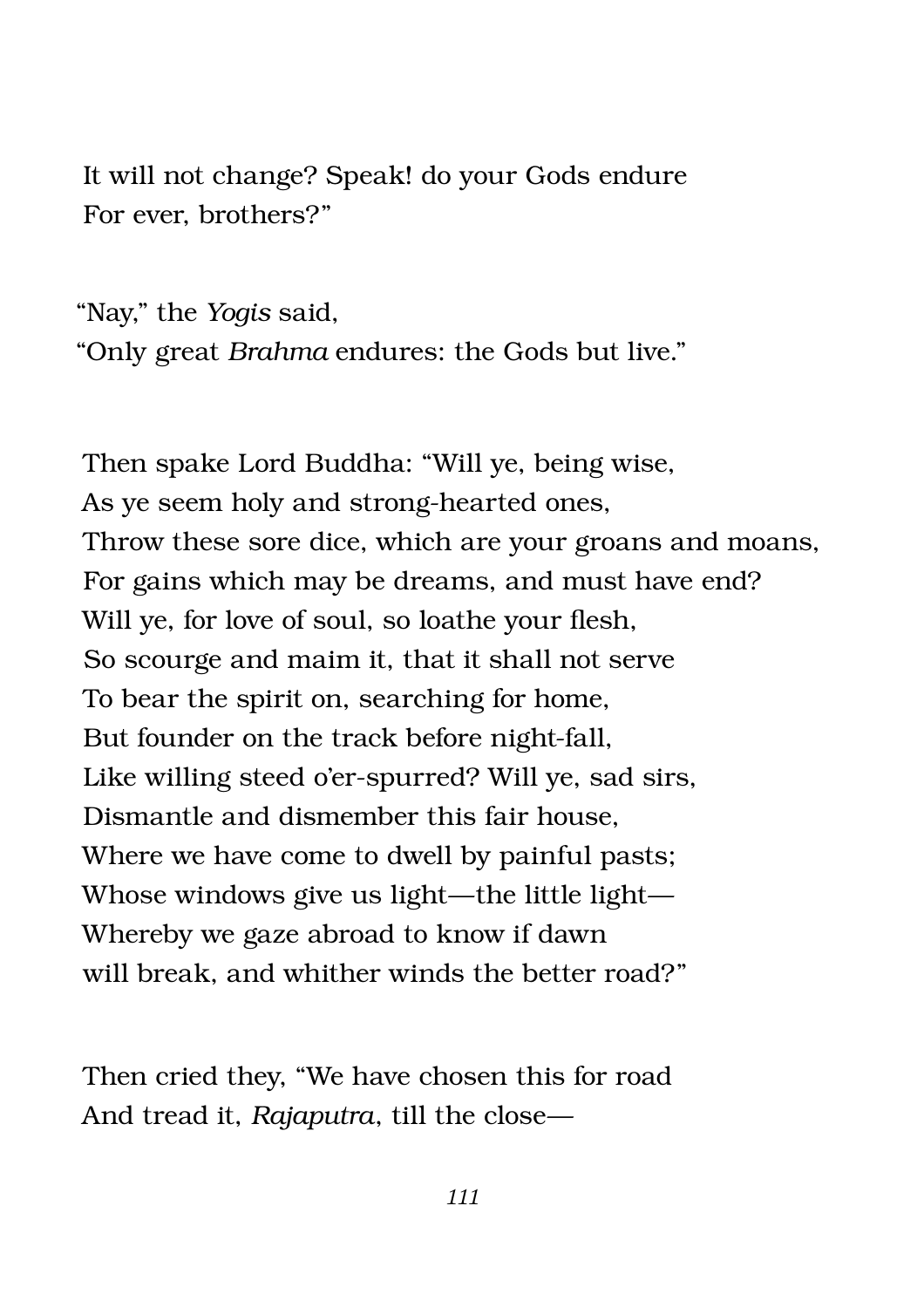It will not change? Speak! do your Gods endure  
For ever, brothers?"

"Nay," the *Yogis* said,  
"Only great *Brahma* endures: the Gods but live."

Then spake Lord Buddha: "Will ye, being wise,  
As ye seem holy and strong-hearted ones,  
Throw these sore dice, which are your groans and moans,  
For gains which may be dreams, and must have end?  
Will ye, for love of soul, so loathe your flesh,  
So scourge and maim it, that it shall not serve  
To bear the spirit on, searching for home,  
But founder on the track before night-fall,  
Like willing steed o'er-spurred? Will ye, sad sirs,  
Dismantle and dismember this fair house,  
Where we have come to dwell by painful pasts;  
Whose windows give us light—the little light—  
Whereby we gaze abroad to know if dawn  
will break, and whither winds the better road?"

Then cried they, "We have chosen this for road  
And tread it, *Rajaputra*, till the close—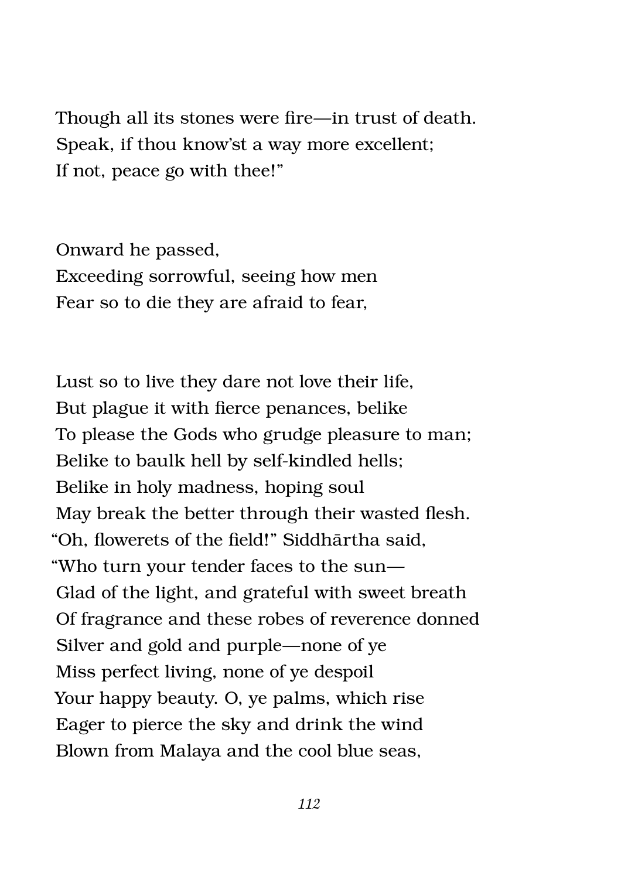Though all its stones were fire—in trust of death.  
Speak, if thou know'st a way more excellent;  
If not, peace go with thee!"

Onward he passed,  
Exceeding sorrowful, seeing how men  
Fear so to die they are afraid to fear,

Lust so to live they dare not love their life,  
But plague it with fierce penances, belike  
To please the Gods who grudge pleasure to man;  
Belike to baulk hell by self-kindled hells;  
Belike in holy madness, hoping soul  
May break the better through their wasted flesh.  
"Oh, flowerets of the field!" Siddhārtha said,  
"Who turn your tender faces to the sun—  
Glad of the light, and grateful with sweet breath  
Of fragrance and these robes of reverence donned  
Silver and gold and purple—none of ye  
Miss perfect living, none of ye despoil  
Your happy beauty. O, ye palms, which rise  
Eager to pierce the sky and drink the wind  
Blown from Malaya and the cool blue seas,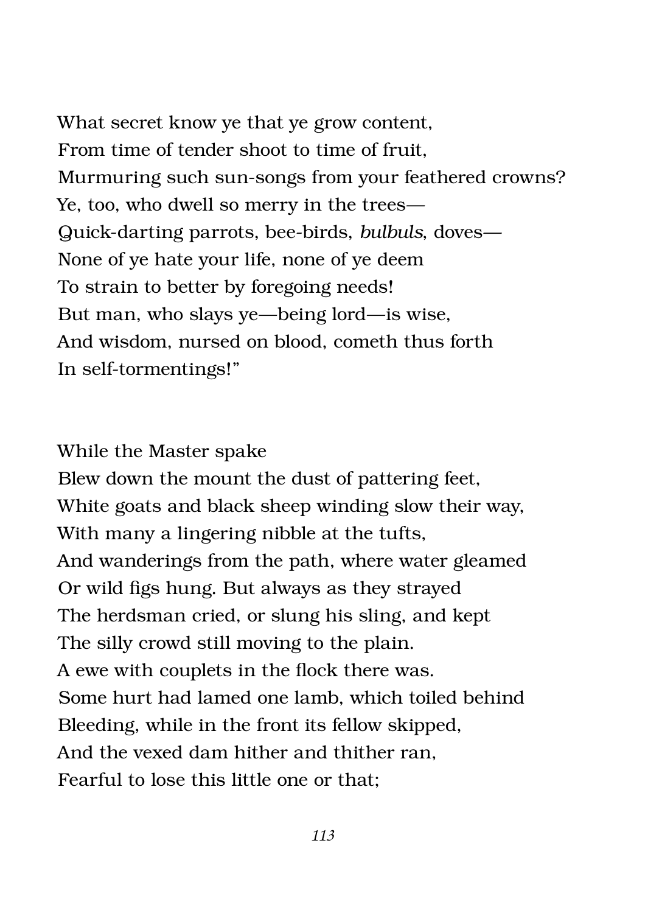What secret know ye that ye grow content,  
From time of tender shoot to time of fruit,  
Murmuring such sun-songs from your feathered crowns?  
Ye, too, who dwell so merry in the trees—  
Quick-darting parrots, bee-birds, *bulbuls*, doves—  
None of ye hate your life, none of ye deem  
To strain to better by foregoing needs!  
But man, who slays ye—being lord—is wise,  
And wisdom, nursed on blood, cometh thus forth  
In self-tormentings!"

While the Master spake  
Blew down the mount the dust of pattering feet,  
White goats and black sheep winding slow their way,  
With many a lingering nibble at the tufts,  
And wanderings from the path, where water gleamed  
Or wild figs hung. But always as they strayed  
The herdsman cried, or slung his sling, and kept  
The silly crowd still moving to the plain.  
A ewe with couplets in the flock there was.  
Some hurt had lamed one lamb, which toiled behind  
Bleeding, while in the front its fellow skipped,  
And the vexed dam hither and thither ran,  
Fearful to lose this little one or that;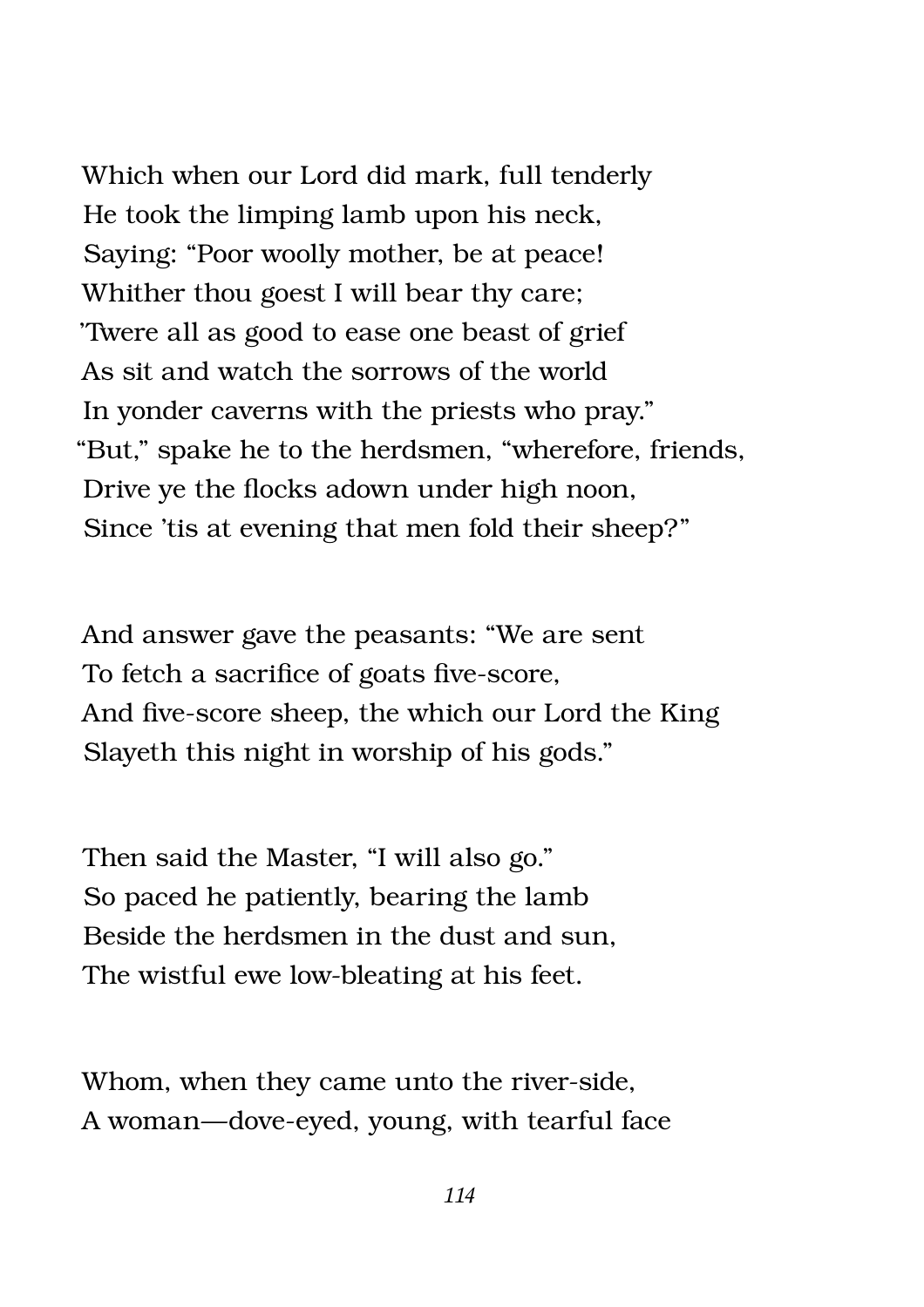Which when our Lord did mark, full tenderly
He took the limping lamb upon his neck,
Saying: “Poor woolly mother, be at peace!
Whither thou goest I will bear thy care;
’Twere all as good to ease one beast of grief
As sit and watch the sorrows of the world
In yonder caverns with the priests who pray.”
“But,” spake he to the herdsmen, “wherefore, friends,
Drive ye the flocks adown under high noon,
Since ’tis at evening that men fold their sheep?”

And answer gave the peasants: “We are sent
To fetch a sacrifice of goats five-score,
And five-score sheep, the which our Lord the King
Slayeth this night in worship of his gods.”

Then said the Master, “I will also go.”
So paced he patiently, bearing the lamb
Beside the herdsmen in the dust and sun,
The wistful ewe low-bleating at his feet.

Whom, when they came unto the river-side,
A woman—dove-eyed, young, with tearful face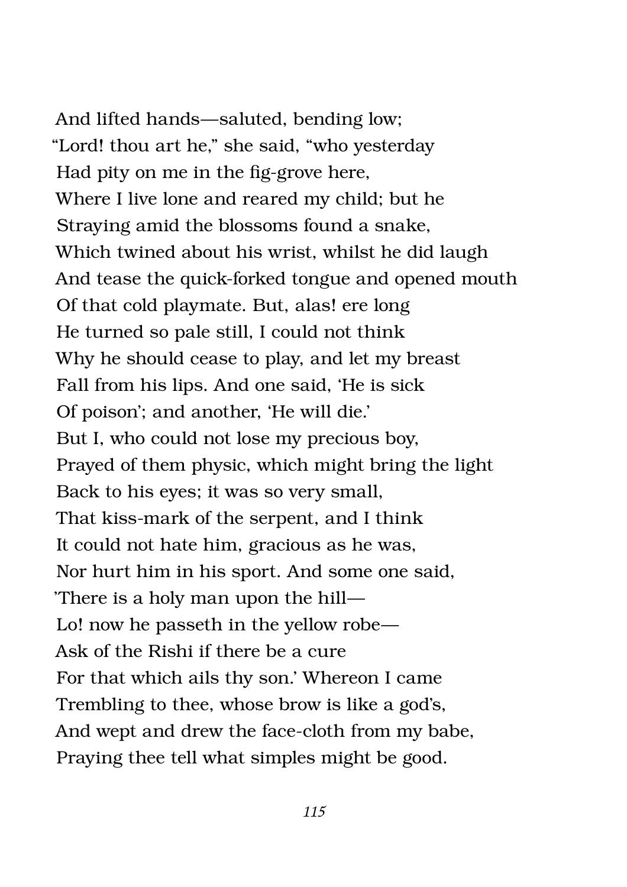And lifted hands—saluted, bending low;  
"Lord! thou art he," she said, "who yesterday  
Had pity on me in the fig-grove here,  
Where I live lone and reared my child; but he  
Straying amid the blossoms found a snake,  
Which twined about his wrist, whilst he did laugh  
And tease the quick-forked tongue and opened mouth  
Of that cold playmate. But, alas! ere long  
He turned so pale still, I could not think  
Why he should cease to play, and let my breast  
Fall from his lips. And one said, 'He is sick  
Of poison'; and another, 'He will die.'  
But I, who could not lose my precious boy,  
Prayed of them physic, which might bring the light  
Back to his eyes; it was so very small,  
That kiss-mark of the serpent, and I think  
It could not hate him, gracious as he was,  
Nor hurt him in his sport. And some one said,  
'There is a holy man upon the hill—  
Lo! now he passeth in the yellow robe—  
Ask of the Rishi if there be a cure  
For that which ails thy son.' Whereon I came  
Trembling to thee, whose brow is like a god's,  
And wept and drew the face-cloth from my babe,  
Praying thee tell what simples might be good.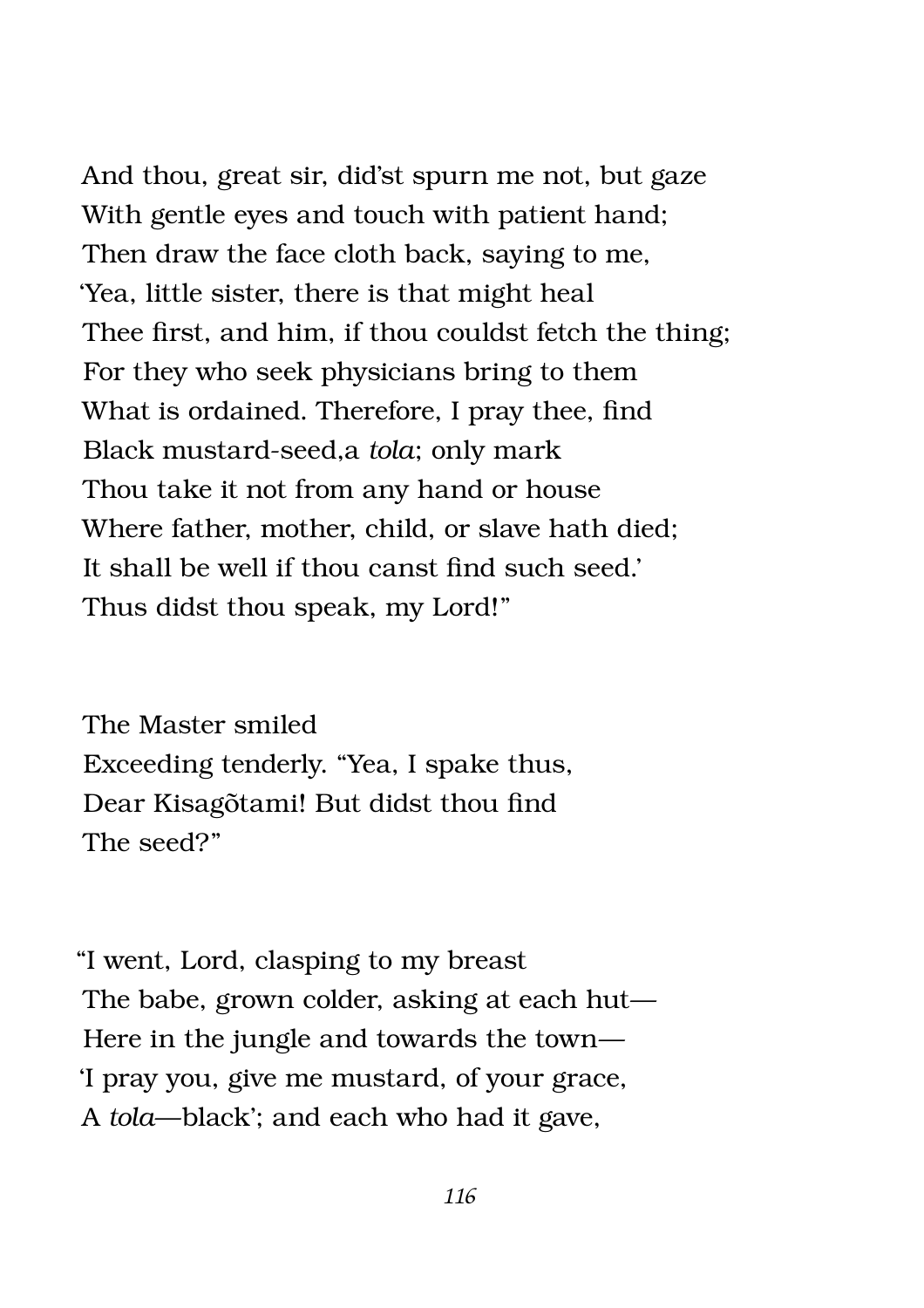And thou, great sir, did'st spurn me not, but gaze
With gentle eyes and touch with patient hand;
Then draw the face cloth back, saying to me,
'Yea, little sister, there is that might heal
Thee first, and him, if thou couldst fetch the thing;
For they who seek physicians bring to them
What is ordained. Therefore, I pray thee, find
Black mustard-seed,a *tola*; only mark
Thou take it not from any hand or house
Where father, mother, child, or slave hath died;
It shall be well if thou canst find such seed.'
Thus didst thou speak, my Lord!"

The Master smiled
Exceeding tenderly. "Yea, I spake thus,
Dear Kisagõtami! But didst thou find
The seed?"

"I went, Lord, clasping to my breast
The babe, grown colder, asking at each hut—
Here in the jungle and towards the town—
'I pray you, give me mustard, of your grace,
A *tola*—black'; and each who had it gave,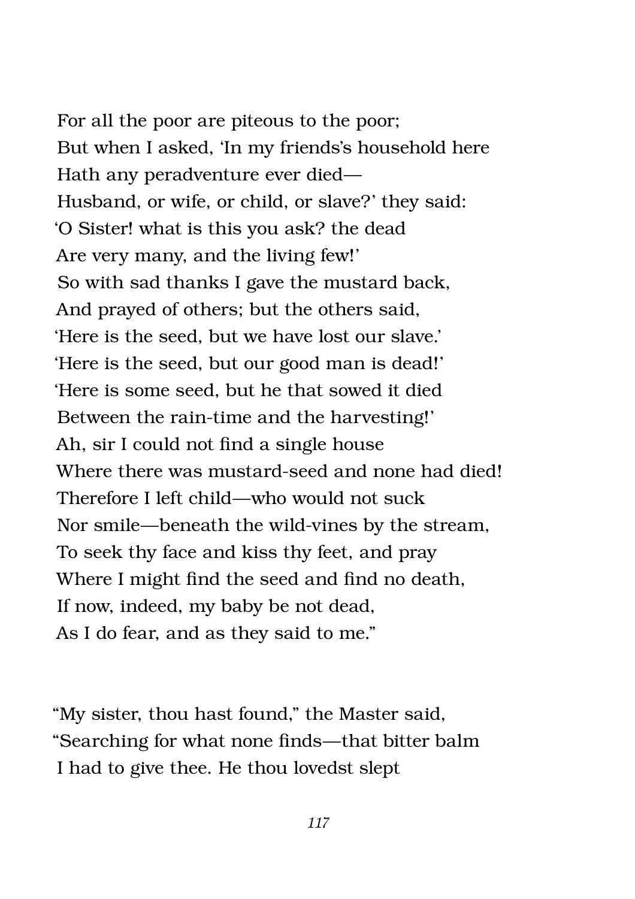For all the poor are piteous to the poor;  
But when I asked, 'In my friends's household here  
Hath any peradventure ever died—  
Husband, or wife, or child, or slave?' they said:  
'O Sister! what is this you ask? the dead  
Are very many, and the living few!'  
So with sad thanks I gave the mustard back,  
And prayed of others; but the others said,  
'Here is the seed, but we have lost our slave.'  
'Here is the seed, but our good man is dead!'  
'Here is some seed, but he that sowed it died  
Between the rain-time and the harvesting!'  
Ah, sir I could not find a single house  
Where there was mustard-seed and none had died!  
Therefore I left child—who would not suck  
Nor smile—beneath the wild-vines by the stream,  
To seek thy face and kiss thy feet, and pray  
Where I might find the seed and find no death,  
If now, indeed, my baby be not dead,  
As I do fear, and as they said to me."

"My sister, thou hast found," the Master said,  
"Searching for what none finds—that bitter balm  
I had to give thee. He thou lovedst slept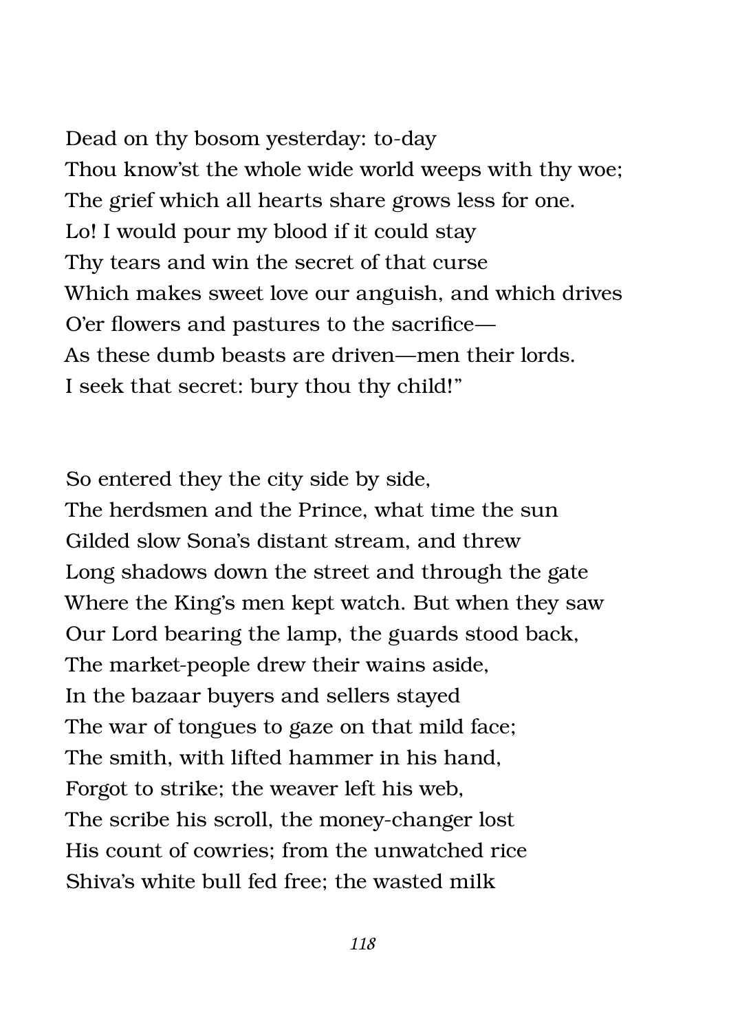Dead on thy bosom yesterday: to-day
Thou know'st the whole wide world weeps with thy woe;
The grief which all hearts share grows less for one.
Lo! I would pour my blood if it could stay
Thy tears and win the secret of that curse
Which makes sweet love our anguish, and which drives
O'er flowers and pastures to the sacrifice—
As these dumb beasts are driven—men their lords.
I seek that secret: bury thou thy child!"

So entered they the city side by side,
The herdsmen and the Prince, what time the sun
Gilded slow Sona's distant stream, and threw
Long shadows down the street and through the gate
Where the King's men kept watch. But when they saw
Our Lord bearing the lamp, the guards stood back,
The market-people drew their wains aside,
In the bazaar buyers and sellers stayed
The war of tongues to gaze on that mild face;
The smith, with lifted hammer in his hand,
Forgot to strike; the weaver left his web,
The scribe his scroll, the money-changer lost
His count of cowries; from the unwatched rice
Shiva's white bull fed free; the wasted milk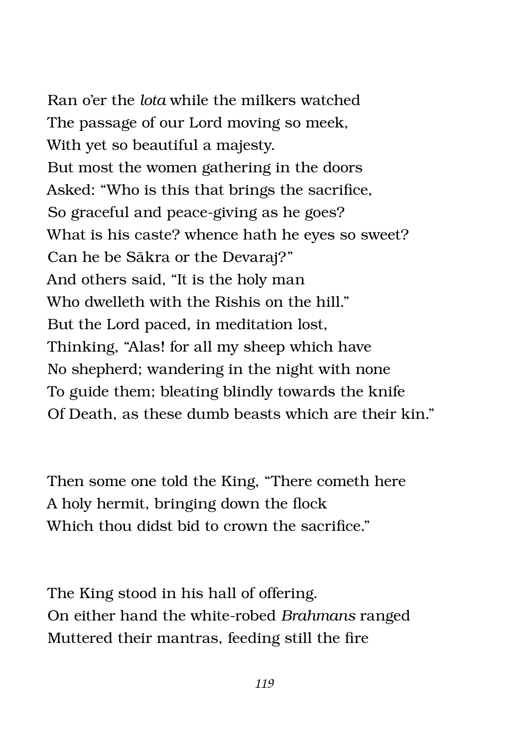Ran o'er the *lota* while the milkers watched  
The passage of our Lord moving so meek,  
With yet so beautiful a majesty.  
But most the women gathering in the doors  
Asked: "Who is this that brings the sacrifice,  
So graceful and peace-giving as he goes?  
What is his caste? whence hath he eyes so sweet?  
Can he be Sākra or the Devaraj?"  
And others said, "It is the holy man  
Who dwelleth with the Rishis on the hill."  
But the Lord paced, in meditation lost,  
Thinking, "Alas! for all my sheep which have  
No shepherd; wandering in the night with none  
To guide them; bleating blindly towards the knife  
Of Death, as these dumb beasts which are their kin."

Then some one told the King, "There cometh here  
A holy hermit, bringing down the flock  
Which thou didst bid to crown the sacrifice."

The King stood in his hall of offering.  
On either hand the white-robed *Brahmans* ranged  
Muttered their mantras, feeding still the fire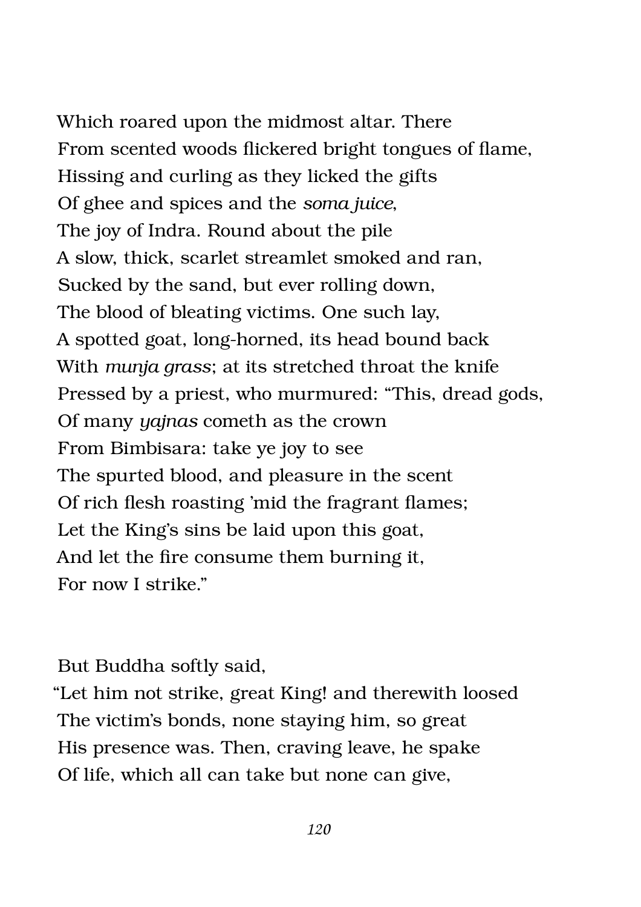Which roared upon the midmost altar. There
From scented woods flickered bright tongues of flame,
Hissing and curling as they licked the gifts
Of ghee and spices and the *soma juice*,
The joy of Indra. Round about the pile
A slow, thick, scarlet streamlet smoked and ran,
Sucked by the sand, but ever rolling down,
The blood of bleating victims. One such lay,
A spotted goat, long-horned, its head bound back
With *munja grass*; at its stretched throat the knife
Pressed by a priest, who murmured: "This, dread gods,
Of many *yajnas* cometh as the crown
From Bimbisara: take ye joy to see
The spurted blood, and pleasure in the scent
Of rich flesh roasting 'mid the fragrant flames;
Let the King's sins be laid upon this goat,
And let the fire consume them burning it,
For now I strike."

But Buddha softly said,
"Let him not strike, great King! and therewith loosed
The victim's bonds, none staying him, so great
His presence was. Then, craving leave, he spake
Of life, which all can take but none can give,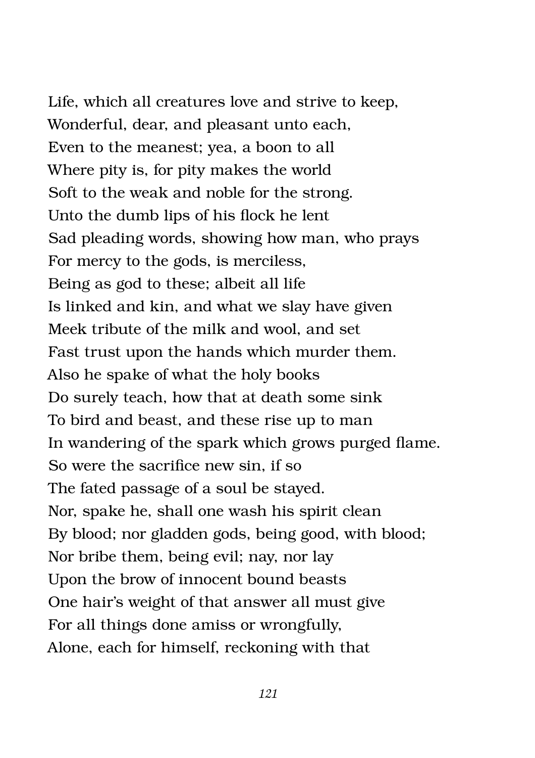Life, which all creatures love and strive to keep,
Wonderful, dear, and pleasant unto each,
Even to the meanest; yea, a boon to all
Where pity is, for pity makes the world
Soft to the weak and noble for the strong.
Unto the dumb lips of his flock he lent
Sad pleading words, showing how man, who prays
For mercy to the gods, is merciless,
Being as god to these; albeit all life
Is linked and kin, and what we slay have given
Meek tribute of the milk and wool, and set
Fast trust upon the hands which murder them.
Also he spake of what the holy books
Do surely teach, how that at death some sink
To bird and beast, and these rise up to man
In wandering of the spark which grows purged flame.
So were the sacrifice new sin, if so
The fated passage of a soul be stayed.
Nor, spake he, shall one wash his spirit clean
By blood; nor gladden gods, being good, with blood;
Nor bribe them, being evil; nay, nor lay
Upon the brow of innocent bound beasts
One hair's weight of that answer all must give
For all things done amiss or wrongfully,
Alone, each for himself, reckoning with that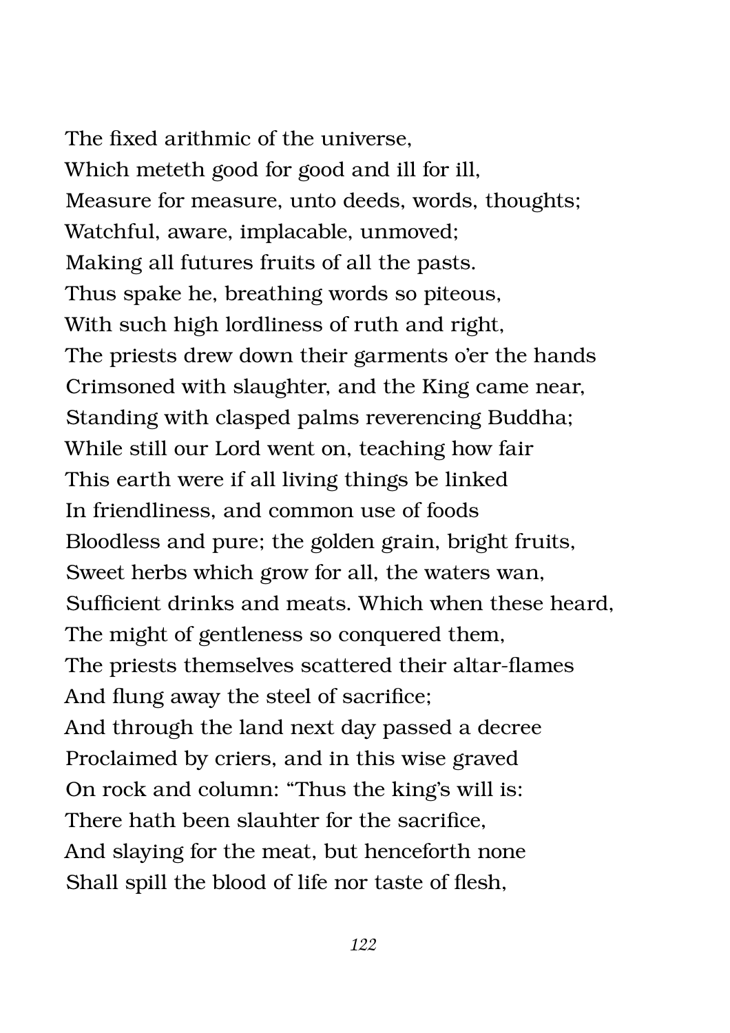The fixed arithmic of the universe,
Which meteth good for good and ill for ill,
Measure for measure, unto deeds, words, thoughts;
Watchful, aware, implacable, unmoved;
Making all futures fruits of all the pasts.
Thus spake he, breathing words so piteous,
With such high lordliness of ruth and right,
The priests drew down their garments o'er the hands
Crimsoned with slaughter, and the King came near,
Standing with clasped palms reverencing Buddha;
While still our Lord went on, teaching how fair
This earth were if all living things be linked
In friendliness, and common use of foods
Bloodless and pure; the golden grain, bright fruits,
Sweet herbs which grow for all, the waters wan,
Sufficient drinks and meats. Which when these heard,
The might of gentleness so conquered them,
The priests themselves scattered their altar-flames
And flung away the steel of sacrifice;
And through the land next day passed a decree
Proclaimed by criers, and in this wise graved
On rock and column: "Thus the king's will is:
There hath been slauhter for the sacrifice,
And slaying for the meat, but henceforth none
Shall spill the blood of life nor taste of flesh,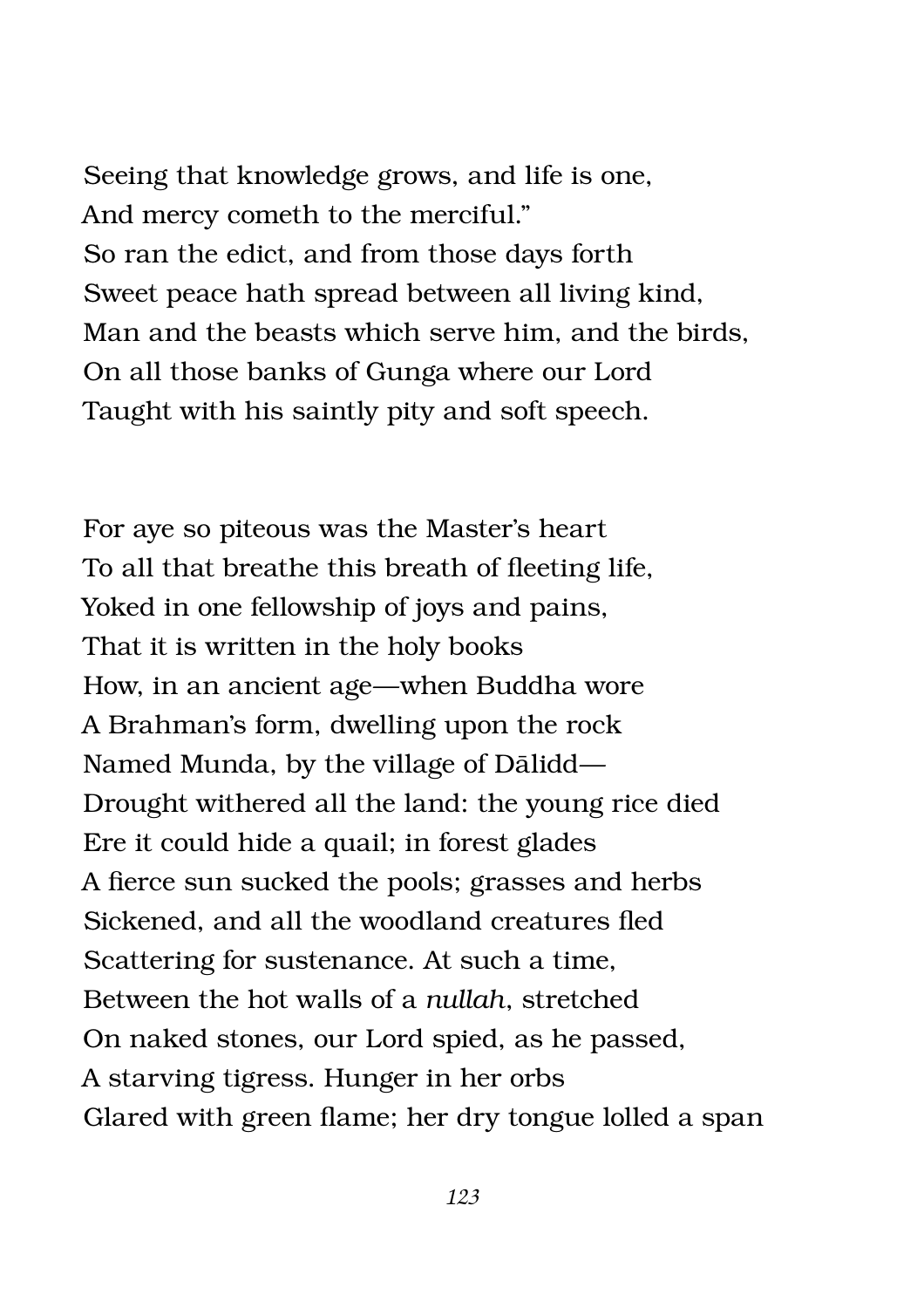Seeing that knowledge grows, and life is one,  
And mercy cometh to the merciful."  
So ran the edict, and from those days forth  
Sweet peace hath spread between all living kind,  
Man and the beasts which serve him, and the birds,  
On all those banks of Gunga where our Lord  
Taught with his saintly pity and soft speech.

For aye so piteous was the Master's heart  
To all that breathe this breath of fleeting life,  
Yoked in one fellowship of joys and pains,  
That it is written in the holy books  
How, in an ancient age—when Buddha wore  
A Brahman's form, dwelling upon the rock  
Named Munda, by the village of Dālidd—  
Drought withered all the land: the young rice died  
Ere it could hide a quail; in forest glades  
A fierce sun sucked the pools; grasses and herbs  
Sickened, and all the woodland creatures fled  
Scattering for sustenance. At such a time,  
Between the hot walls of a *nullah*, stretched  
On naked stones, our Lord spied, as he passed,  
A starving tigress. Hunger in her orbs  
Glared with green flame; her dry tongue lolled a span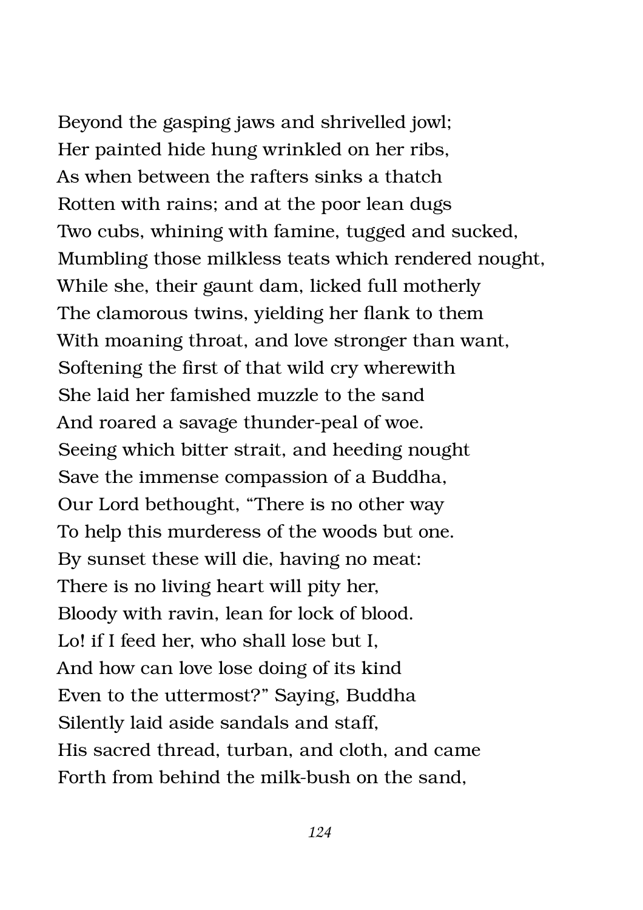Beyond the gasping jaws and shrivelled jowl;
Her painted hide hung wrinkled on her ribs,
As when between the rafters sinks a thatch
Rotten with rains; and at the poor lean dugs
Two cubs, whining with famine, tugged and sucked,
Mumbling those milkless teats which rendered nought,
While she, their gaunt dam, licked full motherly
The clamorous twins, yielding her flank to them
With moaning throat, and love stronger than want,
Softening the first of that wild cry wherewith
She laid her famished muzzle to the sand
And roared a savage thunder-peal of woe.
Seeing which bitter strait, and heeding nought
Save the immense compassion of a Buddha,
Our Lord bethought, "There is no other way
To help this murderess of the woods but one.
By sunset these will die, having no meat:
There is no living heart will pity her,
Bloody with ravin, lean for lock of blood.
Lo! if I feed her, who shall lose but I,
And how can love lose doing of its kind
Even to the uttermost?" Saying, Buddha
Silently laid aside sandals and staff,
His sacred thread, turban, and cloth, and came
Forth from behind the milk-bush on the sand,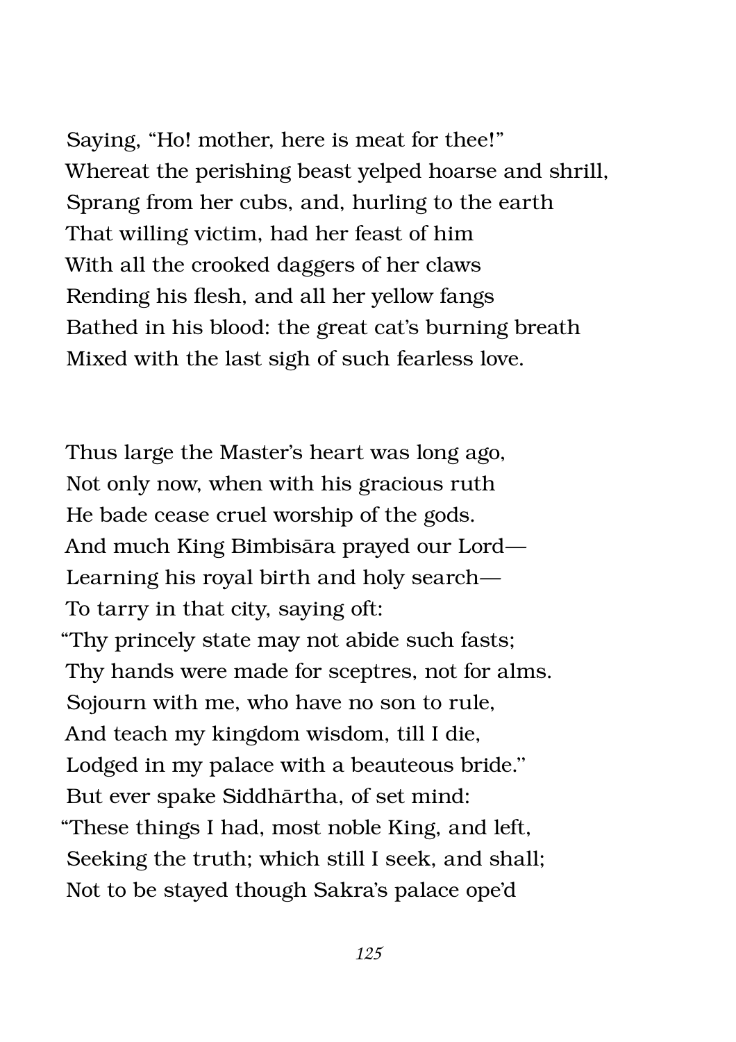Saying, “Ho! mother, here is meat for thee!”
Whereat the perishing beast yelped hoarse and shrill,
Sprang from her cubs, and, hurling to the earth
That willing victim, had her feast of him
With all the crooked daggers of her claws
Rending his flesh, and all her yellow fangs
Bathed in his blood: the great cat’s burning breath
Mixed with the last sigh of such fearless love.

Thus large the Master’s heart was long ago,
Not only now, when with his gracious ruth
He bade cease cruel worship of the gods.
And much King Bimbisāra prayed our Lord—
Learning his royal birth and holy search—
To tarry in that city, saying oft:
“Thy princely state may not abide such fasts;
Thy hands were made for sceptres, not for alms.
Sojourn with me, who have no son to rule,
And teach my kingdom wisdom, till I die,
Lodged in my palace with a beauteous bride.”
But ever spake Siddhārtha, of set mind:
“These things I had, most noble King, and left,
Seeking the truth; which still I seek, and shall;
Not to be stayed though Sakra’s palace ope’d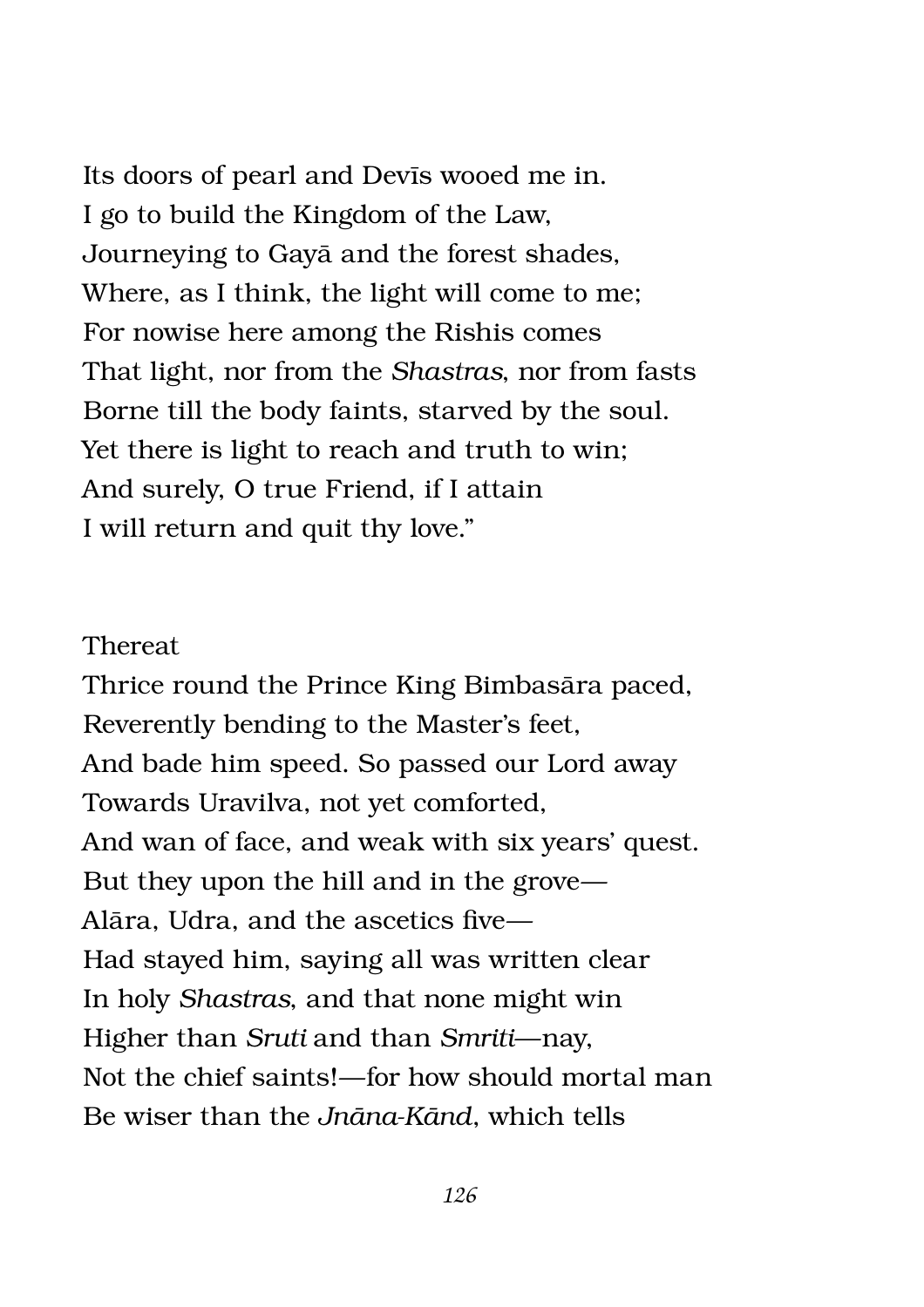Its doors of pearl and Devīs wooed me in.
I go to build the Kingdom of the Law,
Journeying to Gayā and the forest shades,
Where, as I think, the light will come to me;
For nowise here among the Rishis comes
That light, nor from the *Shastras*, nor from fasts
Borne till the body faints, starved by the soul.
Yet there is light to reach and truth to win;
And surely, O true Friend, if I attain
I will return and quit thy love."

Thereat
Thrice round the Prince King Bimbasāra paced,
Reverently bending to the Master's feet,
And bade him speed. So passed our Lord away
Towards Uravilva, not yet comforted,
And wan of face, and weak with six years' quest.
But they upon the hill and in the grove—
Alāra, Udra, and the ascetics five—
Had stayed him, saying all was written clear
In holy *Shastras*, and that none might win
Higher than *Sruti* and than *Smriti*—nay,
Not the chief saints!—for how should mortal man
Be wiser than the *Jnāna-Kānd*, which tells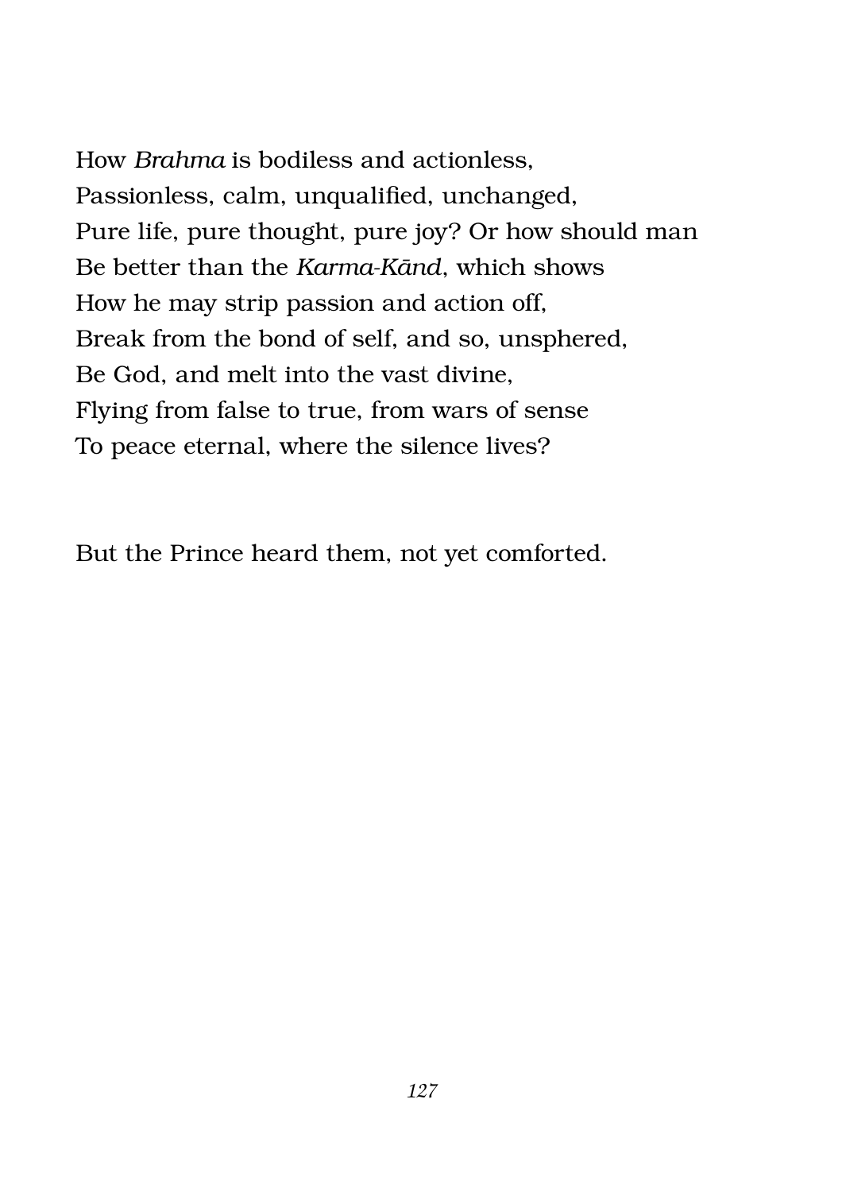How *Brahma* is bodiless and actionless,  
Passionless, calm, unqualified, unchanged,  
Pure life, pure thought, pure joy? Or how should man  
Be better than the *Karma-Kānd*, which shows  
How he may strip passion and action off,  
Break from the bond of self, and so, unsphered,  
Be God, and melt into the vast divine,  
Flying from false to true, from wars of sense  
To peace eternal, where the silence lives?

But the Prince heard them, not yet comforted.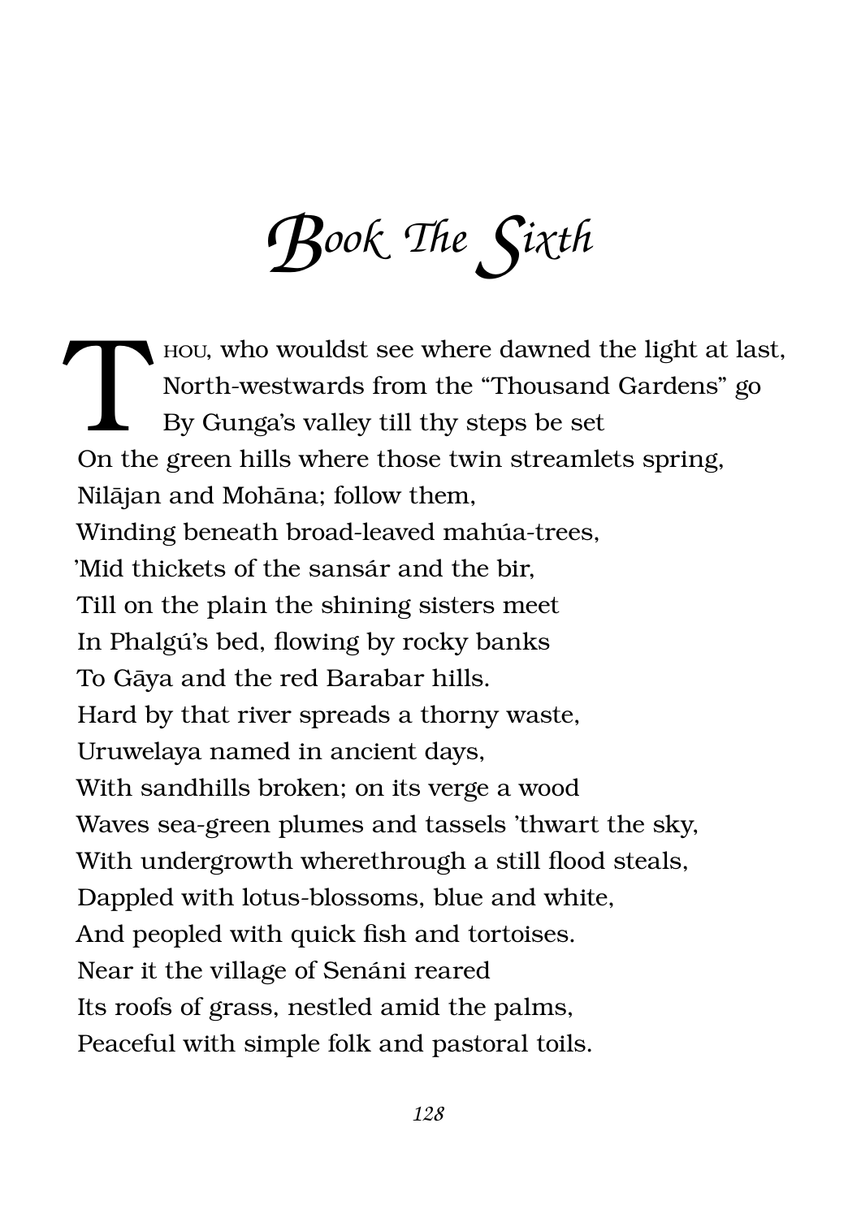# Book The Sixth

THOU, who wouldst see where dawned the light at last,  
North-westwards from the "Thousand Gardens" go  
By Gunga's valley till thy steps be set  
On the green hills where those twin streamlets spring,  
Nilājan and Mohāna; follow them,  
Winding beneath broad-leaved mahúa-trees,  
'Mid thickets of the sansár and the bir,  
Till on the plain the shining sisters meet  
In Phalgú's bed, flowing by rocky banks  
To Gāya and the red Barabar hills.  
Hard by that river spreads a thorny waste,  
Uruwelaya named in ancient days,  
With sandhills broken; on its verge a wood  
Waves sea-green plumes and tassels 'thwart the sky,  
With undergrowth wherethrough a still flood steals,  
Dappled with lotus-blossoms, blue and white,  
And peopled with quick fish and tortoises.  
Near it the village of Senáni reared  
Its roofs of grass, nestled amid the palms,  
Peaceful with simple folk and pastoral toils.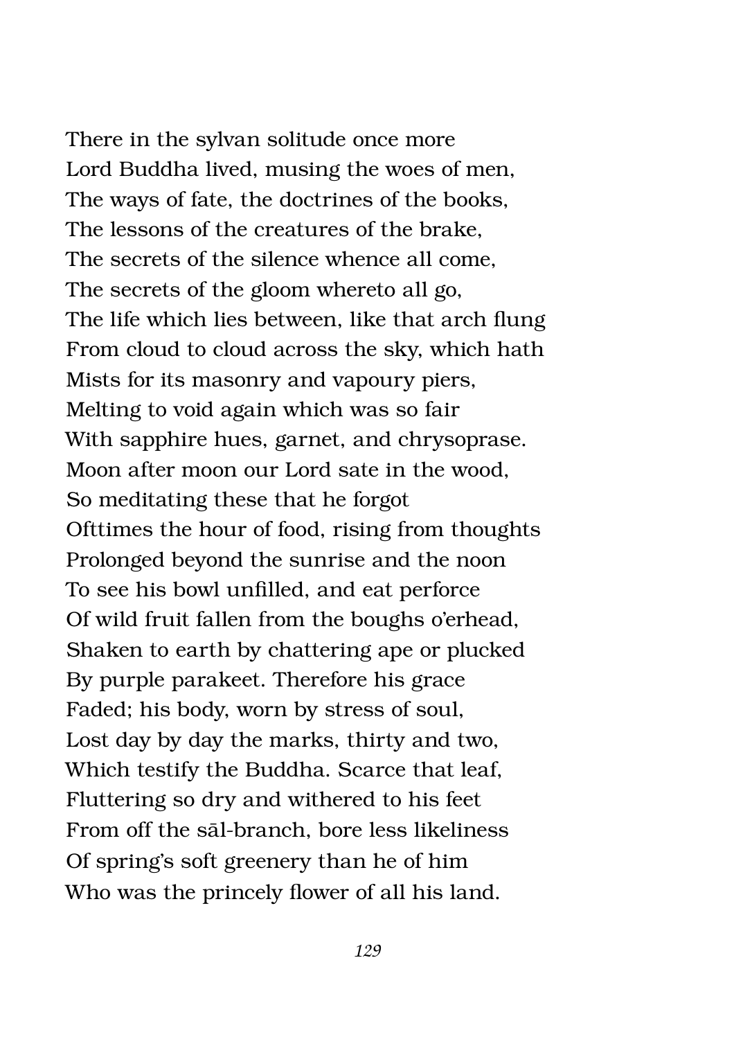There in the sylvan solitude once more
Lord Buddha lived, musing the woes of men,
The ways of fate, the doctrines of the books,
The lessons of the creatures of the brake,
The secrets of the silence whence all come,
The secrets of the gloom whereto all go,
The life which lies between, like that arch flung
From cloud to cloud across the sky, which hath
Mists for its masonry and vapoury piers,
Melting to void again which was so fair
With sapphire hues, garnet, and chrysoprase.
Moon after moon our Lord sate in the wood,
So meditating these that he forgot
Ofttimes the hour of food, rising from thoughts
Prolonged beyond the sunrise and the noon
To see his bowl unfilled, and eat perforce
Of wild fruit fallen from the boughs o'erhead,
Shaken to earth by chattering ape or plucked
By purple parakeet. Therefore his grace
Faded; his body, worn by stress of soul,
Lost day by day the marks, thirty and two,
Which testify the Buddha. Scarce that leaf,
Fluttering so dry and withered to his feet
From off the sāl-branch, bore less likeliness
Of spring's soft greenery than he of him
Who was the princely flower of all his land.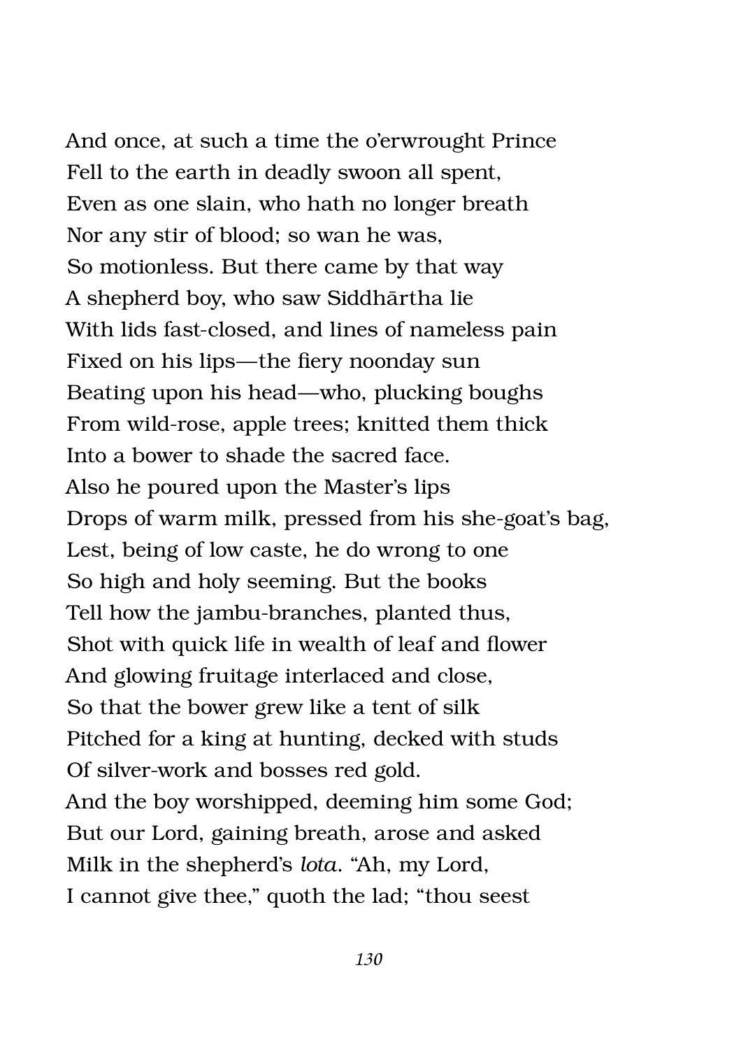And once, at such a time the o'erwrought Prince  
Fell to the earth in deadly swoon all spent,  
Even as one slain, who hath no longer breath  
Nor any stir of blood; so wan he was,  
So motionless. But there came by that way  
A shepherd boy, who saw Siddhārtha lie  
With lids fast-closed, and lines of nameless pain  
Fixed on his lips—the fiery noonday sun  
Beating upon his head—who, plucking boughs  
From wild-rose, apple trees; knitted them thick  
Into a bower to shade the sacred face.  
Also he poured upon the Master's lips  
Drops of warm milk, pressed from his she-goat's bag,  
Lest, being of low caste, he do wrong to one  
So high and holy seeming. But the books  
Tell how the jambu-branches, planted thus,  
Shot with quick life in wealth of leaf and flower  
And glowing fruitage interlaced and close,  
So that the bower grew like a tent of silk  
Pitched for a king at hunting, decked with studs  
Of silver-work and bosses red gold.  
And the boy worshipped, deeming him some God;  
But our Lord, gaining breath, arose and asked  
Milk in the shepherd's *lota*. "Ah, my Lord,  
I cannot give thee," quoth the lad; "thou seest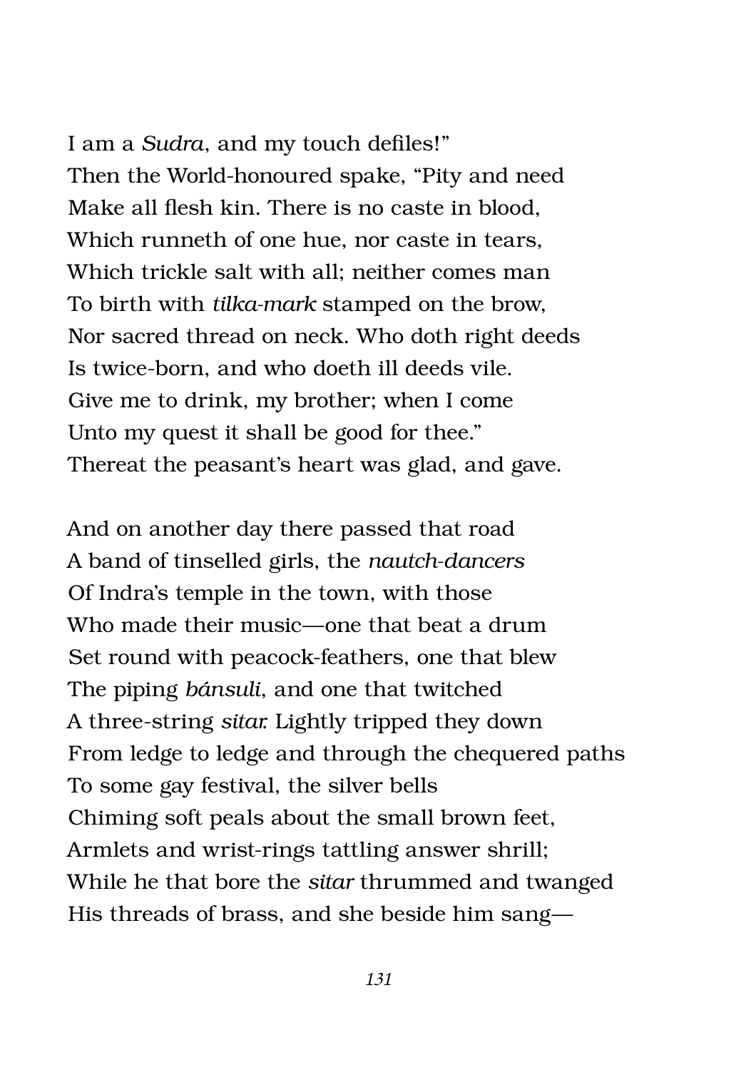I am a *Sudra*, and my touch defiles!"  
Then the World-honoured spake, "Pity and need  
Make all flesh kin. There is no caste in blood,  
Which runneth of one hue, nor caste in tears,  
Which trickle salt with all; neither comes man  
To birth with *tilka-mark* stamped on the brow,  
Nor sacred thread on neck. Who doth right deeds  
Is twice-born, and who doeth ill deeds vile.  
Give me to drink, my brother; when I come  
Unto my quest it shall be good for thee."  
Thereat the peasant's heart was glad, and gave.

And on another day there passed that road  
A band of tinselled girls, the *nautch-dancers*  
Of Indra's temple in the town, with those  
Who made their music—one that beat a drum  
Set round with peacock-feathers, one that blew  
The piping *bánsuli*, and one that twitched  
A three-string *sitar*. Lightly tripped they down  
From ledge to ledge and through the chequered paths  
To some gay festival, the silver bells  
Chiming soft peals about the small brown feet,  
Armlets and wrist-rings tattling answer shrill;  
While he that bore the *sitar* thrummed and twanged  
His threads of brass, and she beside him sang—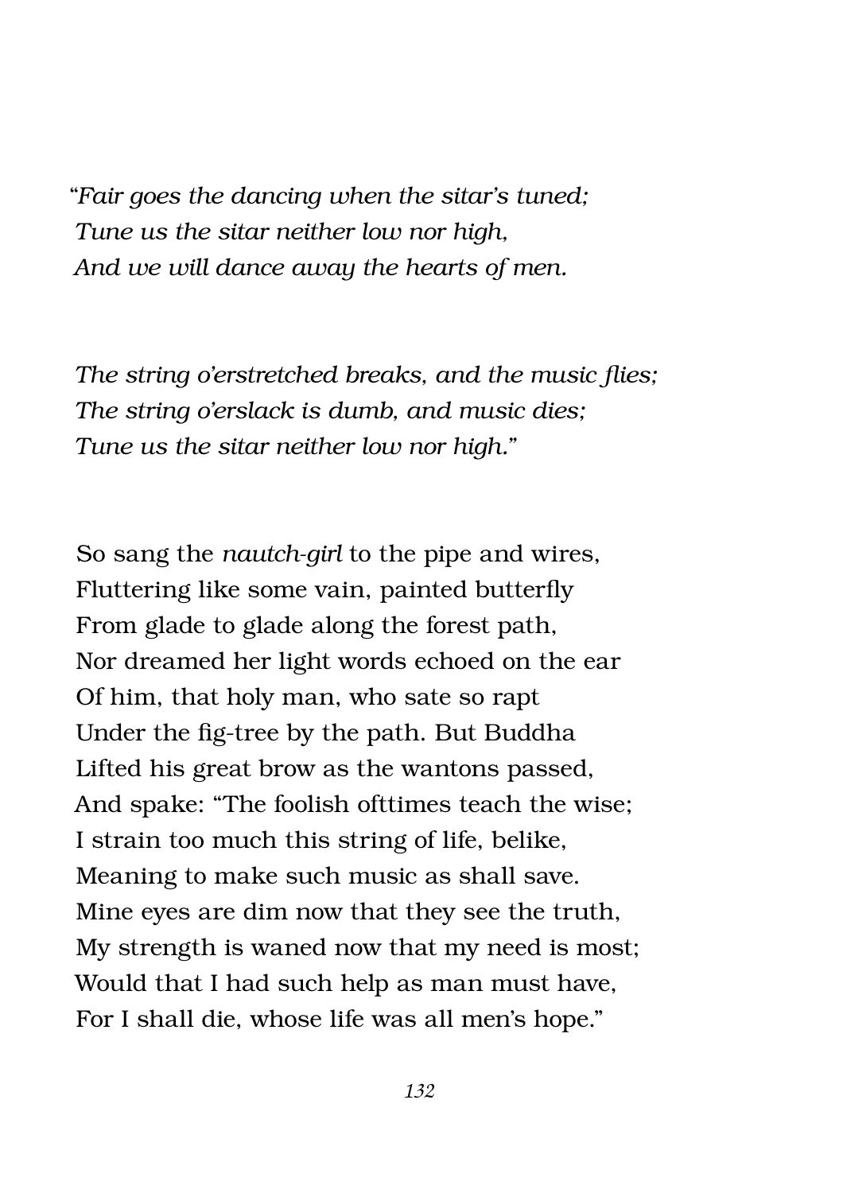*"Fair goes the dancing when the sitar's tuned;*
*Tune us the sitar neither low nor high,*
*And we will dance away the hearts of men.*

*The string o'erstretched breaks, and the music flies;*
*The string o'erslack is dumb, and music dies;*
*Tune us the sitar neither low nor high."*

So sang the *nautch-girl* to the pipe and wires,
Fluttering like some vain, painted butterfly
From glade to glade along the forest path,
Nor dreamed her light words echoed on the ear
Of him, that holy man, who sate so rapt
Under the fig-tree by the path. But Buddha
Lifted his great brow as the wantons passed,
And spake: "The foolish ofttimes teach the wise;
I strain too much this string of life, belike,
Meaning to make such music as shall save.
Mine eyes are dim now that they see the truth,
My strength is waned now that my need is most;
Would that I had such help as man must have,
For I shall die, whose life was all men's hope."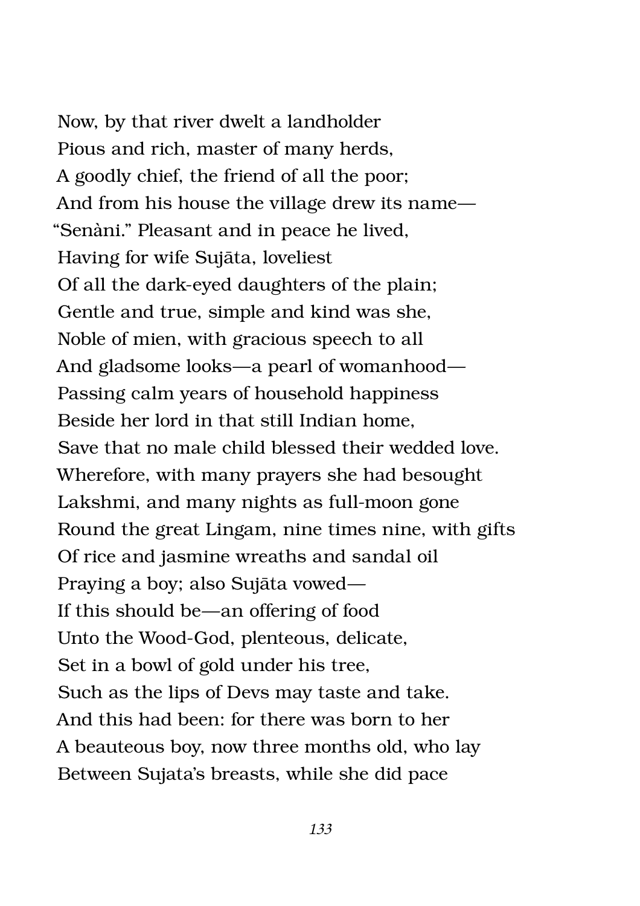Now, by that river dwelt a landholder  
Pious and rich, master of many herds,  
A goodly chief, the friend of all the poor;  
And from his house the village drew its name—  
"Senàni." Pleasant and in peace he lived,  
Having for wife Sujāta, loveliest  
Of all the dark-eyed daughters of the plain;  
Gentle and true, simple and kind was she,  
Noble of mien, with gracious speech to all  
And gladsome looks—a pearl of womanhood—  
Passing calm years of household happiness  
Beside her lord in that still Indian home,  
Save that no male child blessed their wedded love.  
Wherefore, with many prayers she had besought  
Lakshmi, and many nights as full-moon gone  
Round the great Lingam, nine times nine, with gifts  
Of rice and jasmine wreaths and sandal oil  
Praying a boy; also Sujāta vowed—  
If this should be—an offering of food  
Unto the Wood-God, plenteous, delicate,  
Set in a bowl of gold under his tree,  
Such as the lips of Devs may taste and take.  
And this had been: for there was born to her  
A beauteous boy, now three months old, who lay  
Between Sujata's breasts, while she did pace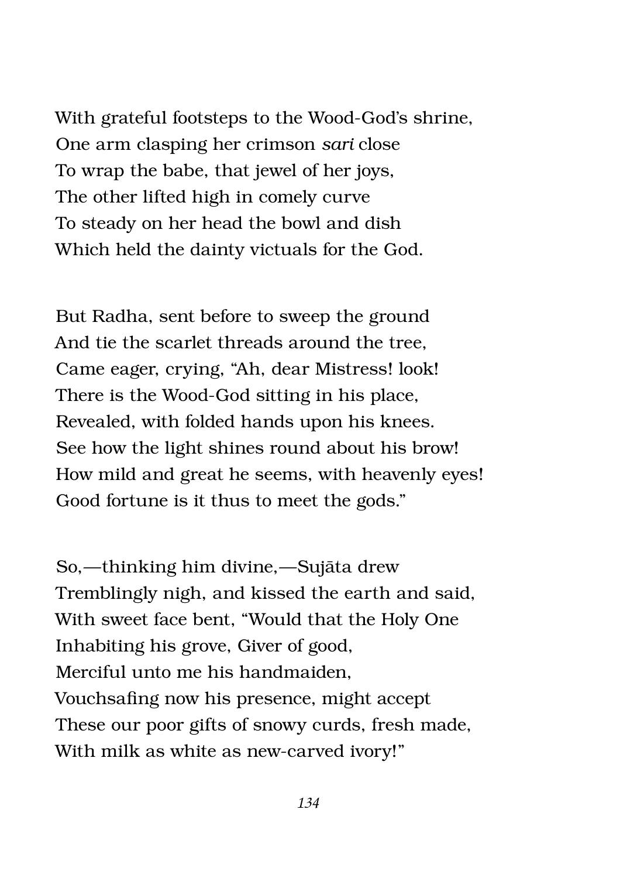With grateful footsteps to the Wood-God's shrine,
One arm clasping her crimson *sari* close
To wrap the babe, that jewel of her joys,
The other lifted high in comely curve
To steady on her head the bowl and dish
Which held the dainty victuals for the God.

But Radha, sent before to sweep the ground
And tie the scarlet threads around the tree,
Came eager, crying, "Ah, dear Mistress! look!
There is the Wood-God sitting in his place,
Revealed, with folded hands upon his knees.
See how the light shines round about his brow!
How mild and great he seems, with heavenly eyes!
Good fortune is it thus to meet the gods."

So,—thinking him divine,—Sujāta drew
Tremblingly nigh, and kissed the earth and said,
With sweet face bent, "Would that the Holy One
Inhabiting his grove, Giver of good,
Merciful unto me his handmaiden,
Vouchsafing now his presence, might accept
These our poor gifts of snowy curds, fresh made,
With milk as white as new-carved ivory!"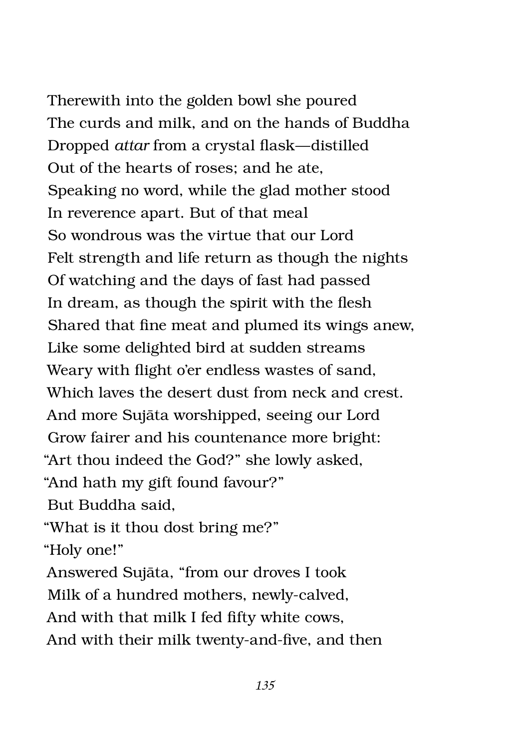Therewith into the golden bowl she poured  
The curds and milk, and on the hands of Buddha  
Dropped *attar* from a crystal flask—distilled  
Out of the hearts of roses; and he ate,  
Speaking no word, while the glad mother stood  
In reverence apart. But of that meal  
So wondrous was the virtue that our Lord  
Felt strength and life return as though the nights  
Of watching and the days of fast had passed  
In dream, as though the spirit with the flesh  
Shared that fine meat and plumed its wings anew,  
Like some delighted bird at sudden streams  
Weary with flight o'er endless wastes of sand,  
Which laves the desert dust from neck and crest.  
And more Sujāta worshipped, seeing our Lord  
Grow fairer and his countenance more bright:  
"Art thou indeed the God?" she lowly asked,  
"And hath my gift found favour?"  
But Buddha said,  
"What is it thou dost bring me?"  
"Holy one!"  
Answered Sujāta, "from our droves I took  
Milk of a hundred mothers, newly-calved,  
And with that milk I fed fifty white cows,  
And with their milk twenty-and-five, and then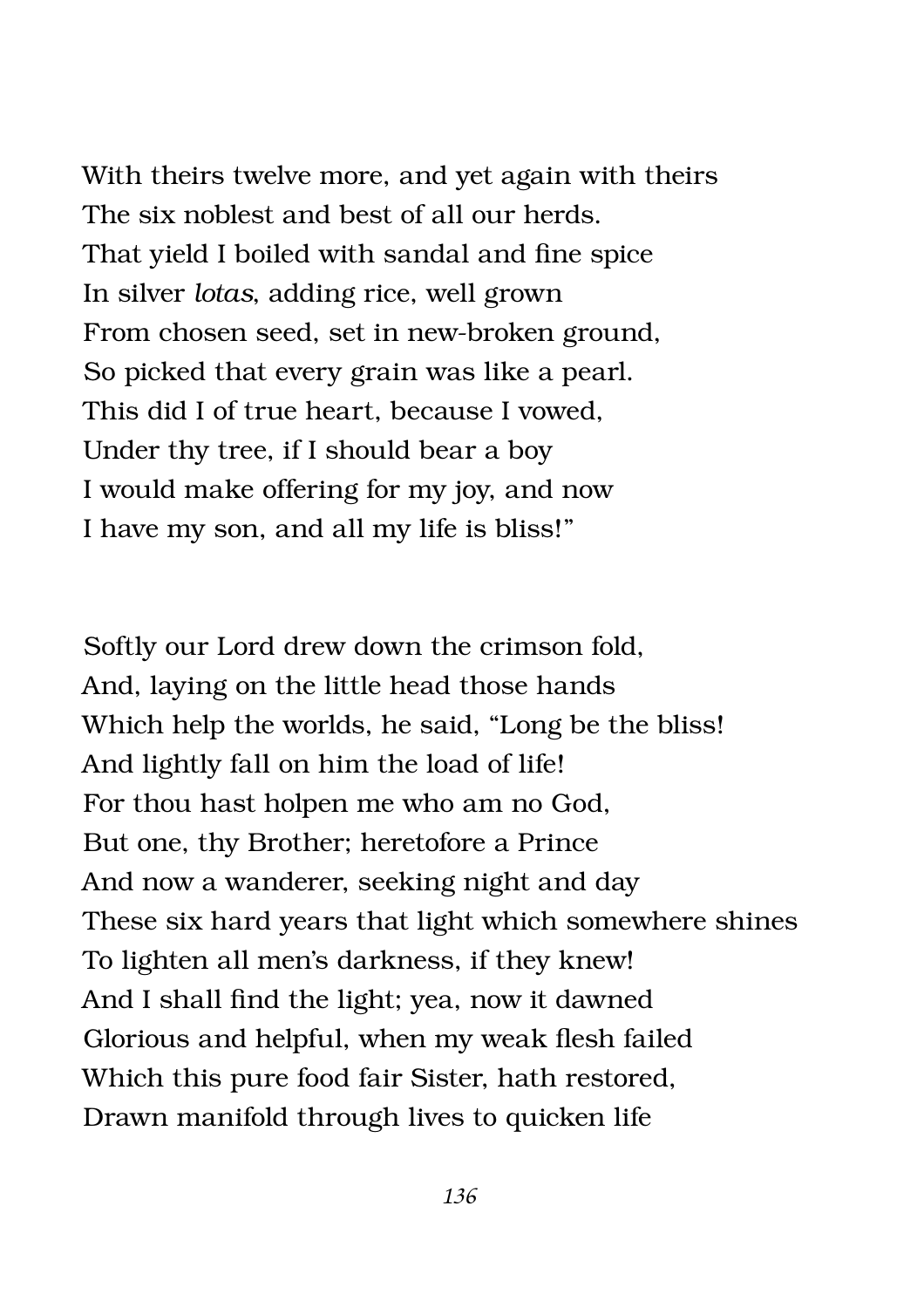With theirs twelve more, and yet again with theirs  
The six noblest and best of all our herds.  
That yield I boiled with sandal and fine spice  
In silver *lotas*, adding rice, well grown  
From chosen seed, set in new-broken ground,  
So picked that every grain was like a pearl.  
This did I of true heart, because I vowed,  
Under thy tree, if I should bear a boy  
I would make offering for my joy, and now  
I have my son, and all my life is bliss!"

Softly our Lord drew down the crimson fold,  
And, laying on the little head those hands  
Which help the worlds, he said, "Long be the bliss!  
And lightly fall on him the load of life!  
For thou hast holpen me who am no God,  
But one, thy Brother; heretofore a Prince  
And now a wanderer, seeking night and day  
These six hard years that light which somewhere shines  
To lighten all men's darkness, if they knew!  
And I shall find the light; yea, now it dawned  
Glorious and helpful, when my weak flesh failed  
Which this pure food fair Sister, hath restored,  
Drawn manifold through lives to quicken life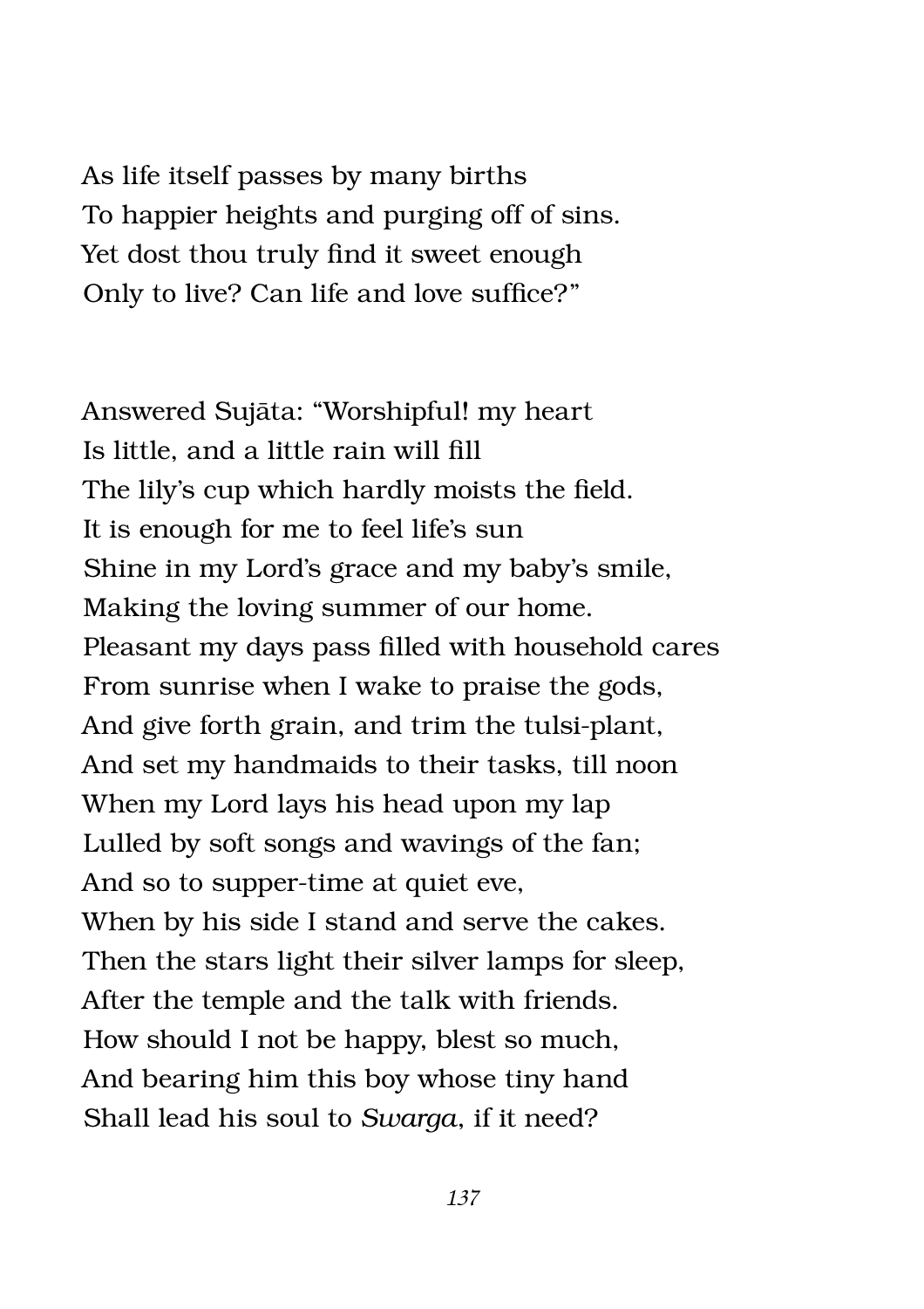As life itself passes by many births
To happier heights and purging off of sins.
Yet dost thou truly find it sweet enough
Only to live? Can life and love suffice?"

Answered Sujāta: "Worshipful! my heart
Is little, and a little rain will fill
The lily's cup which hardly moists the field.
It is enough for me to feel life's sun
Shine in my Lord's grace and my baby's smile,
Making the loving summer of our home.
Pleasant my days pass filled with household cares
From sunrise when I wake to praise the gods,
And give forth grain, and trim the tulsi-plant,
And set my handmaids to their tasks, till noon
When my Lord lays his head upon my lap
Lulled by soft songs and wavings of the fan;
And so to supper-time at quiet eve,
When by his side I stand and serve the cakes.
Then the stars light their silver lamps for sleep,
After the temple and the talk with friends.
How should I not be happy, blest so much,
And bearing him this boy whose tiny hand
Shall lead his soul to *Swarga*, if it need?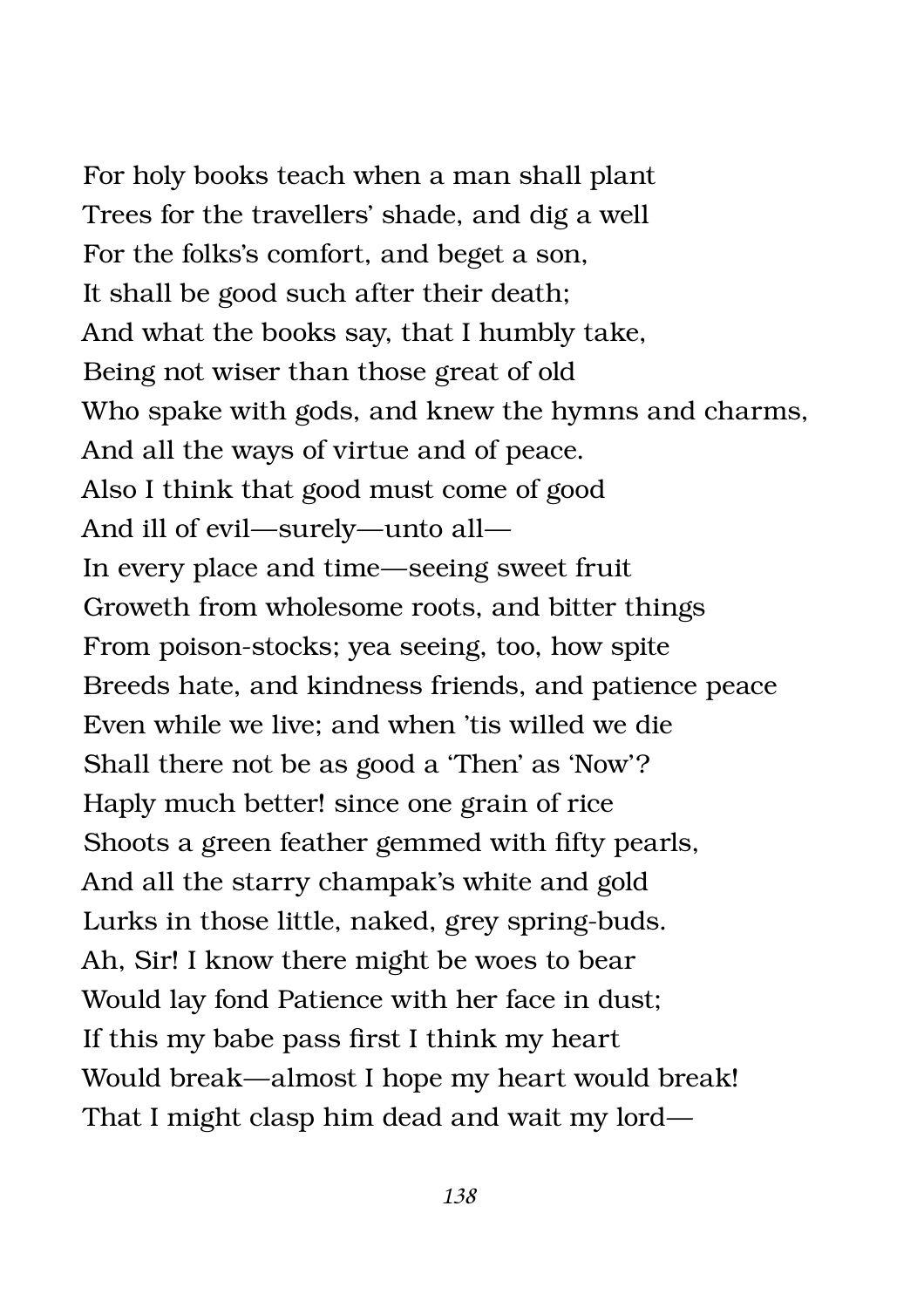For holy books teach when a man shall plant  
Trees for the travellers' shade, and dig a well  
For the folks's comfort, and beget a son,  
It shall be good such after their death;  
And what the books say, that I humbly take,  
Being not wiser than those great of old  
Who spake with gods, and knew the hymns and charms,  
And all the ways of virtue and of peace.  
Also I think that good must come of good  
And ill of evil—surely—unto all—  
In every place and time—seeing sweet fruit  
Groweth from wholesome roots, and bitter things  
From poison-stocks; yea seeing, too, how spite  
Breeds hate, and kindness friends, and patience peace  
Even while we live; and when 'tis willed we die  
Shall there not be as good a 'Then' as 'Now'?  
Haply much better! since one grain of rice  
Shoots a green feather gemmed with fifty pearls,  
And all the starry champak's white and gold  
Lurks in those little, naked, grey spring-buds.  
Ah, Sir! I know there might be woes to bear  
Would lay fond Patience with her face in dust;  
If this my babe pass first I think my heart  
Would break—almost I hope my heart would break!  
That I might clasp him dead and wait my lord—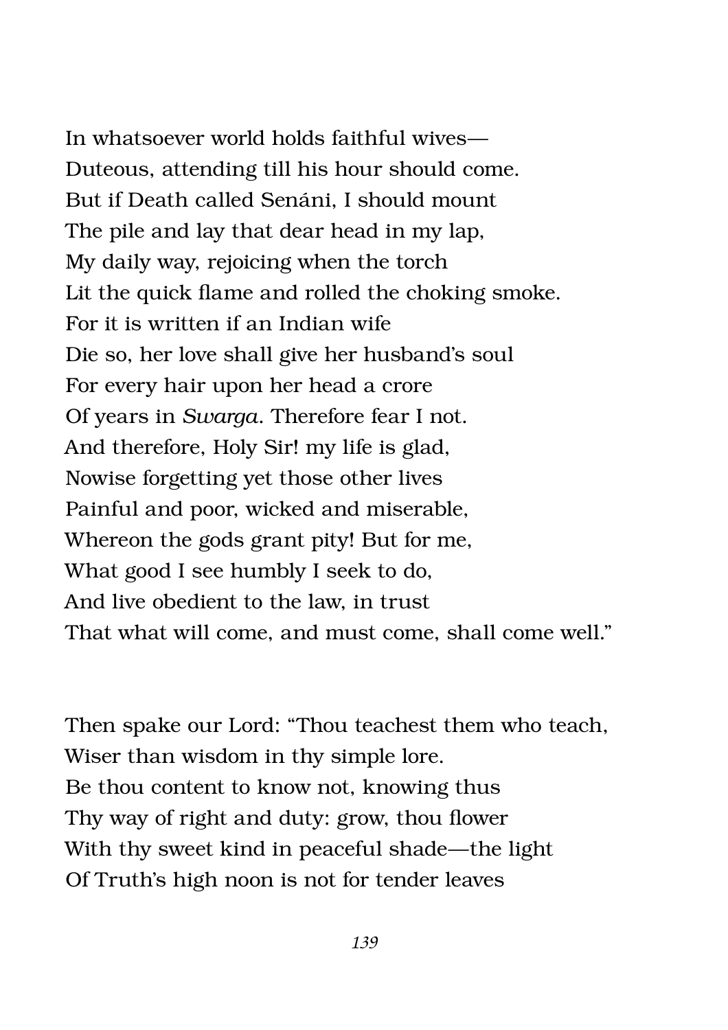In whatsoever world holds faithful wives—  
Duteous, attending till his hour should come.  
But if Death called Senáni, I should mount  
The pile and lay that dear head in my lap,  
My daily way, rejoicing when the torch  
Lit the quick flame and rolled the choking smoke.  
For it is written if an Indian wife  
Die so, her love shall give her husband's soul  
For every hair upon her head a crore  
Of years in *Swarga*. Therefore fear I not.  
And therefore, Holy Sir! my life is glad,  
Nowise forgetting yet those other lives  
Painful and poor, wicked and miserable,  
Whereon the gods grant pity! But for me,  
What good I see humbly I seek to do,  
And live obedient to the law, in trust  
That what will come, and must come, shall come well."

Then spake our Lord: "Thou teachest them who teach,  
Wiser than wisdom in thy simple lore.  
Be thou content to know not, knowing thus  
Thy way of right and duty: grow, thou flower  
With thy sweet kind in peaceful shade—the light  
Of Truth's high noon is not for tender leaves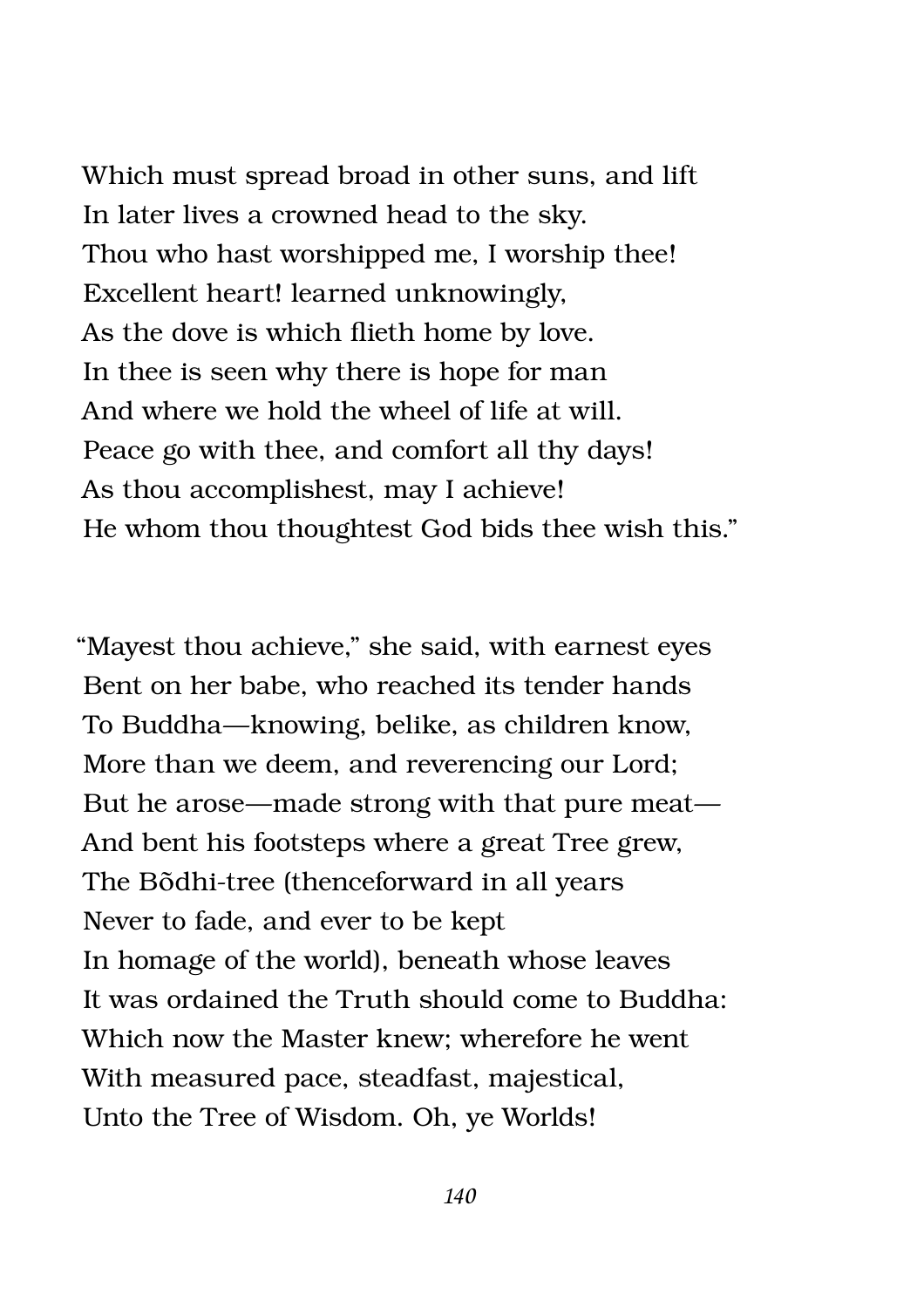Which must spread broad in other suns, and lift
In later lives a crowned head to the sky.
Thou who hast worshipped me, I worship thee!
Excellent heart! learned unknowingly,
As the dove is which flieth home by love.
In thee is seen why there is hope for man
And where we hold the wheel of life at will.
Peace go with thee, and comfort all thy days!
As thou accomplishest, may I achieve!
He whom thou thoughtest God bids thee wish this."

"Mayest thou achieve," she said, with earnest eyes
Bent on her babe, who reached its tender hands
To Buddha—knowing, belike, as children know,
More than we deem, and reverencing our Lord;
But he arose—made strong with that pure meat—
And bent his footsteps where a great Tree grew,
The Bõdhi-tree (thenceforward in all years
Never to fade, and ever to be kept
In homage of the world), beneath whose leaves
It was ordained the Truth should come to Buddha:
Which now the Master knew; wherefore he went
With measured pace, steadfast, majestical,
Unto the Tree of Wisdom. Oh, ye Worlds!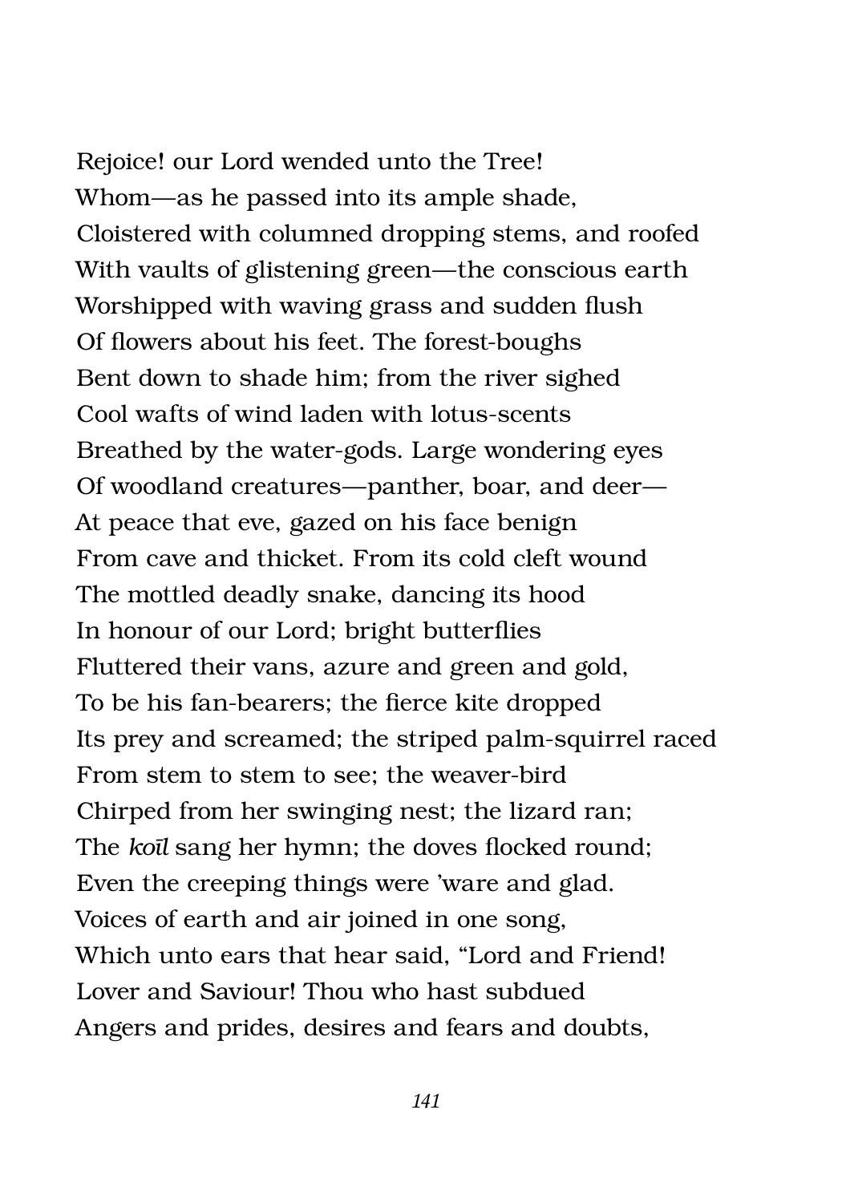Rejoice! our Lord wended unto the Tree!
Whom—as he passed into its ample shade,
Cloistered with columned dropping stems, and roofed
With vaults of glistening green—the conscious earth
Worshipped with waving grass and sudden flush
Of flowers about his feet. The forest-boughs
Bent down to shade him; from the river sighed
Cool wafts of wind laden with lotus-scents
Breathed by the water-gods. Large wondering eyes
Of woodland creatures—panther, boar, and deer—
At peace that eve, gazed on his face benign
From cave and thicket. From its cold cleft wound
The mottled deadly snake, dancing its hood
In honour of our Lord; bright butterflies
Fluttered their vans, azure and green and gold,
To be his fan-bearers; the fierce kite dropped
Its prey and screamed; the striped palm-squirrel raced
From stem to stem to see; the weaver-bird
Chirped from her swinging nest; the lizard ran;
The *koīl* sang her hymn; the doves flocked round;
Even the creeping things were ’ware and glad.
Voices of earth and air joined in one song,
Which unto ears that hear said, “Lord and Friend!
Lover and Saviour! Thou who hast subdued
Angers and prides, desires and fears and doubts,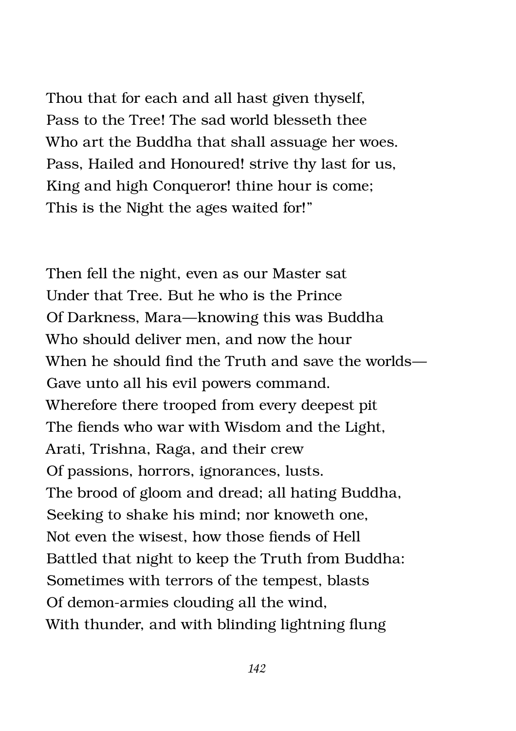Thou that for each and all hast given thyself,
Pass to the Tree! The sad world blesseth thee
Who art the Buddha that shall assuage her woes.
Pass, Hailed and Honoured! strive thy last for us,
King and high Conqueror! thine hour is come;
This is the Night the ages waited for!"

Then fell the night, even as our Master sat
Under that Tree. But he who is the Prince
Of Darkness, Mara—knowing this was Buddha
Who should deliver men, and now the hour
When he should find the Truth and save the worlds—
Gave unto all his evil powers command.
Wherefore there trooped from every deepest pit
The fiends who war with Wisdom and the Light,
Arati, Trishna, Raga, and their crew
Of passions, horrors, ignorances, lusts.
The brood of gloom and dread; all hating Buddha,
Seeking to shake his mind; nor knoweth one,
Not even the wisest, how those fiends of Hell
Battled that night to keep the Truth from Buddha:
Sometimes with terrors of the tempest, blasts
Of demon-armies clouding all the wind,
With thunder, and with blinding lightning flung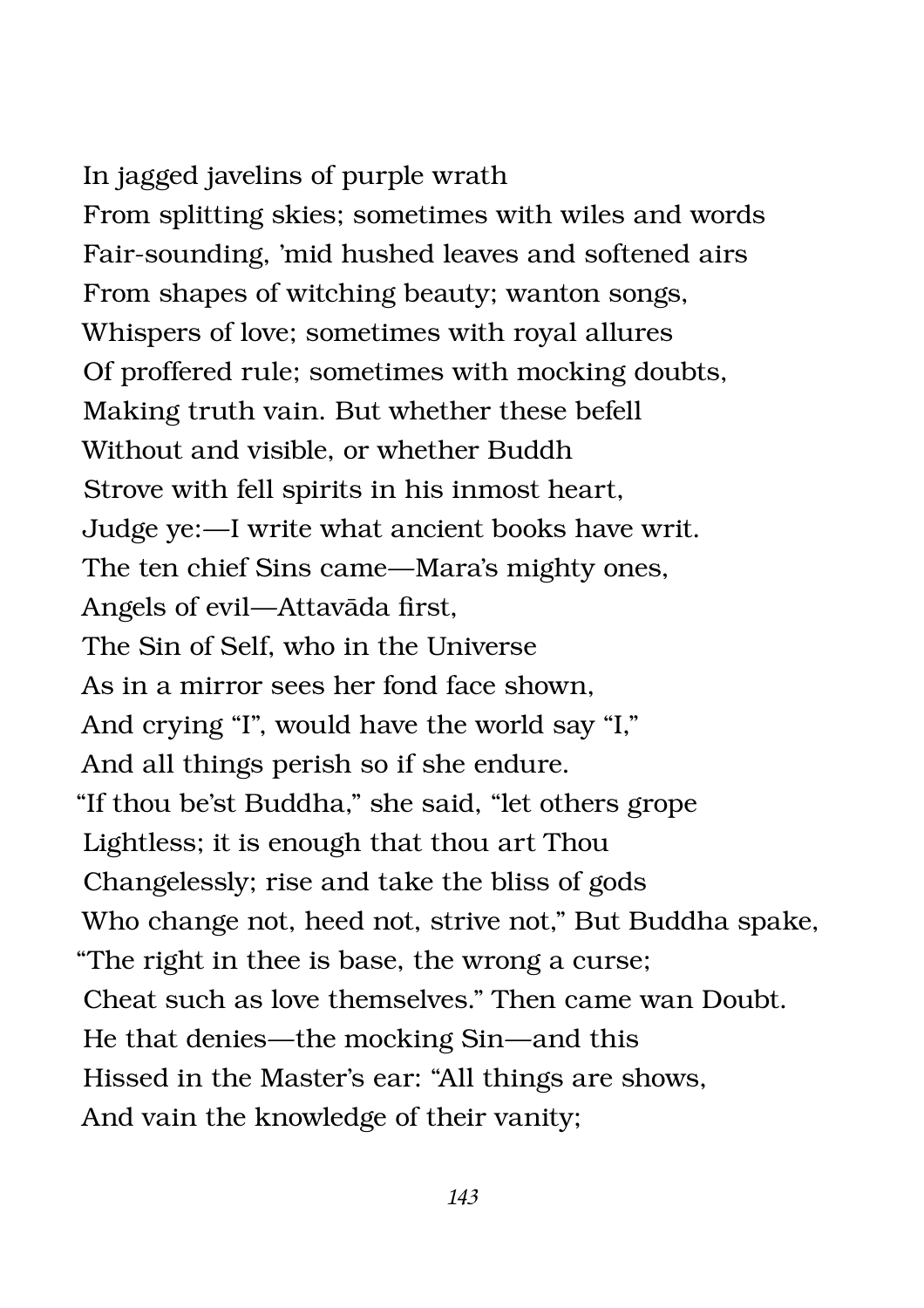In jagged javelins of purple wrath  
From splitting skies; sometimes with wiles and words  
Fair-sounding, 'mid hushed leaves and softened airs  
From shapes of witching beauty; wanton songs,  
Whispers of love; sometimes with royal allures  
Of proffered rule; sometimes with mocking doubts,  
Making truth vain. But whether these befell  
Without and visible, or whether Buddh  
Strove with fell spirits in his inmost heart,  
Judge ye:—I write what ancient books have writ.  
The ten chief Sins came—Mara's mighty ones,  
Angels of evil—Attavāda first,  
The Sin of Self, who in the Universe  
As in a mirror sees her fond face shown,  
And crying "I", would have the world say "I,"  
And all things perish so if she endure.  
"If thou be'st Buddha," she said, "let others grope  
Lightless; it is enough that thou art Thou  
Changelessly; rise and take the bliss of gods  
Who change not, heed not, strive not," But Buddha spake,  
"The right in thee is base, the wrong a curse;  
Cheat such as love themselves." Then came wan Doubt.  
He that denies—the mocking Sin—and this  
Hissed in the Master's ear: "All things are shows,  
And vain the knowledge of their vanity;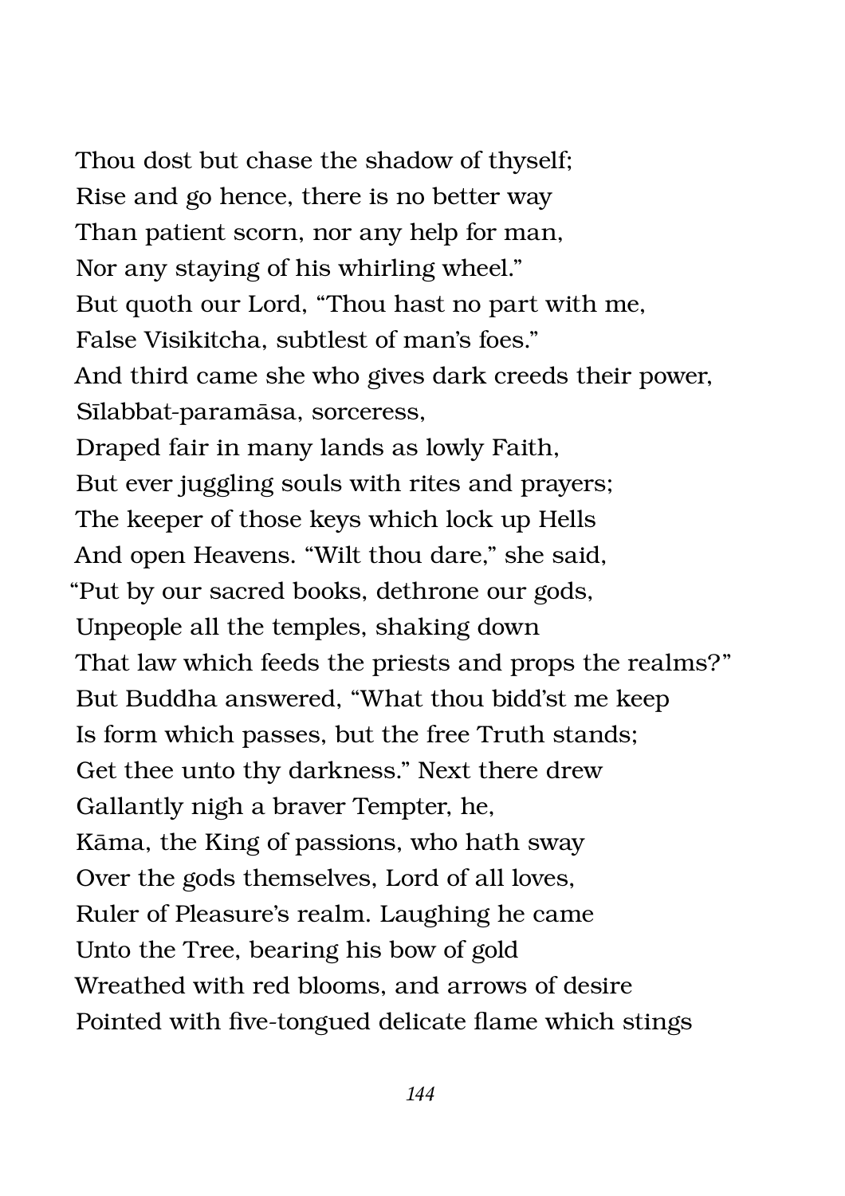Thou dost but chase the shadow of thyself;
Rise and go hence, there is no better way
Than patient scorn, nor any help for man,
Nor any staying of his whirling wheel."
But quoth our Lord, "Thou hast no part with me,
False Visikitcha, subtlest of man's foes."
And third came she who gives dark creeds their power,
Sīlabbat-paramāsa, sorceress,
Draped fair in many lands as lowly Faith,
But ever juggling souls with rites and prayers;
The keeper of those keys which lock up Hells
And open Heavens. "Wilt thou dare," she said,
"Put by our sacred books, dethrone our gods,
Unpeople all the temples, shaking down
That law which feeds the priests and props the realms?"
But Buddha answered, "What thou bidd'st me keep
Is form which passes, but the free Truth stands;
Get thee unto thy darkness." Next there drew
Gallantly nigh a braver Tempter, he,
Kāma, the King of passions, who hath sway
Over the gods themselves, Lord of all loves,
Ruler of Pleasure's realm. Laughing he came
Unto the Tree, bearing his bow of gold
Wreathed with red blooms, and arrows of desire
Pointed with five-tongued delicate flame which stings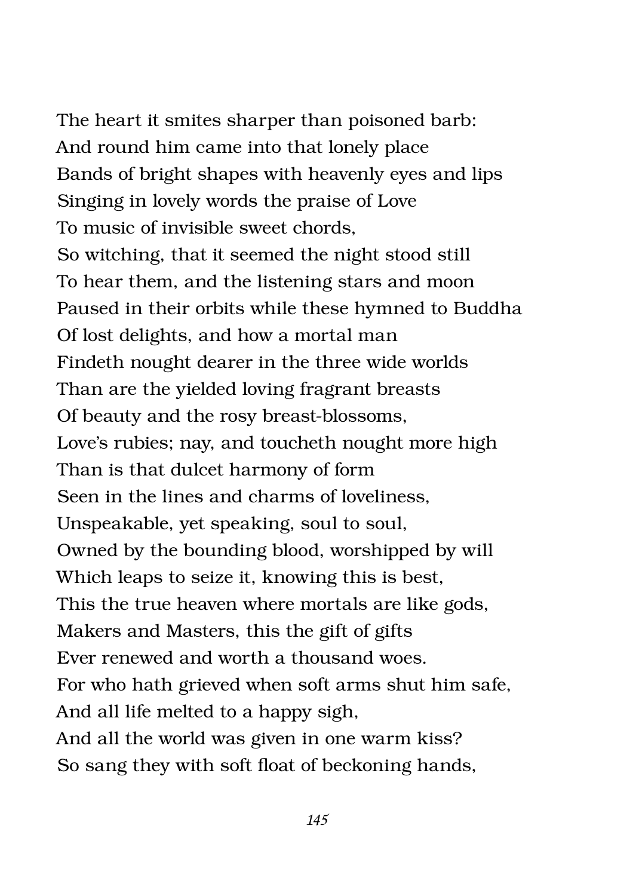The heart it smites sharper than poisoned barb:  
And round him came into that lonely place  
Bands of bright shapes with heavenly eyes and lips  
Singing in lovely words the praise of Love  
To music of invisible sweet chords,  
So witching, that it seemed the night stood still  
To hear them, and the listening stars and moon  
Paused in their orbits while these hymned to Buddha  
Of lost delights, and how a mortal man  
Findeth nought dearer in the three wide worlds  
Than are the yielded loving fragrant breasts  
Of beauty and the rosy breast-blossoms,  
Love's rubies; nay, and toucheth nought more high  
Than is that dulcet harmony of form  
Seen in the lines and charms of loveliness,  
Unspeakable, yet speaking, soul to soul,  
Owned by the bounding blood, worshipped by will  
Which leaps to seize it, knowing this is best,  
This the true heaven where mortals are like gods,  
Makers and Masters, this the gift of gifts  
Ever renewed and worth a thousand woes.  
For who hath grieved when soft arms shut him safe,  
And all life melted to a happy sigh,  
And all the world was given in one warm kiss?  
So sang they with soft float of beckoning hands,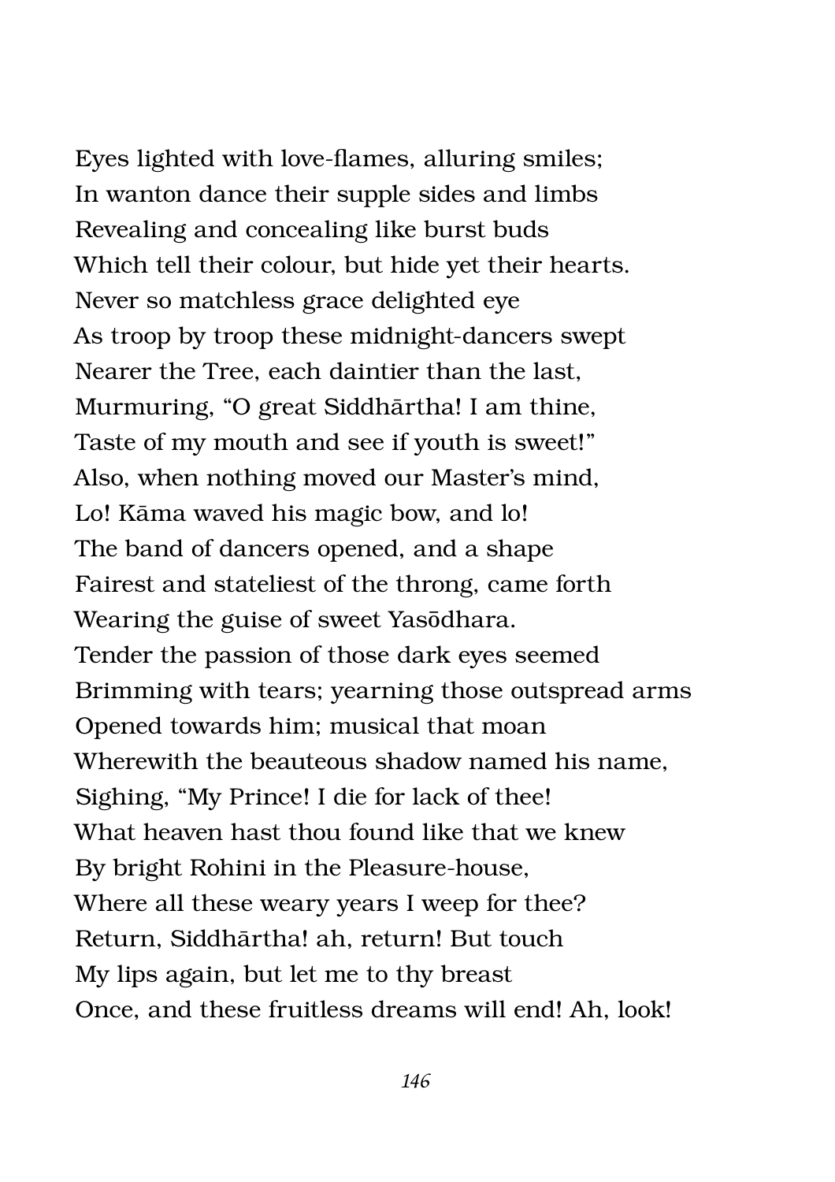Eyes lighted with love-flames, alluring smiles;  
In wanton dance their supple sides and limbs  
Revealing and concealing like burst buds  
Which tell their colour, but hide yet their hearts.  
Never so matchless grace delighted eye  
As troop by troop these midnight-dancers swept  
Nearer the Tree, each daintier than the last,  
Murmuring, "O great Siddhārtha! I am thine,  
Taste of my mouth and see if youth is sweet!"  
Also, when nothing moved our Master's mind,  
Lo! Kāma waved his magic bow, and lo!  
The band of dancers opened, and a shape  
Fairest and stateliest of the throng, came forth  
Wearing the guise of sweet Yasōdhara.  
Tender the passion of those dark eyes seemed  
Brimming with tears; yearning those outspread arms  
Opened towards him; musical that moan  
Wherewith the beauteous shadow named his name,  
Sighing, "My Prince! I die for lack of thee!  
What heaven hast thou found like that we knew  
By bright Rohini in the Pleasure-house,  
Where all these weary years I weep for thee?  
Return, Siddhārtha! ah, return! But touch  
My lips again, but let me to thy breast  
Once, and these fruitless dreams will end! Ah, look!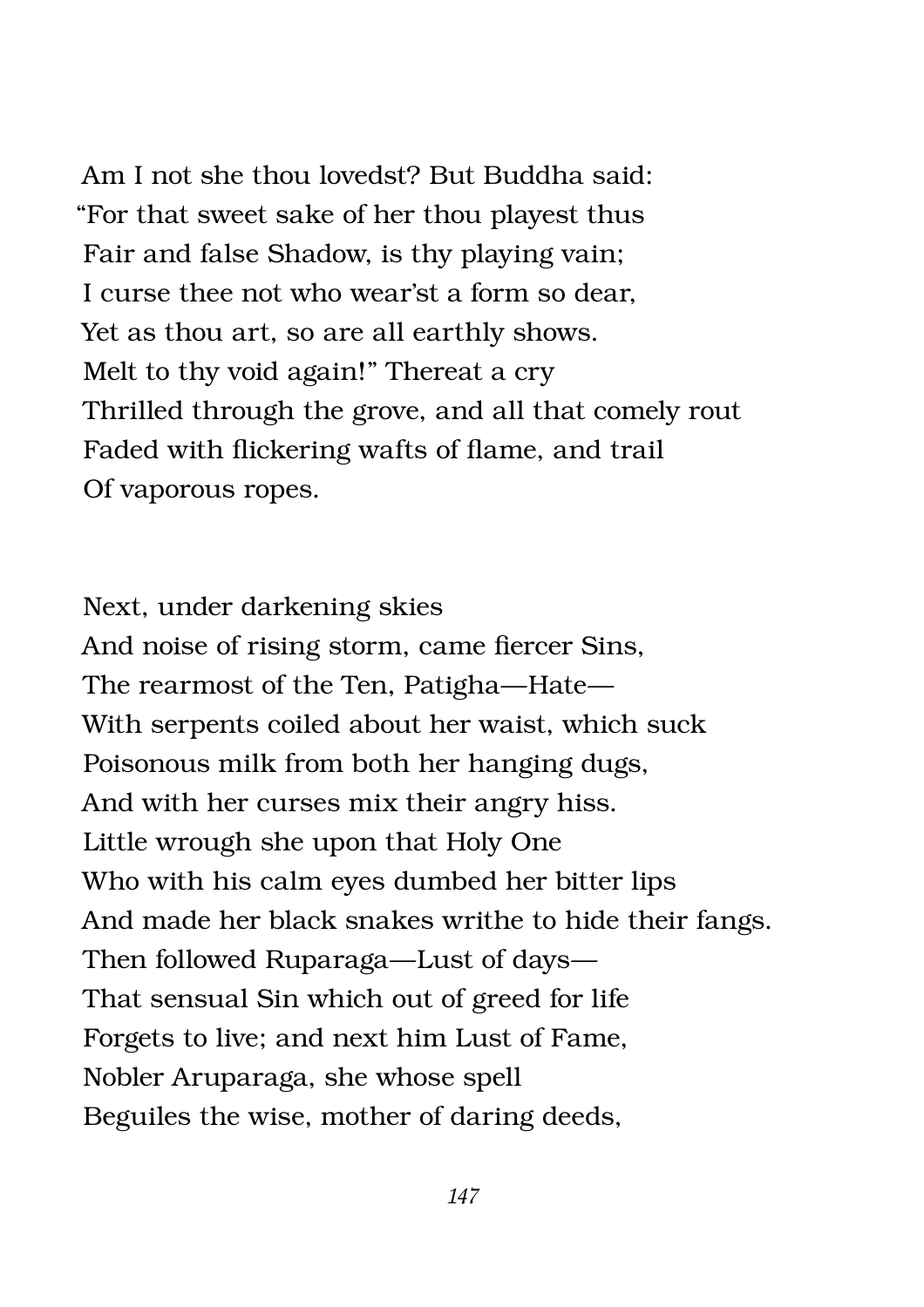Am I not she thou lovedst? But Buddha said:
"For that sweet sake of her thou playest thus
Fair and false Shadow, is thy playing vain;
I curse thee not who wear'st a form so dear,
Yet as thou art, so are all earthly shows.
Melt to thy void again!" Thereat a cry
Thrilled through the grove, and all that comely rout
Faded with flickering wafts of flame, and trail
Of vaporous ropes.

Next, under darkening skies
And noise of rising storm, came fiercer Sins,
The rearmost of the Ten, Patigha—Hate—
With serpents coiled about her waist, which suck
Poisonous milk from both her hanging dugs,
And with her curses mix their angry hiss.
Little wrough she upon that Holy One
Who with his calm eyes dumbed her bitter lips
And made her black snakes writhe to hide their fangs.
Then followed Ruparaga—Lust of days—
That sensual Sin which out of greed for life
Forgets to live; and next him Lust of Fame,
Nobler Aruparaga, she whose spell
Beguiles the wise, mother of daring deeds,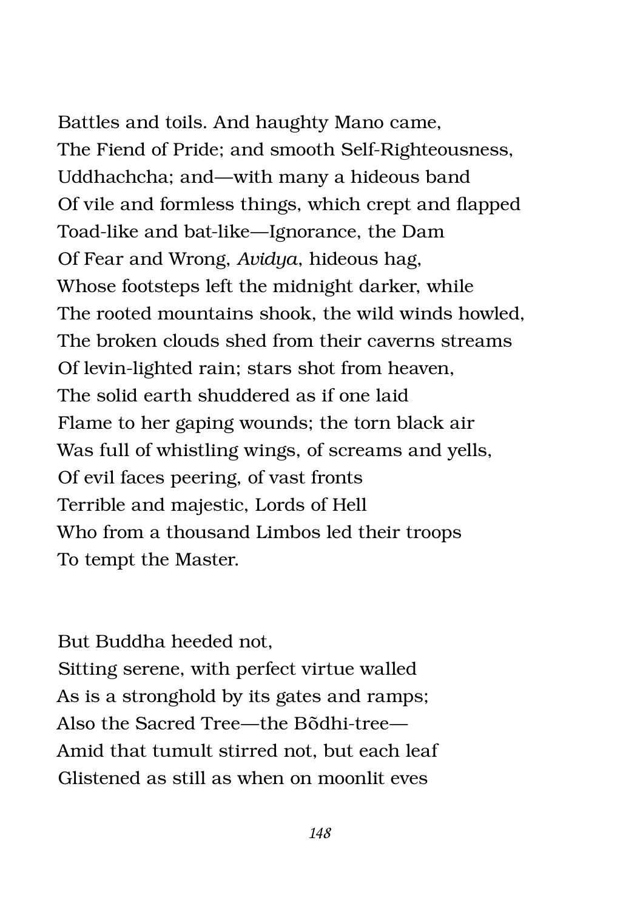Battles and toils. And haughty Mano came,
The Fiend of Pride; and smooth Self-Righteousness,
Uddhachcha; and—with many a hideous band
Of vile and formless things, which crept and flapped
Toad-like and bat-like—Ignorance, the Dam
Of Fear and Wrong, *Avidya*, hideous hag,
Whose footsteps left the midnight darker, while
The rooted mountains shook, the wild winds howled,
The broken clouds shed from their caverns streams
Of levin-lighted rain; stars shot from heaven,
The solid earth shuddered as if one laid
Flame to her gaping wounds; the torn black air
Was full of whistling wings, of screams and yells,
Of evil faces peering, of vast fronts
Terrible and majestic, Lords of Hell
Who from a thousand Limbos led their troops
To tempt the Master.

But Buddha heeded not,
Sitting serene, with perfect virtue walled
As is a stronghold by its gates and ramps;
Also the Sacred Tree—the Bõdhi-tree—
Amid that tumult stirred not, but each leaf
Glistened as still as when on moonlit eves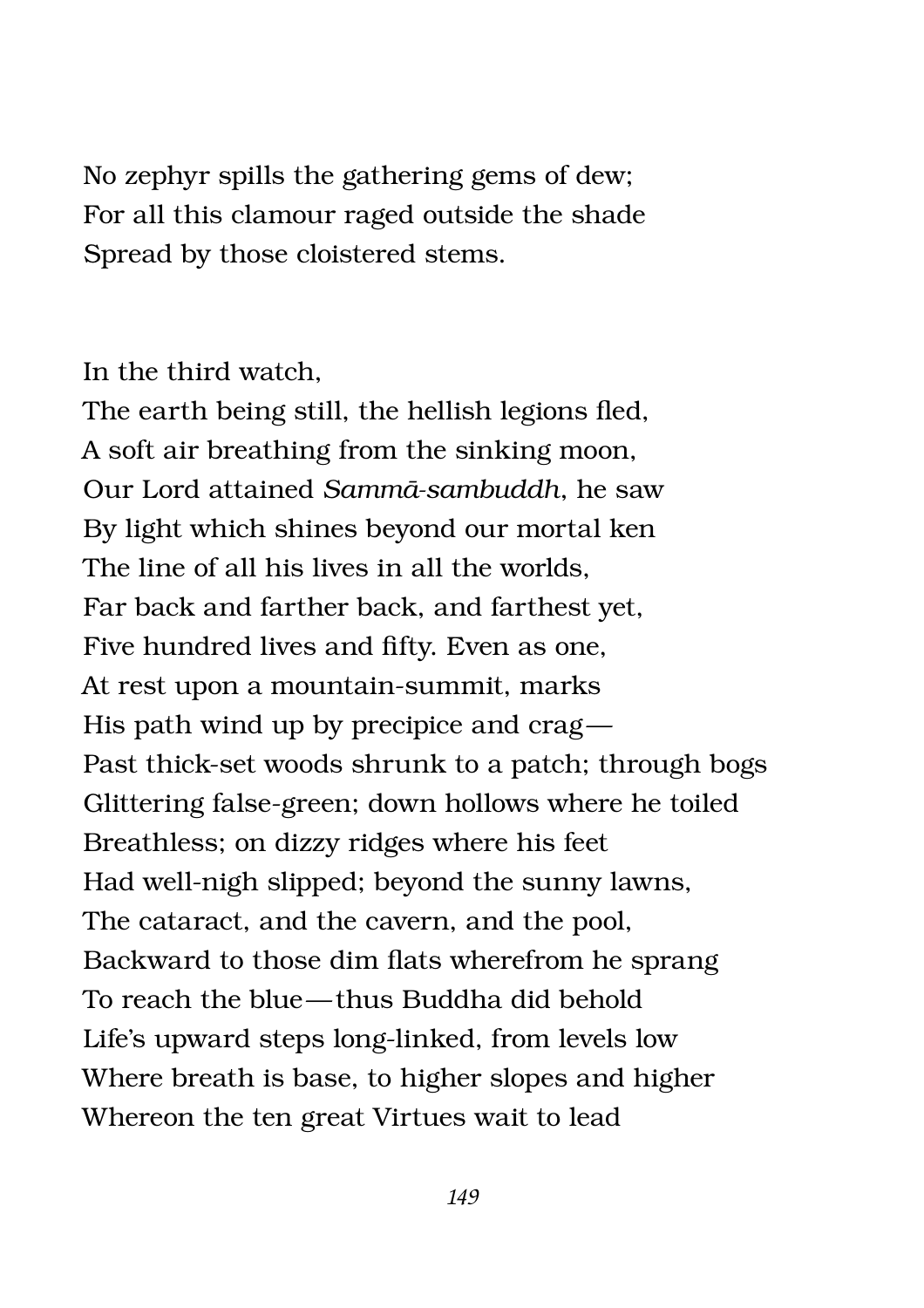No zephyr spills the gathering gems of dew;
For all this clamour raged outside the shade
Spread by those cloistered stems.

In the third watch,
The earth being still, the hellish legions fled,
A soft air breathing from the sinking moon,
Our Lord attained *Sammā-sambuddh*, he saw
By light which shines beyond our mortal ken
The line of all his lives in all the worlds,
Far back and farther back, and farthest yet,
Five hundred lives and fifty. Even as one,
At rest upon a mountain-summit, marks
His path wind up by precipice and crag—
Past thick-set woods shrunk to a patch; through bogs
Glittering false-green; down hollows where he toiled
Breathless; on dizzy ridges where his feet
Had well-nigh slipped; beyond the sunny lawns,
The cataract, and the cavern, and the pool,
Backward to those dim flats wherefrom he sprang
To reach the blue—thus Buddha did behold
Life's upward steps long-linked, from levels low
Where breath is base, to higher slopes and higher
Whereon the ten great Virtues wait to lead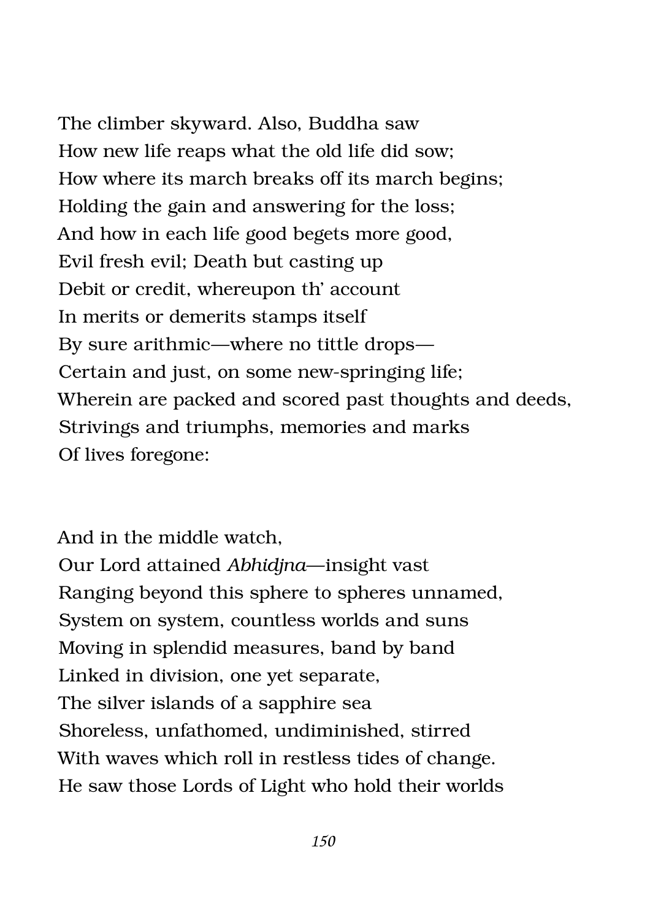The climber skyward. Also, Buddha saw
How new life reaps what the old life did sow;
How where its march breaks off its march begins;
Holding the gain and answering for the loss;
And how in each life good begets more good,
Evil fresh evil; Death but casting up
Debit or credit, whereupon th' account
In merits or demerits stamps itself
By sure arithmic—where no tittle drops—
Certain and just, on some new-springing life;
Wherein are packed and scored past thoughts and deeds,
Strivings and triumphs, memories and marks
Of lives foregone:

And in the middle watch,
Our Lord attained *Abhidjna*—insight vast
Ranging beyond this sphere to spheres unnamed,
System on system, countless worlds and suns
Moving in splendid measures, band by band
Linked in division, one yet separate,
The silver islands of a sapphire sea
Shoreless, unfathomed, undiminished, stirred
With waves which roll in restless tides of change.
He saw those Lords of Light who hold their worlds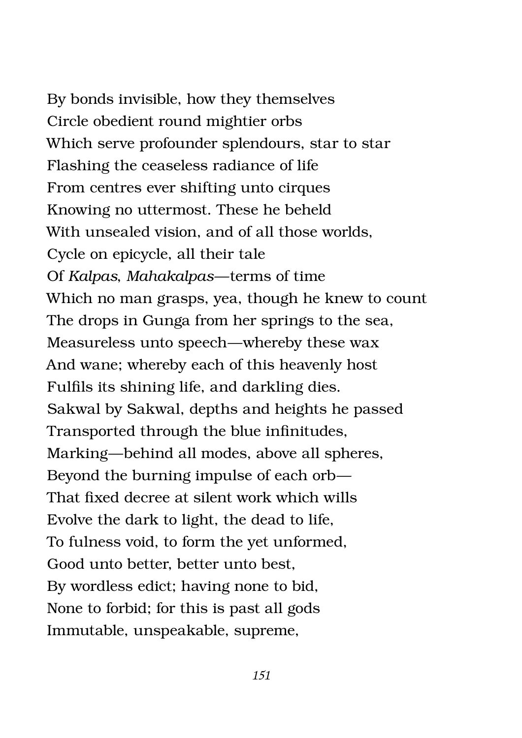By bonds invisible, how they themselves
Circle obedient round mightier orbs
Which serve profounder splendours, star to star
Flashing the ceaseless radiance of life
From centres ever shifting unto cirques
Knowing no uttermost. These he beheld
With unsealed vision, and of all those worlds,
Cycle on epicycle, all their tale
Of *Kalpas*, *Mahakalpas*—terms of time
Which no man grasps, yea, though he knew to count
The drops in Gunga from her springs to the sea,
Measureless unto speech—whereby these wax
And wane; whereby each of this heavenly host
Fulfils its shining life, and darkling dies.
Sakwal by Sakwal, depths and heights he passed
Transported through the blue infinitudes,
Marking—behind all modes, above all spheres,
Beyond the burning impulse of each orb—
That fixed decree at silent work which wills
Evolve the dark to light, the dead to life,
To fulness void, to form the yet unformed,
Good unto better, better unto best,
By wordless edict; having none to bid,
None to forbid; for this is past all gods
Immutable, unspeakable, supreme,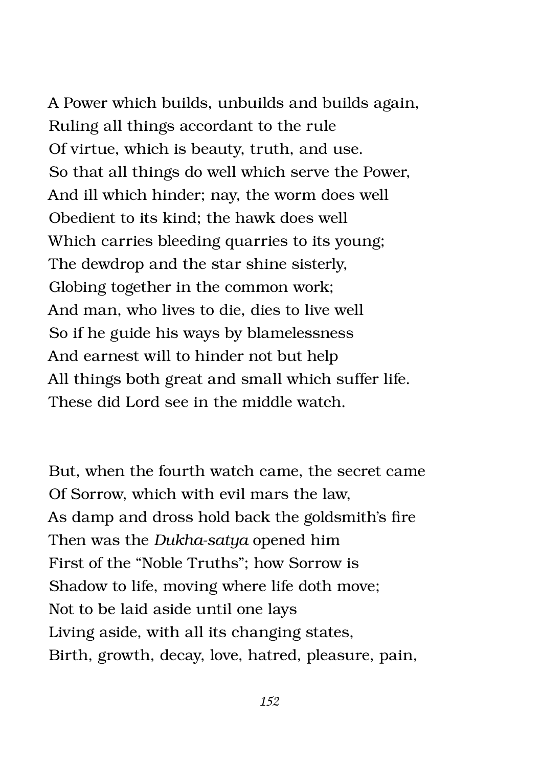A Power which builds, unbuilds and builds again,
Ruling all things accordant to the rule
Of virtue, which is beauty, truth, and use.
So that all things do well which serve the Power,
And ill which hinder; nay, the worm does well
Obedient to its kind; the hawk does well
Which carries bleeding quarries to its young;
The dewdrop and the star shine sisterly,
Globing together in the common work;
And man, who lives to die, dies to live well
So if he guide his ways by blamelessness
And earnest will to hinder not but help
All things both great and small which suffer life.
These did Lord see in the middle watch.

But, when the fourth watch came, the secret came
Of Sorrow, which with evil mars the law,
As damp and dross hold back the goldsmith's fire
Then was the *Dukha-satya* opened him
First of the "Noble Truths"; how Sorrow is
Shadow to life, moving where life doth move;
Not to be laid aside until one lays
Living aside, with all its changing states,
Birth, growth, decay, love, hatred, pleasure, pain,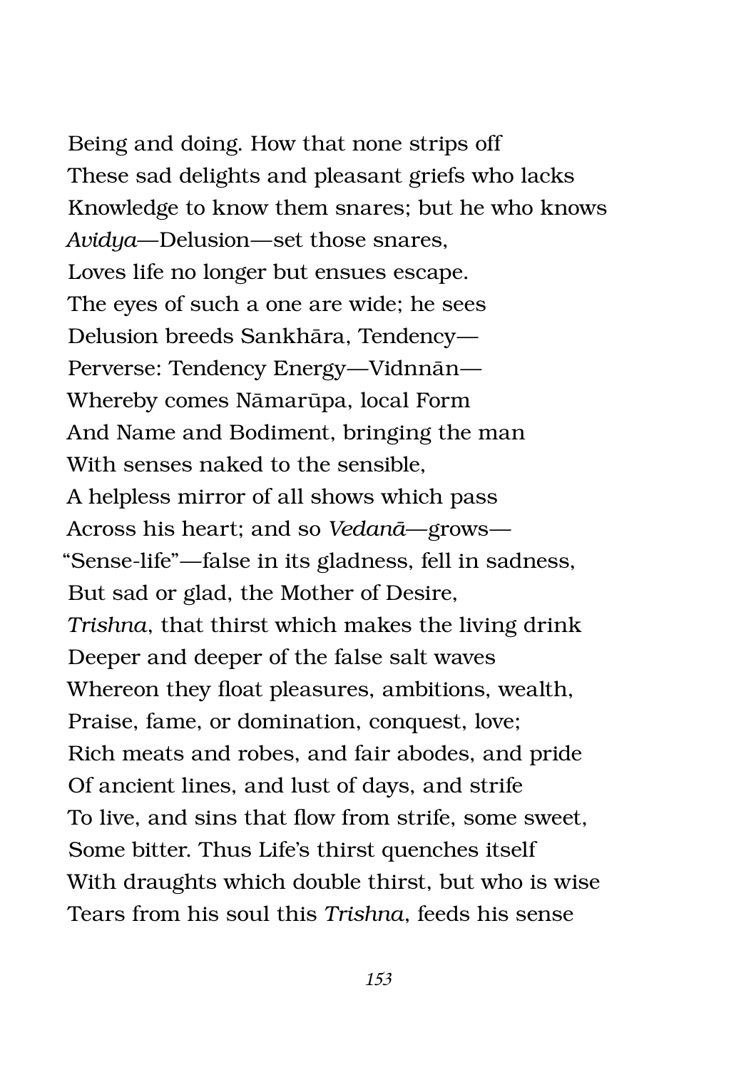Being and doing. How that none strips off  
These sad delights and pleasant griefs who lacks  
Knowledge to know them snares; but he who knows  
*Avidya*—Delusion—set those snares,  
Loves life no longer but ensues escape.  
The eyes of such a one are wide; he sees  
Delusion breeds Sankhāra, Tendency—  
Perverse: Tendency Energy—Vidnnān—  
Whereby comes Nāmarūpa, local Form  
And Name and Bodiment, bringing the man  
With senses naked to the sensible,  
A helpless mirror of all shows which pass  
Across his heart; and so *Vedanā*—grows—  
"Sense-life"—false in its gladness, fell in sadness,  
But sad or glad, the Mother of Desire,  
*Trishna*, that thirst which makes the living drink  
Deeper and deeper of the false salt waves  
Whereon they float pleasures, ambitions, wealth,  
Praise, fame, or domination, conquest, love;  
Rich meats and robes, and fair abodes, and pride  
Of ancient lines, and lust of days, and strife  
To live, and sins that flow from strife, some sweet,  
Some bitter. Thus Life's thirst quenches itself  
With draughts which double thirst, but who is wise  
Tears from his soul this *Trishna*, feeds his sense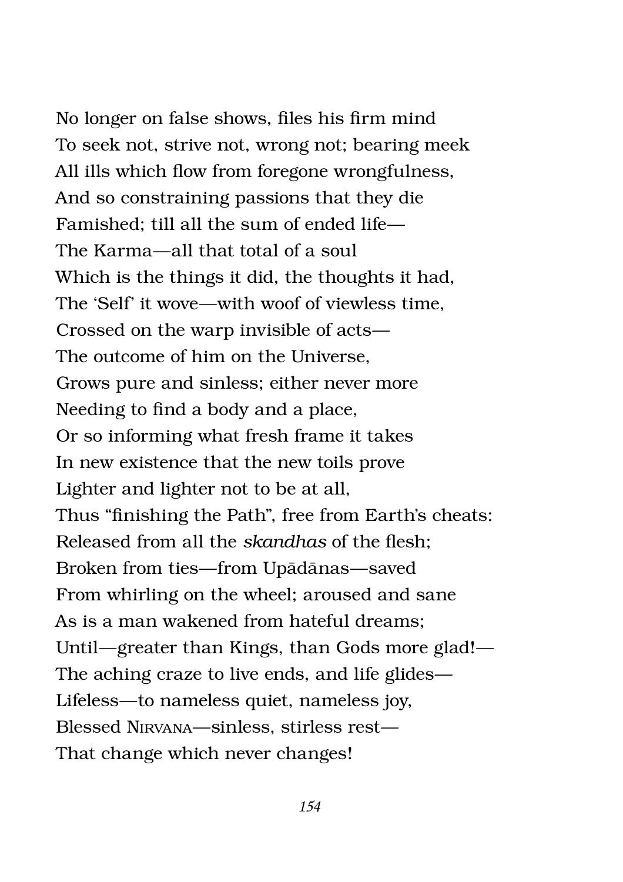No longer on false shows, files his firm mind
To seek not, strive not, wrong not; bearing meek
All ills which flow from foregone wrongfulness,
And so constraining passions that they die
Famished; till all the sum of ended life—
The Karma—all that total of a soul
Which is the things it did, the thoughts it had,
The 'Self' it wove—with woof of viewless time,
Crossed on the warp invisible of acts—
The outcome of him on the Universe,
Grows pure and sinless; either never more
Needing to find a body and a place,
Or so informing what fresh frame it takes
In new existence that the new toils prove
Lighter and lighter not to be at all,
Thus "finishing the Path", free from Earth's cheats:
Released from all the *skandhas* of the flesh;
Broken from ties—from Upādānas—saved
From whirling on the wheel; aroused and sane
As is a man wakened from hateful dreams;
Until—greater than Kings, than Gods more glad!—
The aching craze to live ends, and life glides—
Lifeless—to nameless quiet, nameless joy,
Blessed Nirvana—sinless, stirless rest—
That change which never changes!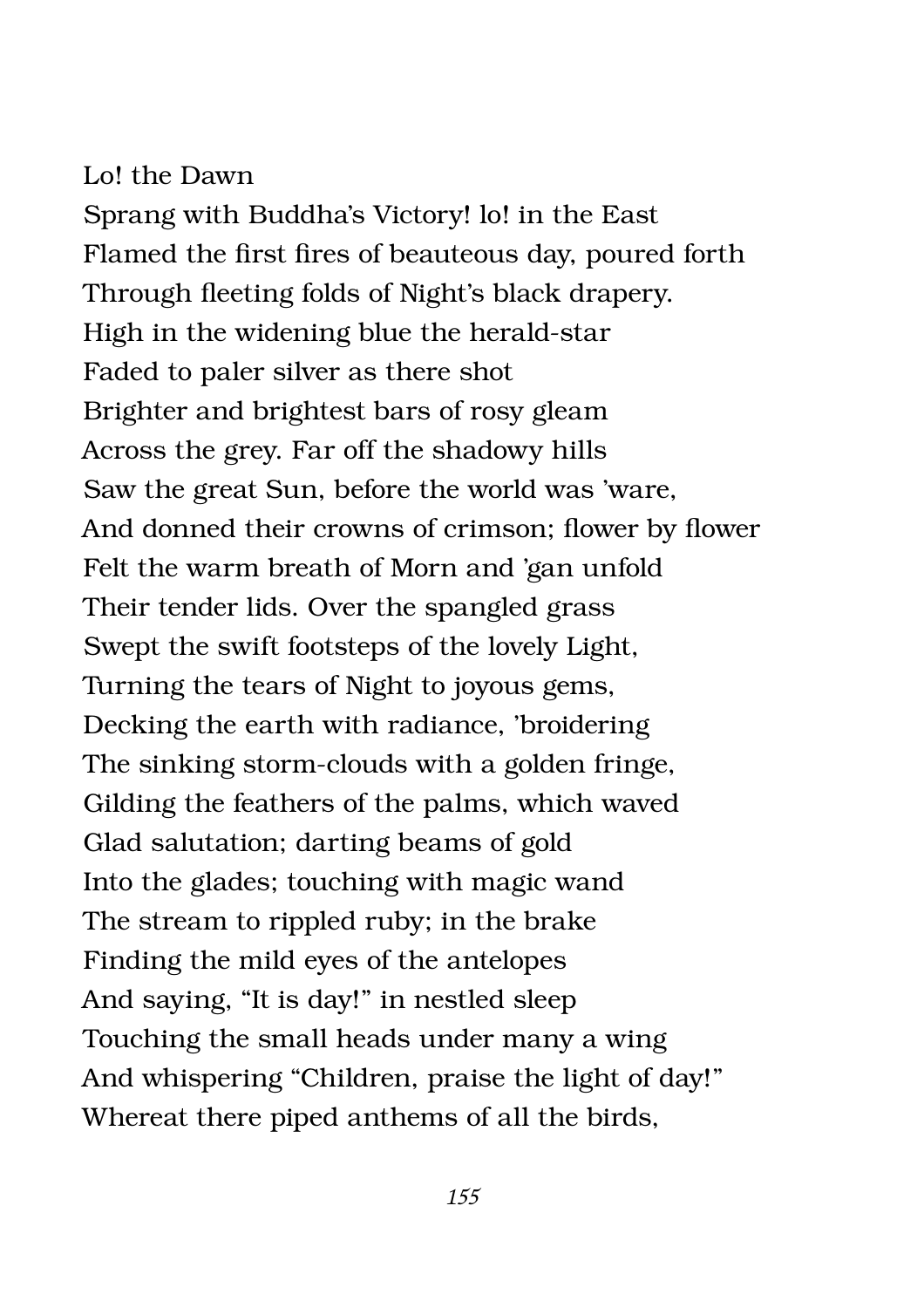Lo! the Dawn
Sprang with Buddha's Victory! lo! in the East
Flamed the first fires of beauteous day, poured forth
Through fleeting folds of Night's black drapery.
High in the widening blue the herald-star
Faded to paler silver as there shot
Brighter and brightest bars of rosy gleam
Across the grey. Far off the shadowy hills
Saw the great Sun, before the world was 'ware,
And donned their crowns of crimson; flower by flower
Felt the warm breath of Morn and 'gan unfold
Their tender lids. Over the spangled grass
Swept the swift footsteps of the lovely Light,
Turning the tears of Night to joyous gems,
Decking the earth with radiance, 'broidering
The sinking storm-clouds with a golden fringe,
Gilding the feathers of the palms, which waved
Glad salutation; darting beams of gold
Into the glades; touching with magic wand
The stream to rippled ruby; in the brake
Finding the mild eyes of the antelopes
And saying, "It is day!" in nestled sleep
Touching the small heads under many a wing
And whispering "Children, praise the light of day!"
Whereat there piped anthems of all the birds,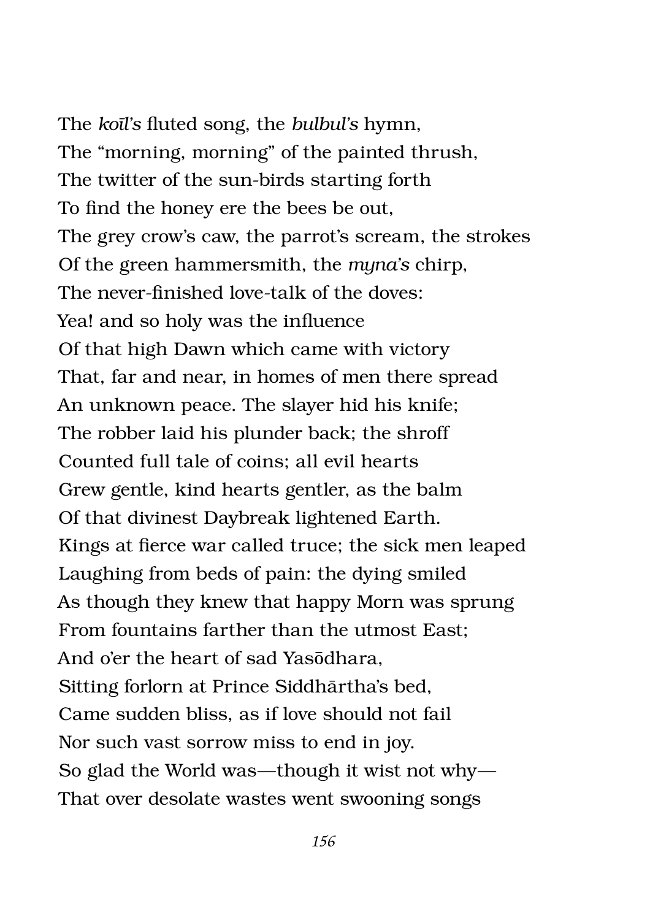The *koīl's* fluted song, the *bulbul's* hymn,
The "morning, morning" of the painted thrush,
The twitter of the sun-birds starting forth
To find the honey ere the bees be out,
The grey crow's caw, the parrot's scream, the strokes
Of the green hammersmith, the *myna's* chirp,
The never-finished love-talk of the doves:
Yea! and so holy was the influence
Of that high Dawn which came with victory
That, far and near, in homes of men there spread
An unknown peace. The slayer hid his knife;
The robber laid his plunder back; the shroff
Counted full tale of coins; all evil hearts
Grew gentle, kind hearts gentler, as the balm
Of that divinest Daybreak lightened Earth.
Kings at fierce war called truce; the sick men leaped
Laughing from beds of pain: the dying smiled
As though they knew that happy Morn was sprung
From fountains farther than the utmost East;
And o'er the heart of sad Yasōdhara,
Sitting forlorn at Prince Siddhārtha's bed,
Came sudden bliss, as if love should not fail
Nor such vast sorrow miss to end in joy.
So glad the World was—though it wist not why—
That over desolate wastes went swooning songs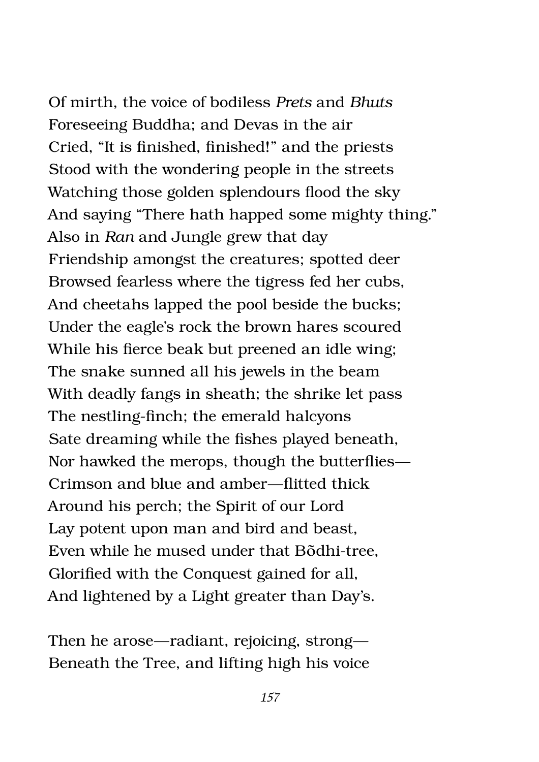Of mirth, the voice of bodiless *Prets* and *Bhuts*
Foreseeing Buddha; and Devas in the air
Cried, "It is finished, finished!" and the priests
Stood with the wondering people in the streets
Watching those golden splendours flood the sky
And saying "There hath happed some mighty thing."
Also in *Ran* and Jungle grew that day
Friendship amongst the creatures; spotted deer
Browsed fearless where the tigress fed her cubs,
And cheetahs lapped the pool beside the bucks;
Under the eagle's rock the brown hares scoured
While his fierce beak but preened an idle wing;
The snake sunned all his jewels in the beam
With deadly fangs in sheath; the shrike let pass
The nestling-finch; the emerald halcyons
Sate dreaming while the fishes played beneath,
Nor hawked the merops, though the butterflies—
Crimson and blue and amber—flitted thick
Around his perch; the Spirit of our Lord
Lay potent upon man and bird and beast,
Even while he mused under that Bõdhi-tree,
Glorified with the Conquest gained for all,
And lightened by a Light greater than Day's.

Then he arose—radiant, rejoicing, strong—
Beneath the Tree, and lifting high his voice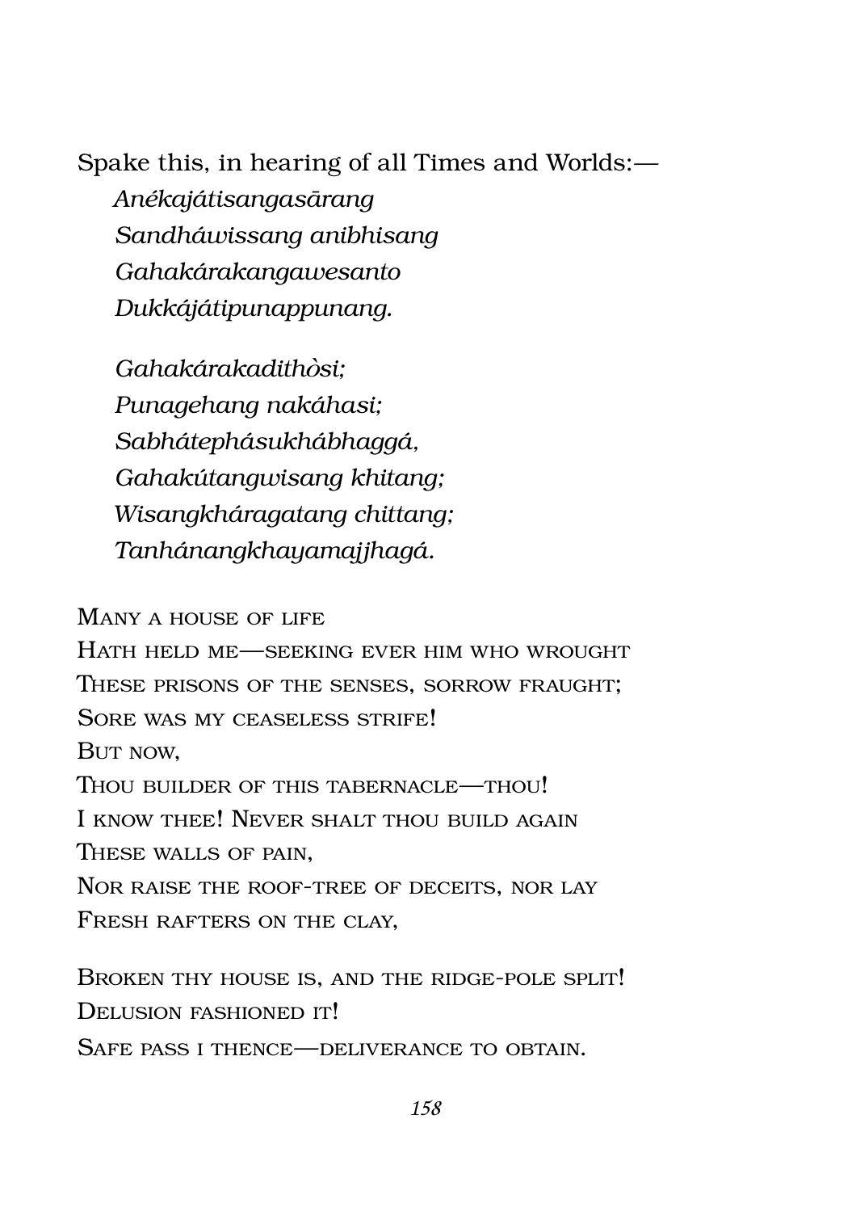Spake this, in hearing of all Times and Worlds:—

*Anékajátisangasārang*  
*Sandháwissang anibhisang*  
*Gahakárakangawesanto*  
*Dukkájátipunappunang.*

*Gahakárakadithòsi;*  
*Punagehang nakáhasi;*  
*Sabhátephásukhábhaggá,*  
*Gahakútangwisang khitang;*  
*Wisangkháragatang chittang;*  
*Tanhánangkhayamajjhagá.*

Many a house of life  
Hath held me—seeking ever him who wrought  
These prisons of the senses, sorrow fraught;  
Sore was my ceaseless strife!  
But now,  
Thou builder of this tabernacle—thou!  
I know thee! Never shalt thou build again  
These walls of pain,  
Nor raise the roof-tree of deceits, nor lay  
Fresh rafters on the clay,

Broken thy house is, and the ridge-pole split!  
Delusion fashioned it!  
Safe pass I thence—deliverance to obtain.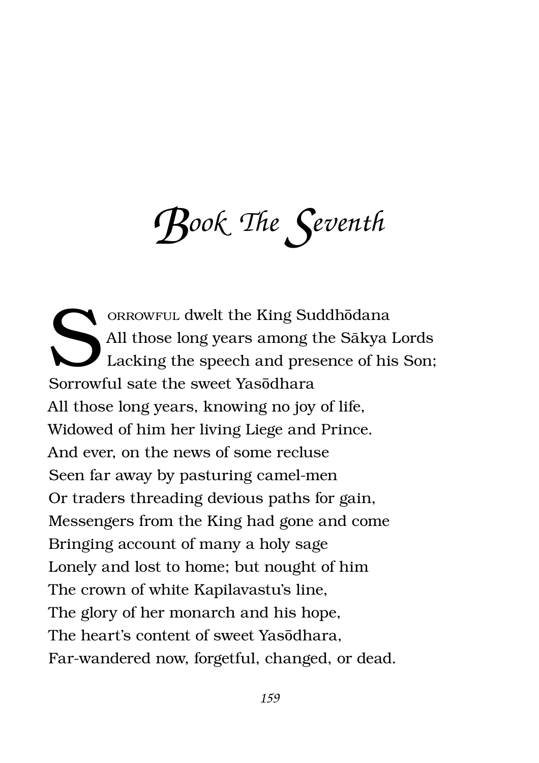# Book The Seventh

SORROWFUL dwelt the King Suddhōdana
All those long years among the Sākya Lords
Lacking the speech and presence of his Son;
Sorrowful sate the sweet Yasōdhara
All those long years, knowing no joy of life,
Widowed of him her living Liege and Prince.
And ever, on the news of some recluse
Seen far away by pasturing camel-men
Or traders threading devious paths for gain,
Messengers from the King had gone and come
Bringing account of many a holy sage
Lonely and lost to home; but nought of him
The crown of white Kapilavastu's line,
The glory of her monarch and his hope,
The heart's content of sweet Yasōdhara,
Far-wandered now, forgetful, changed, or dead.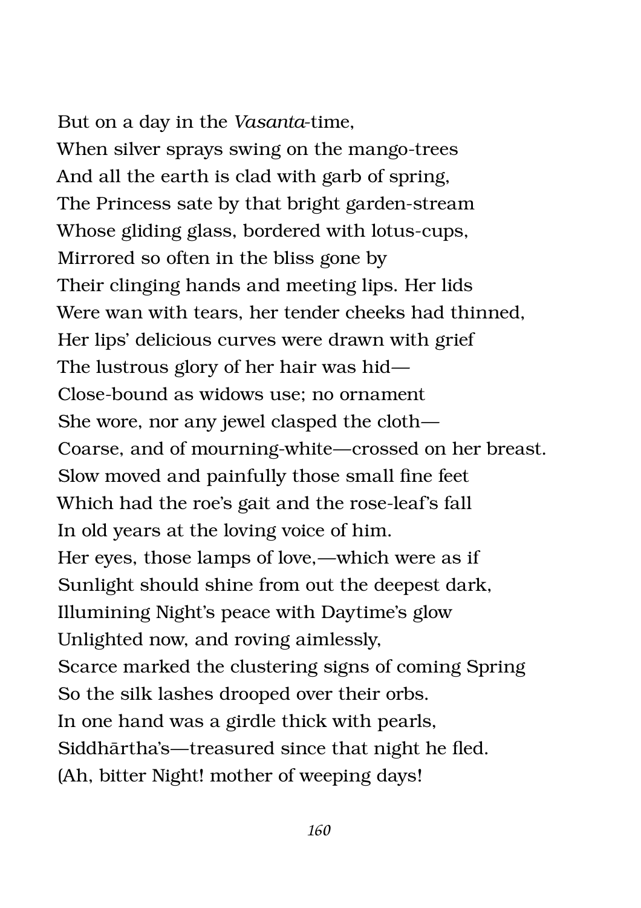But on a day in the *Vasanta*-time,
When silver sprays swing on the mango-trees
And all the earth is clad with garb of spring,
The Princess sate by that bright garden-stream
Whose gliding glass, bordered with lotus-cups,
Mirrored so often in the bliss gone by
Their clinging hands and meeting lips. Her lids
Were wan with tears, her tender cheeks had thinned,
Her lips' delicious curves were drawn with grief
The lustrous glory of her hair was hid—
Close-bound as widows use; no ornament
She wore, nor any jewel clasped the cloth—
Coarse, and of mourning-white—crossed on her breast.
Slow moved and painfully those small fine feet
Which had the roe's gait and the rose-leaf's fall
In old years at the loving voice of him.
Her eyes, those lamps of love,—which were as if
Sunlight should shine from out the deepest dark,
Illumining Night's peace with Daytime's glow
Unlighted now, and roving aimlessly,
Scarce marked the clustering signs of coming Spring
So the silk lashes drooped over their orbs.
In one hand was a girdle thick with pearls,
Siddhārtha's—treasured since that night he fled.
(Ah, bitter Night! mother of weeping days!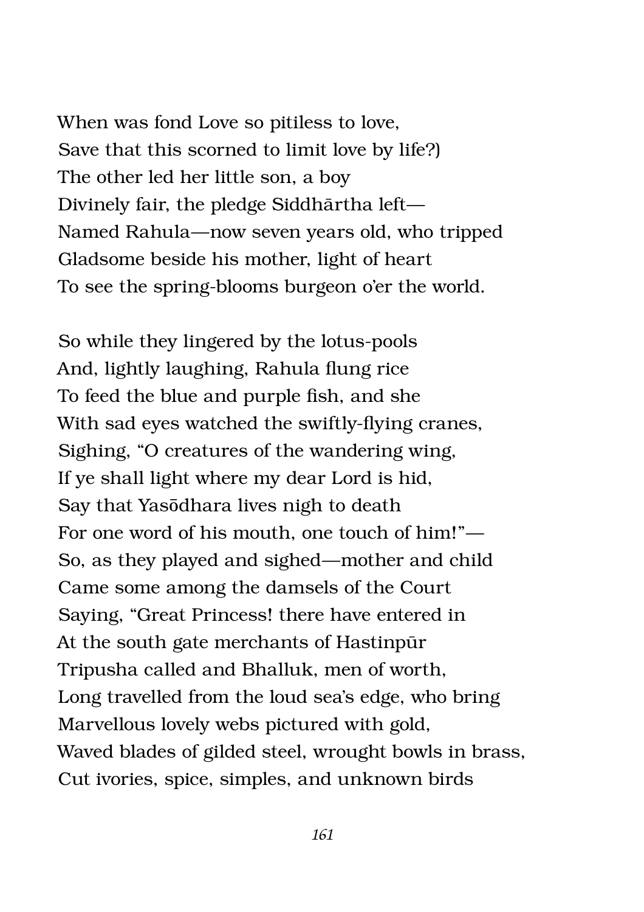When was fond Love so pitiless to love,
Save that this scorned to limit love by life?)
The other led her little son, a boy
Divinely fair, the pledge Siddhārtha left—
Named Rahula—now seven years old, who tripped
Gladsome beside his mother, light of heart
To see the spring-blooms burgeon o'er the world.

So while they lingered by the lotus-pools
And, lightly laughing, Rahula flung rice
To feed the blue and purple fish, and she
With sad eyes watched the swiftly-flying cranes,
Sighing, "O creatures of the wandering wing,
If ye shall light where my dear Lord is hid,
Say that Yasōdhara lives nigh to death
For one word of his mouth, one touch of him!"—
So, as they played and sighed—mother and child
Came some among the damsels of the Court
Saying, "Great Princess! there have entered in
At the south gate merchants of Hastinpūr
Tripusha called and Bhalluk, men of worth,
Long travelled from the loud sea's edge, who bring
Marvellous lovely webs pictured with gold,
Waved blades of gilded steel, wrought bowls in brass,
Cut ivories, spice, simples, and unknown birds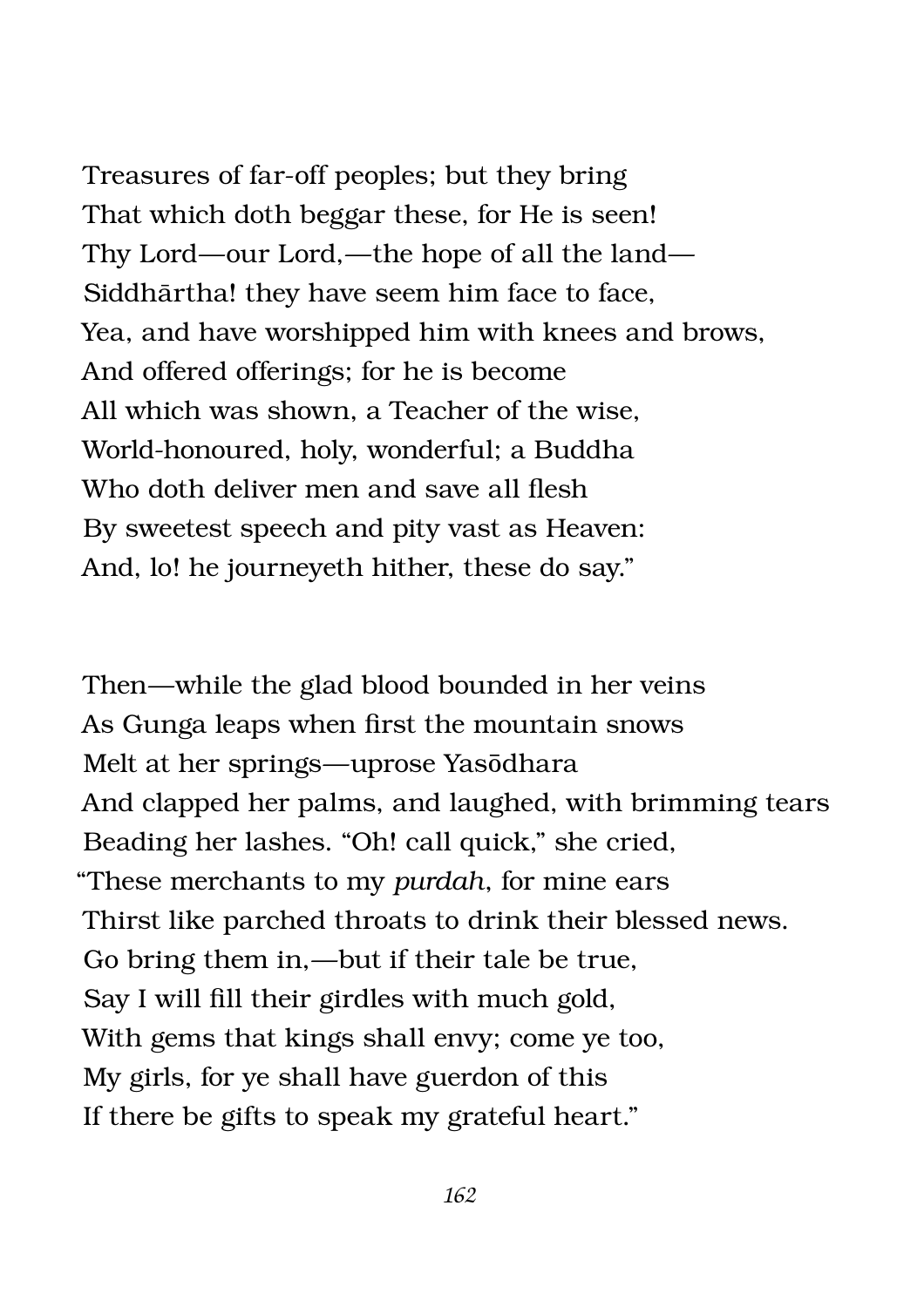Treasures of far-off peoples; but they bring
That which doth beggar these, for He is seen!
Thy Lord—our Lord,—the hope of all the land—
Siddhārtha! they have seem him face to face,
Yea, and have worshipped him with knees and brows,
And offered offerings; for he is become
All which was shown, a Teacher of the wise,
World-honoured, holy, wonderful; a Buddha
Who doth deliver men and save all flesh
By sweetest speech and pity vast as Heaven:
And, lo! he journeyeth hither, these do say."

Then—while the glad blood bounded in her veins
As Gunga leaps when first the mountain snows
Melt at her springs—uprose Yasōdhara
And clapped her palms, and laughed, with brimming tears
Beading her lashes. "Oh! call quick," she cried,
"These merchants to my *purdah*, for mine ears
Thirst like parched throats to drink their blessed news.
Go bring them in,—but if their tale be true,
Say I will fill their girdles with much gold,
With gems that kings shall envy; come ye too,
My girls, for ye shall have guerdon of this
If there be gifts to speak my grateful heart."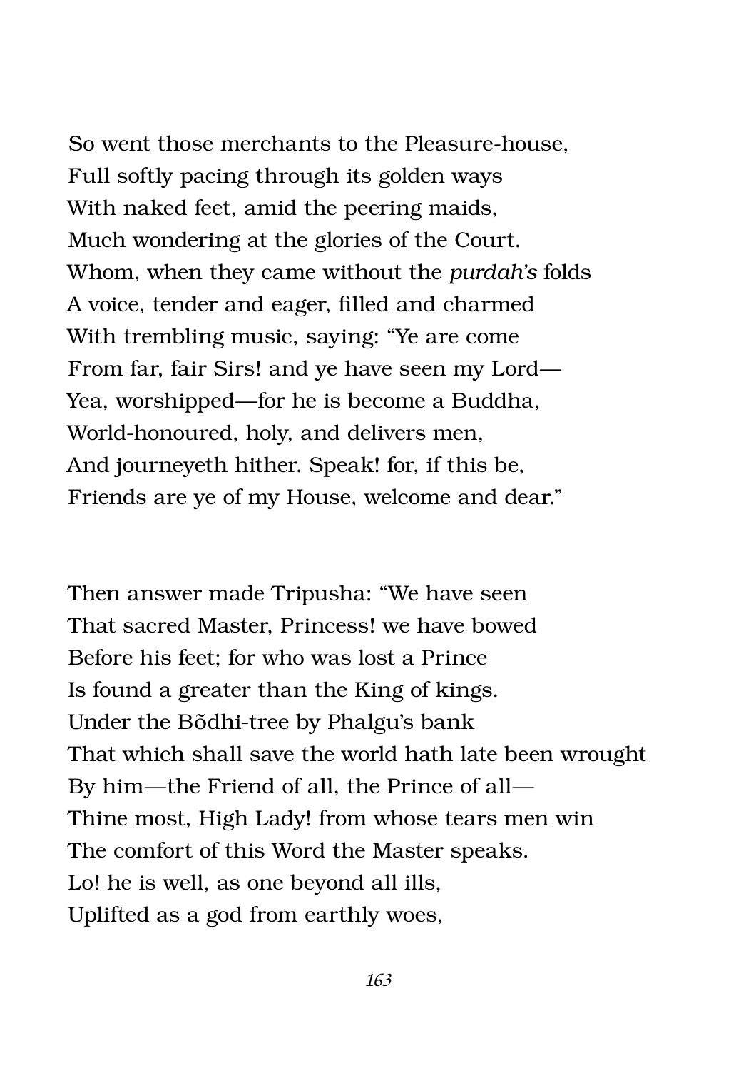So went those merchants to the Pleasure-house,  
Full softly pacing through its golden ways  
With naked feet, amid the peering maids,  
Much wondering at the glories of the Court.  
Whom, when they came without the *purdah's* folds  
A voice, tender and eager, filled and charmed  
With trembling music, saying: "Ye are come  
From far, fair Sirs! and ye have seen my Lord—  
Yea, worshipped—for he is become a Buddha,  
World-honoured, holy, and delivers men,  
And journeyeth hither. Speak! for, if this be,  
Friends are ye of my House, welcome and dear."

Then answer made Tripusha: "We have seen  
That sacred Master, Princess! we have bowed  
Before his feet; for who was lost a Prince  
Is found a greater than the King of kings.  
Under the Bõdhi-tree by Phalgu's bank  
That which shall save the world hath late been wrought  
By him—the Friend of all, the Prince of all—  
Thine most, High Lady! from whose tears men win  
The comfort of this Word the Master speaks.  
Lo! he is well, as one beyond all ills,  
Uplifted as a god from earthly woes,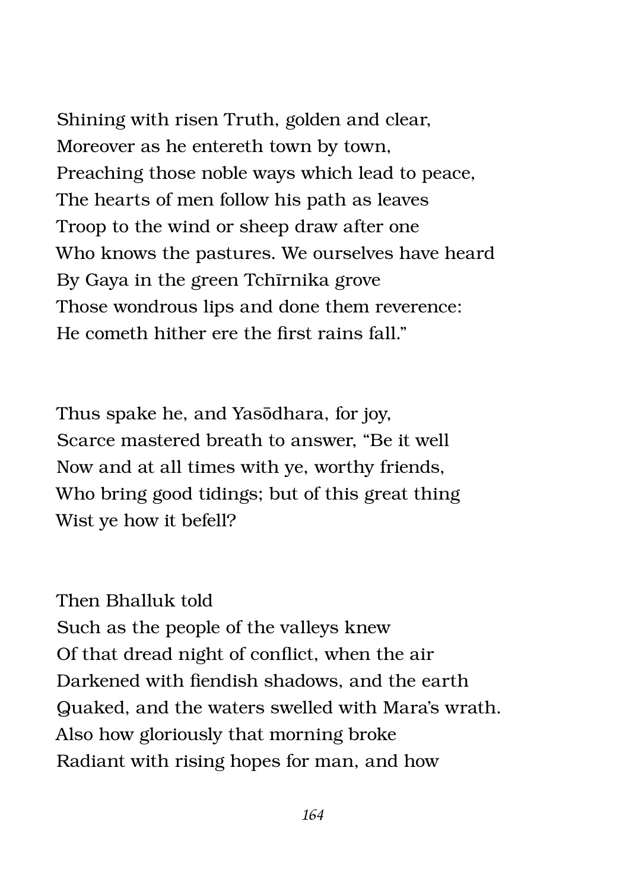Shining with risen Truth, golden and clear,
Moreover as he entereth town by town,
Preaching those noble ways which lead to peace,
The hearts of men follow his path as leaves
Troop to the wind or sheep draw after one
Who knows the pastures. We ourselves have heard
By Gaya in the green Tchīrnika grove
Those wondrous lips and done them reverence:
He cometh hither ere the first rains fall."

Thus spake he, and Yasōdhara, for joy,
Scarce mastered breath to answer, "Be it well
Now and at all times with ye, worthy friends,
Who bring good tidings; but of this great thing
Wist ye how it befell?

Then Bhalluk told
Such as the people of the valleys knew
Of that dread night of conflict, when the air
Darkened with fiendish shadows, and the earth
Quaked, and the waters swelled with Mara's wrath.
Also how gloriously that morning broke
Radiant with rising hopes for man, and how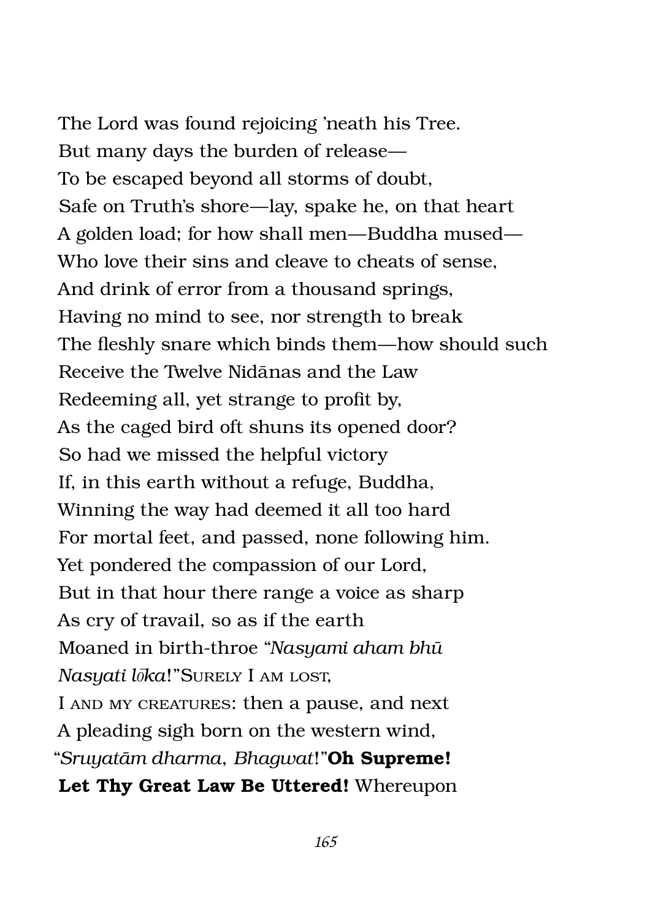The Lord was found rejoicing 'neath his Tree.  
But many days the burden of release—  
To be escaped beyond all storms of doubt,  
Safe on Truth's shore—lay, spake he, on that heart  
A golden load; for how shall men—Buddha mused—  
Who love their sins and cleave to cheats of sense,  
And drink of error from a thousand springs,  
Having no mind to see, nor strength to break  
The fleshly snare which binds them—how should such  
Receive the Twelve Nidānas and the Law  
Redeeming all, yet strange to profit by,  
As the caged bird oft shuns its opened door?  
So had we missed the helpful victory  
If, in this earth without a refuge, Buddha,  
Winning the way had deemed it all too hard  
For mortal feet, and passed, none following him.  
Yet pondered the compassion of our Lord,  
But in that hour there range a voice as sharp  
As cry of travail, so as if the earth  
Moaned in birth-throe "*Nasyami aham bhū*  
*Nasyati lōka*!" Surely I am lost,  
I and my creatures: then a pause, and next  
A pleading sigh born on the western wind,  
"*Sruyatām dharma, Bhagwat*!" **Oh Supreme!**  
**Let Thy Great Law Be Uttered!** Whereupon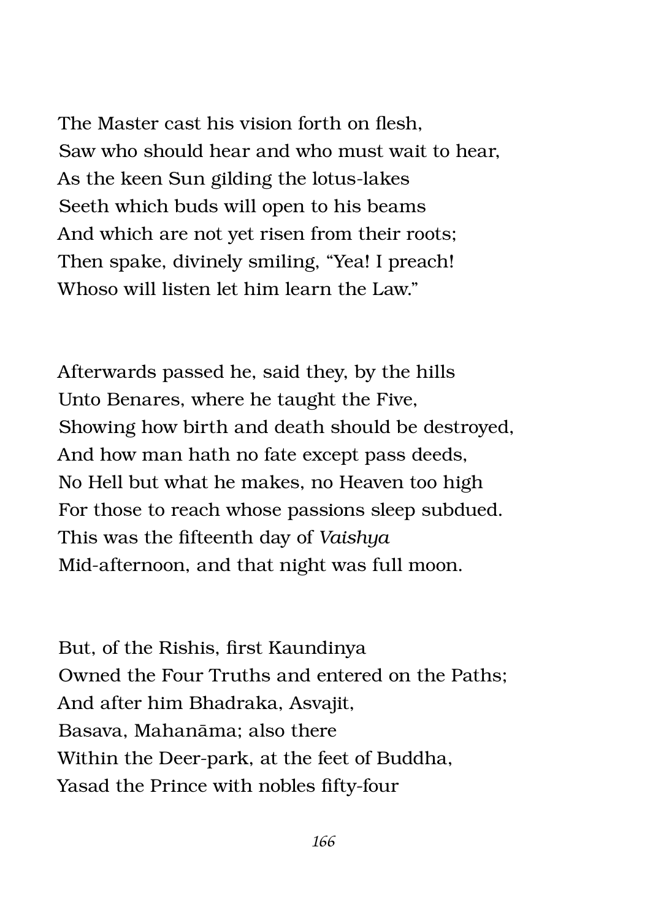The Master cast his vision forth on flesh,
Saw who should hear and who must wait to hear,
As the keen Sun gilding the lotus-lakes
Seeth which buds will open to his beams
And which are not yet risen from their roots;
Then spake, divinely smiling, "Yea! I preach!
Whoso will listen let him learn the Law."

Afterwards passed he, said they, by the hills
Unto Benares, where he taught the Five,
Showing how birth and death should be destroyed,
And how man hath no fate except pass deeds,
No Hell but what he makes, no Heaven too high
For those to reach whose passions sleep subdued.
This was the fifteenth day of *Vaishya*
Mid-afternoon, and that night was full moon.

But, of the Rishis, first Kaundinya
Owned the Four Truths and entered on the Paths;
And after him Bhadraka, Asvajit,
Basava, Mahanāma; also there
Within the Deer-park, at the feet of Buddha,
Yasad the Prince with nobles fifty-four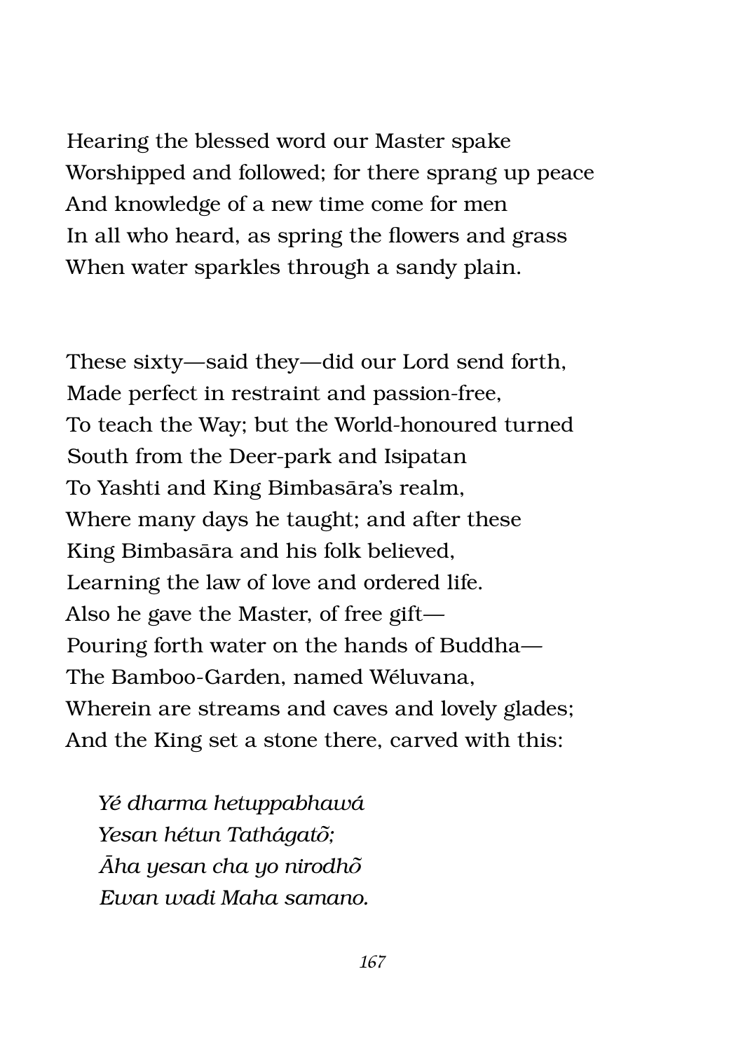Hearing the blessed word our Master spake
Worshipped and followed; for there sprang up peace
And knowledge of a new time come for men
In all who heard, as spring the flowers and grass
When water sparkles through a sandy plain.

These sixty—said they—did our Lord send forth,
Made perfect in restraint and passion-free,
To teach the Way; but the World-honoured turned
South from the Deer-park and Isipatan
To Yashti and King Bimbasāra's realm,
Where many days he taught; and after these
King Bimbasāra and his folk believed,
Learning the law of love and ordered life.
Also he gave the Master, of free gift—
Pouring forth water on the hands of Buddha—
The Bamboo-Garden, named Wéluvana,
Wherein are streams and caves and lovely glades;
And the King set a stone there, carved with this:

> *Yé dharma hetuppabhawá*
> *Yesan hétun Tathágatõ;*
> *Āha yesan cha yo nirodhõ*
> *Ewan wadi Maha samano.*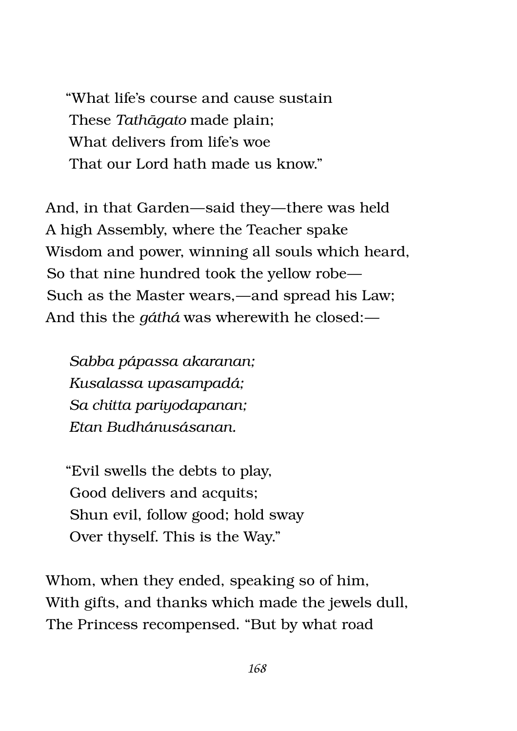"What life's course and cause sustain  
These *Tathāgato* made plain;  
What delivers from life's woe  
That our Lord hath made us know."

And, in that Garden—said they—there was held  
A high Assembly, where the Teacher spake  
Wisdom and power, winning all souls which heard,  
So that nine hundred took the yellow robe—  
Such as the Master wears,—and spread his Law;  
And this the *gáthá* was wherewith he closed:—

*Sabba pápassa akaranan;*  
*Kusalassa upasampadá;*  
*Sa chitta pariyodapanan;*  
*Etan Budhánusásanan.*

"Evil swells the debts to play,  
Good delivers and acquits;  
Shun evil, follow good; hold sway  
Over thyself. This is the Way."

Whom, when they ended, speaking so of him,  
With gifts, and thanks which made the jewels dull,  
The Princess recompensed. "But by what road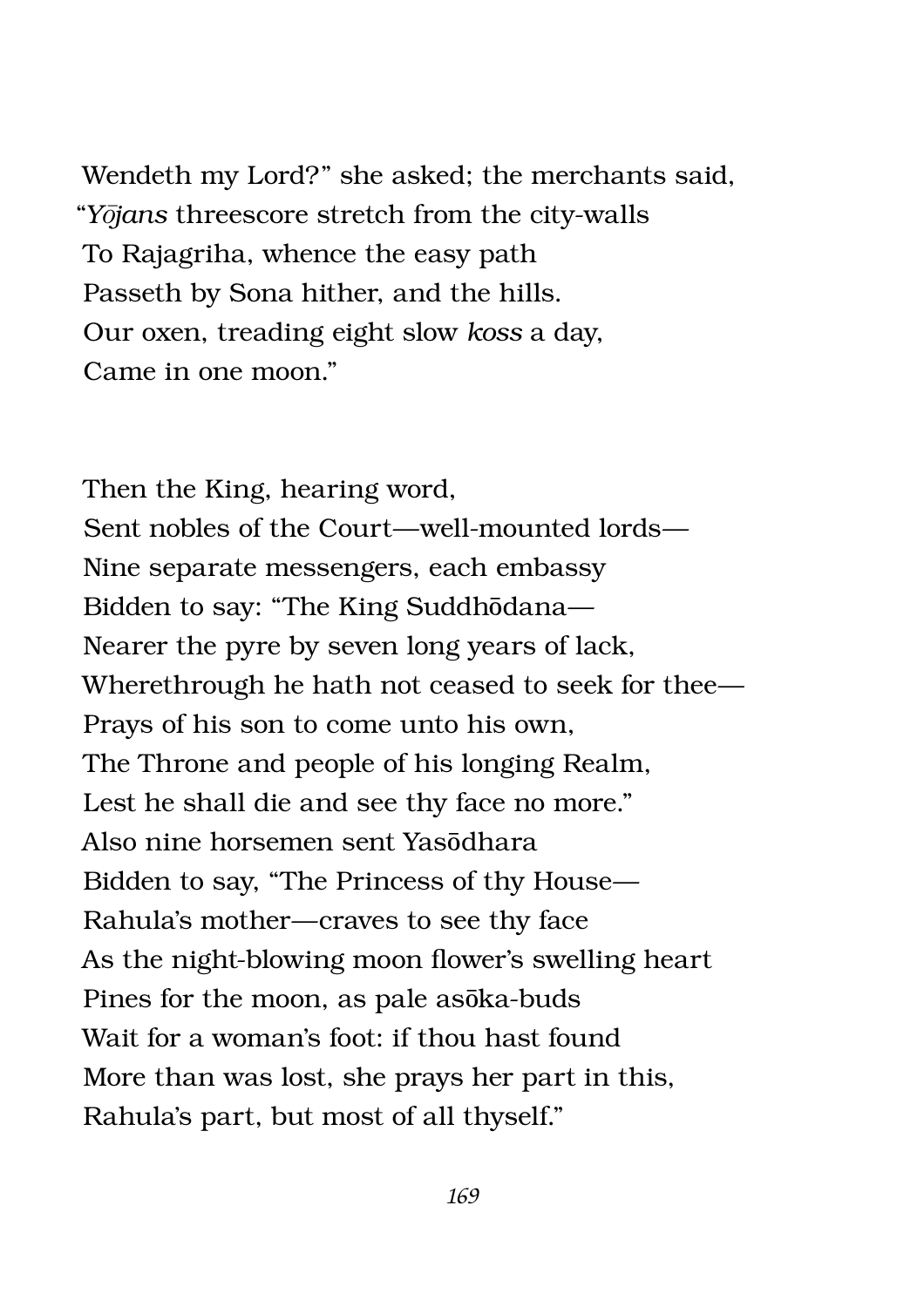Wendeth my Lord?" she asked; the merchants said,  
"*Yōjans* threescore stretch from the city-walls  
To Rajagriha, whence the easy path  
Passeth by Sona hither, and the hills.  
Our oxen, treading eight slow *koss* a day,  
Came in one moon."

Then the King, hearing word,  
Sent nobles of the Court—well-mounted lords—  
Nine separate messengers, each embassy  
Bidden to say: "The King Suddhōdana—  
Nearer the pyre by seven long years of lack,  
Wherethrough he hath not ceased to seek for thee—  
Prays of his son to come unto his own,  
The Throne and people of his longing Realm,  
Lest he shall die and see thy face no more."  
Also nine horsemen sent Yasōdhara  
Bidden to say, "The Princess of thy House—  
Rahula's mother—craves to see thy face  
As the night-blowing moon flower's swelling heart  
Pines for the moon, as pale asōka-buds  
Wait for a woman's foot: if thou hast found  
More than was lost, she prays her part in this,  
Rahula's part, but most of all thyself."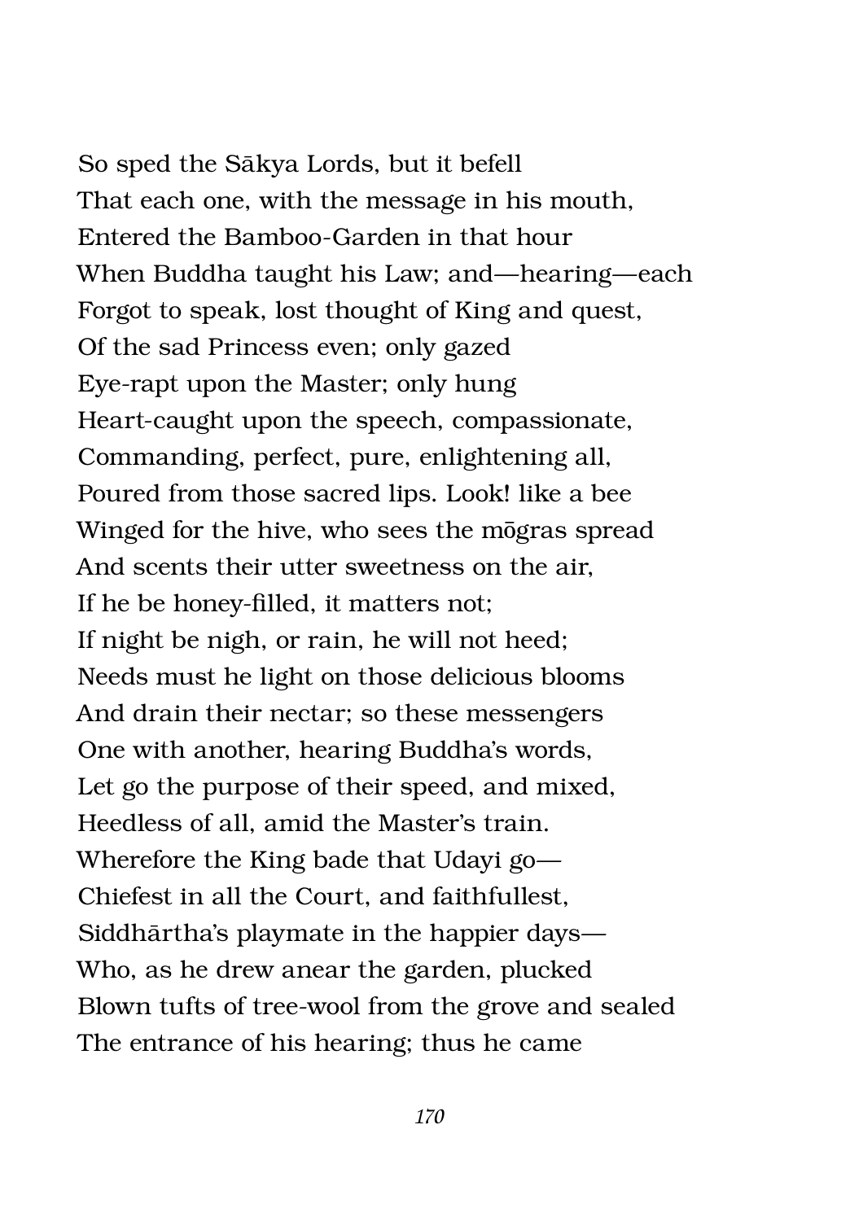So sped the Sākya Lords, but it befell
That each one, with the message in his mouth,
Entered the Bamboo-Garden in that hour
When Buddha taught his Law; and—hearing—each
Forgot to speak, lost thought of King and quest,
Of the sad Princess even; only gazed
Eye-rapt upon the Master; only hung
Heart-caught upon the speech, compassionate,
Commanding, perfect, pure, enlightening all,
Poured from those sacred lips. Look! like a bee
Winged for the hive, who sees the mōgras spread
And scents their utter sweetness on the air,
If he be honey-filled, it matters not;
If night be nigh, or rain, he will not heed;
Needs must he light on those delicious blooms
And drain their nectar; so these messengers
One with another, hearing Buddha's words,
Let go the purpose of their speed, and mixed,
Heedless of all, amid the Master's train.
Wherefore the King bade that Udayi go—
Chiefest in all the Court, and faithfullest,
Siddhārtha's playmate in the happier days—
Who, as he drew anear the garden, plucked
Blown tufts of tree-wool from the grove and sealed
The entrance of his hearing; thus he came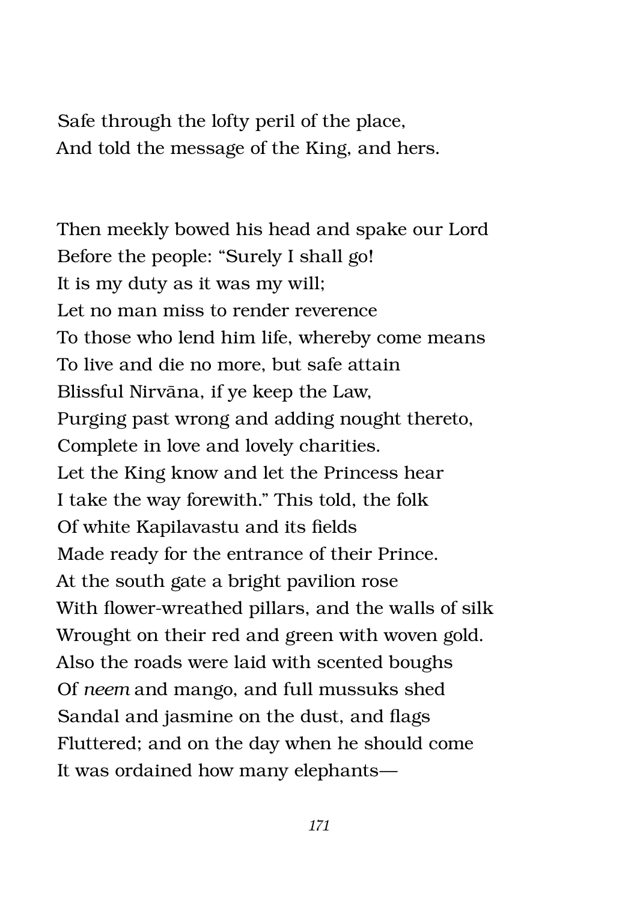Safe through the lofty peril of the place,
And told the message of the King, and hers.

Then meekly bowed his head and spake our Lord
Before the people: "Surely I shall go!
It is my duty as it was my will;
Let no man miss to render reverence
To those who lend him life, whereby come means
To live and die no more, but safe attain
Blissful Nirvāna, if ye keep the Law,
Purging past wrong and adding nought thereto,
Complete in love and lovely charities.
Let the King know and let the Princess hear
I take the way forewith." This told, the folk
Of white Kapilavastu and its fields
Made ready for the entrance of their Prince.
At the south gate a bright pavilion rose
With flower-wreathed pillars, and the walls of silk
Wrought on their red and green with woven gold.
Also the roads were laid with scented boughs
Of *neem* and mango, and full mussuks shed
Sandal and jasmine on the dust, and flags
Fluttered; and on the day when he should come
It was ordained how many elephants—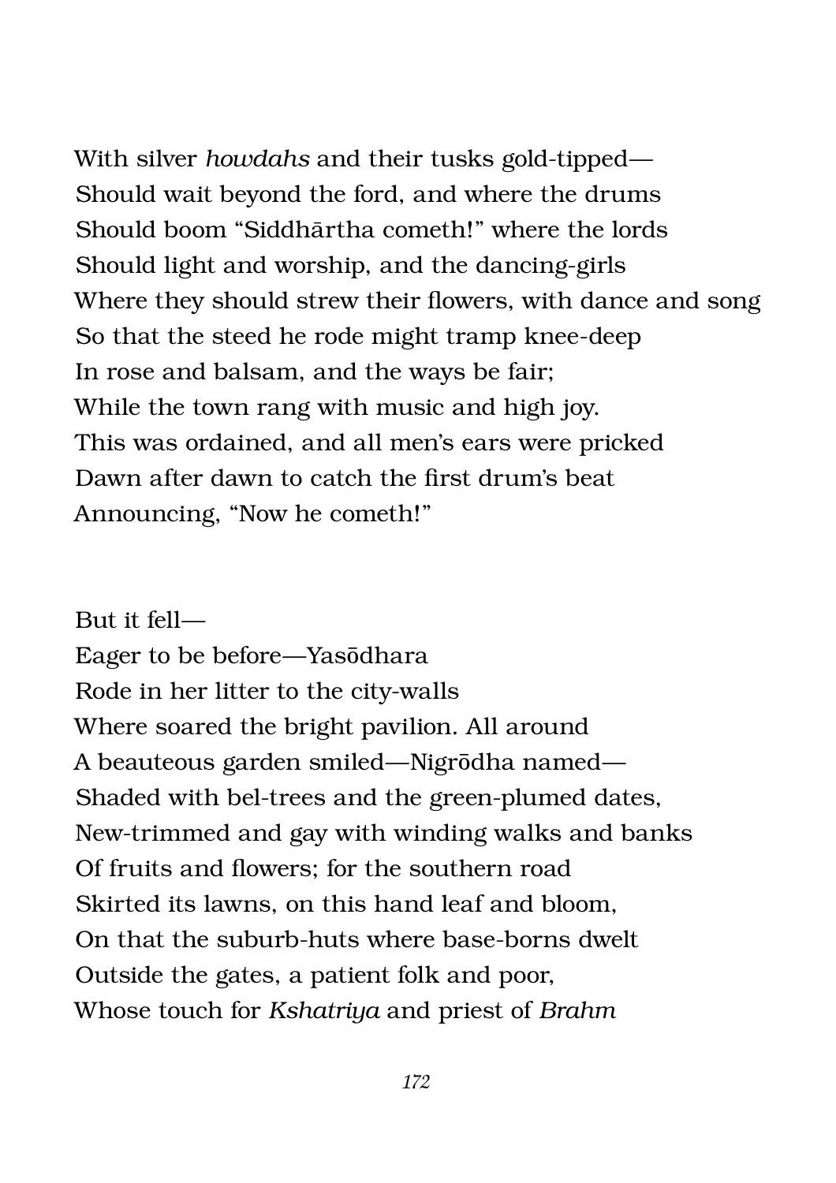With silver *howdahs* and their tusks gold-tipped—
Should wait beyond the ford, and where the drums
Should boom "Siddhārtha cometh!" where the lords
Should light and worship, and the dancing-girls
Where they should strew their flowers, with dance and song
So that the steed he rode might tramp knee-deep
In rose and balsam, and the ways be fair;
While the town rang with music and high joy.
This was ordained, and all men's ears were pricked
Dawn after dawn to catch the first drum's beat
Announcing, "Now he cometh!"

But it fell—
Eager to be before—Yasōdhara
Rode in her litter to the city-walls
Where soared the bright pavilion. All around
A beauteous garden smiled—Nigrōdha named—
Shaded with bel-trees and the green-plumed dates,
New-trimmed and gay with winding walks and banks
Of fruits and flowers; for the southern road
Skirted its lawns, on this hand leaf and bloom,
On that the suburb-huts where base-borns dwelt
Outside the gates, a patient folk and poor,
Whose touch for *Kshatriya* and priest of *Brahm*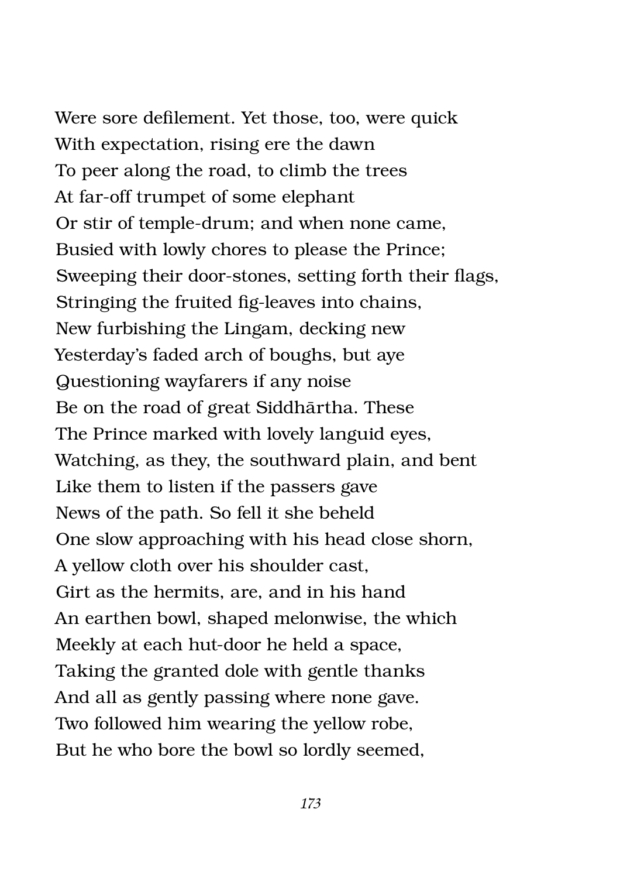Were sore defilement. Yet those, too, were quick
With expectation, rising ere the dawn
To peer along the road, to climb the trees
At far-off trumpet of some elephant
Or stir of temple-drum; and when none came,
Busied with lowly chores to please the Prince;
Sweeping their door-stones, setting forth their flags,
Stringing the fruited fig-leaves into chains,
New furbishing the Lingam, decking new
Yesterday's faded arch of boughs, but aye
Questioning wayfarers if any noise
Be on the road of great Siddhārtha. These
The Prince marked with lovely languid eyes,
Watching, as they, the southward plain, and bent
Like them to listen if the passers gave
News of the path. So fell it she beheld
One slow approaching with his head close shorn,
A yellow cloth over his shoulder cast,
Girt as the hermits, are, and in his hand
An earthen bowl, shaped melonwise, the which
Meekly at each hut-door he held a space,
Taking the granted dole with gentle thanks
And all as gently passing where none gave.
Two followed him wearing the yellow robe,
But he who bore the bowl so lordly seemed,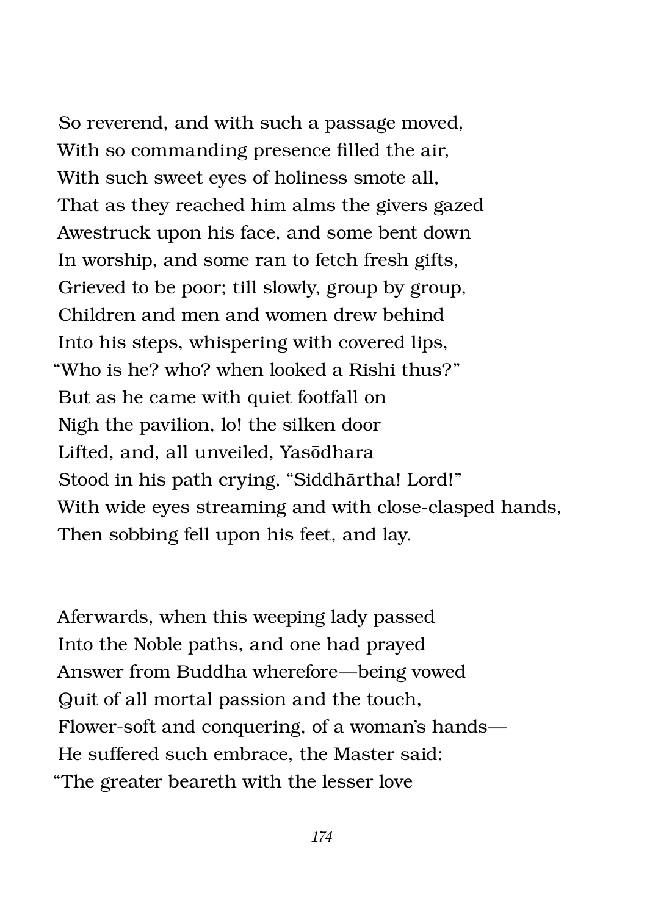So reverend, and with such a passage moved,
With so commanding presence filled the air,
With such sweet eyes of holiness smote all,
That as they reached him alms the givers gazed
Awestruck upon his face, and some bent down
In worship, and some ran to fetch fresh gifts,
Grieved to be poor; till slowly, group by group,
Children and men and women drew behind
Into his steps, whispering with covered lips,
"Who is he? who? when looked a Rishi thus?"
But as he came with quiet footfall on
Nigh the pavilion, lo! the silken door
Lifted, and, all unveiled, Yasōdhara
Stood in his path crying, "Siddhārtha! Lord!"
With wide eyes streaming and with close-clasped hands,
Then sobbing fell upon his feet, and lay.

Aferwards, when this weeping lady passed
Into the Noble paths, and one had prayed
Answer from Buddha wherefore—being vowed
Quit of all mortal passion and the touch,
Flower-soft and conquering, of a woman's hands—
He suffered such embrace, the Master said:
"The greater beareth with the lesser love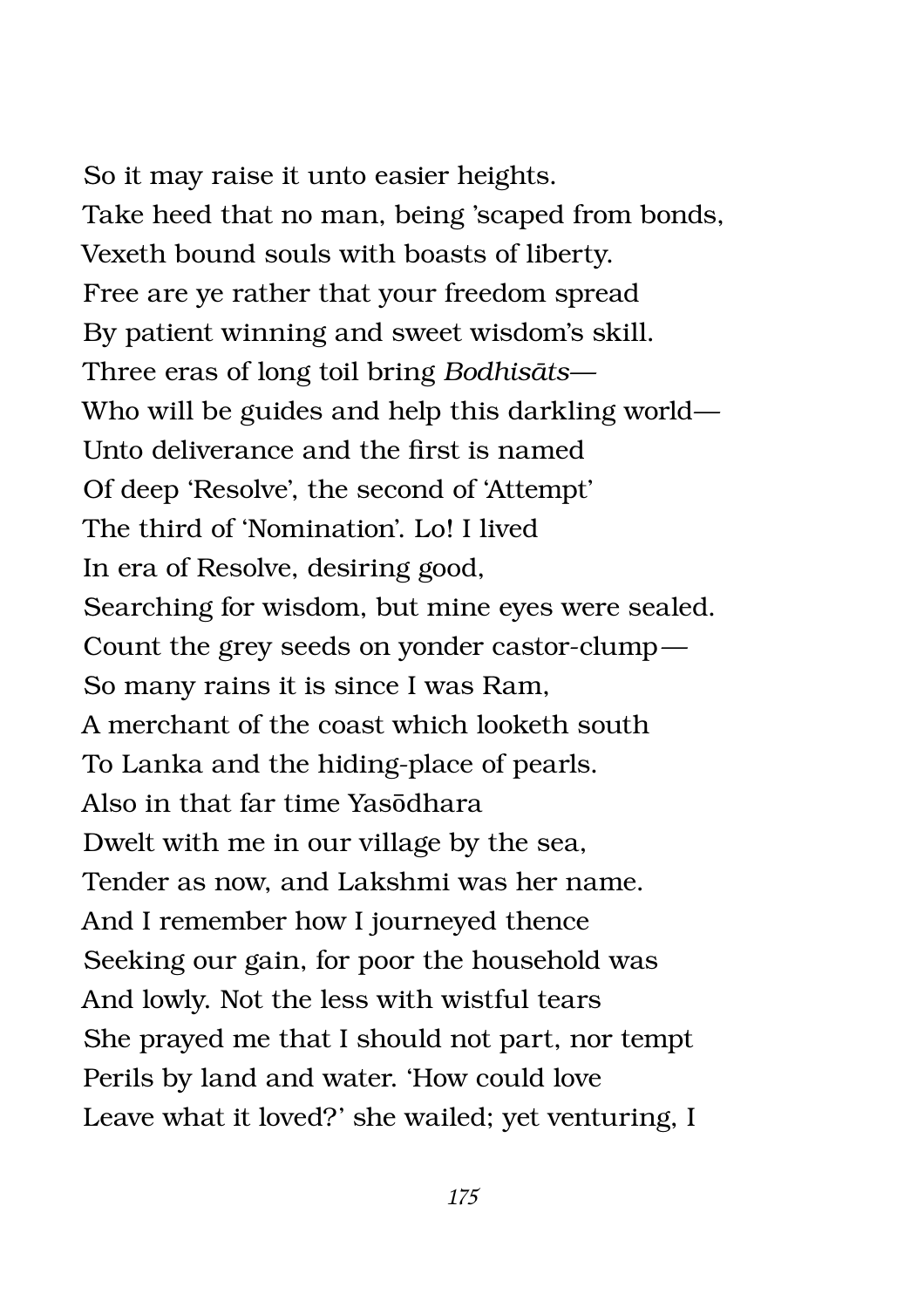So it may raise it unto easier heights.
Take heed that no man, being 'scaped from bonds,
Vexeth bound souls with boasts of liberty.
Free are ye rather that your freedom spread
By patient winning and sweet wisdom's skill.
Three eras of long toil bring *Bodhisāts*—
Who will be guides and help this darkling world—
Unto deliverance and the first is named
Of deep 'Resolve', the second of 'Attempt'
The third of 'Nomination'. Lo! I lived
In era of Resolve, desiring good,
Searching for wisdom, but mine eyes were sealed.
Count the grey seeds on yonder castor-clump—
So many rains it is since I was Ram,
A merchant of the coast which looketh south
To Lanka and the hiding-place of pearls.
Also in that far time Yasōdhara
Dwelt with me in our village by the sea,
Tender as now, and Lakshmi was her name.
And I remember how I journeyed thence
Seeking our gain, for poor the household was
And lowly. Not the less with wistful tears
She prayed me that I should not part, nor tempt
Perils by land and water. 'How could love
Leave what it loved?' she wailed; yet venturing, I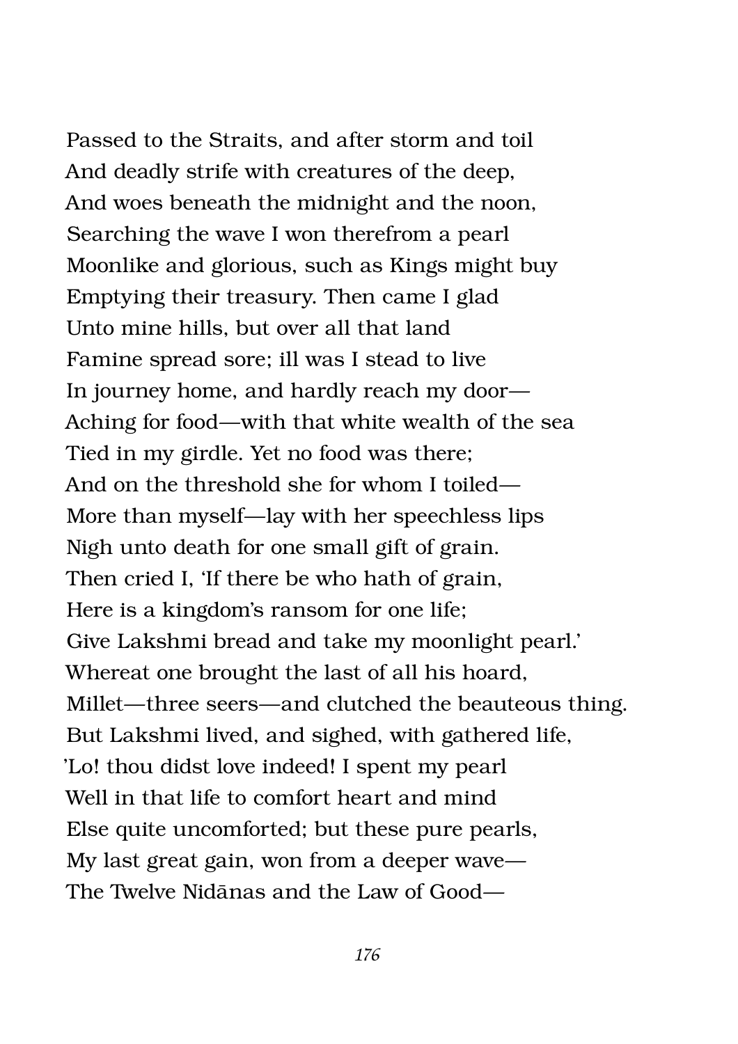Passed to the Straits, and after storm and toil
And deadly strife with creatures of the deep,
And woes beneath the midnight and the noon,
Searching the wave I won therefrom a pearl
Moonlike and glorious, such as Kings might buy
Emptying their treasury. Then came I glad
Unto mine hills, but over all that land
Famine spread sore; ill was I stead to live
In journey home, and hardly reach my door—
Aching for food—with that white wealth of the sea
Tied in my girdle. Yet no food was there;
And on the threshold she for whom I toiled—
More than myself—lay with her speechless lips
Nigh unto death for one small gift of grain.
Then cried I, 'If there be who hath of grain,
Here is a kingdom's ransom for one life;
Give Lakshmi bread and take my moonlight pearl.'
Whereat one brought the last of all his hoard,
Millet—three seers—and clutched the beauteous thing.
But Lakshmi lived, and sighed, with gathered life,
'Lo! thou didst love indeed! I spent my pearl
Well in that life to comfort heart and mind
Else quite uncomforted; but these pure pearls,
My last great gain, won from a deeper wave—
The Twelve Nidānas and the Law of Good—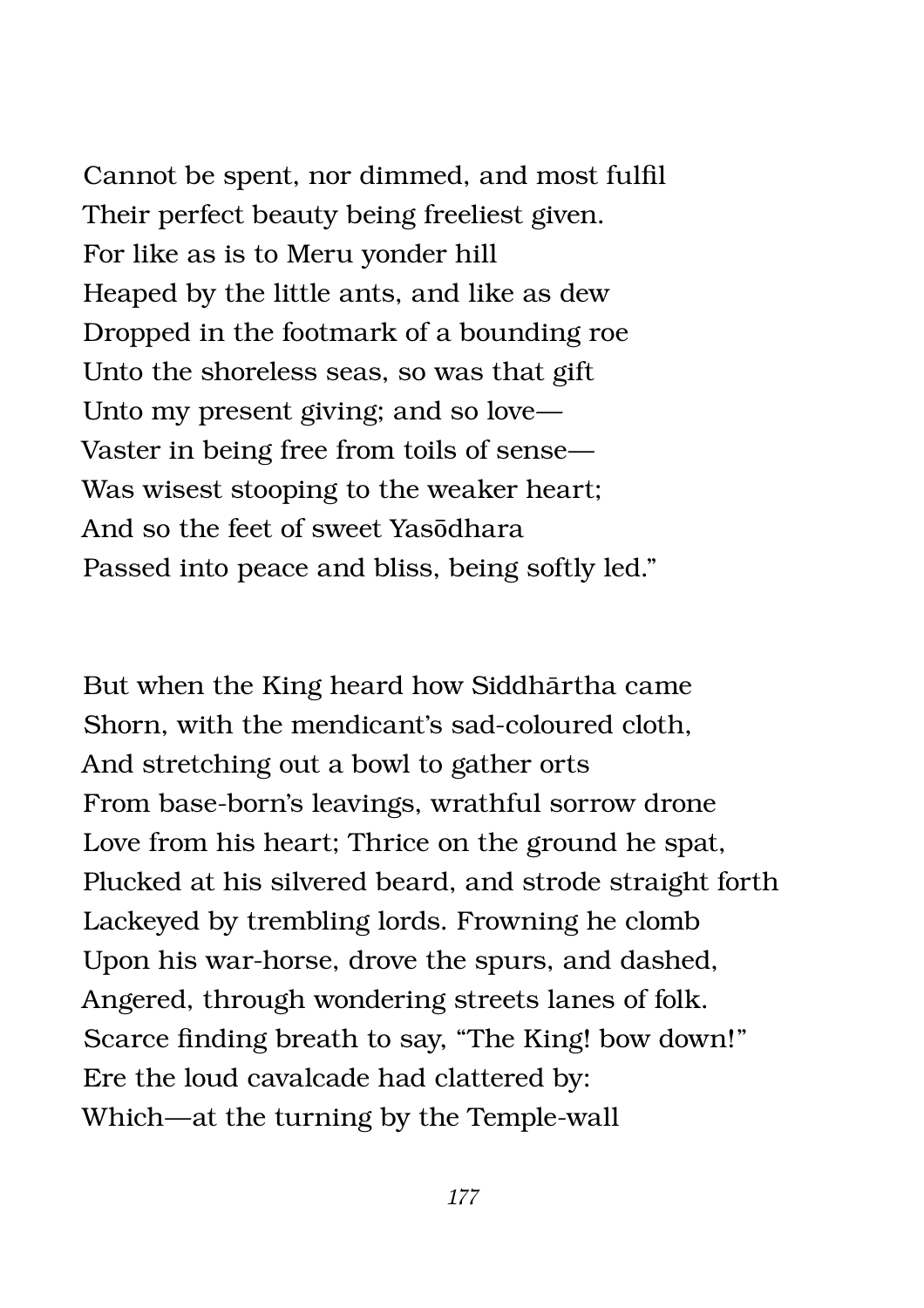Cannot be spent, nor dimmed, and most fulfil
Their perfect beauty being freeliest given.
For like as is to Meru yonder hill
Heaped by the little ants, and like as dew
Dropped in the footmark of a bounding roe
Unto the shoreless seas, so was that gift
Unto my present giving; and so love—
Vaster in being free from toils of sense—
Was wisest stooping to the weaker heart;
And so the feet of sweet Yasōdhara
Passed into peace and bliss, being softly led."

But when the King heard how Siddhārtha came
Shorn, with the mendicant's sad-coloured cloth,
And stretching out a bowl to gather orts
From base-born's leavings, wrathful sorrow drone
Love from his heart; Thrice on the ground he spat,
Plucked at his silvered beard, and strode straight forth
Lackeyed by trembling lords. Frowning he clomb
Upon his war-horse, drove the spurs, and dashed,
Angered, through wondering streets lanes of folk.
Scarce finding breath to say, "The King! bow down!"
Ere the loud cavalcade had clattered by:
Which—at the turning by the Temple-wall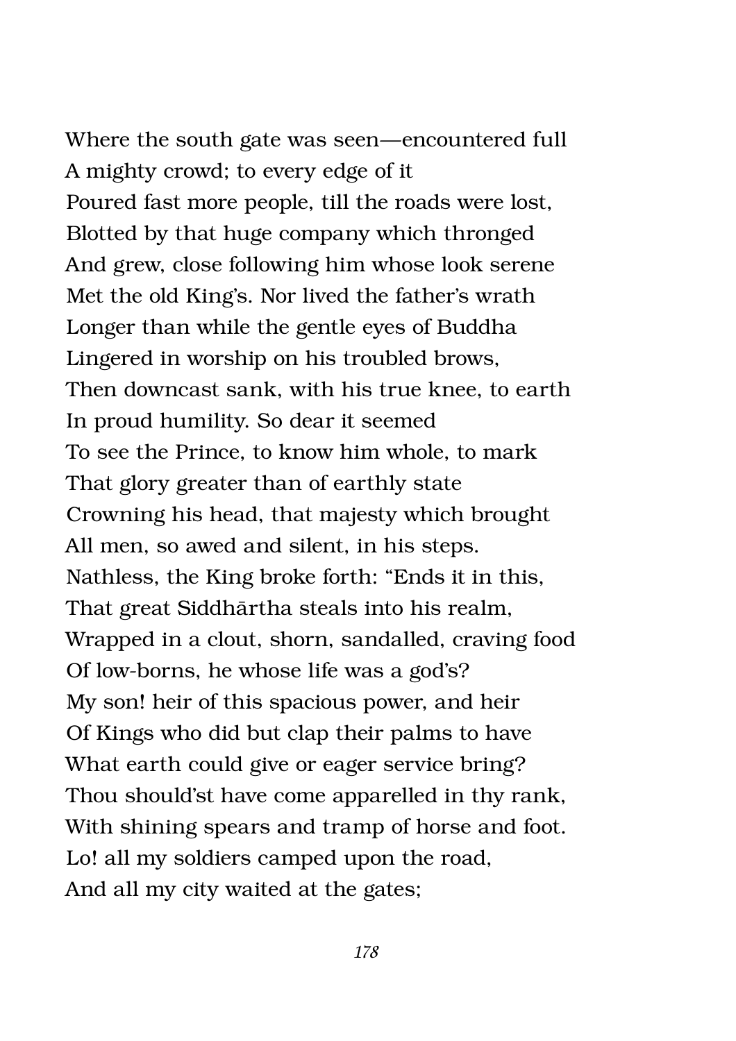Where the south gate was seen—encountered full
A mighty crowd; to every edge of it
Poured fast more people, till the roads were lost,
Blotted by that huge company which thronged
And grew, close following him whose look serene
Met the old King's. Nor lived the father's wrath
Longer than while the gentle eyes of Buddha
Lingered in worship on his troubled brows,
Then downcast sank, with his true knee, to earth
In proud humility. So dear it seemed
To see the Prince, to know him whole, to mark
That glory greater than of earthly state
Crowning his head, that majesty which brought
All men, so awed and silent, in his steps.
Nathless, the King broke forth: "Ends it in this,
That great Siddhārtha steals into his realm,
Wrapped in a clout, shorn, sandalled, craving food
Of low-borns, he whose life was a god's?
My son! heir of this spacious power, and heir
Of Kings who did but clap their palms to have
What earth could give or eager service bring?
Thou should'st have come apparelled in thy rank,
With shining spears and tramp of horse and foot.
Lo! all my soldiers camped upon the road,
And all my city waited at the gates;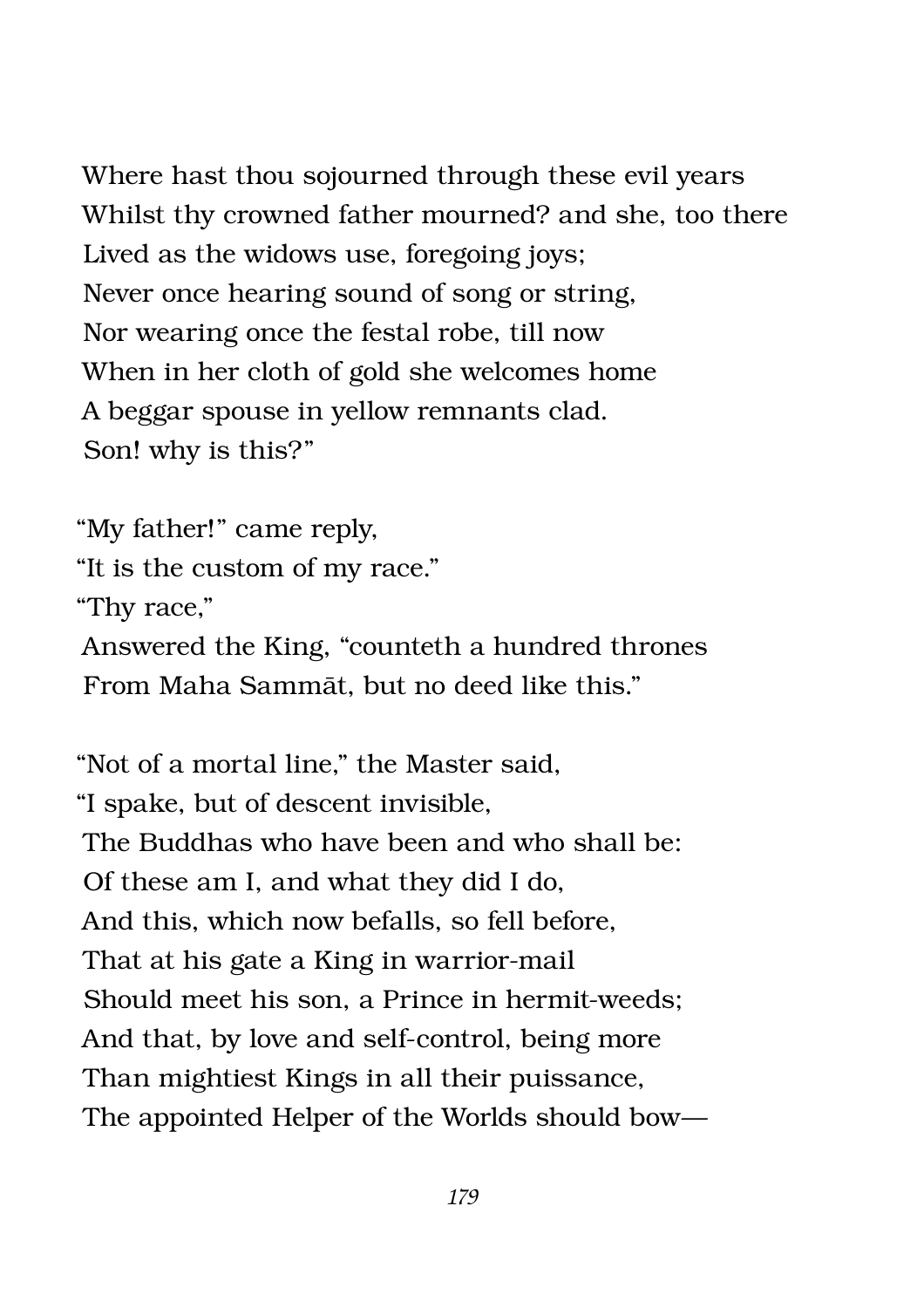Where hast thou sojourned through these evil years  
Whilst thy crowned father mourned? and she, too there  
Lived as the widows use, foregoing joys;  
Never once hearing sound of song or string,  
Nor wearing once the festal robe, till now  
When in her cloth of gold she welcomes home  
A beggar spouse in yellow remnants clad.  
Son! why is this?"

"My father!" came reply,  
"It is the custom of my race."  
"Thy race,"  
Answered the King, "counteth a hundred thrones  
From Maha Sammāt, but no deed like this."

"Not of a mortal line," the Master said,  
"I spake, but of descent invisible,  
The Buddhas who have been and who shall be:  
Of these am I, and what they did I do,  
And this, which now befalls, so fell before,  
That at his gate a King in warrior-mail  
Should meet his son, a Prince in hermit-weeds;  
And that, by love and self-control, being more  
Than mightiest Kings in all their puissance,  
The appointed Helper of the Worlds should bow—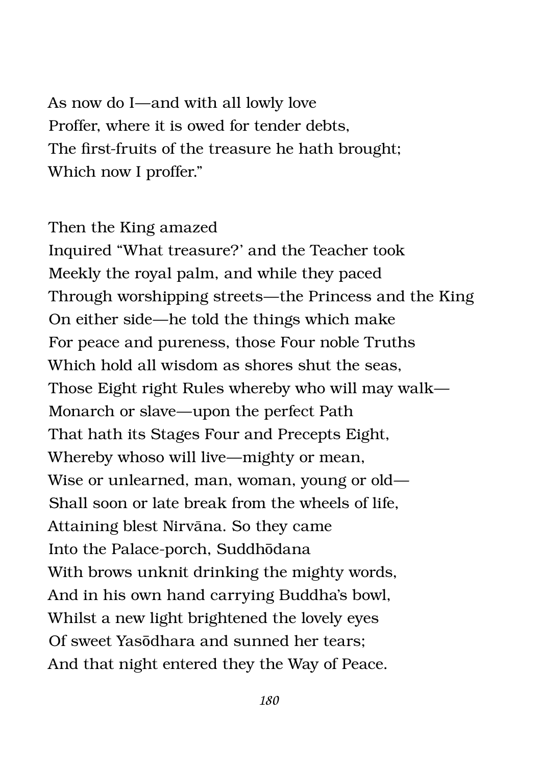As now do I—and with all lowly love  
Proffer, where it is owed for tender debts,  
The first-fruits of the treasure he hath brought;  
Which now I proffer."

Then the King amazed  
Inquired "What treasure?' and the Teacher took  
Meekly the royal palm, and while they paced  
Through worshipping streets—the Princess and the King  
On either side—he told the things which make  
For peace and pureness, those Four noble Truths  
Which hold all wisdom as shores shut the seas,  
Those Eight right Rules whereby who will may walk—  
Monarch or slave—upon the perfect Path  
That hath its Stages Four and Precepts Eight,  
Whereby whoso will live—mighty or mean,  
Wise or unlearned, man, woman, young or old—  
Shall soon or late break from the wheels of life,  
Attaining blest Nirvāna. So they came  
Into the Palace-porch, Suddhōdana  
With brows unknit drinking the mighty words,  
And in his own hand carrying Buddha's bowl,  
Whilst a new light brightened the lovely eyes  
Of sweet Yasōdhara and sunned her tears;  
And that night entered they the Way of Peace.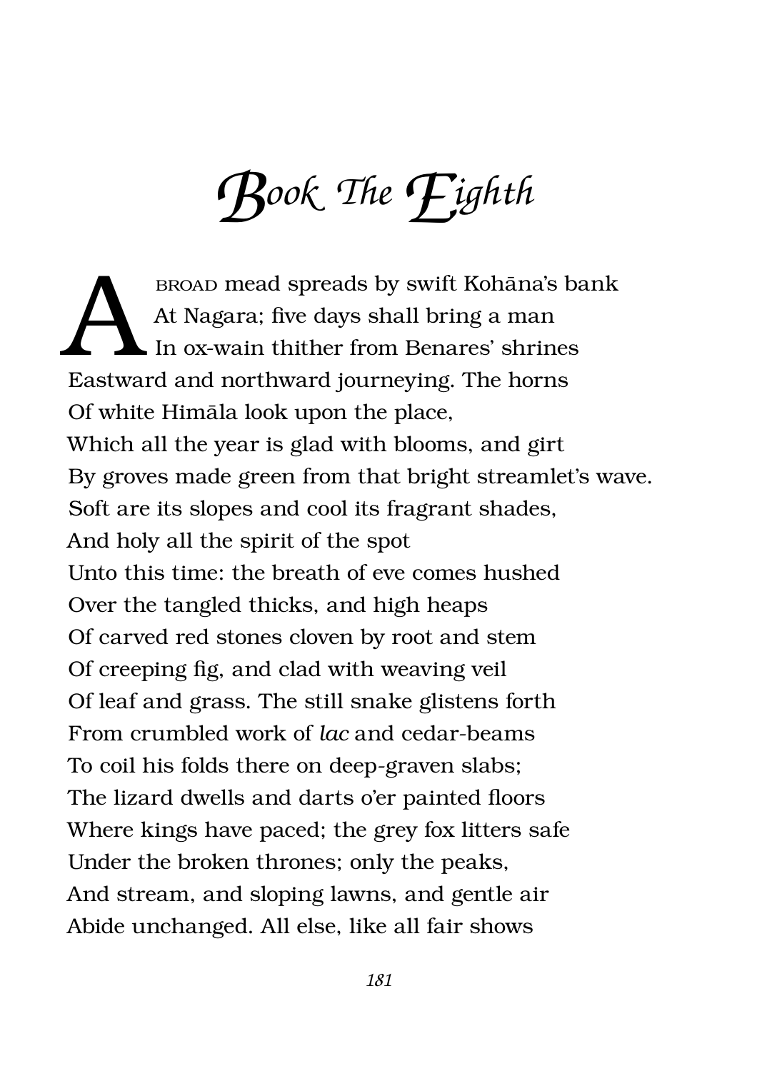# Book The Eighth

A BROAD mead spreads by swift Kohāna's bank  
At Nagara; five days shall bring a man  
In ox-wain thither from Benares' shrines  
Eastward and northward journeying. The horns  
Of white Himāla look upon the place,  
Which all the year is glad with blooms, and girt  
By groves made green from that bright streamlet's wave.  
Soft are its slopes and cool its fragrant shades,  
And holy all the spirit of the spot  
Unto this time: the breath of eve comes hushed  
Over the tangled thicks, and high heaps  
Of carved red stones cloven by root and stem  
Of creeping fig, and clad with weaving veil  
Of leaf and grass. The still snake glistens forth  
From crumbled work of *lac* and cedar-beams  
To coil his folds there on deep-graven slabs;  
The lizard dwells and darts o'er painted floors  
Where kings have paced; the grey fox litters safe  
Under the broken thrones; only the peaks,  
And stream, and sloping lawns, and gentle air  
Abide unchanged. All else, like all fair shows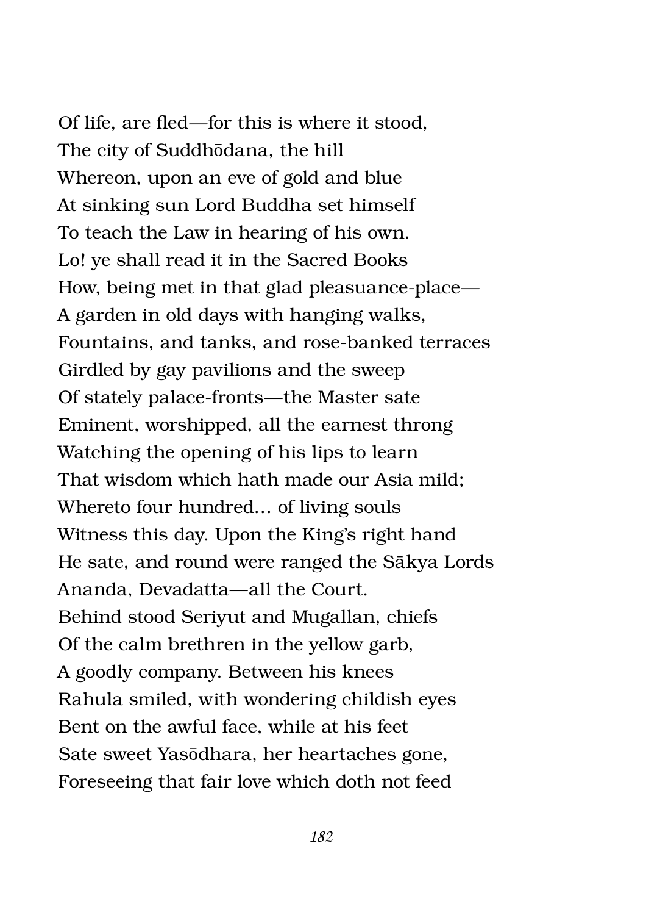Of life, are fled—for this is where it stood,
The city of Suddhōdana, the hill
Whereon, upon an eve of gold and blue
At sinking sun Lord Buddha set himself
To teach the Law in hearing of his own.
Lo! ye shall read it in the Sacred Books
How, being met in that glad pleasuance-place—
A garden in old days with hanging walks,
Fountains, and tanks, and rose-banked terraces
Girdled by gay pavilions and the sweep
Of stately palace-fronts—the Master sate
Eminent, worshipped, all the earnest throng
Watching the opening of his lips to learn
That wisdom which hath made our Asia mild;
Whereto four hundred... of living souls
Witness this day. Upon the King's right hand
He sate, and round were ranged the Sākya Lords
Ananda, Devadatta—all the Court.
Behind stood Seriyut and Mugallan, chiefs
Of the calm brethren in the yellow garb,
A goodly company. Between his knees
Rahula smiled, with wondering childish eyes
Bent on the awful face, while at his feet
Sate sweet Yasōdhara, her heartaches gone,
Foreseeing that fair love which doth not feed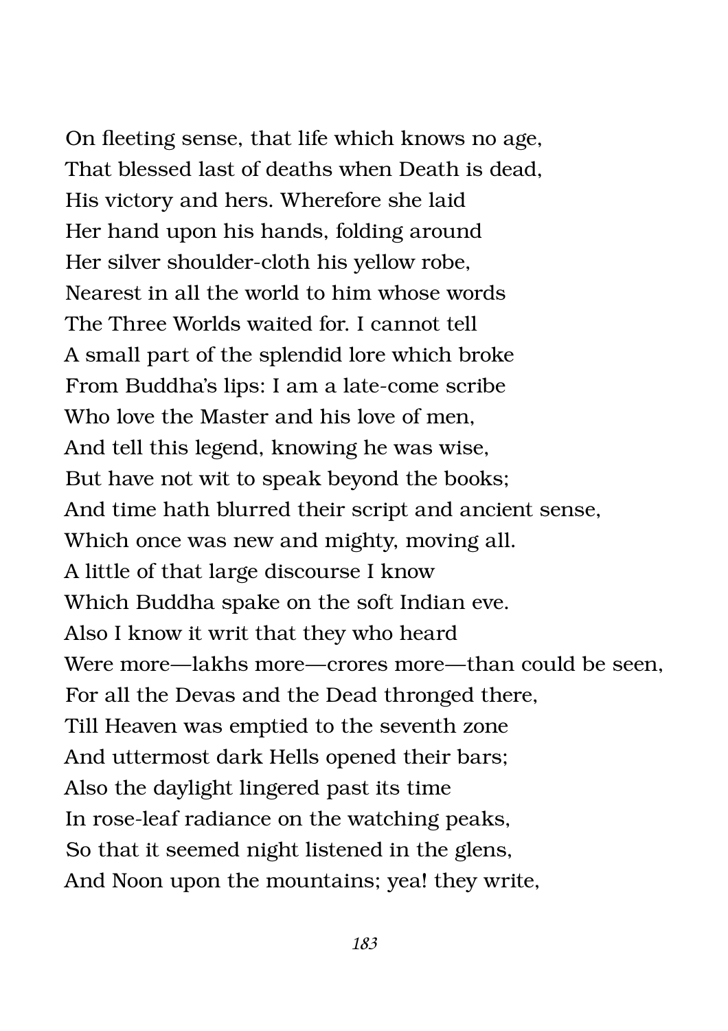On fleeting sense, that life which knows no age,  
That blessed last of deaths when Death is dead,  
His victory and hers. Wherefore she laid  
Her hand upon his hands, folding around  
Her silver shoulder-cloth his yellow robe,  
Nearest in all the world to him whose words  
The Three Worlds waited for. I cannot tell  
A small part of the splendid lore which broke  
From Buddha's lips: I am a late-come scribe  
Who love the Master and his love of men,  
And tell this legend, knowing he was wise,  
But have not wit to speak beyond the books;  
And time hath blurred their script and ancient sense,  
Which once was new and mighty, moving all.  
A little of that large discourse I know  
Which Buddha spake on the soft Indian eve.  
Also I know it writ that they who heard  
Were more—lakhs more—crores more—than could be seen,  
For all the Devas and the Dead thronged there,  
Till Heaven was emptied to the seventh zone  
And uttermost dark Hells opened their bars;  
Also the daylight lingered past its time  
In rose-leaf radiance on the watching peaks,  
So that it seemed night listened in the glens,  
And Noon upon the mountains; yea! they write,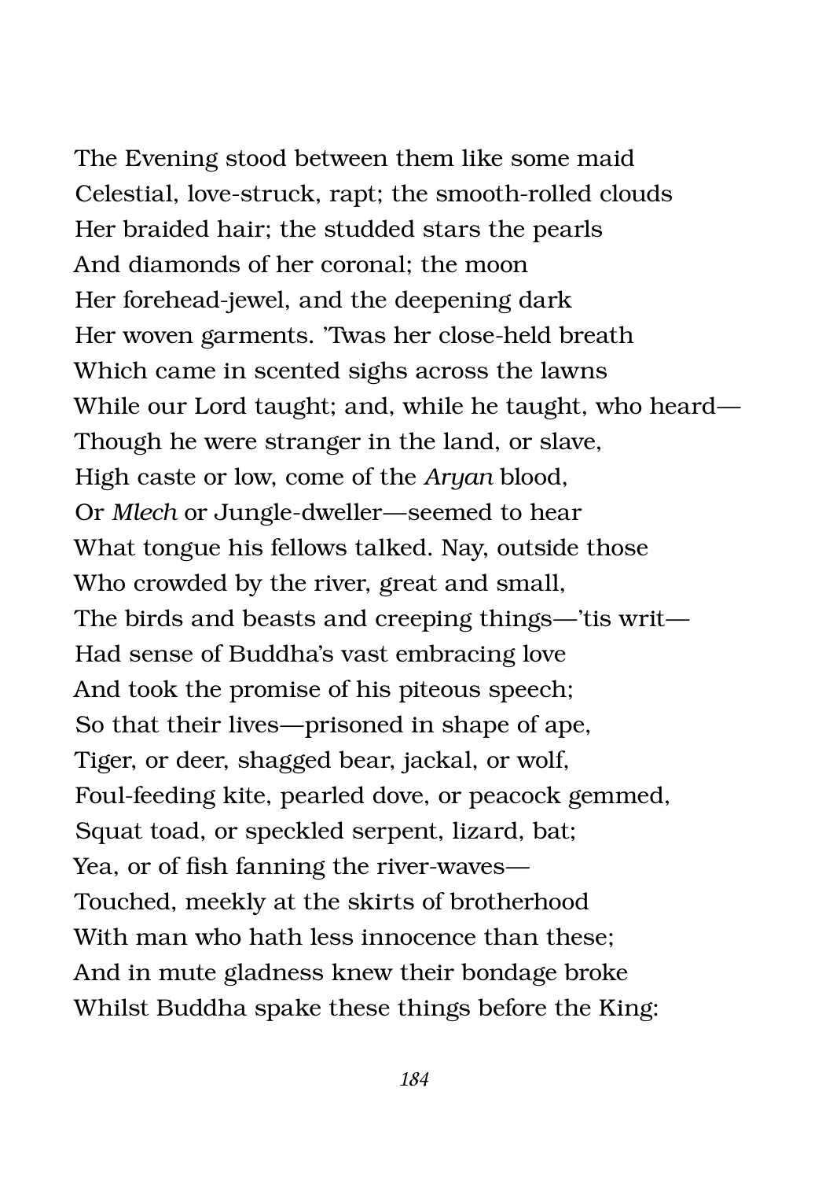The Evening stood between them like some maid  
Celestial, love-struck, rapt; the smooth-rolled clouds  
Her braided hair; the studded stars the pearls  
And diamonds of her coronal; the moon  
Her forehead-jewel, and the deepening dark  
Her woven garments. 'Twas her close-held breath  
Which came in scented sighs across the lawns  
While our Lord taught; and, while he taught, who heard—  
Though he were stranger in the land, or slave,  
High caste or low, come of the *Aryan* blood,  
Or *Mlech* or Jungle-dweller—seemed to hear  
What tongue his fellows talked. Nay, outside those  
Who crowded by the river, great and small,  
The birds and beasts and creeping things—'tis writ—  
Had sense of Buddha's vast embracing love  
And took the promise of his piteous speech;  
So that their lives—prisoned in shape of ape,  
Tiger, or deer, shagged bear, jackal, or wolf,  
Foul-feeding kite, pearled dove, or peacock gemmed,  
Squat toad, or speckled serpent, lizard, bat;  
Yea, or of fish fanning the river-waves—  
Touched, meekly at the skirts of brotherhood  
With man who hath less innocence than these;  
And in mute gladness knew their bondage broke  
Whilst Buddha spake these things before the King: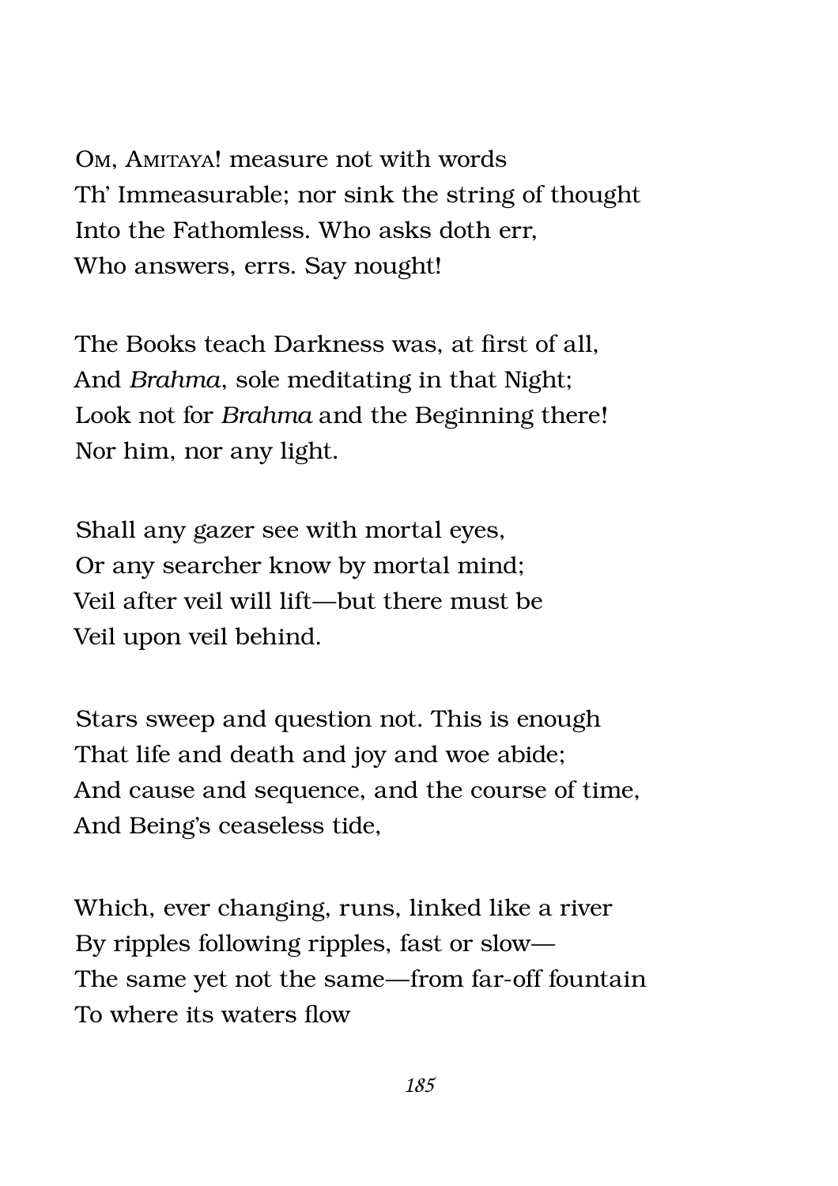OM, AMITAYA! measure not with words  
Th' Immeasurable; nor sink the string of thought  
Into the Fathomless. Who asks doth err,  
Who answers, errs. Say nought!

The Books teach Darkness was, at first of all,  
And *Brahma*, sole meditating in that Night;  
Look not for *Brahma* and the Beginning there!  
Nor him, nor any light.

Shall any gazer see with mortal eyes,  
Or any searcher know by mortal mind;  
Veil after veil will lift—but there must be  
Veil upon veil behind.

Stars sweep and question not. This is enough  
That life and death and joy and woe abide;  
And cause and sequence, and the course of time,  
And Being's ceaseless tide,

Which, ever changing, runs, linked like a river  
By ripples following ripples, fast or slow—  
The same yet not the same—from far-off fountain  
To where its waters flow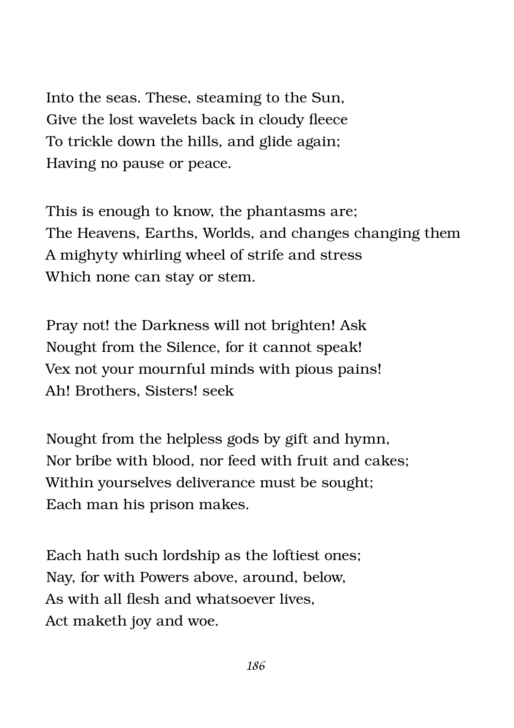Into the seas. These, steaming to the Sun,
Give the lost wavelets back in cloudy fleece
To trickle down the hills, and glide again;
Having no pause or peace.

This is enough to know, the phantasms are;
The Heavens, Earths, Worlds, and changes changing them
A mighyty whirling wheel of strife and stress
Which none can stay or stem.

Pray not! the Darkness will not brighten! Ask
Nought from the Silence, for it cannot speak!
Vex not your mournful minds with pious pains!
Ah! Brothers, Sisters! seek

Nought from the helpless gods by gift and hymn,
Nor bribe with blood, nor feed with fruit and cakes;
Within yourselves deliverance must be sought;
Each man his prison makes.

Each hath such lordship as the loftiest ones;
Nay, for with Powers above, around, below,
As with all flesh and whatsoever lives,
Act maketh joy and woe.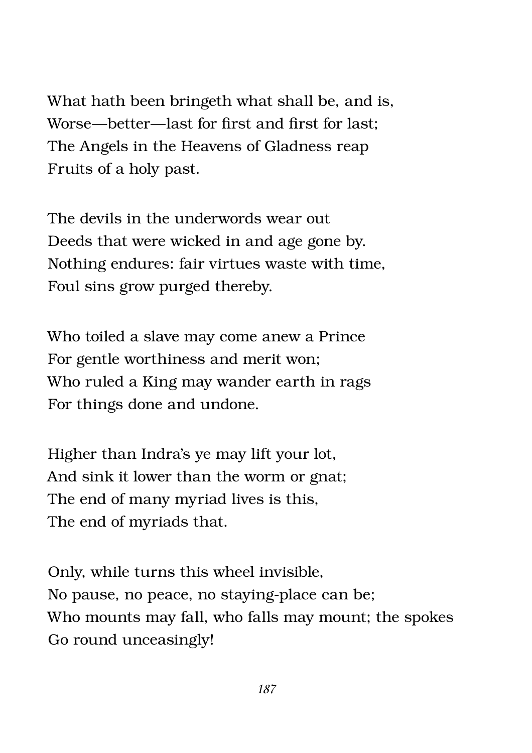What hath been bringeth what shall be, and is,  
Worse—better—last for first and first for last;  
The Angels in the Heavens of Gladness reap  
Fruits of a holy past.

The devils in the underwords wear out  
Deeds that were wicked in and age gone by.  
Nothing endures: fair virtues waste with time,  
Foul sins grow purged thereby.

Who toiled a slave may come anew a Prince  
For gentle worthiness and merit won;  
Who ruled a King may wander earth in rags  
For things done and undone.

Higher than Indra's ye may lift your lot,  
And sink it lower than the worm or gnat;  
The end of many myriad lives is this,  
The end of myriads that.

Only, while turns this wheel invisible,  
No pause, no peace, no staying-place can be;  
Who mounts may fall, who falls may mount; the spokes  
Go round unceasingly!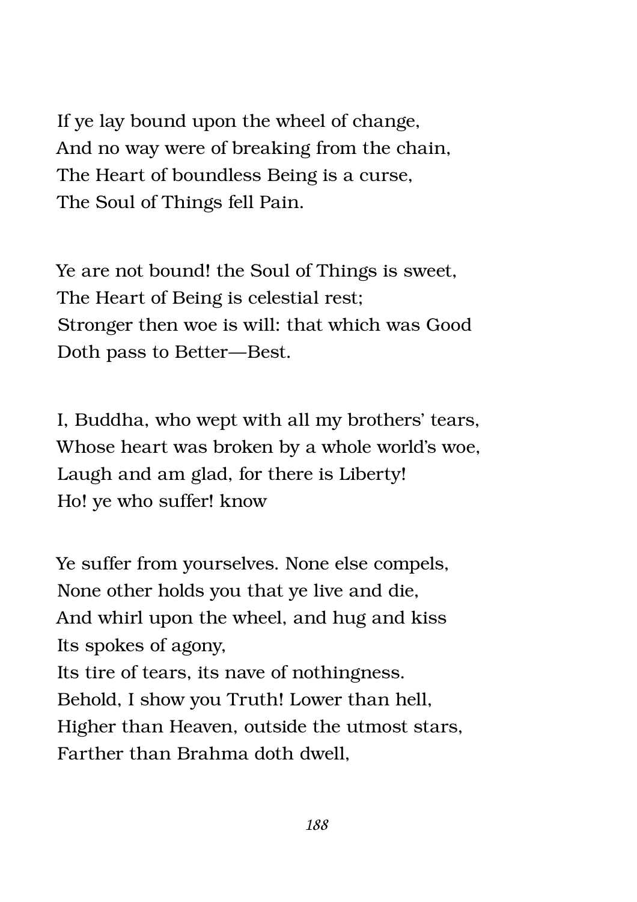If ye lay bound upon the wheel of change,
And no way were of breaking from the chain,
The Heart of boundless Being is a curse,
The Soul of Things fell Pain.

Ye are not bound! the Soul of Things is sweet,
The Heart of Being is celestial rest;
Stronger then woe is will: that which was Good
Doth pass to Better—Best.

I, Buddha, who wept with all my brothers' tears,
Whose heart was broken by a whole world's woe,
Laugh and am glad, for there is Liberty!
Ho! ye who suffer! know

Ye suffer from yourselves. None else compels,
None other holds you that ye live and die,
And whirl upon the wheel, and hug and kiss
Its spokes of agony,
Its tire of tears, its nave of nothingness.
Behold, I show you Truth! Lower than hell,
Higher than Heaven, outside the utmost stars,
Farther than Brahma doth dwell,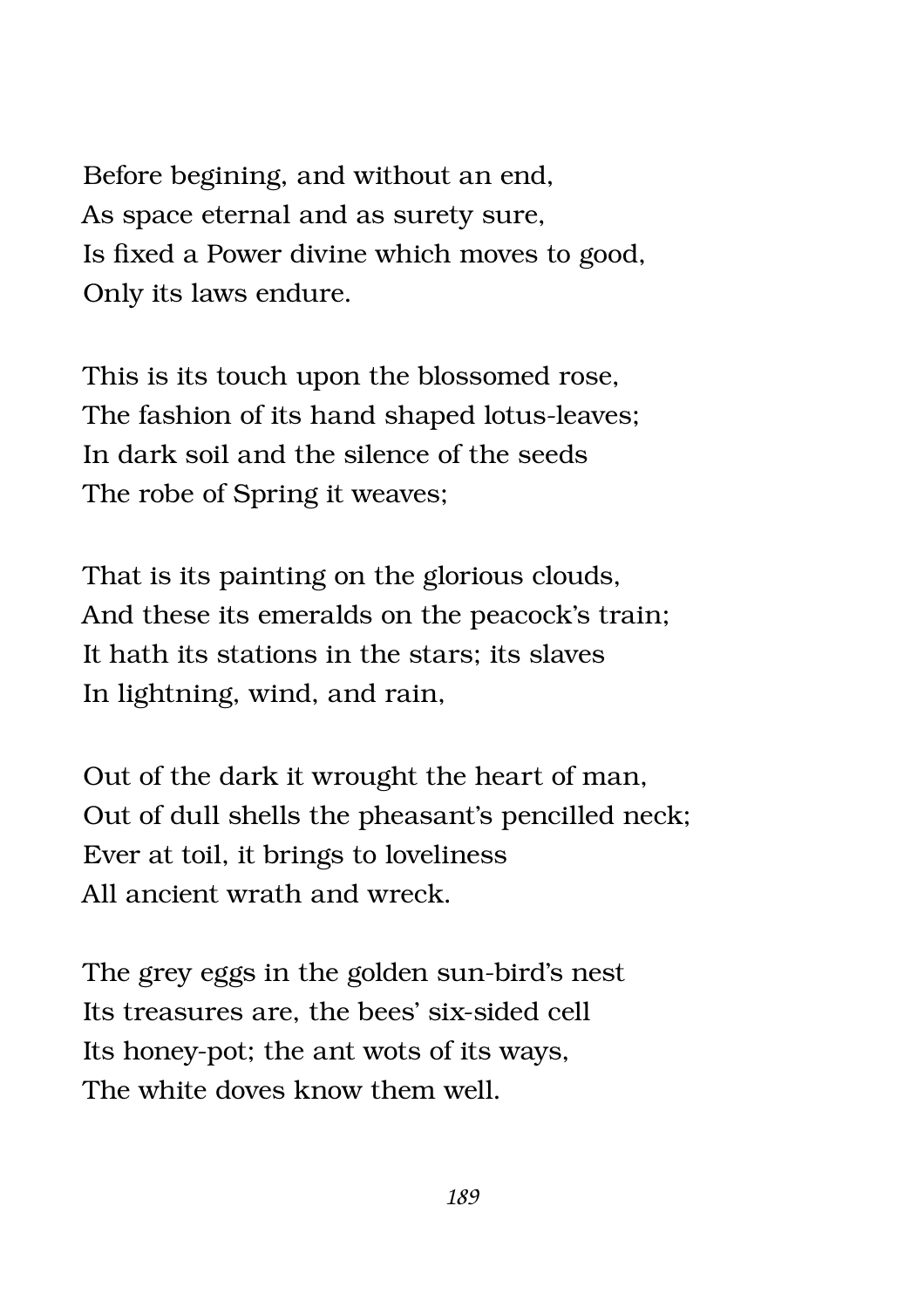Before begining, and without an end,  
As space eternal and as surety sure,  
Is fixed a Power divine which moves to good,  
Only its laws endure.

This is its touch upon the blossomed rose,  
The fashion of its hand shaped lotus-leaves;  
In dark soil and the silence of the seeds  
The robe of Spring it weaves;

That is its painting on the glorious clouds,  
And these its emeralds on the peacock's train;  
It hath its stations in the stars; its slaves  
In lightning, wind, and rain,

Out of the dark it wrought the heart of man,  
Out of dull shells the pheasant's pencilled neck;  
Ever at toil, it brings to loveliness  
All ancient wrath and wreck.

The grey eggs in the golden sun-bird's nest  
Its treasures are, the bees' six-sided cell  
Its honey-pot; the ant wots of its ways,  
The white doves know them well.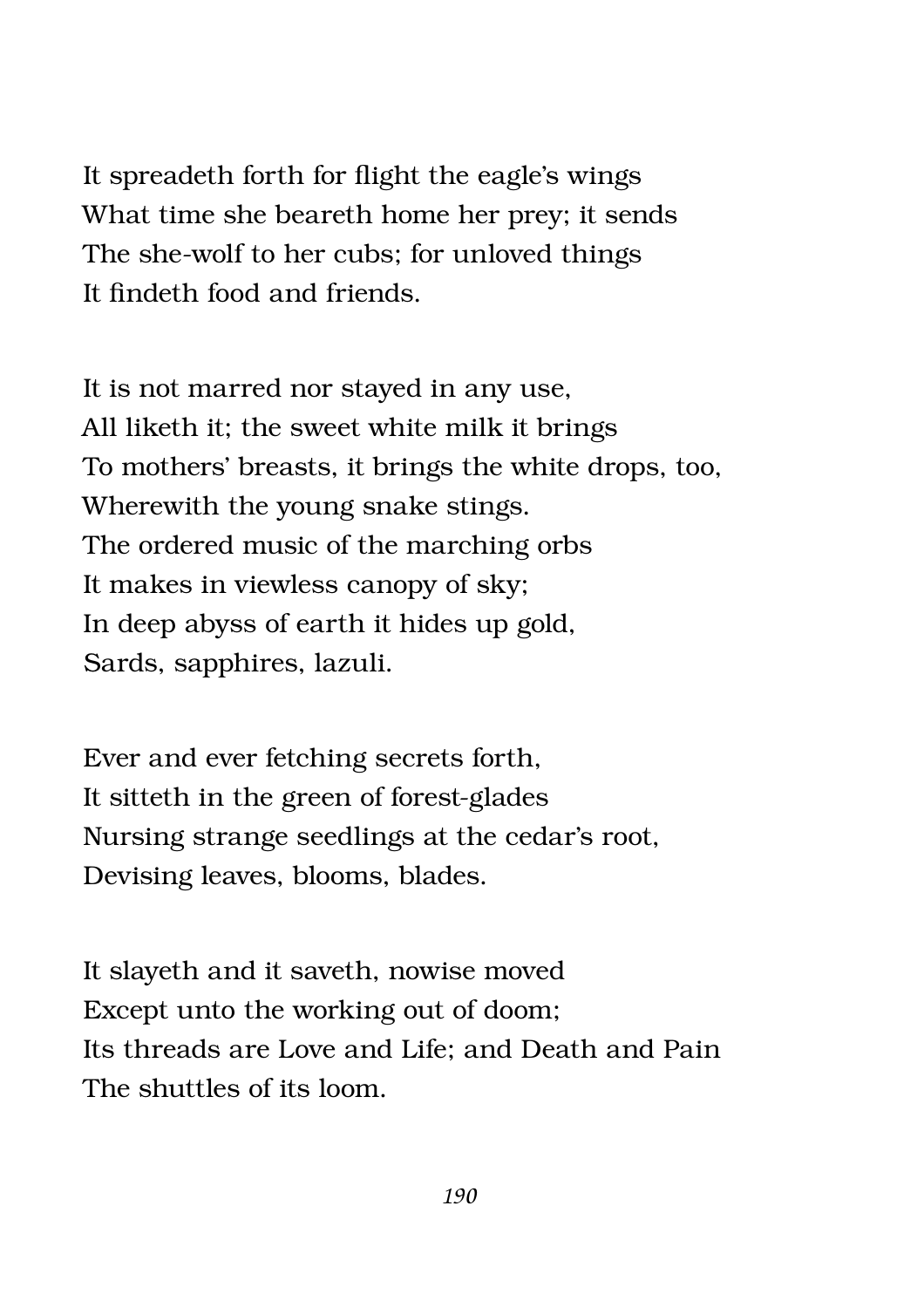It spreadeth forth for flight the eagle's wings
What time she beareth home her prey; it sends
The she-wolf to her cubs; for unloved things
It findeth food and friends.

It is not marred nor stayed in any use,
All liketh it; the sweet white milk it brings
To mothers' breasts, it brings the white drops, too,
Wherewith the young snake stings.
The ordered music of the marching orbs
It makes in viewless canopy of sky;
In deep abyss of earth it hides up gold,
Sards, sapphires, lazuli.

Ever and ever fetching secrets forth,
It sitteth in the green of forest-glades
Nursing strange seedlings at the cedar's root,
Devising leaves, blooms, blades.

It slayeth and it saveth, nowise moved
Except unto the working out of doom;
Its threads are Love and Life; and Death and Pain
The shuttles of its loom.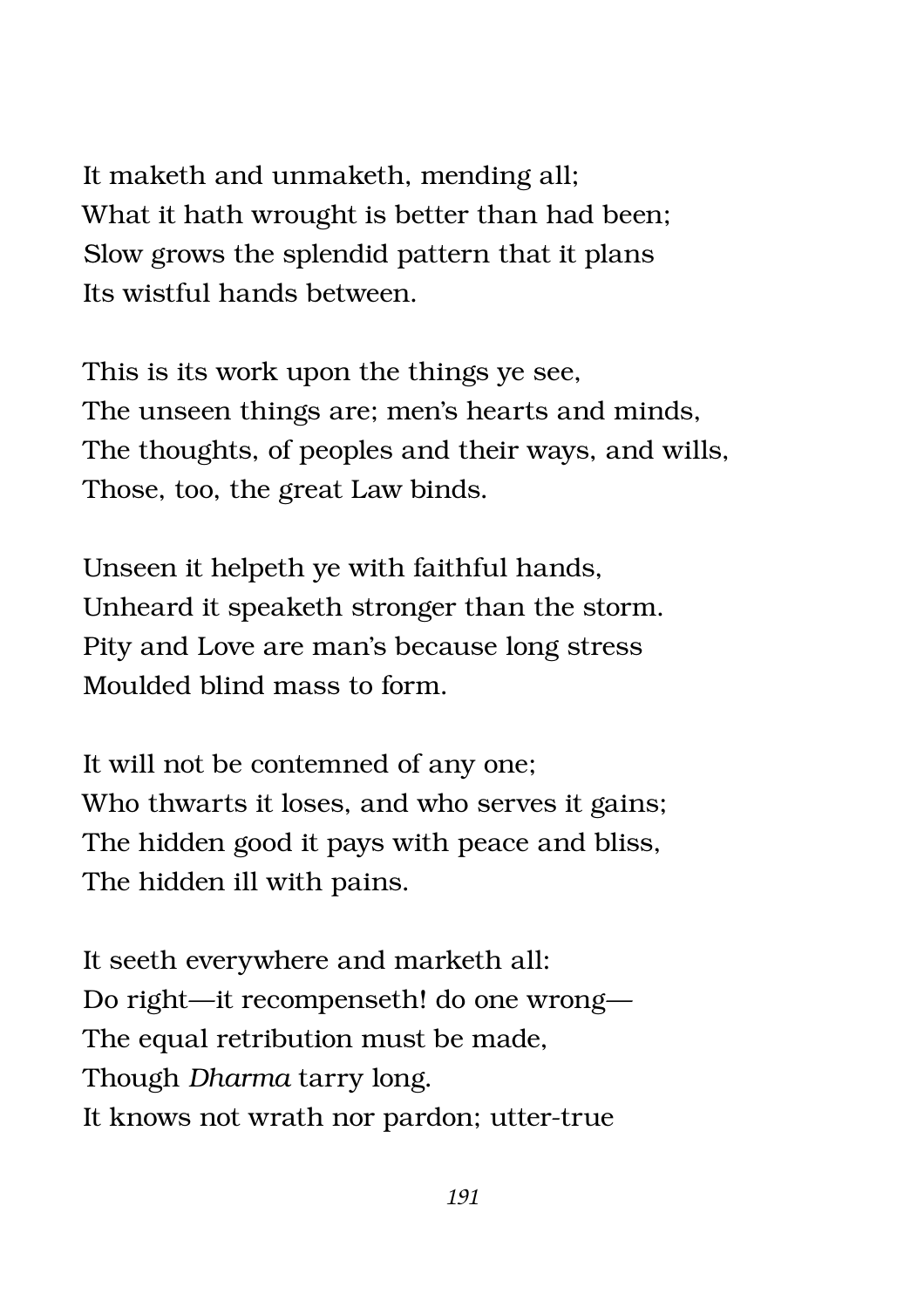It maketh and unmaketh, mending all;
What it hath wrought is better than had been;
Slow grows the splendid pattern that it plans
Its wistful hands between.

This is its work upon the things ye see,
The unseen things are; men's hearts and minds,
The thoughts, of peoples and their ways, and wills,
Those, too, the great Law binds.

Unseen it helpeth ye with faithful hands,
Unheard it speaketh stronger than the storm.
Pity and Love are man's because long stress
Moulded blind mass to form.

It will not be contemned of any one;
Who thwarts it loses, and who serves it gains;
The hidden good it pays with peace and bliss,
The hidden ill with pains.

It seeth everywhere and marketh all:
Do right—it recompenseth! do one wrong—
The equal retribution must be made,
Though *Dharma* tarry long.
It knows not wrath nor pardon; utter-true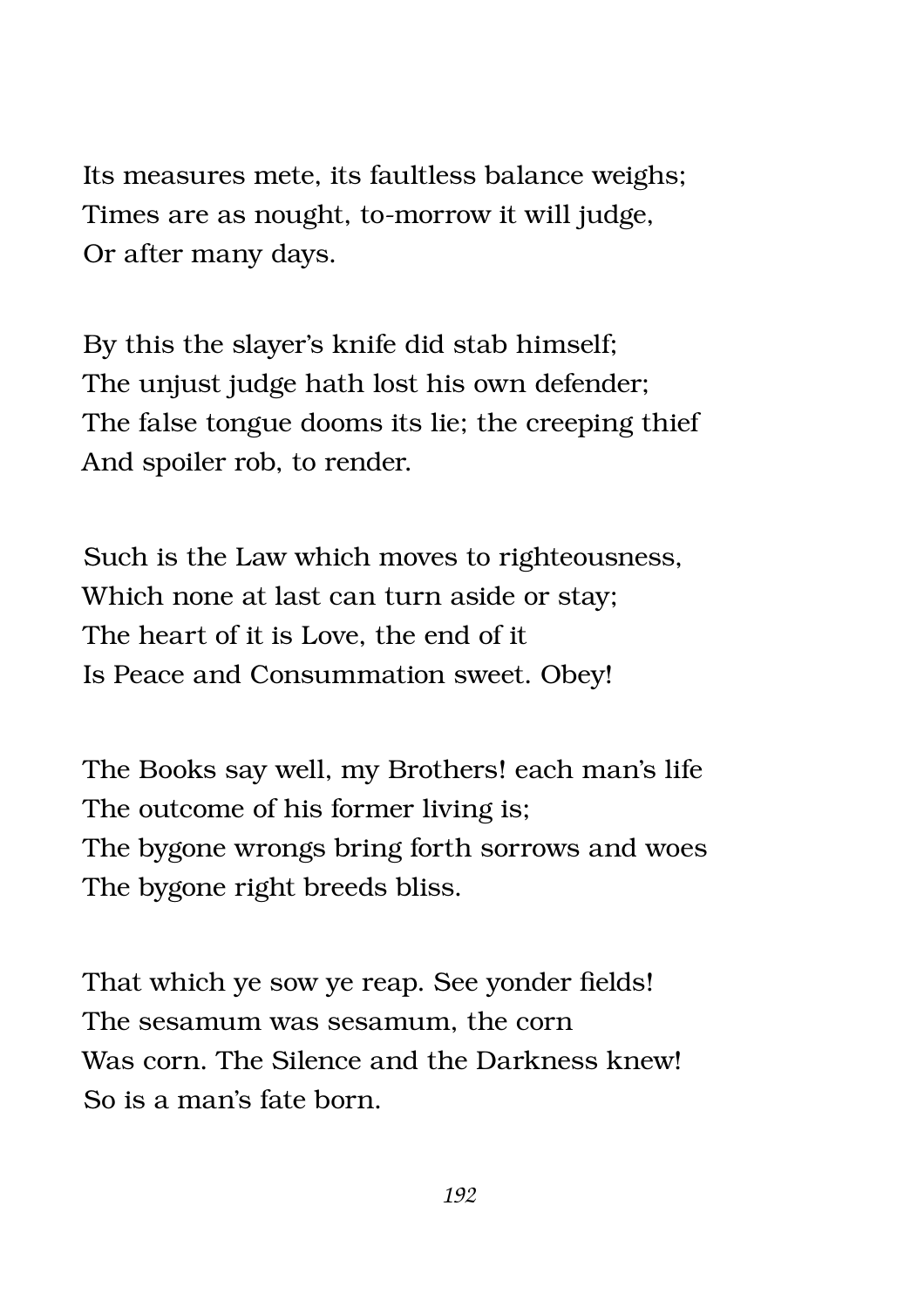Its measures mete, its faultless balance weighs;  
Times are as nought, to-morrow it will judge,  
Or after many days.

By this the slayer's knife did stab himself;  
The unjust judge hath lost his own defender;  
The false tongue dooms its lie; the creeping thief  
And spoiler rob, to render.

Such is the Law which moves to righteousness,  
Which none at last can turn aside or stay;  
The heart of it is Love, the end of it  
Is Peace and Consummation sweet. Obey!

The Books say well, my Brothers! each man's life  
The outcome of his former living is;  
The bygone wrongs bring forth sorrows and woes  
The bygone right breeds bliss.

That which ye sow ye reap. See yonder fields!  
The sesamum was sesamum, the corn  
Was corn. The Silence and the Darkness knew!  
So is a man's fate born.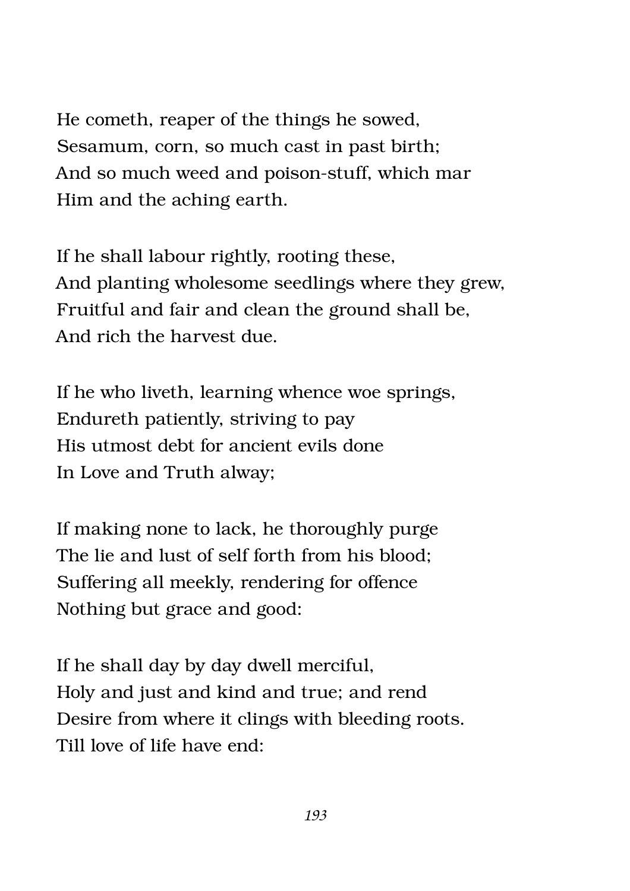He cometh, reaper of the things he sowed,
Sesamum, corn, so much cast in past birth;
And so much weed and poison-stuff, which mar
Him and the aching earth.

If he shall labour rightly, rooting these,
And planting wholesome seedlings where they grew,
Fruitful and fair and clean the ground shall be,
And rich the harvest due.

If he who liveth, learning whence woe springs,
Endureth patiently, striving to pay
His utmost debt for ancient evils done
In Love and Truth alway;

If making none to lack, he thoroughly purge
The lie and lust of self forth from his blood;
Suffering all meekly, rendering for offence
Nothing but grace and good:

If he shall day by day dwell merciful,
Holy and just and kind and true; and rend
Desire from where it clings with bleeding roots.
Till love of life have end: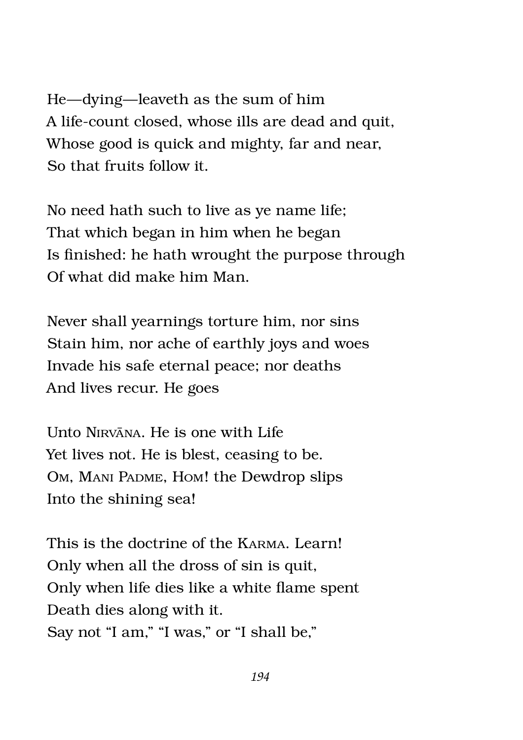He—dying—leaveth as the sum of him
A life-count closed, whose ills are dead and quit,
Whose good is quick and mighty, far and near,
So that fruits follow it.

No need hath such to live as ye name life;
That which began in him when he began
Is finished: he hath wrought the purpose through
Of what did make him Man.

Never shall yearnings torture him, nor sins
Stain him, nor ache of earthly joys and woes
Invade his safe eternal peace; nor deaths
And lives recur. He goes

Unto NIRVĀNA. He is one with Life
Yet lives not. He is blest, ceasing to be.
OM, MANI PADME, HOM! the Dewdrop slips
Into the shining sea!

This is the doctrine of the KARMA. Learn!
Only when all the dross of sin is quit,
Only when life dies like a white flame spent
Death dies along with it.
Say not "I am," "I was," or "I shall be,"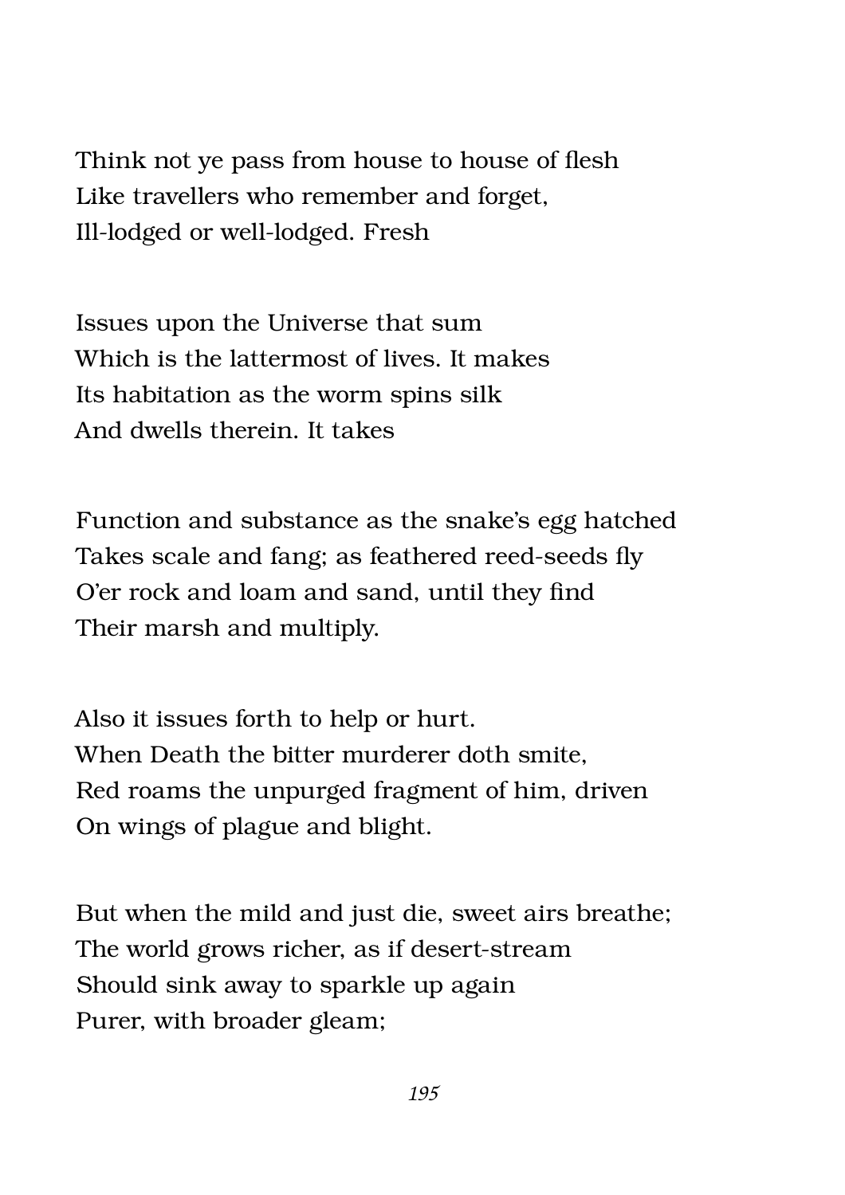Think not ye pass from house to house of flesh  
Like travellers who remember and forget,  
Ill-lodged or well-lodged. Fresh

Issues upon the Universe that sum  
Which is the lattermost of lives. It makes  
Its habitation as the worm spins silk  
And dwells therein. It takes

Function and substance as the snake's egg hatched  
Takes scale and fang; as feathered reed-seeds fly  
O'er rock and loam and sand, until they find  
Their marsh and multiply.

Also it issues forth to help or hurt.  
When Death the bitter murderer doth smite,  
Red roams the unpurged fragment of him, driven  
On wings of plague and blight.

But when the mild and just die, sweet airs breathe;  
The world grows richer, as if desert-stream  
Should sink away to sparkle up again  
Purer, with broader gleam;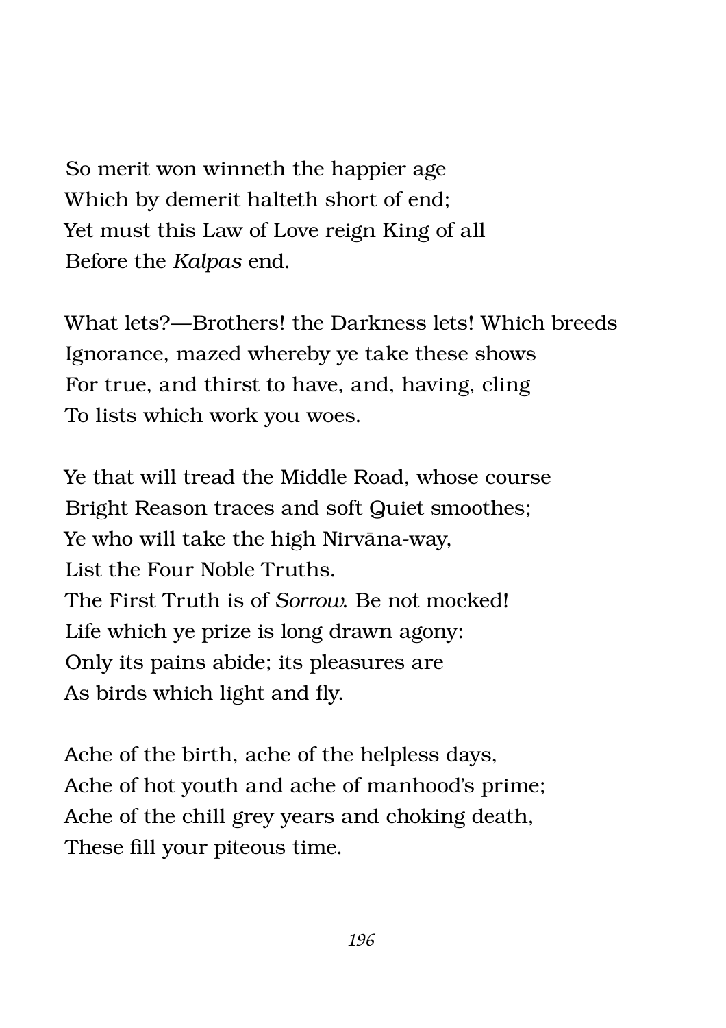So merit won winneth the happier age  
Which by demerit halteth short of end;  
Yet must this Law of Love reign King of all  
Before the *Kalpas* end.

What lets?—Brothers! the Darkness lets! Which breeds  
Ignorance, mazed whereby ye take these shows  
For true, and thirst to have, and, having, cling  
To lists which work you woes.

Ye that will tread the Middle Road, whose course  
Bright Reason traces and soft Quiet smoothes;  
Ye who will take the high Nirvāna-way,  
List the Four Noble Truths.  
The First Truth is of *Sorrow*. Be not mocked!  
Life which ye prize is long drawn agony:  
Only its pains abide; its pleasures are  
As birds which light and fly.

Ache of the birth, ache of the helpless days,  
Ache of hot youth and ache of manhood's prime;  
Ache of the chill grey years and choking death,  
These fill your piteous time.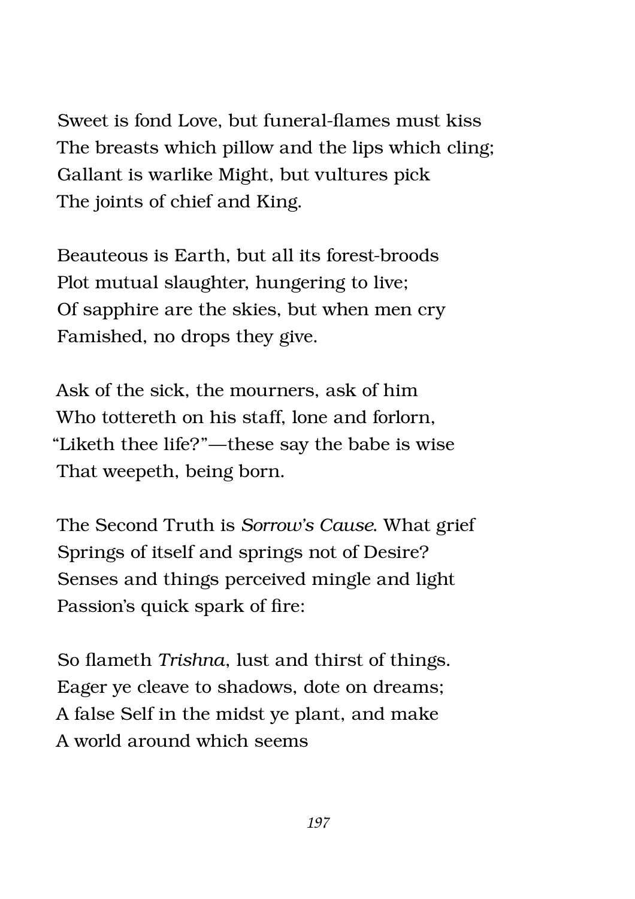Sweet is fond Love, but funeral-flames must kiss  
The breasts which pillow and the lips which cling;  
Gallant is warlike Might, but vultures pick  
The joints of chief and King.

Beauteous is Earth, but all its forest-broods  
Plot mutual slaughter, hungering to live;  
Of sapphire are the skies, but when men cry  
Famished, no drops they give.

Ask of the sick, the mourners, ask of him  
Who tottereth on his staff, lone and forlorn,  
"Liketh thee life?"—these say the babe is wise  
That weepeth, being born.

The Second Truth is *Sorrow's Cause*. What grief  
Springs of itself and springs not of Desire?  
Senses and things perceived mingle and light  
Passion's quick spark of fire:

So flameth *Trishna*, lust and thirst of things.  
Eager ye cleave to shadows, dote on dreams;  
A false Self in the midst ye plant, and make  
A world around which seems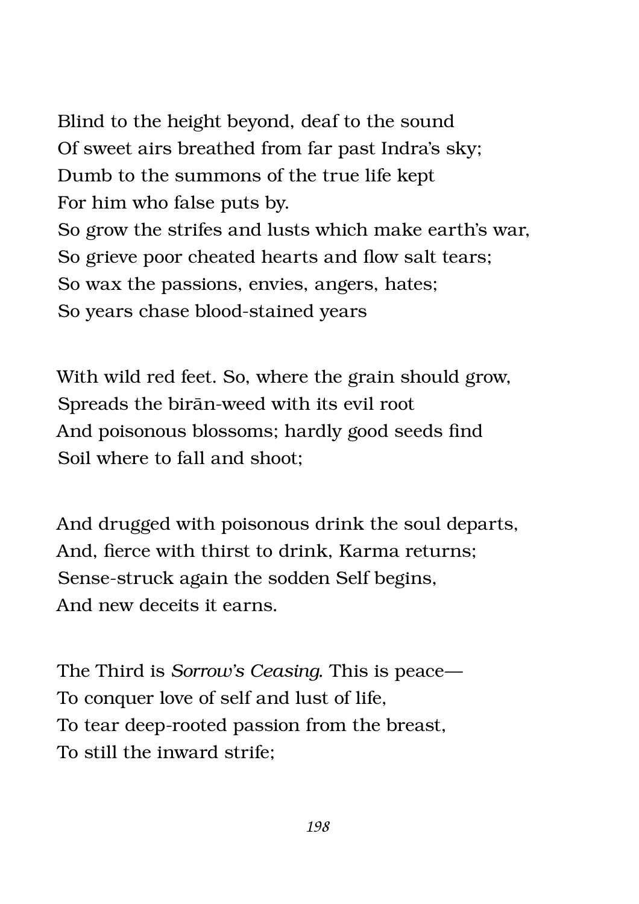Blind to the height beyond, deaf to the sound  
Of sweet airs breathed from far past Indra's sky;  
Dumb to the summons of the true life kept  
For him who false puts by.  
So grow the strifes and lusts which make earth's war,  
So grieve poor cheated hearts and flow salt tears;  
So wax the passions, envies, angers, hates;  
So years chase blood-stained years

With wild red feet. So, where the grain should grow,  
Spreads the birān-weed with its evil root  
And poisonous blossoms; hardly good seeds find  
Soil where to fall and shoot;

And drugged with poisonous drink the soul departs,  
And, fierce with thirst to drink, Karma returns;  
Sense-struck again the sodden Self begins,  
And new deceits it earns.

The Third is *Sorrow's Ceasing*. This is peace—  
To conquer love of self and lust of life,  
To tear deep-rooted passion from the breast,  
To still the inward strife;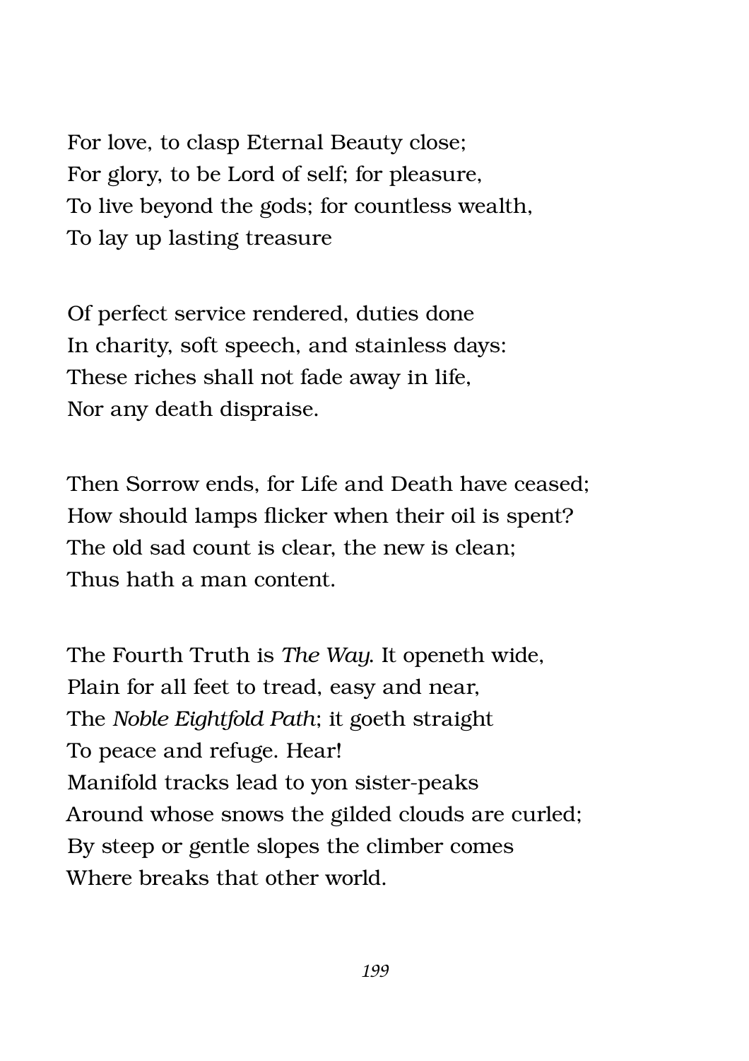For love, to clasp Eternal Beauty close;  
For glory, to be Lord of self; for pleasure,  
To live beyond the gods; for countless wealth,  
To lay up lasting treasure

Of perfect service rendered, duties done  
In charity, soft speech, and stainless days:  
These riches shall not fade away in life,  
Nor any death dispraise.

Then Sorrow ends, for Life and Death have ceased;  
How should lamps flicker when their oil is spent?  
The old sad count is clear, the new is clean;  
Thus hath a man content.

The Fourth Truth is *The Way*. It openeth wide,  
Plain for all feet to tread, easy and near,  
The *Noble Eightfold Path*; it goeth straight  
To peace and refuge. Hear!  
Manifold tracks lead to yon sister-peaks  
Around whose snows the gilded clouds are curled;  
By steep or gentle slopes the climber comes  
Where breaks that other world.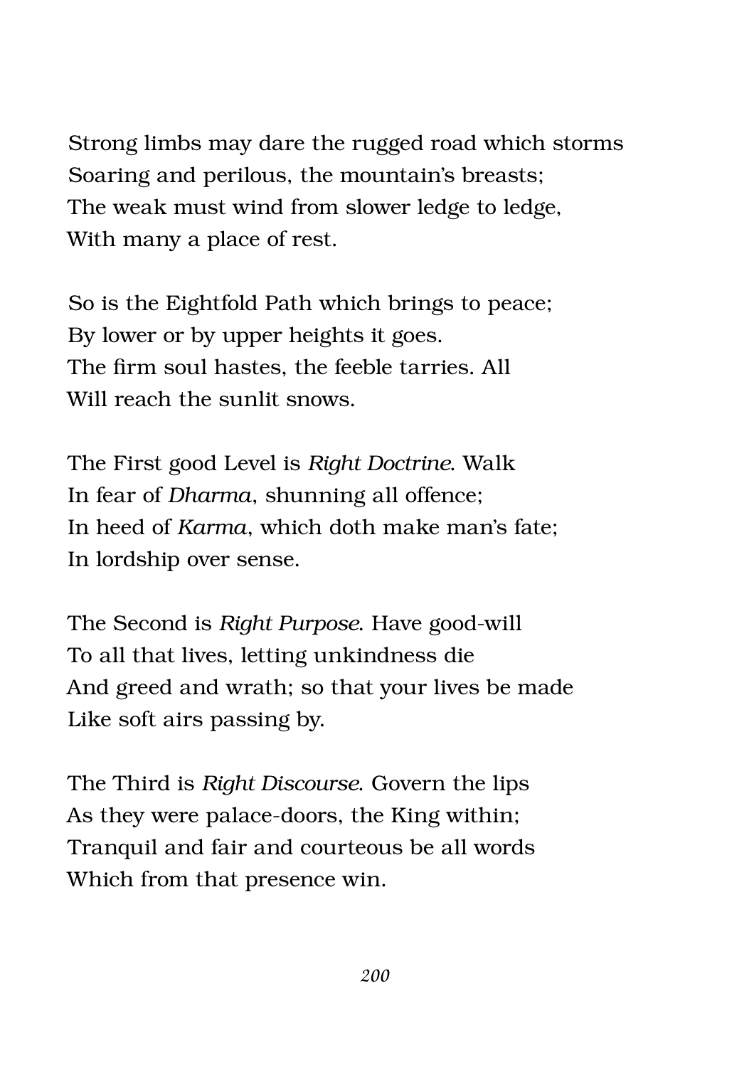Strong limbs may dare the rugged road which storms  
Soaring and perilous, the mountain's breasts;  
The weak must wind from slower ledge to ledge,  
With many a place of rest.

So is the Eightfold Path which brings to peace;  
By lower or by upper heights it goes.  
The firm soul hastes, the feeble tarries. All  
Will reach the sunlit snows.

The First good Level is *Right Doctrine*. Walk  
In fear of *Dharma*, shunning all offence;  
In heed of *Karma*, which doth make man's fate;  
In lordship over sense.

The Second is *Right Purpose*. Have good-will  
To all that lives, letting unkindness die  
And greed and wrath; so that your lives be made  
Like soft airs passing by.

The Third is *Right Discourse*. Govern the lips  
As they were palace-doors, the King within;  
Tranquil and fair and courteous be all words  
Which from that presence win.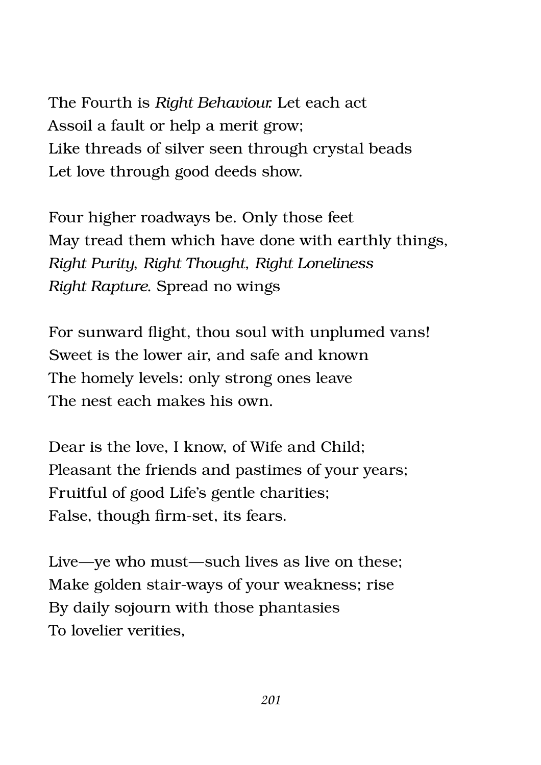The Fourth is *Right Behaviour.* Let each act
Assoil a fault or help a merit grow;
Like threads of silver seen through crystal beads
Let love through good deeds show.

Four higher roadways be. Only those feet
May tread them which have done with earthly things,
*Right Purity*, *Right Thought*, *Right Loneliness*
*Right Rapture*. Spread no wings

For sunward flight, thou soul with unplumed vans!
Sweet is the lower air, and safe and known
The homely levels: only strong ones leave
The nest each makes his own.

Dear is the love, I know, of Wife and Child;
Pleasant the friends and pastimes of your years;
Fruitful of good Life's gentle charities;
False, though firm-set, its fears.

Live—ye who must—such lives as live on these;
Make golden stair-ways of your weakness; rise
By daily sojourn with those phantasies
To lovelier verities,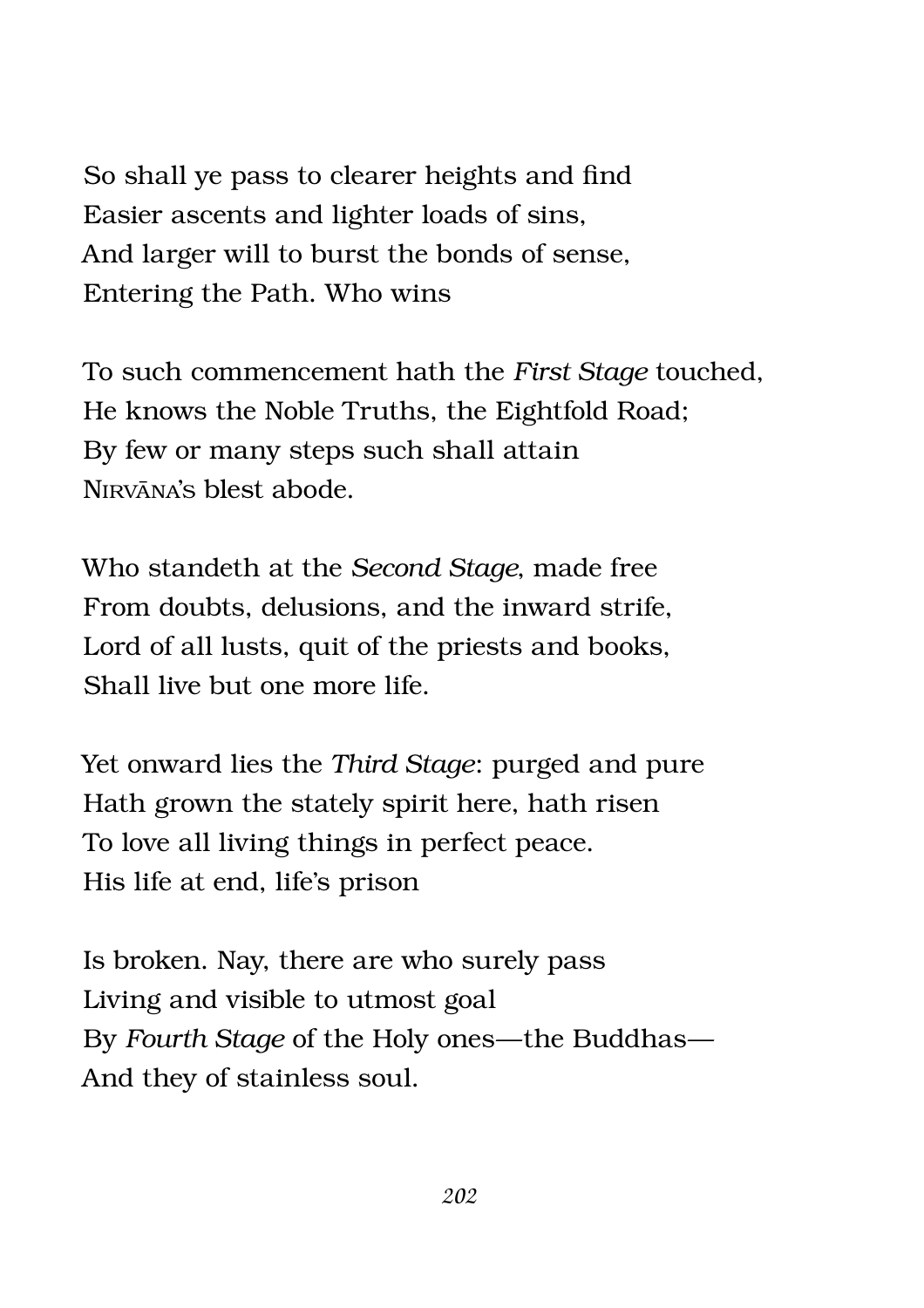So shall ye pass to clearer heights and find  
Easier ascents and lighter loads of sins,  
And larger will to burst the bonds of sense,  
Entering the Path. Who wins

To such commencement hath the *First Stage* touched,  
He knows the Noble Truths, the Eightfold Road;  
By few or many steps such shall attain  
Nirvāna's blest abode.

Who standeth at the *Second Stage*, made free  
From doubts, delusions, and the inward strife,  
Lord of all lusts, quit of the priests and books,  
Shall live but one more life.

Yet onward lies the *Third Stage*: purged and pure  
Hath grown the stately spirit here, hath risen  
To love all living things in perfect peace.  
His life at end, life's prison

Is broken. Nay, there are who surely pass  
Living and visible to utmost goal  
By *Fourth Stage* of the Holy ones—the Buddhas—  
And they of stainless soul.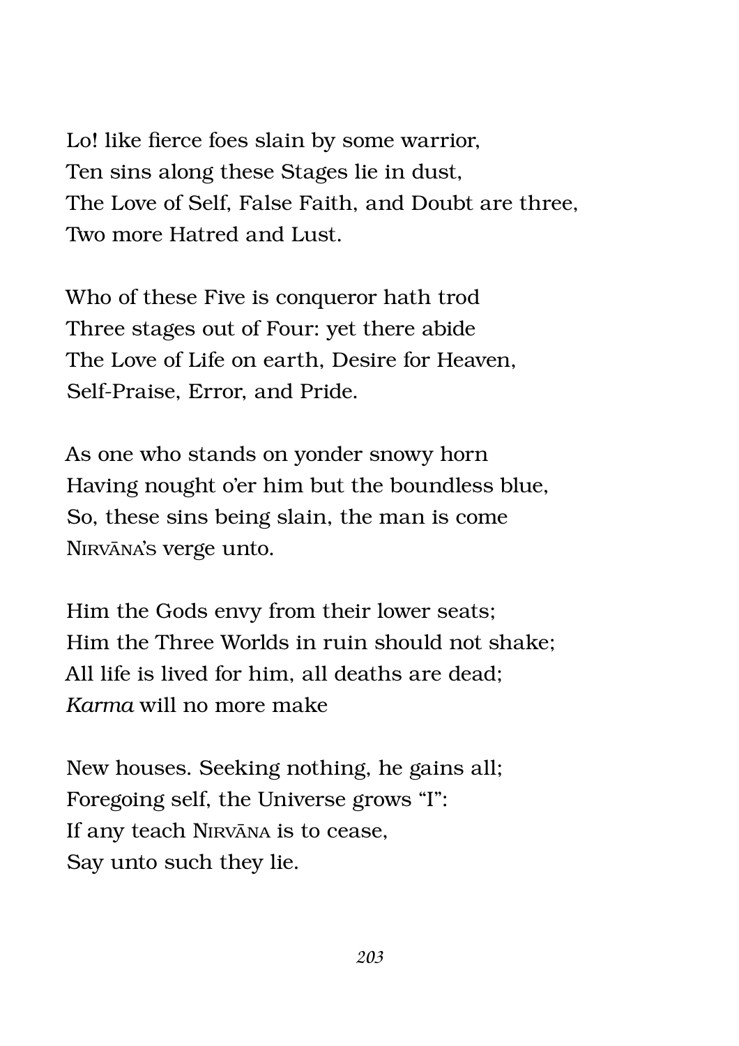Lo! like fierce foes slain by some warrior,  
Ten sins along these Stages lie in dust,  
The Love of Self, False Faith, and Doubt are three,  
Two more Hatred and Lust.

Who of these Five is conqueror hath trod  
Three stages out of Four: yet there abide  
The Love of Life on earth, Desire for Heaven,  
Self-Praise, Error, and Pride.

As one who stands on yonder snowy horn  
Having nought o'er him but the boundless blue,  
So, these sins being slain, the man is come  
NIRVĀNA's verge unto.

Him the Gods envy from their lower seats;  
Him the Three Worlds in ruin should not shake;  
All life is lived for him, all deaths are dead;  
*Karma* will no more make

New houses. Seeking nothing, he gains all;  
Foregoing self, the Universe grows "I":  
If any teach NIRVĀNA is to cease,  
Say unto such they lie.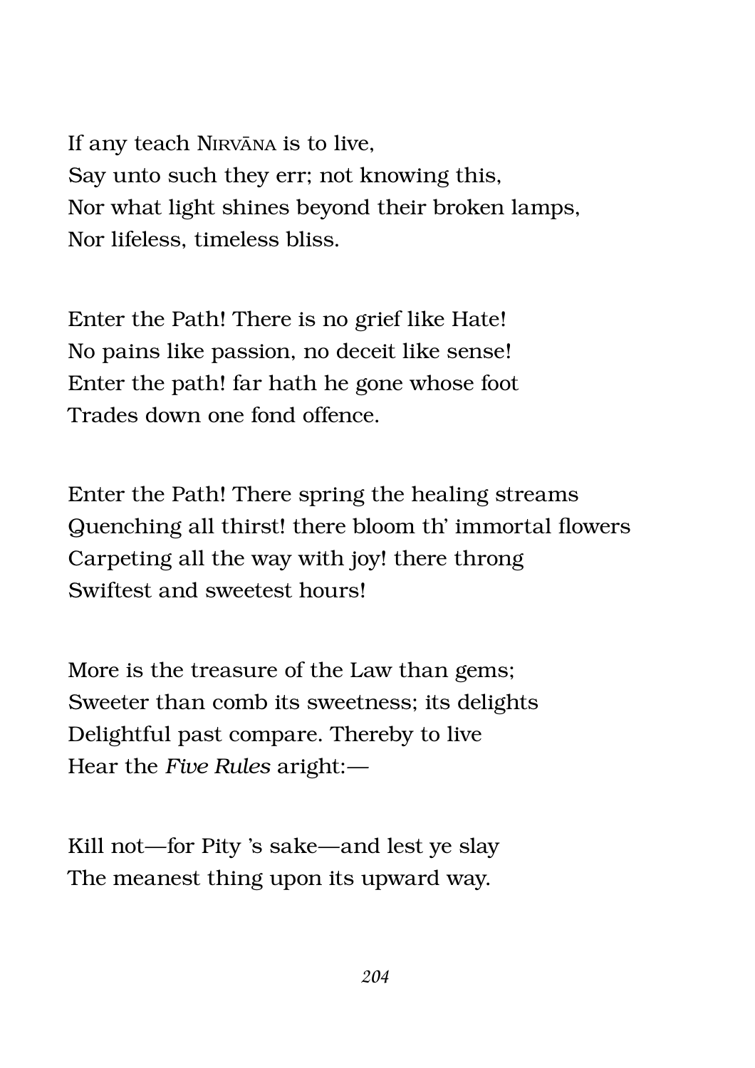If any teach NIRVĀNA is to live,
Say unto such they err; not knowing this,
Nor what light shines beyond their broken lamps,
Nor lifeless, timeless bliss.

Enter the Path! There is no grief like Hate!
No pains like passion, no deceit like sense!
Enter the path! far hath he gone whose foot
Trades down one fond offence.

Enter the Path! There spring the healing streams
Quenching all thirst! there bloom th' immortal flowers
Carpeting all the way with joy! there throng
Swiftest and sweetest hours!

More is the treasure of the Law than gems;
Sweeter than comb its sweetness; its delights
Delightful past compare. Thereby to live
Hear the *Five Rules* aright:—

Kill not—for Pity 's sake—and lest ye slay
The meanest thing upon its upward way.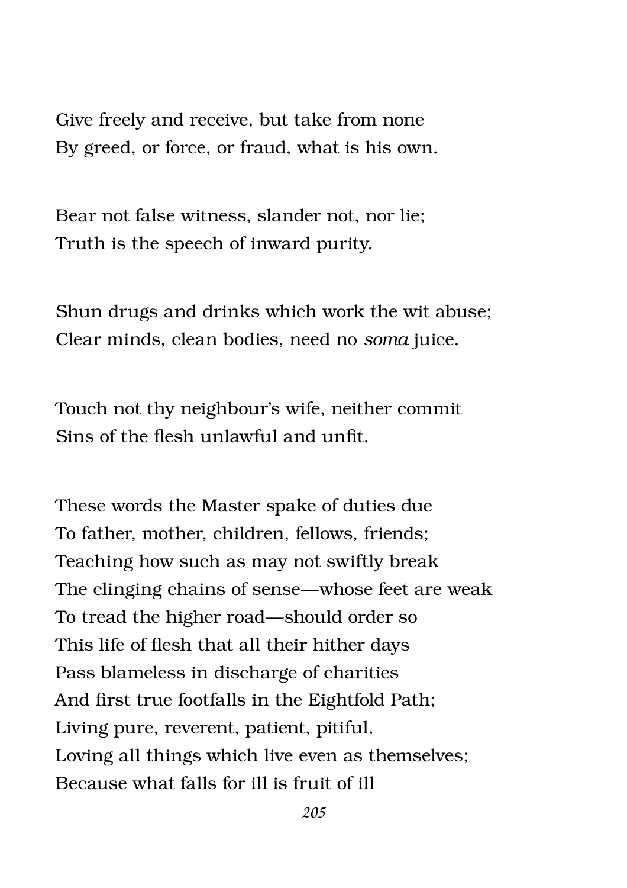Give freely and receive, but take from none
By greed, or force, or fraud, what is his own.

Bear not false witness, slander not, nor lie;
Truth is the speech of inward purity.

Shun drugs and drinks which work the wit abuse;
Clear minds, clean bodies, need no *soma* juice.

Touch not thy neighbour's wife, neither commit
Sins of the flesh unlawful and unfit.

These words the Master spake of duties due
To father, mother, children, fellows, friends;
Teaching how such as may not swiftly break
The clinging chains of sense—whose feet are weak
To tread the higher road—should order so
This life of flesh that all their hither days
Pass blameless in discharge of charities
And first true footfalls in the Eightfold Path;
Living pure, reverent, patient, pitiful,
Loving all things which live even as themselves;
Because what falls for ill is fruit of ill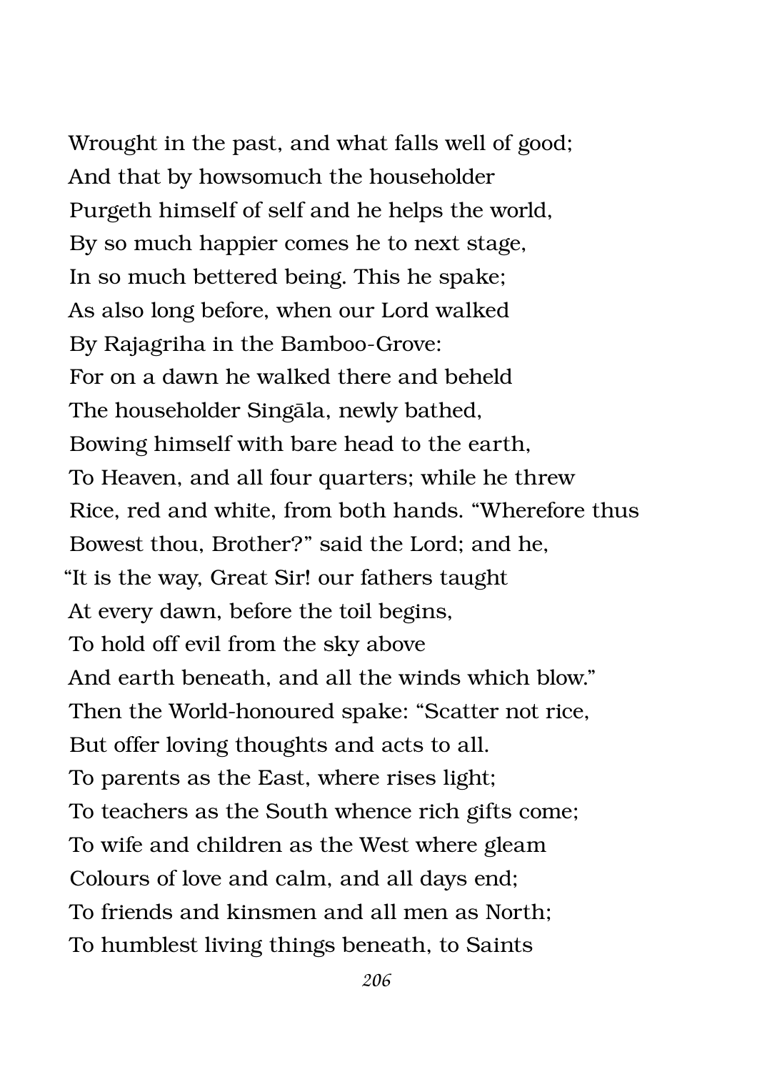Wrought in the past, and what falls well of good;
And that by howsomuch the householder
Purgeth himself of self and he helps the world,
By so much happier comes he to next stage,
In so much bettered being. This he spake;
As also long before, when our Lord walked
By Rajagriha in the Bamboo-Grove:
For on a dawn he walked there and beheld
The householder Singāla, newly bathed,
Bowing himself with bare head to the earth,
To Heaven, and all four quarters; while he threw
Rice, red and white, from both hands. "Wherefore thus
Bowest thou, Brother?" said the Lord; and he,
"It is the way, Great Sir! our fathers taught
At every dawn, before the toil begins,
To hold off evil from the sky above
And earth beneath, and all the winds which blow."
Then the World-honoured spake: "Scatter not rice,
But offer loving thoughts and acts to all.
To parents as the East, where rises light;
To teachers as the South whence rich gifts come;
To wife and children as the West where gleam
Colours of love and calm, and all days end;
To friends and kinsmen and all men as North;
To humblest living things beneath, to Saints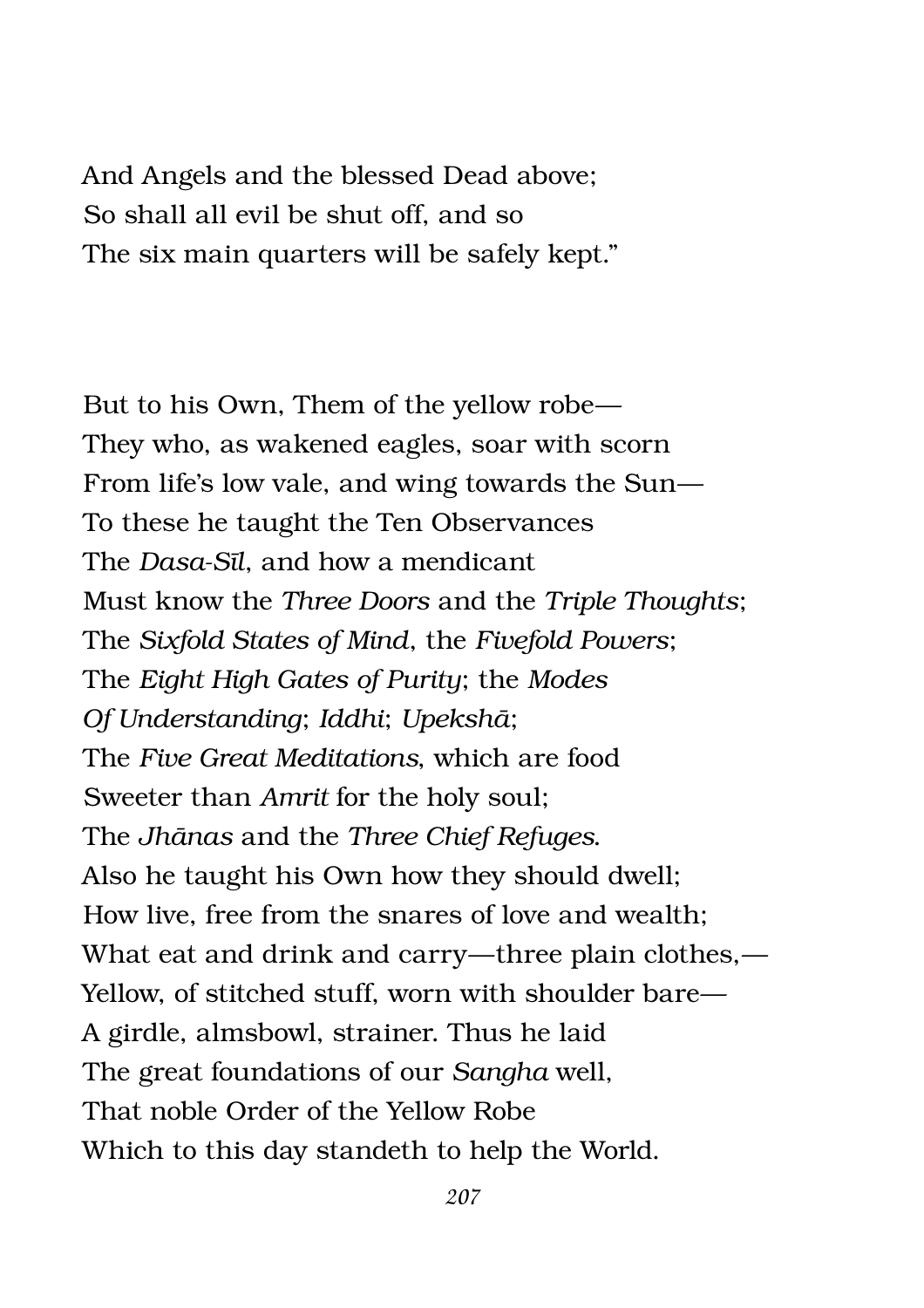And Angels and the blessed Dead above;  
So shall all evil be shut off, and so  
The six main quarters will be safely kept."

But to his Own, Them of the yellow robe—  
They who, as wakened eagles, soar with scorn  
From life's low vale, and wing towards the Sun—  
To these he taught the Ten Observances  
The *Dasa-Sīl*, and how a mendicant  
Must know the *Three Doors* and the *Triple Thoughts*;  
The *Sixfold States of Mind*, the *Fivefold Powers*;  
The *Eight High Gates of Purity*; the *Modes*  
*Of Understanding*; *Iddhi*; *Upekshā*;  
The *Five Great Meditations*, which are food  
Sweeter than *Amrit* for the holy soul;  
The *Jhānas* and the *Three Chief Refuges*.  
Also he taught his Own how they should dwell;  
How live, free from the snares of love and wealth;  
What eat and drink and carry—three plain clothes,—  
Yellow, of stitched stuff, worn with shoulder bare—  
A girdle, almsbowl, strainer. Thus he laid  
The great foundations of our *Sangha* well,  
That noble Order of the Yellow Robe  
Which to this day standeth to help the World.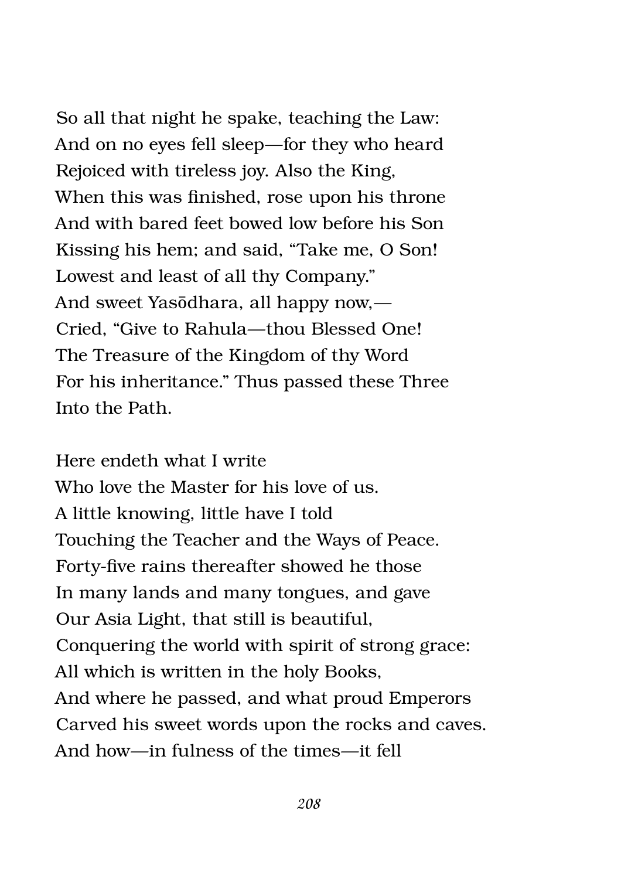So all that night he spake, teaching the Law:
And on no eyes fell sleep—for they who heard
Rejoiced with tireless joy. Also the King,
When this was finished, rose upon his throne
And with bared feet bowed low before his Son
Kissing his hem; and said, "Take me, O Son!
Lowest and least of all thy Company."
And sweet Yasōdhara, all happy now,—
Cried, "Give to Rahula—thou Blessed One!
The Treasure of the Kingdom of thy Word
For his inheritance." Thus passed these Three
Into the Path.

Here endeth what I write
Who love the Master for his love of us.
A little knowing, little have I told
Touching the Teacher and the Ways of Peace.
Forty-five rains thereafter showed he those
In many lands and many tongues, and gave
Our Asia Light, that still is beautiful,
Conquering the world with spirit of strong grace:
All which is written in the holy Books,
And where he passed, and what proud Emperors
Carved his sweet words upon the rocks and caves.
And how—in fulness of the times—it fell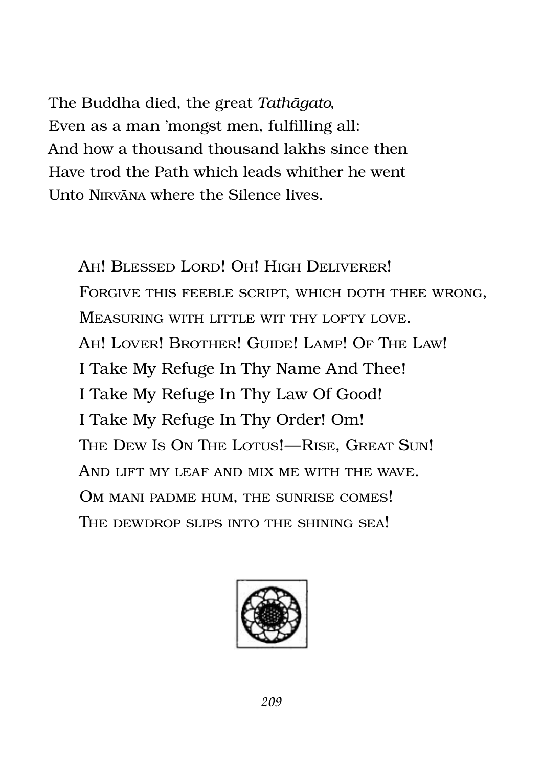The Buddha died, the great *Tathāgato*,
Even as a man 'mongst men, fulfilling all:
And how a thousand thousand lakhs since then
Have trod the Path which leads whither he went
Unto NIRVĀNA where the Silence lives.

> AH! BLESSED LORD! OH! HIGH DELIVERER!
> FORGIVE THIS FEEBLE SCRIPT, WHICH DOTH THEE WRONG,
> MEASURING WITH LITTLE WIT THY LOFTY LOVE.
> AH! LOVER! BROTHER! GUIDE! LAMP! OF THE LAW!
> I Take My Refuge In Thy Name And Thee!
> I Take My Refuge In Thy Law Of Good!
> I Take My Refuge In Thy Order! Om!
> THE DEW IS ON THE LOTUS!—RISE, GREAT SUN!
> AND LIFT MY LEAF AND MIX ME WITH THE WAVE.
> OM MANI PADME HUM, THE SUNRISE COMES!
> THE DEWDROP SLIPS INTO THE SHINING SEA!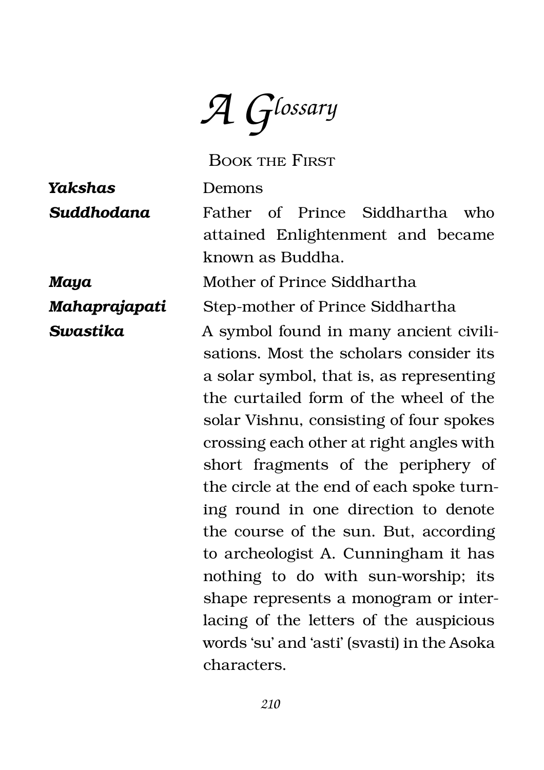# A Glossary

## Book the First

**_Yakshas_** Demons

**_Suddhodana_** Father of Prince Siddhartha who attained Enlightenment and became known as Buddha.

**_Maya_** Mother of Prince Siddhartha

**_Mahaprajapati_** Step-mother of Prince Siddhartha

**_Swastika_** A symbol found in many ancient civilisations. Most the scholars consider its a solar symbol, that is, as representing the curtailed form of the wheel of the solar Vishnu, consisting of four spokes crossing each other at right angles with short fragments of the periphery of the circle at the end of each spoke turning round in one direction to denote the course of the sun. But, according to archeologist A. Cunningham it has nothing to do with sun-worship; its shape represents a monogram or interlacing of the letters of the auspicious words 'su' and 'asti' (svasti) in the Asoka characters.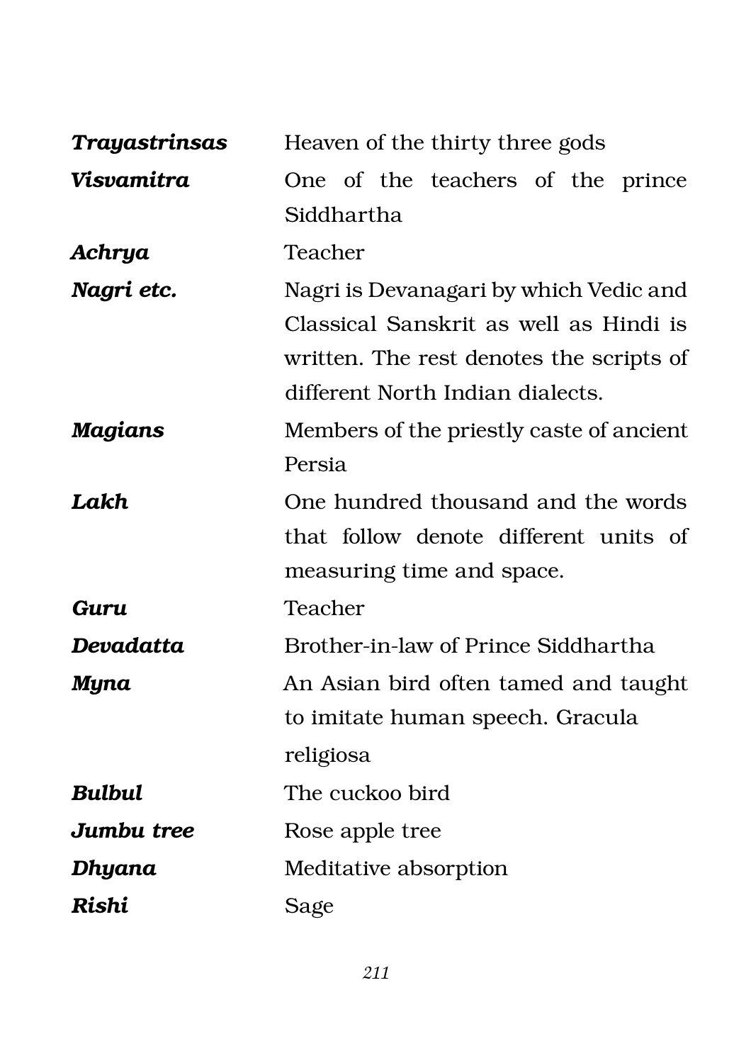| | |
|---|---|
| ***Trayastrinsas*** | Heaven of the thirty three gods |
| ***Visvamitra*** | One of the teachers of the prince Siddhartha |
| ***Achrya*** | Teacher |
| ***Nagri etc.*** | Nagri is Devanagari by which Vedic and Classical Sanskrit as well as Hindi is written. The rest denotes the scripts of different North Indian dialects. |
| ***Magians*** | Members of the priestly caste of ancient Persia |
| ***Lakh*** | One hundred thousand and the words that follow denote different units of measuring time and space. |
| ***Guru*** | Teacher |
| ***Devadatta*** | Brother-in-law of Prince Siddhartha |
| ***Myna*** | An Asian bird often tamed and taught to imitate human speech. Gracula religiosa |
| ***Bulbul*** | The cuckoo bird |
| ***Jumbu tree*** | Rose apple tree |
| ***Dhyana*** | Meditative absorption |
| ***Rishi*** | Sage |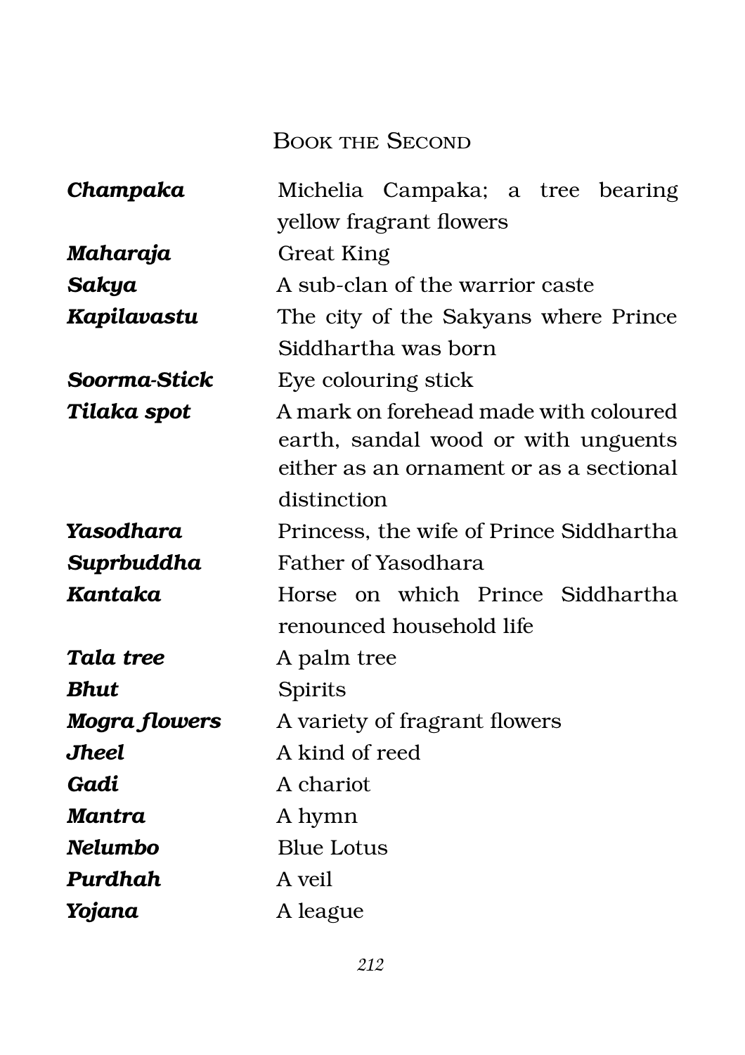## Book the Second

| | |
|---|---|
| ***Champaka*** | Michelia Campaka; a tree bearing yellow fragrant flowers |
| ***Maharaja*** | Great King |
| ***Sakya*** | A sub-clan of the warrior caste |
| ***Kapilavastu*** | The city of the Sakyans where Prince Siddhartha was born |
| ***Soorma-Stick*** | Eye colouring stick |
| ***Tilaka spot*** | A mark on forehead made with coloured earth, sandal wood or with unguents either as an ornament or as a sectional distinction |
| ***Yasodhara*** | Princess, the wife of Prince Siddhartha |
| ***Suprbuddha*** | Father of Yasodhara |
| ***Kantaka*** | Horse on which Prince Siddhartha renounced household life |
| ***Tala tree*** | A palm tree |
| ***Bhut*** | Spirits |
| ***Mogra flowers*** | A variety of fragrant flowers |
| ***Jheel*** | A kind of reed |
| ***Gadi*** | A chariot |
| ***Mantra*** | A hymn |
| ***Nelumbo*** | Blue Lotus |
| ***Purdhah*** | A veil |
| ***Yojana*** | A league |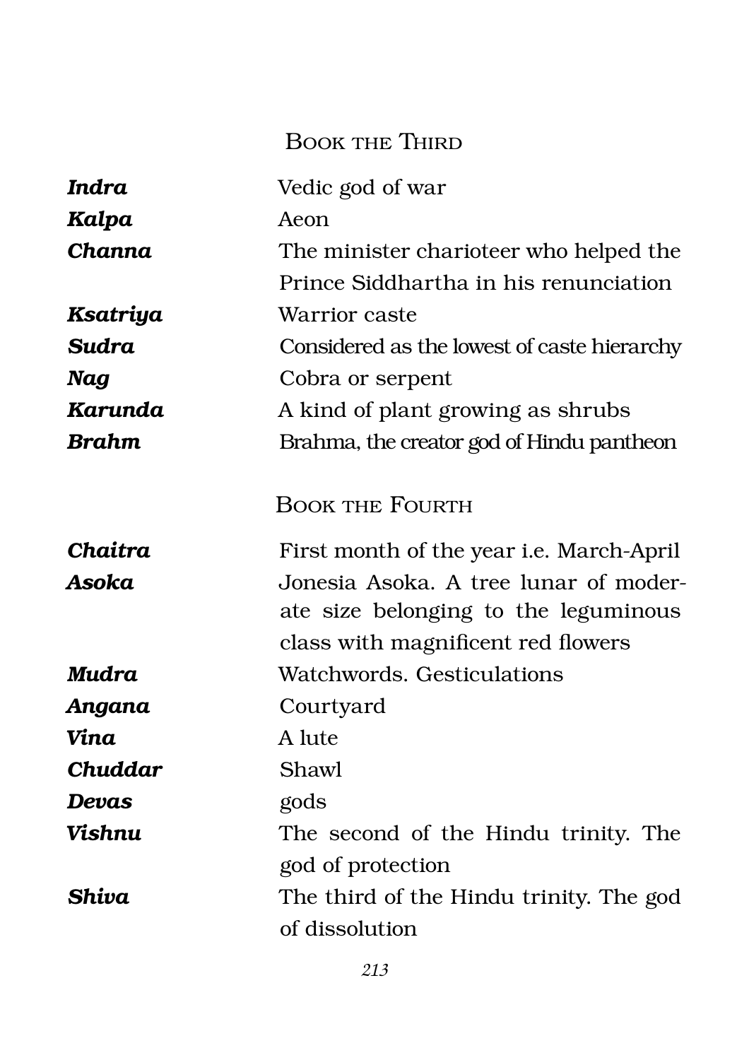## Book the Third

| | |
|---|---|
| ***Indra*** | Vedic god of war |
| ***Kalpa*** | Aeon |
| ***Channa*** | The minister charioteer who helped the Prince Siddhartha in his renunciation |
| ***Ksatriya*** | Warrior caste |
| ***Sudra*** | Considered as the lowest of caste hierarchy |
| ***Nag*** | Cobra or serpent |
| ***Karunda*** | A kind of plant growing as shrubs |
| ***Brahm*** | Brahma, the creator god of Hindu pantheon |

## Book the Fourth

| | |
|---|---|
| ***Chaitra*** | First month of the year i.e. March-April |
| ***Asoka*** | Jonesia Asoka. A tree lunar of moderate size belonging to the leguminous class with magnificent red flowers |
| ***Mudra*** | Watchwords. Gesticulations |
| ***Angana*** | Courtyard |
| ***Vina*** | A lute |
| ***Chuddar*** | Shawl |
| ***Devas*** | gods |
| ***Vishnu*** | The second of the Hindu trinity. The god of protection |
| ***Shiva*** | The third of the Hindu trinity. The god of dissolution |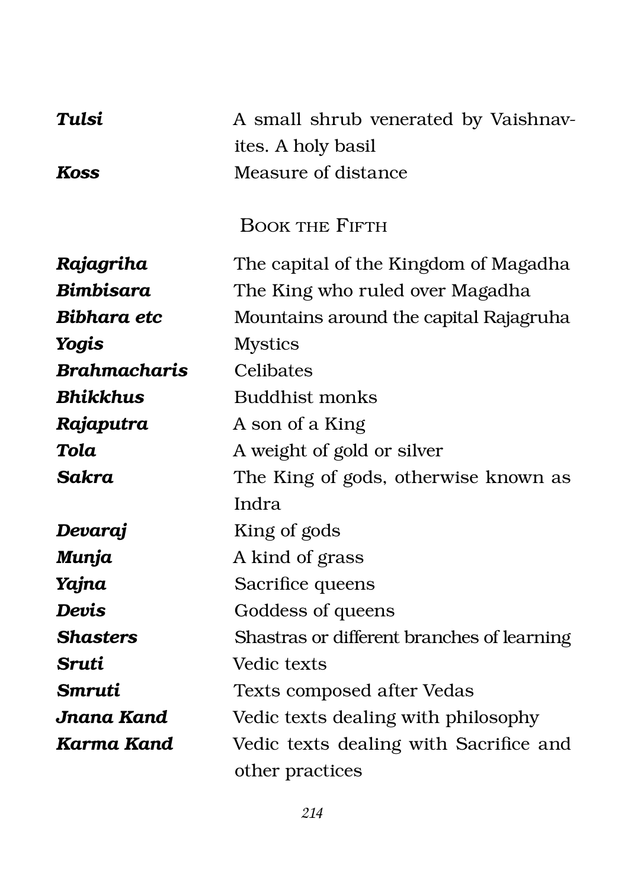| | |
|---|---|
| ***Tulsi*** | A small shrub venerated by Vaishnavites. A holy basil |
| ***Koss*** | Measure of distance |

## Book the Fifth

| | |
|---|---|
| ***Rajagriha*** | The capital of the Kingdom of Magadha |
| ***Bimbisara*** | The King who ruled over Magadha |
| ***Bibhara etc*** | Mountains around the capital Rajagruha |
| ***Yogis*** | Mystics |
| ***Brahmacharis*** | Celibates |
| ***Bhikkhus*** | Buddhist monks |
| ***Rajaputra*** | A son of a King |
| ***Tola*** | A weight of gold or silver |
| ***Sakra*** | The King of gods, otherwise known as Indra |
| ***Devaraj*** | King of gods |
| ***Munja*** | A kind of grass |
| ***Yajna*** | Sacrifice queens |
| ***Devis*** | Goddess of queens |
| ***Shasters*** | Shastras or different branches of learning |
| ***Sruti*** | Vedic texts |
| ***Smruti*** | Texts composed after Vedas |
| ***Jnana Kand*** | Vedic texts dealing with philosophy |
| ***Karma Kand*** | Vedic texts dealing with Sacrifice and other practices |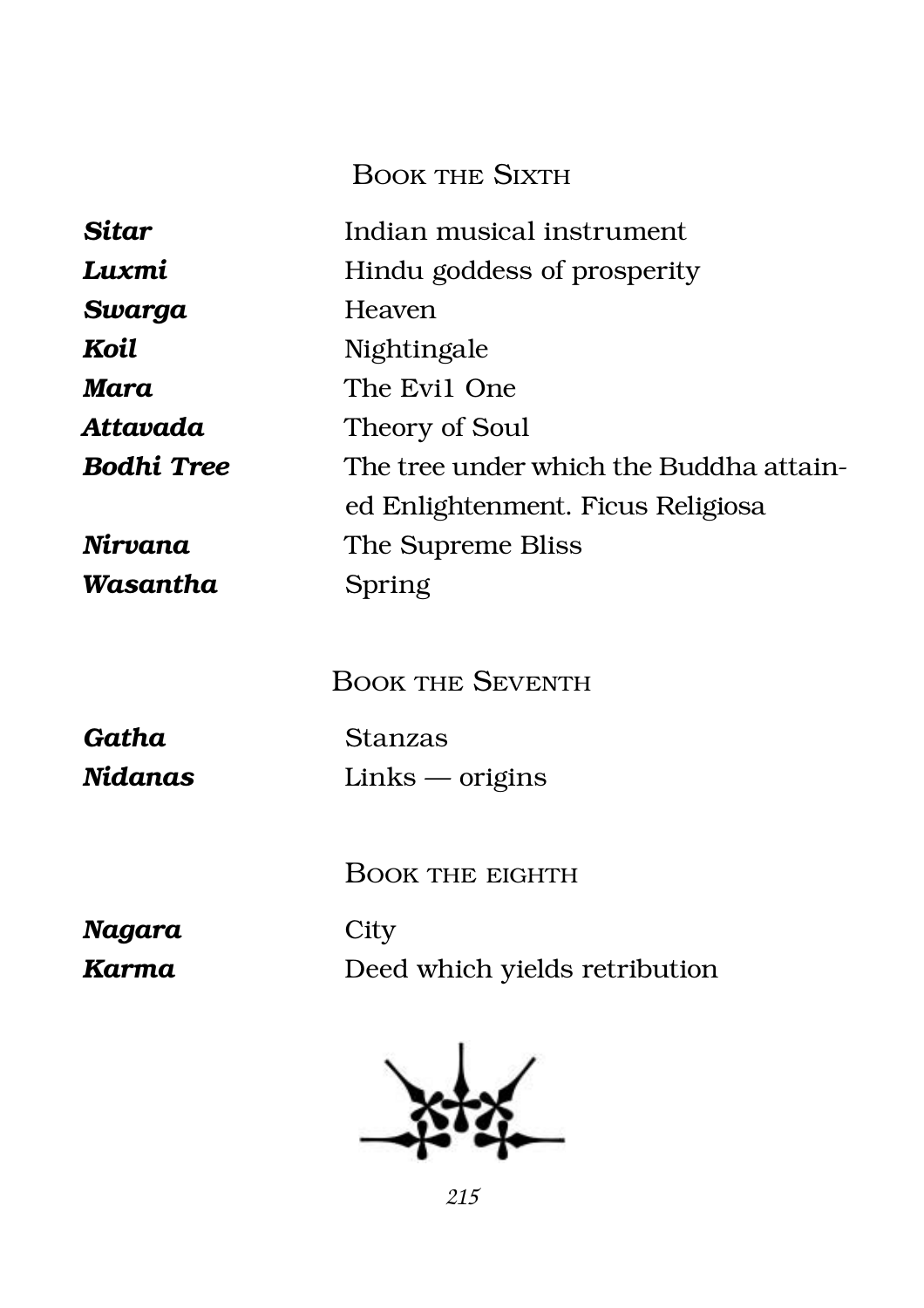## Book the Sixth

| | |
|---|---|
| ***Sitar*** | Indian musical instrument |
| ***Luxmi*** | Hindu goddess of prosperity |
| ***Swarga*** | Heaven |
| ***Koil*** | Nightingale |
| ***Mara*** | The Evil One |
| ***Attavada*** | Theory of Soul |
| ***Bodhi Tree*** | The tree under which the Buddha attained Enlightenment. Ficus Religiosa |
| ***Nirvana*** | The Supreme Bliss |
| ***Wasantha*** | Spring |

## Book the Seventh

| | |
|---|---|
| ***Gatha*** | Stanzas |
| ***Nidanas*** | Links — origins |

## Book the eighth

| | |
|---|---|
| ***Nagara*** | City |
| ***Karma*** | Deed which yields retribution |